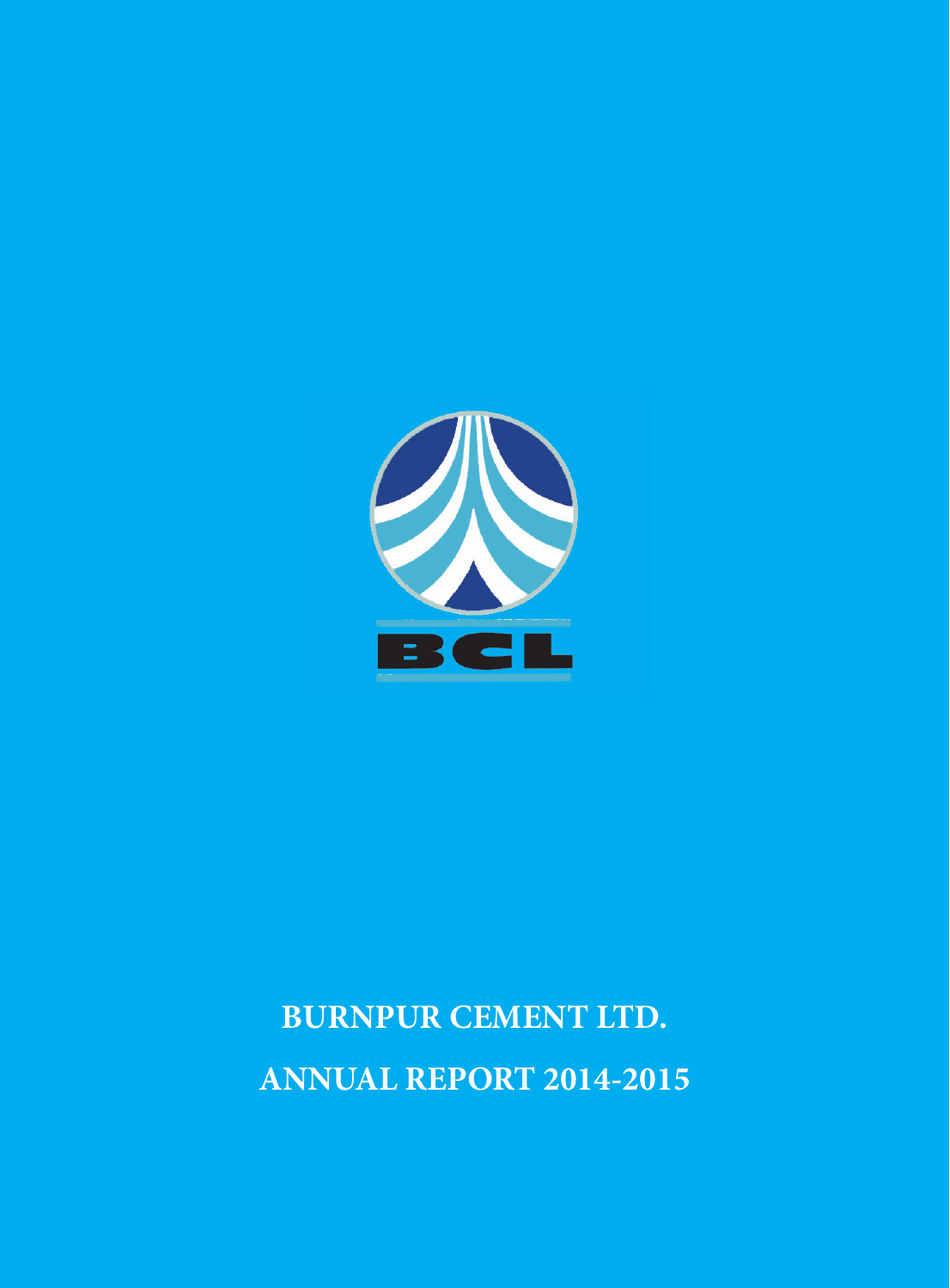BCL

# BURNPUR CEMENT LTD.

# ANNUAL REPORT 2014-2015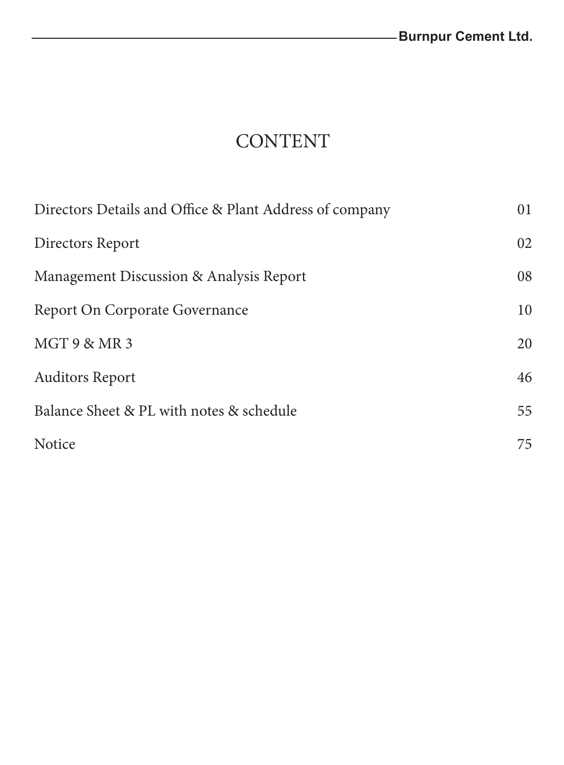# CONTENT

| | |
|---|---|
| Directors Details and Office & Plant Address of company | 01 |
| Directors Report | 02 |
| Management Discussion & Analysis Report | 08 |
| Report On Corporate Governance | 10 |
| MGT 9 & MR 3 | 20 |
| Auditors Report | 46 |
| Balance Sheet & PL with notes & schedule | 55 |
| Notice | 75 |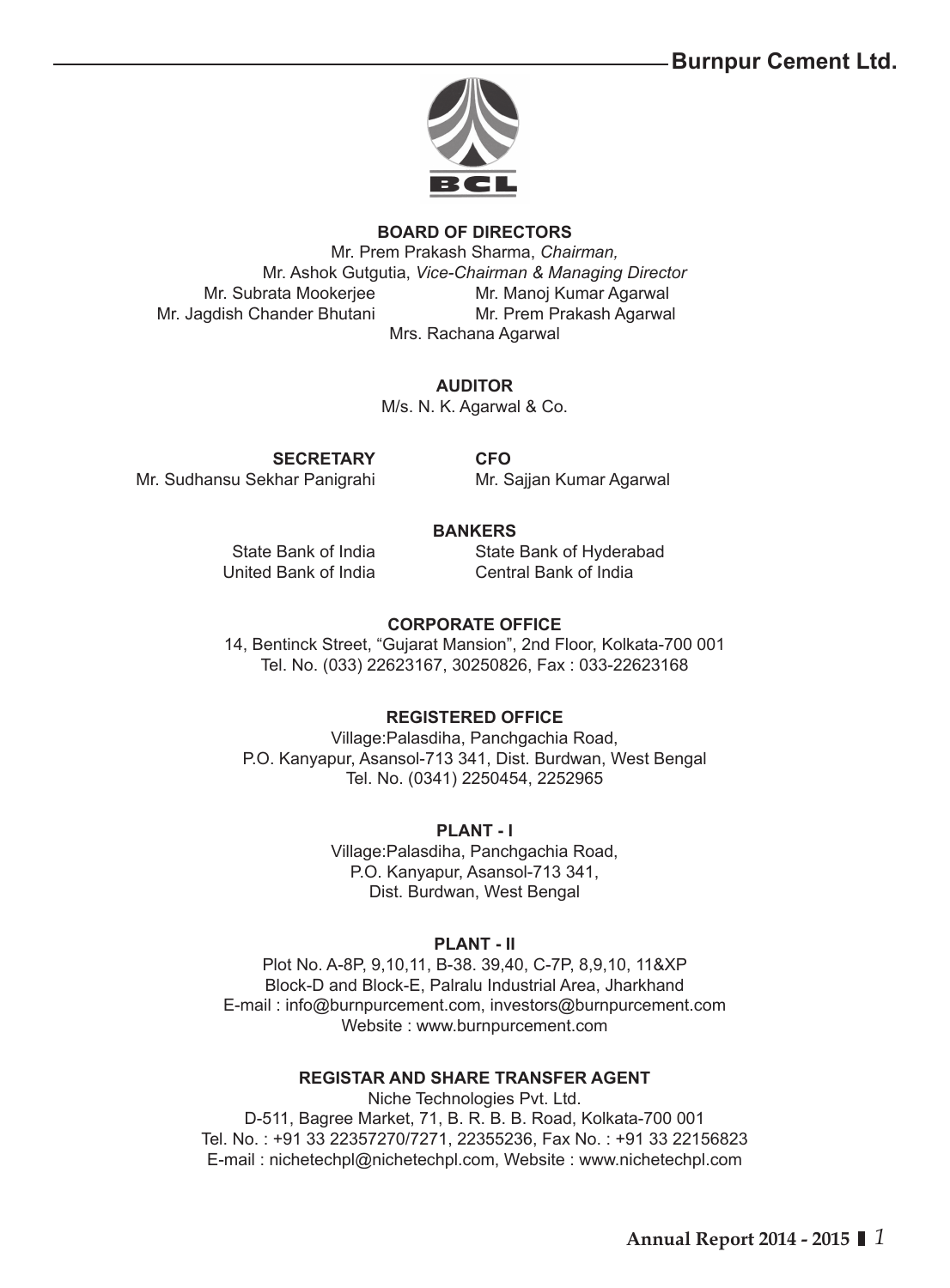## BOARD OF DIRECTORS

Mr. Prem Prakash Sharma, *Chairman,*
Mr. Ashok Gutgutia, *Vice-Chairman & Managing Director*
Mr. Subrata Mookerjee
Mr. Manoj Kumar Agarwal
Mr. Jagdish Chander Bhutani
Mr. Prem Prakash Agarwal
Mrs. Rachana Agarwal

## AUDITOR

M/s. N. K. Agarwal & Co.

## SECRETARY

Mr. Sudhansu Sekhar Panigrahi

## CFO

Mr. Sajjan Kumar Agarwal

## BANKERS

State Bank of India
State Bank of Hyderabad
United Bank of India
Central Bank of India

## CORPORATE OFFICE

14, Bentinck Street, "Gujarat Mansion", 2nd Floor, Kolkata-700 001
Tel. No. (033) 22623167, 30250826, Fax : 033-22623168

## REGISTERED OFFICE

Village:Palasdiha, Panchgachia Road,
P.O. Kanyapur, Asansol-713 341, Dist. Burdwan, West Bengal
Tel. No. (0341) 2250454, 2252965

## PLANT - I

Village:Palasdiha, Panchgachia Road,
P.O. Kanyapur, Asansol-713 341,
Dist. Burdwan, West Bengal

## PLANT - II

Plot No. A-8P, 9,10,11, B-38. 39,40, C-7P, 8,9,10, 11&XP
Block-D and Block-E, Palralu Industrial Area, Jharkhand
E-mail : info@burnpurcement.com, investors@burnpurcement.com
Website : www.burnpurcement.com

## REGISTAR AND SHARE TRANSFER AGENT

Niche Technologies Pvt. Ltd.
D-511, Bagree Market, 71, B. R. B. B. Road, Kolkata-700 001
Tel. No. : +91 33 22357270/7271, 22355236, Fax No. : +91 33 22156823
E-mail : nichetechpl@nichetechpl.com, Website : www.nichetechpl.com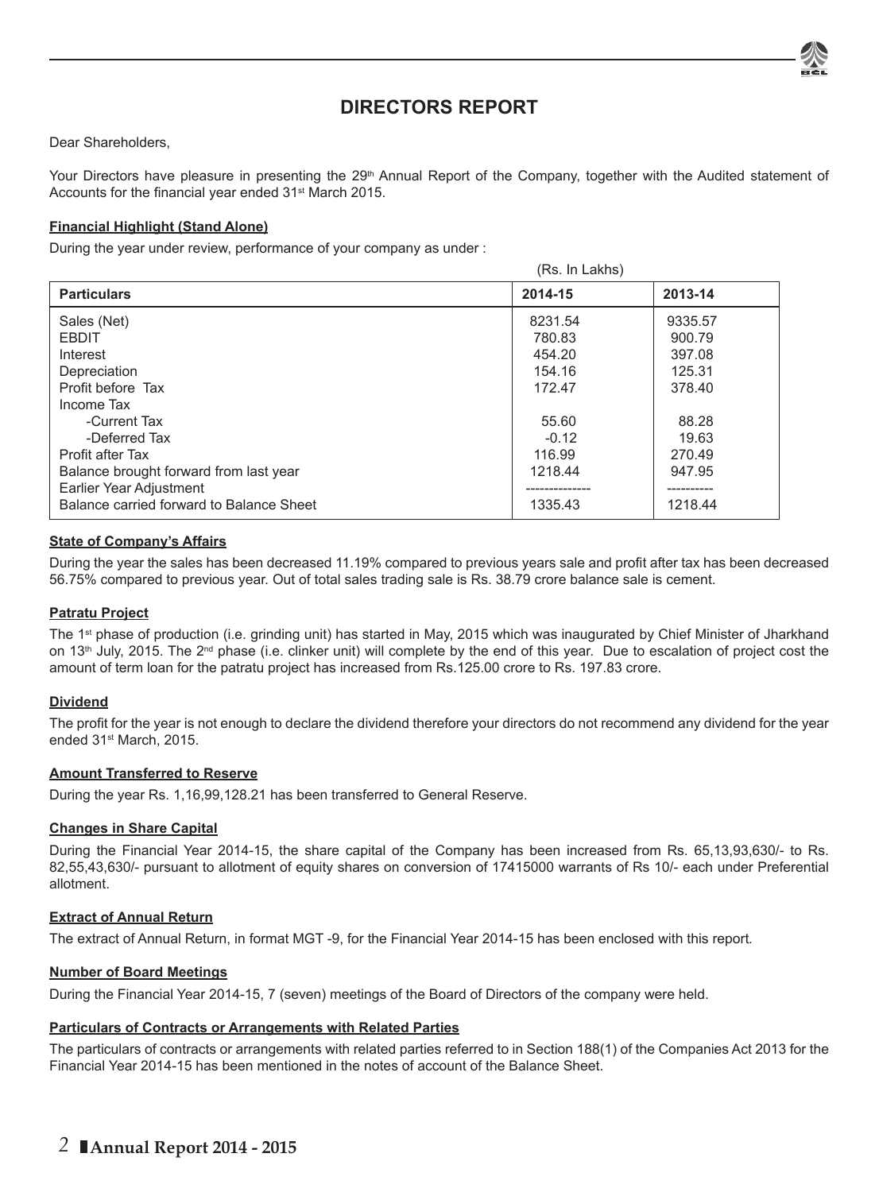# DIRECTORS REPORT

Dear Shareholders,

Your Directors have pleasure in presenting the 29th Annual Report of the Company, together with the Audited statement of Accounts for the financial year ended 31st March 2015.

**Financial Highlight (Stand Alone)**

During the year under review, performance of your company as under :

(Rs. In Lakhs)

| Particulars | 2014-15 | 2013-14 |
|---|---|---|
| Sales (Net) | 8231.54 | 9335.57 |
| EBDIT | 780.83 | 900.79 |
| Interest | 454.20 | 397.08 |
| Depreciation | 154.16 | 125.31 |
| Profit before Tax | 172.47 | 378.40 |
| Income Tax | | |
| -Current Tax | 55.60 | 88.28 |
| -Deferred Tax | -0.12 | 19.63 |
| Profit after Tax | 116.99 | 270.49 |
| Balance brought forward from last year | 1218.44 | 947.95 |
| Earlier Year Adjustment | -------------- | ---------- |
| Balance carried forward to Balance Sheet | 1335.43 | 1218.44 |

**State of Company's Affairs**

During the year the sales has been decreased 11.19% compared to previous years sale and profit after tax has been decreased 56.75% compared to previous year. Out of total sales trading sale is Rs. 38.79 crore balance sale is cement.

**Patratu Project**

The 1st phase of production (i.e. grinding unit) has started in May, 2015 which was inaugurated by Chief Minister of Jharkhand on 13th July, 2015. The 2nd phase (i.e. clinker unit) will complete by the end of this year. Due to escalation of project cost the amount of term loan for the patratu project has increased from Rs.125.00 crore to Rs. 197.83 crore.

**Dividend**

The profit for the year is not enough to declare the dividend therefore your directors do not recommend any dividend for the year ended 31st March, 2015.

**Amount Transferred to Reserve**

During the year Rs. 1,16,99,128.21 has been transferred to General Reserve.

**Changes in Share Capital**

During the Financial Year 2014-15, the share capital of the Company has been increased from Rs. 65,13,93,630/- to Rs. 82,55,43,630/- pursuant to allotment of equity shares on conversion of 17415000 warrants of Rs 10/- each under Preferential allotment.

**Extract of Annual Return**

The extract of Annual Return, in format MGT -9, for the Financial Year 2014-15 has been enclosed with this report.

**Number of Board Meetings**

During the Financial Year 2014-15, 7 (seven) meetings of the Board of Directors of the company were held.

**Particulars of Contracts or Arrangements with Related Parties**

The particulars of contracts or arrangements with related parties referred to in Section 188(1) of the Companies Act 2013 for the Financial Year 2014-15 has been mentioned in the notes of account of the Balance Sheet.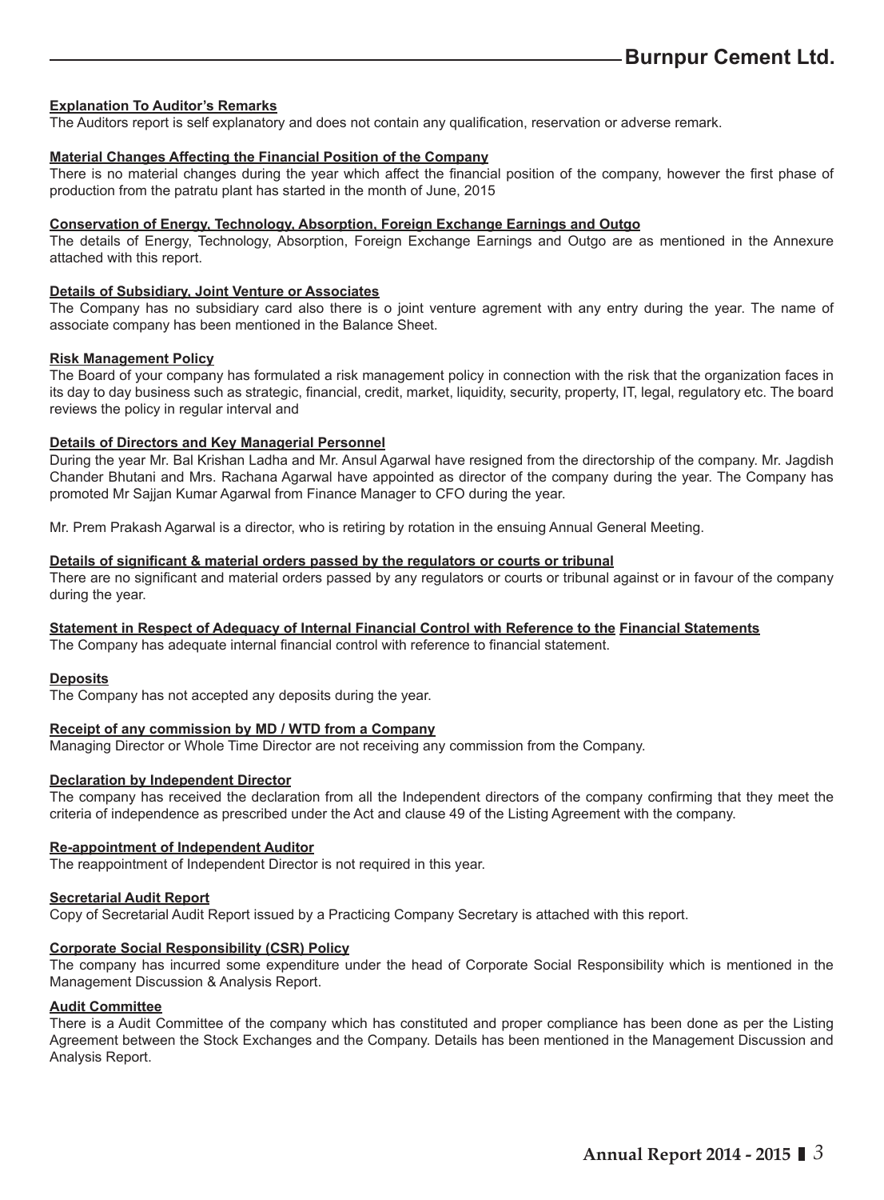**Explanation To Auditor's Remarks**

The Auditors report is self explanatory and does not contain any qualification, reservation or adverse remark.

**Material Changes Affecting the Financial Position of the Company**

There is no material changes during the year which affect the financial position of the company, however the first phase of production from the patratu plant has started in the month of June, 2015

**Conservation of Energy, Technology, Absorption, Foreign Exchange Earnings and Outgo**

The details of Energy, Technology, Absorption, Foreign Exchange Earnings and Outgo are as mentioned in the Annexure attached with this report.

**Details of Subsidiary, Joint Venture or Associates**

The Company has no subsidiary card also there is o joint venture agrement with any entry during the year. The name of associate company has been mentioned in the Balance Sheet.

**Risk Management Policy**

The Board of your company has formulated a risk management policy in connection with the risk that the organization faces in its day to day business such as strategic, financial, credit, market, liquidity, security, property, IT, legal, regulatory etc. The board reviews the policy in regular interval and

**Details of Directors and Key Managerial Personnel**

During the year Mr. Bal Krishan Ladha and Mr. Ansul Agarwal have resigned from the directorship of the company. Mr. Jagdish Chander Bhutani and Mrs. Rachana Agarwal have appointed as director of the company during the year. The Company has promoted Mr Sajjan Kumar Agarwal from Finance Manager to CFO during the year.

Mr. Prem Prakash Agarwal is a director, who is retiring by rotation in the ensuing Annual General Meeting.

**Details of significant & material orders passed by the regulators or courts or tribunal**

There are no significant and material orders passed by any regulators or courts or tribunal against or in favour of the company during the year.

**Statement in Respect of Adequacy of Internal Financial Control with Reference to the Financial Statements**

The Company has adequate internal financial control with reference to financial statement.

**Deposits**

The Company has not accepted any deposits during the year.

**Receipt of any commission by MD / WTD from a Company**

Managing Director or Whole Time Director are not receiving any commission from the Company.

**Declaration by Independent Director**

The company has received the declaration from all the Independent directors of the company confirming that they meet the criteria of independence as prescribed under the Act and clause 49 of the Listing Agreement with the company.

**Re-appointment of Independent Auditor**

The reappointment of Independent Director is not required in this year.

**Secretarial Audit Report**

Copy of Secretarial Audit Report issued by a Practicing Company Secretary is attached with this report.

**Corporate Social Responsibility (CSR) Policy**

The company has incurred some expenditure under the head of Corporate Social Responsibility which is mentioned in the Management Discussion & Analysis Report.

**Audit Committee**

There is a Audit Committee of the company which has constituted and proper compliance has been done as per the Listing Agreement between the Stock Exchanges and the Company. Details has been mentioned in the Management Discussion and Analysis Report.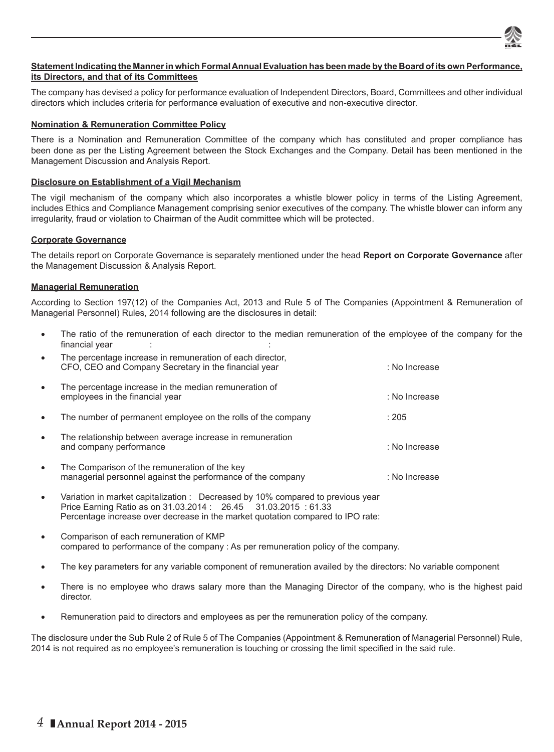**Statement Indicating the Manner in which Formal Annual Evaluation has been made by the Board of its own Performance, its Directors, and that of its Committees**

The company has devised a policy for performance evaluation of Independent Directors, Board, Committees and other individual directors which includes criteria for performance evaluation of executive and non-executive director.

**Nomination & Remuneration Committee Policy**

There is a Nomination and Remuneration Committee of the company which has constituted and proper compliance has been done as per the Listing Agreement between the Stock Exchanges and the Company. Detail has been mentioned in the Management Discussion and Analysis Report.

**Disclosure on Establishment of a Vigil Mechanism**

The vigil mechanism of the company which also incorporates a whistle blower policy in terms of the Listing Agreement, includes Ethics and Compliance Management comprising senior executives of the company. The whistle blower can inform any irregularity, fraud or violation to Chairman of the Audit committee which will be protected.

**Corporate Governance**

The details report on Corporate Governance is separately mentioned under the head **Report on Corporate Governance** after the Management Discussion & Analysis Report.

**Managerial Remuneration**

According to Section 197(12) of the Companies Act, 2013 and Rule 5 of The Companies (Appointment & Remuneration of Managerial Personnel) Rules, 2014 following are the disclosures in detail:

- The ratio of the remuneration of each director to the median remuneration of the employee of the company for the financial year : :
- The percentage increase in remuneration of each director, CFO, CEO and Company Secretary in the financial year : No Increase
- The percentage increase in the median remuneration of employees in the financial year : No Increase
- The number of permanent employee on the rolls of the company : 205
- The relationship between average increase in remuneration and company performance : No Increase
- The Comparison of the remuneration of the key managerial personnel against the performance of the company : No Increase
- Variation in market capitalization : Decreased by 10% compared to previous year
  Price Earning Ratio as on 31.03.2014 : 26.45 31.03.2015 : 61.33
  Percentage increase over decrease in the market quotation compared to IPO rate:
- Comparison of each remuneration of KMP compared to performance of the company : As per remuneration policy of the company.
- The key parameters for any variable component of remuneration availed by the directors: No variable component
- There is no employee who draws salary more than the Managing Director of the company, who is the highest paid director.
- Remuneration paid to directors and employees as per the remuneration policy of the company.

The disclosure under the Sub Rule 2 of Rule 5 of The Companies (Appointment & Remuneration of Managerial Personnel) Rule, 2014 is not required as no employee's remuneration is touching or crossing the limit specified in the said rule.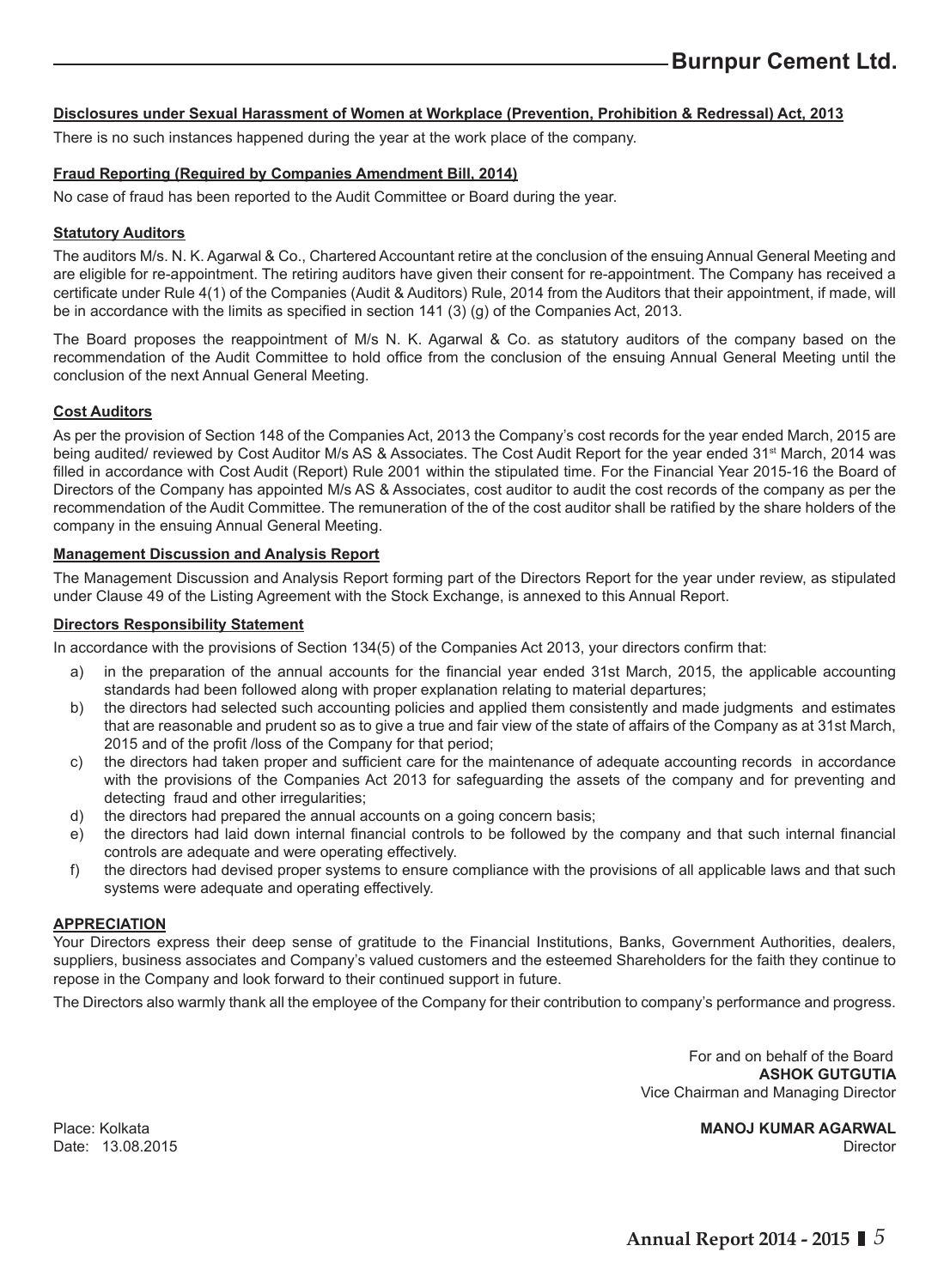### Disclosures under Sexual Harassment of Women at Workplace (Prevention, Prohibition & Redressal) Act, 2013

There is no such instances happened during the year at the work place of the company.

### Fraud Reporting (Required by Companies Amendment Bill, 2014)

No case of fraud has been reported to the Audit Committee or Board during the year.

### Statutory Auditors

The auditors M/s. N. K. Agarwal & Co., Chartered Accountant retire at the conclusion of the ensuing Annual General Meeting and are eligible for re-appointment. The retiring auditors have given their consent for re-appointment. The Company has received a certificate under Rule 4(1) of the Companies (Audit & Auditors) Rule, 2014 from the Auditors that their appointment, if made, will be in accordance with the limits as specified in section 141 (3) (g) of the Companies Act, 2013.

The Board proposes the reappointment of M/s N. K. Agarwal & Co. as statutory auditors of the company based on the recommendation of the Audit Committee to hold office from the conclusion of the ensuing Annual General Meeting until the conclusion of the next Annual General Meeting.

### Cost Auditors

As per the provision of Section 148 of the Companies Act, 2013 the Company's cost records for the year ended March, 2015 are being audited/ reviewed by Cost Auditor M/s AS & Associates. The Cost Audit Report for the year ended 31st March, 2014 was filled in accordance with Cost Audit (Report) Rule 2001 within the stipulated time. For the Financial Year 2015-16 the Board of Directors of the Company has appointed M/s AS & Associates, cost auditor to audit the cost records of the company as per the recommendation of the Audit Committee. The remuneration of the of the cost auditor shall be ratified by the share holders of the company in the ensuing Annual General Meeting.

### Management Discussion and Analysis Report

The Management Discussion and Analysis Report forming part of the Directors Report for the year under review, as stipulated under Clause 49 of the Listing Agreement with the Stock Exchange, is annexed to this Annual Report.

### Directors Responsibility Statement

In accordance with the provisions of Section 134(5) of the Companies Act 2013, your directors confirm that:

a) in the preparation of the annual accounts for the financial year ended 31st March, 2015, the applicable accounting standards had been followed along with proper explanation relating to material departures;

b) the directors had selected such accounting policies and applied them consistently and made judgments and estimates that are reasonable and prudent so as to give a true and fair view of the state of affairs of the Company as at 31st March, 2015 and of the profit /loss of the Company for that period;

c) the directors had taken proper and sufficient care for the maintenance of adequate accounting records in accordance with the provisions of the Companies Act 2013 for safeguarding the assets of the company and for preventing and detecting fraud and other irregularities;

d) the directors had prepared the annual accounts on a going concern basis;

e) the directors had laid down internal financial controls to be followed by the company and that such internal financial controls are adequate and were operating effectively.

f) the directors had devised proper systems to ensure compliance with the provisions of all applicable laws and that such systems were adequate and operating effectively.

### APPRECIATION

Your Directors express their deep sense of gratitude to the Financial Institutions, Banks, Government Authorities, dealers, suppliers, business associates and Company's valued customers and the esteemed Shareholders for the faith they continue to repose in the Company and look forward to their continued support in future.

The Directors also warmly thank all the employee of the Company for their contribution to company's performance and progress.

For and on behalf of the Board
**ASHOK GUTGUTIA**
Vice Chairman and Managing Director

Place: Kolkata
Date: 13.08.2015

**MANOJ KUMAR AGARWAL**
Director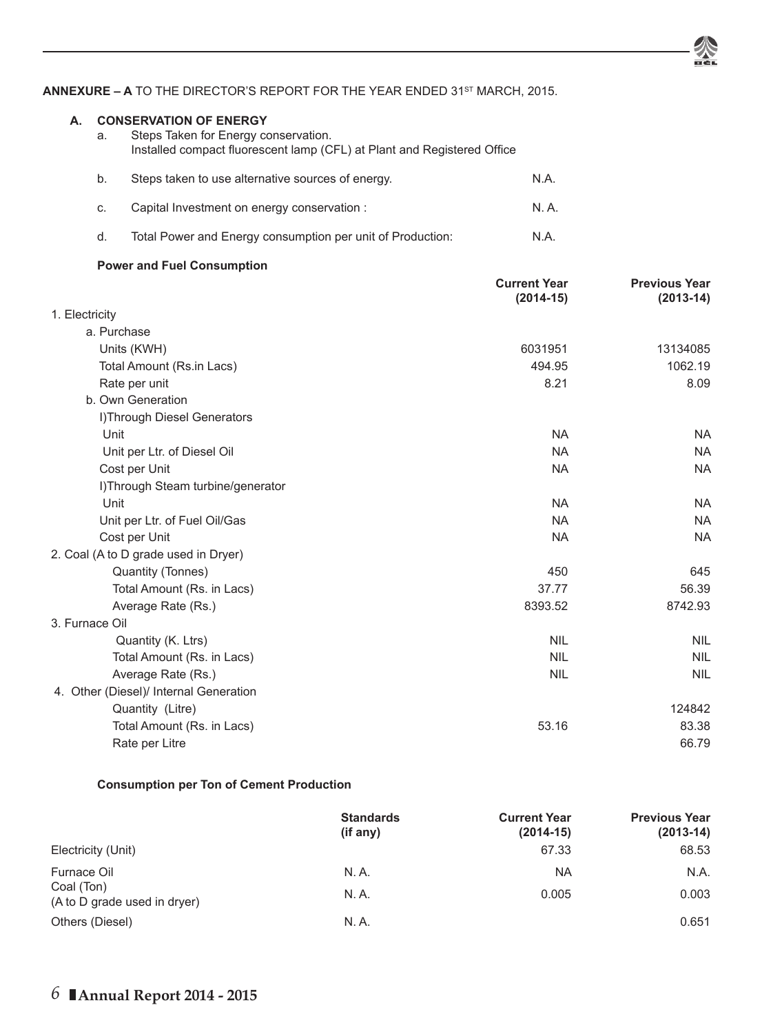**ANNEXURE – A** TO THE DIRECTOR'S REPORT FOR THE YEAR ENDED 31ST MARCH, 2015.

**A. CONSERVATION OF ENERGY**

a. Steps Taken for Energy conservation.
   Installed compact fluorescent lamp (CFL) at Plant and Registered Office

b. Steps taken to use alternative sources of energy. N.A.

c. Capital Investment on energy conservation : N. A.

d. Total Power and Energy consumption per unit of Production: N.A.

**Power and Fuel Consumption**

| | Current Year (2014-15) | Previous Year (2013-14) |
|---|---|---|
| 1. Electricity | | |
| a. Purchase | | |
| Units (KWH) | 6031951 | 13134085 |
| Total Amount (Rs.in Lacs) | 494.95 | 1062.19 |
| Rate per unit | 8.21 | 8.09 |
| b. Own Generation | | |
| I)Through Diesel Generators | | |
| Unit | NA | NA |
| Unit per Ltr. of Diesel Oil | NA | NA |
| Cost per Unit | NA | NA |
| I)Through Steam turbine/generator | | |
| Unit | NA | NA |
| Unit per Ltr. of Fuel Oil/Gas | NA | NA |
| Cost per Unit | NA | NA |
| 2. Coal (A to D grade used in Dryer) | | |
| Quantity (Tonnes) | 450 | 645 |
| Total Amount (Rs. in Lacs) | 37.77 | 56.39 |
| Average Rate (Rs.) | 8393.52 | 8742.93 |
| 3. Furnace Oil | | |
| Quantity (K. Ltrs) | NIL | NIL |
| Total Amount (Rs. in Lacs) | NIL | NIL |
| Average Rate (Rs.) | NIL | NIL |
| 4. Other (Diesel)/ Internal Generation | | |
| Quantity (Litre) | | 124842 |
| Total Amount (Rs. in Lacs) | 53.16 | 83.38 |
| Rate per Litre | | 66.79 |

**Consumption per Ton of Cement Production**

| | Standards (if any) | Current Year (2014-15) | Previous Year (2013-14) |
|---|---|---|---|
| Electricity (Unit) | | 67.33 | 68.53 |
| Furnace Oil | N. A. | NA | N.A. |
| Coal (Ton) (A to D grade used in dryer) | N. A. | 0.005 | 0.003 |
| Others (Diesel) | N. A. | | 0.651 |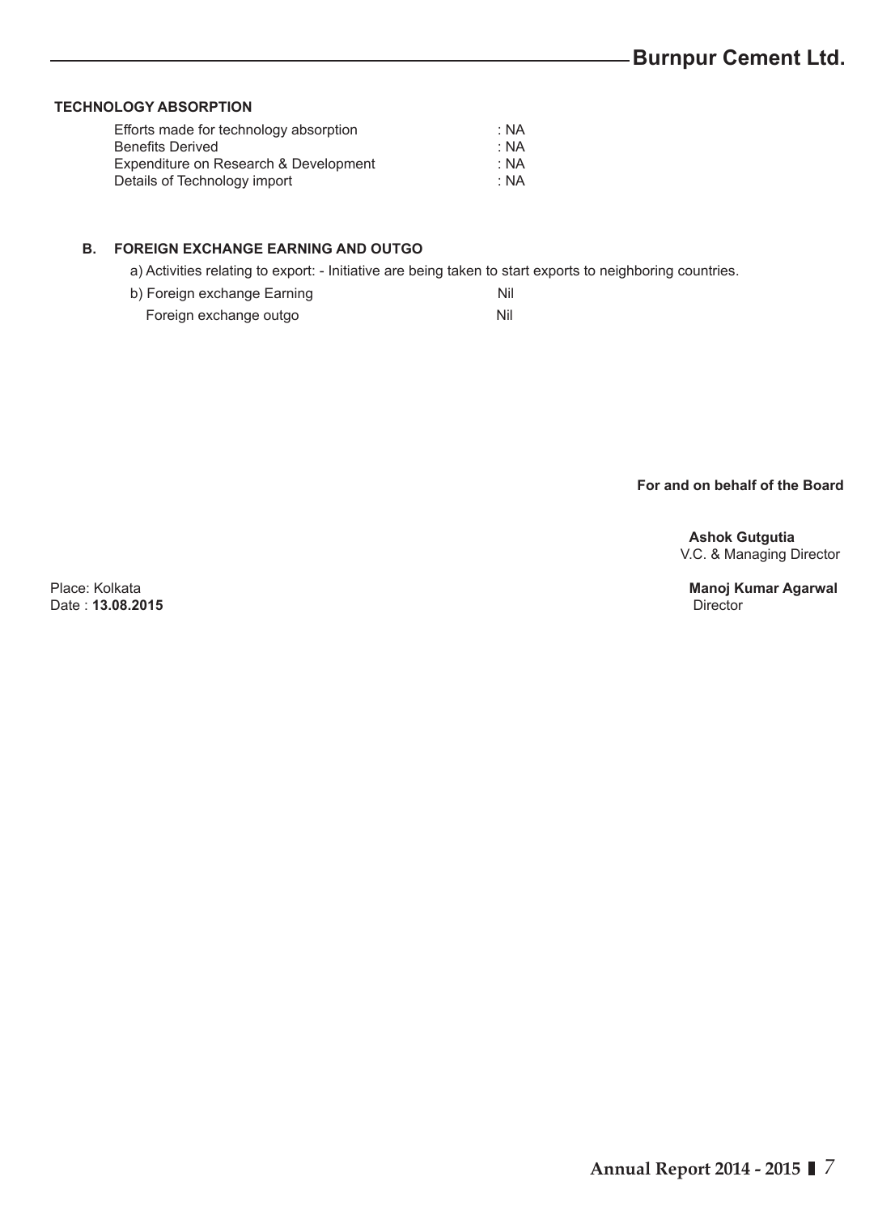### TECHNOLOGY ABSORPTION

| | |
|---|---|
| Efforts made for technology absorption | : NA |
| Benefits Derived | : NA |
| Expenditure on Research & Development | : NA |
| Details of Technology import | : NA |

### B. FOREIGN EXCHANGE EARNING AND OUTGO

a) Activities relating to export: - Initiative are being taken to start exports to neighboring countries.

| | |
|---|---|
| b) Foreign exchange Earning | Nil |
| Foreign exchange outgo | Nil |

**For and on behalf of the Board**

**Ashok Gutgutia**
V.C. & Managing Director

**Manoj Kumar Agarwal**
Director

Place: Kolkata
Date : **13.08.2015**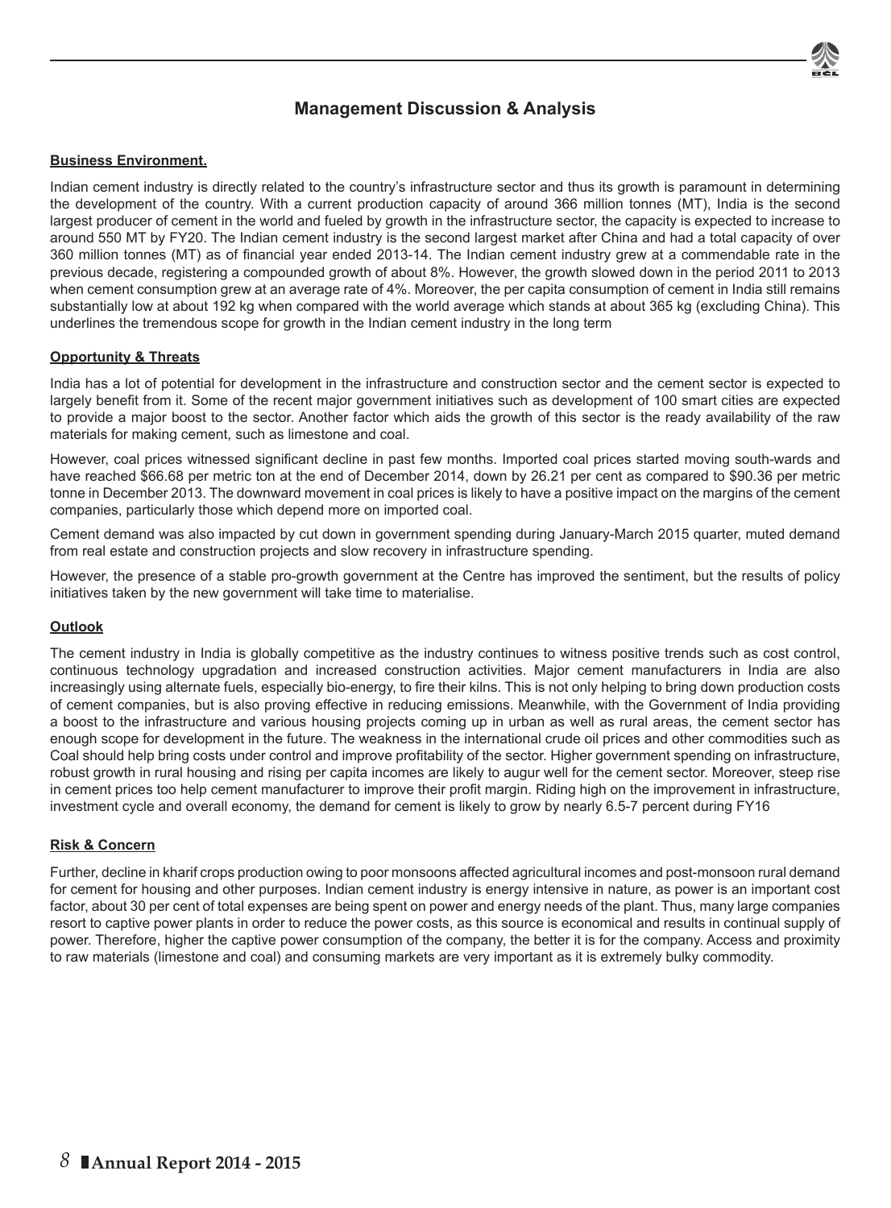# Management Discussion & Analysis

**Business Environment.**

Indian cement industry is directly related to the country's infrastructure sector and thus its growth is paramount in determining the development of the country. With a current production capacity of around 366 million tonnes (MT), India is the second largest producer of cement in the world and fueled by growth in the infrastructure sector, the capacity is expected to increase to around 550 MT by FY20. The Indian cement industry is the second largest market after China and had a total capacity of over 360 million tonnes (MT) as of financial year ended 2013-14. The Indian cement industry grew at a commendable rate in the previous decade, registering a compounded growth of about 8%. However, the growth slowed down in the period 2011 to 2013 when cement consumption grew at an average rate of 4%. Moreover, the per capita consumption of cement in India still remains substantially low at about 192 kg when compared with the world average which stands at about 365 kg (excluding China). This underlines the tremendous scope for growth in the Indian cement industry in the long term

**Opportunity & Threats**

India has a lot of potential for development in the infrastructure and construction sector and the cement sector is expected to largely benefit from it. Some of the recent major government initiatives such as development of 100 smart cities are expected to provide a major boost to the sector. Another factor which aids the growth of this sector is the ready availability of the raw materials for making cement, such as limestone and coal.

However, coal prices witnessed significant decline in past few months. Imported coal prices started moving south-wards and have reached $66.68 per metric ton at the end of December 2014, down by 26.21 per cent as compared to $90.36 per metric tonne in December 2013. The downward movement in coal prices is likely to have a positive impact on the margins of the cement companies, particularly those which depend more on imported coal.

Cement demand was also impacted by cut down in government spending during January-March 2015 quarter, muted demand from real estate and construction projects and slow recovery in infrastructure spending.

However, the presence of a stable pro-growth government at the Centre has improved the sentiment, but the results of policy initiatives taken by the new government will take time to materialise.

**Outlook**

The cement industry in India is globally competitive as the industry continues to witness positive trends such as cost control, continuous technology upgradation and increased construction activities. Major cement manufacturers in India are also increasingly using alternate fuels, especially bio-energy, to fire their kilns. This is not only helping to bring down production costs of cement companies, but is also proving effective in reducing emissions. Meanwhile, with the Government of India providing a boost to the infrastructure and various housing projects coming up in urban as well as rural areas, the cement sector has enough scope for development in the future. The weakness in the international crude oil prices and other commodities such as Coal should help bring costs under control and improve profitability of the sector. Higher government spending on infrastructure, robust growth in rural housing and rising per capita incomes are likely to augur well for the cement sector. Moreover, steep rise in cement prices too help cement manufacturer to improve their profit margin. Riding high on the improvement in infrastructure, investment cycle and overall economy, the demand for cement is likely to grow by nearly 6.5-7 percent during FY16

**Risk & Concern**

Further, decline in kharif crops production owing to poor monsoons affected agricultural incomes and post-monsoon rural demand for cement for housing and other purposes. Indian cement industry is energy intensive in nature, as power is an important cost factor, about 30 per cent of total expenses are being spent on power and energy needs of the plant. Thus, many large companies resort to captive power plants in order to reduce the power costs, as this source is economical and results in continual supply of power. Therefore, higher the captive power consumption of the company, the better it is for the company. Access and proximity to raw materials (limestone and coal) and consuming markets are very important as it is extremely bulky commodity.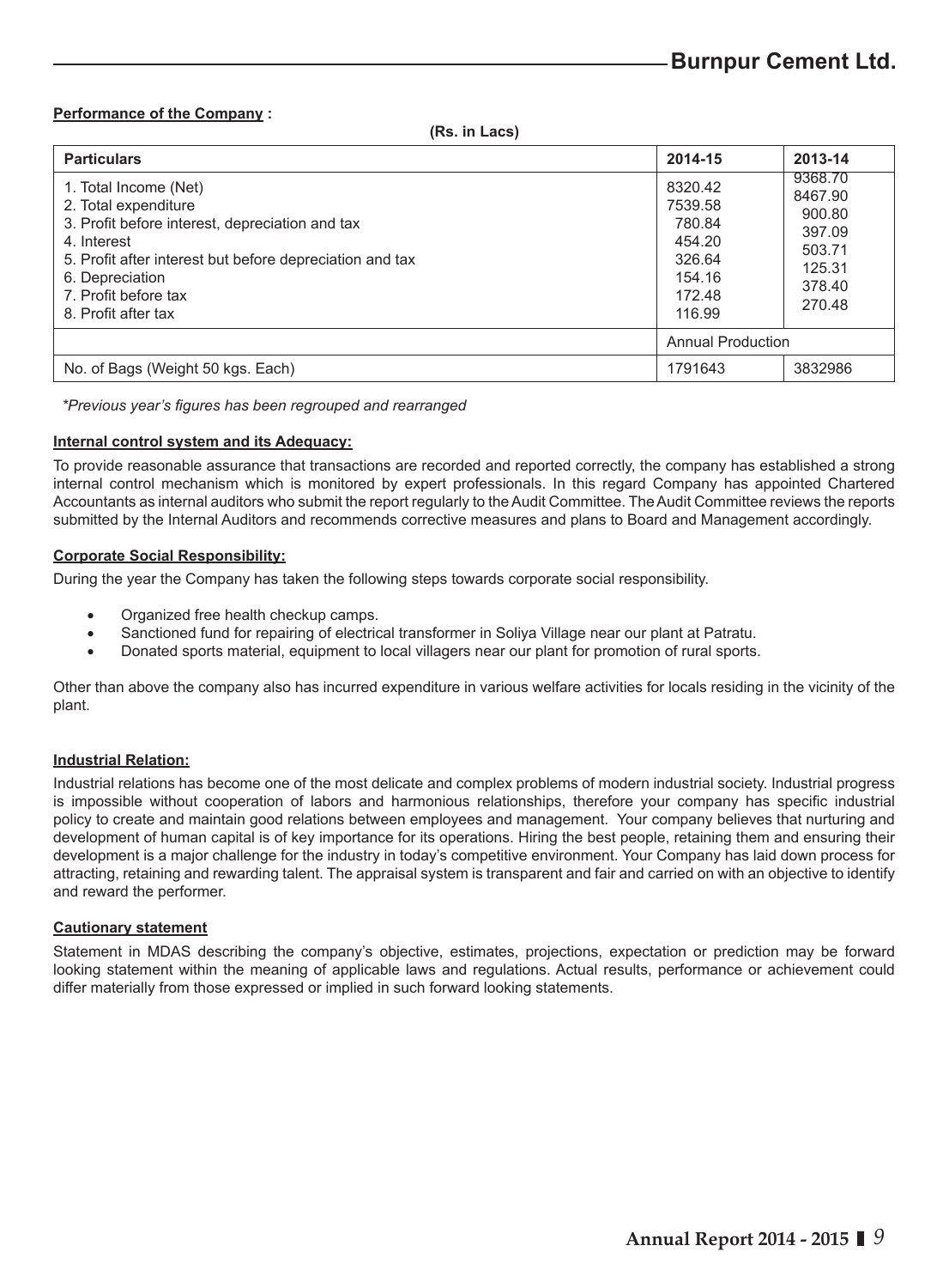**Performance of the Company :**

**(Rs. in Lacs)**

| Particulars | 2014-15 | 2013-14 |
|---|---|---|
| 1. Total Income (Net) | 8320.42 | 9368.70 |
| 2. Total expenditure | 7539.58 | 8467.90 |
| 3. Profit before interest, depreciation and tax | 780.84 | 900.80 |
| 4. Interest | 454.20 | 397.09 |
| 5. Profit after interest but before depreciation and tax | 326.64 | 503.71 |
| 6. Depreciation | 154.16 | 125.31 |
| 7. Profit before tax | 172.48 | 378.40 |
| 8. Profit after tax | 116.99 | 270.48 |
| | Annual Production | |
| No. of Bags (Weight 50 kgs. Each) | 1791643 | 3832986 |

*\*Previous year's figures has been regrouped and rearranged*

**Internal control system and its Adequacy:**

To provide reasonable assurance that transactions are recorded and reported correctly, the company has established a strong internal control mechanism which is monitored by expert professionals. In this regard Company has appointed Chartered Accountants as internal auditors who submit the report regularly to the Audit Committee. The Audit Committee reviews the reports submitted by the Internal Auditors and recommends corrective measures and plans to Board and Management accordingly.

**Corporate Social Responsibility:**

During the year the Company has taken the following steps towards corporate social responsibility.

- Organized free health checkup camps.
- Sanctioned fund for repairing of electrical transformer in Soliya Village near our plant at Patratu.
- Donated sports material, equipment to local villagers near our plant for promotion of rural sports.

Other than above the company also has incurred expenditure in various welfare activities for locals residing in the vicinity of the plant.

**Industrial Relation:**

Industrial relations has become one of the most delicate and complex problems of modern industrial society. Industrial progress is impossible without cooperation of labors and harmonious relationships, therefore your company has specific industrial policy to create and maintain good relations between employees and management. Your company believes that nurturing and development of human capital is of key importance for its operations. Hiring the best people, retaining them and ensuring their development is a major challenge for the industry in today's competitive environment. Your Company has laid down process for attracting, retaining and rewarding talent. The appraisal system is transparent and fair and carried on with an objective to identify and reward the performer.

**Cautionary statement**

Statement in MDAS describing the company's objective, estimates, projections, expectation or prediction may be forward looking statement within the meaning of applicable laws and regulations. Actual results, performance or achievement could differ materially from those expressed or implied in such forward looking statements.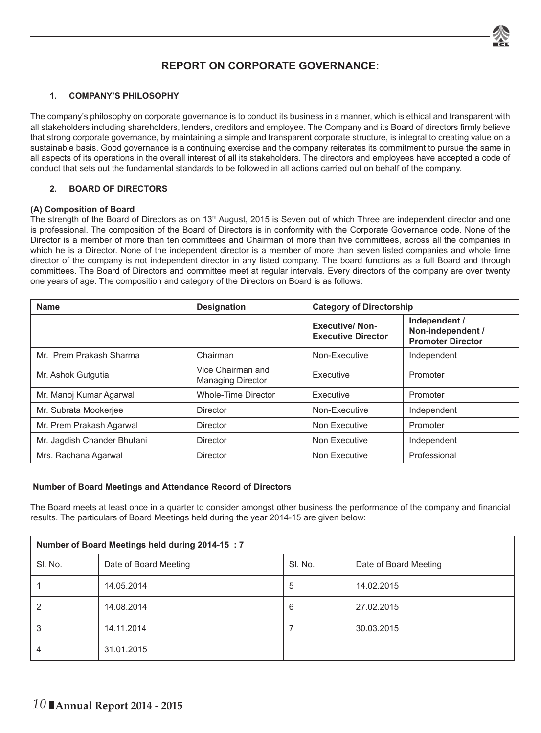# REPORT ON CORPORATE GOVERNANCE:

## 1. COMPANY'S PHILOSOPHY

The company's philosophy on corporate governance is to conduct its business in a manner, which is ethical and transparent with all stakeholders including shareholders, lenders, creditors and employee. The Company and its Board of directors firmly believe that strong corporate governance, by maintaining a simple and transparent corporate structure, is integral to creating value on a sustainable basis. Good governance is a continuing exercise and the company reiterates its commitment to pursue the same in all aspects of its operations in the overall interest of all its stakeholders. The directors and employees have accepted a code of conduct that sets out the fundamental standards to be followed in all actions carried out on behalf of the company.

## 2. BOARD OF DIRECTORS

### (A) Composition of Board

The strength of the Board of Directors as on 13th August, 2015 is Seven out of which Three are independent director and one is professional. The composition of the Board of Directors is in conformity with the Corporate Governance code. None of the Director is a member of more than ten committees and Chairman of more than five committees, across all the companies in which he is a Director. None of the independent director is a member of more than seven listed companies and whole time director of the company is not independent director in any listed company. The board functions as a full Board and through committees. The Board of Directors and committee meet at regular intervals. Every directors of the company are over twenty one years of age. The composition and category of the Directors on Board is as follows:

| Name | Designation | Category of Directorship | |
|---|---|---|---|
| | | **Executive/ Non-Executive Director** | **Independent / Non-independent / Promoter Director** |
| Mr. Prem Prakash Sharma | Chairman | Non-Executive | Independent |
| Mr. Ashok Gutgutia | Vice Chairman and Managing Director | Executive | Promoter |
| Mr. Manoj Kumar Agarwal | Whole-Time Director | Executive | Promoter |
| Mr. Subrata Mookerjee | Director | Non-Executive | Independent |
| Mr. Prem Prakash Agarwal | Director | Non Executive | Promoter |
| Mr. Jagdish Chander Bhutani | Director | Non Executive | Independent |
| Mrs. Rachana Agarwal | Director | Non Executive | Professional |

**Number of Board Meetings and Attendance Record of Directors**

The Board meets at least once in a quarter to consider amongst other business the performance of the company and financial results. The particulars of Board Meetings held during the year 2014-15 are given below:

| Number of Board Meetings held during 2014-15 : 7 | | | |
|---|---|---|---|
| Sl. No. | Date of Board Meeting | Sl. No. | Date of Board Meeting |
| 1 | 14.05.2014 | 5 | 14.02.2015 |
| 2 | 14.08.2014 | 6 | 27.02.2015 |
| 3 | 14.11.2014 | 7 | 30.03.2015 |
| 4 | 31.01.2015 | | |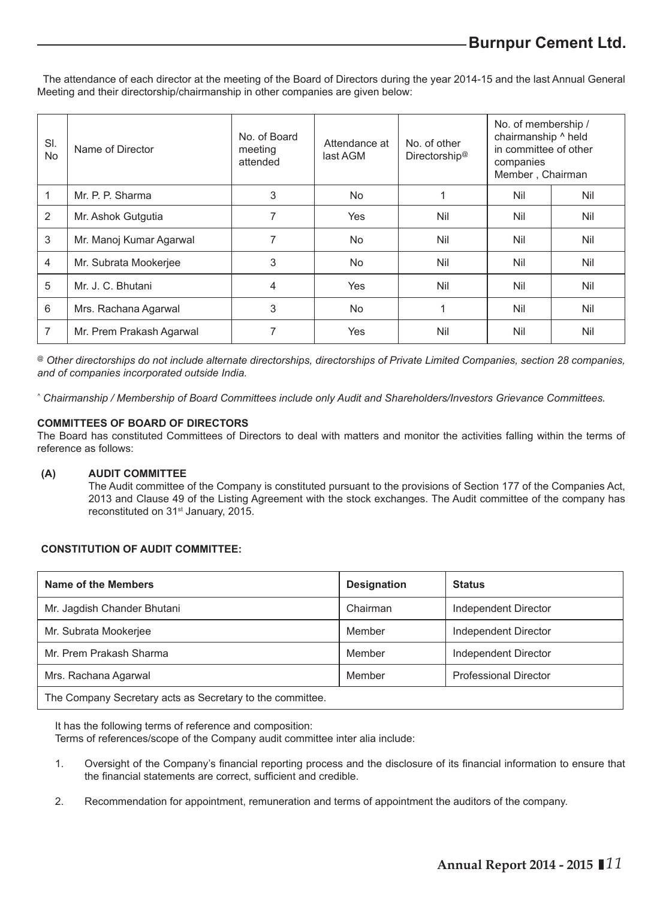The attendance of each director at the meeting of the Board of Directors during the year 2014-15 and the last Annual General Meeting and their directorship/chairmanship in other companies are given below:

| Sl. No | Name of Director | No. of Board meeting attended | Attendance at last AGM | No. of other Directorship@ | No. of membership / chairmanship ^ held in committee of other companies Member , Chairman | |
|---|---|---|---|---|---|---|
| 1 | Mr. P. P. Sharma | 3 | No | 1 | Nil | Nil |
| 2 | Mr. Ashok Gutgutia | 7 | Yes | Nil | Nil | Nil |
| 3 | Mr. Manoj Kumar Agarwal | 7 | No | Nil | Nil | Nil |
| 4 | Mr. Subrata Mookerjee | 3 | No | Nil | Nil | Nil |
| 5 | Mr. J. C. Bhutani | 4 | Yes | Nil | Nil | Nil |
| 6 | Mrs. Rachana Agarwal | 3 | No | 1 | Nil | Nil |
| 7 | Mr. Prem Prakash Agarwal | 7 | Yes | Nil | Nil | Nil |

@ *Other directorships do not include alternate directorships, directorships of Private Limited Companies, section 28 companies, and of companies incorporated outside India.*

^ *Chairmanship / Membership of Board Committees include only Audit and Shareholders/Investors Grievance Committees.*

**COMMITTEES OF BOARD OF DIRECTORS**

The Board has constituted Committees of Directors to deal with matters and monitor the activities falling within the terms of reference as follows:

**(A) AUDIT COMMITTEE**

The Audit committee of the Company is constituted pursuant to the provisions of Section 177 of the Companies Act, 2013 and Clause 49 of the Listing Agreement with the stock exchanges. The Audit committee of the company has reconstituted on 31st January, 2015.

**CONSTITUTION OF AUDIT COMMITTEE:**

| Name of the Members | Designation | Status |
|---|---|---|
| Mr. Jagdish Chander Bhutani | Chairman | Independent Director |
| Mr. Subrata Mookerjee | Member | Independent Director |
| Mr. Prem Prakash Sharma | Member | Independent Director |
| Mrs. Rachana Agarwal | Member | Professional Director |
| The Company Secretary acts as Secretary to the committee. | | |

It has the following terms of reference and composition:

Terms of references/scope of the Company audit committee inter alia include:

1. Oversight of the Company's financial reporting process and the disclosure of its financial information to ensure that the financial statements are correct, sufficient and credible.
2. Recommendation for appointment, remuneration and terms of appointment the auditors of the company.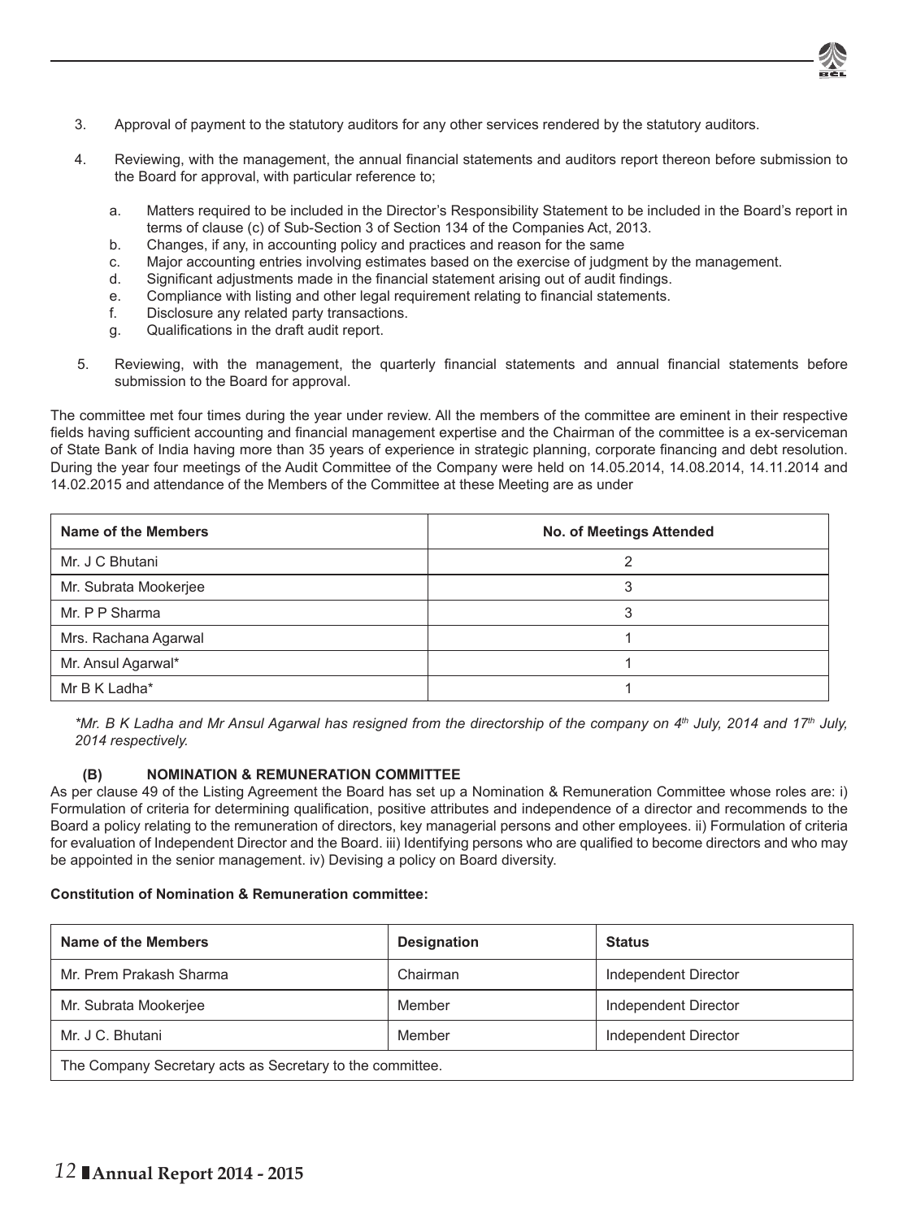3. Approval of payment to the statutory auditors for any other services rendered by the statutory auditors.

4. Reviewing, with the management, the annual financial statements and auditors report thereon before submission to the Board for approval, with particular reference to;

   a. Matters required to be included in the Director's Responsibility Statement to be included in the Board's report in terms of clause (c) of Sub-Section 3 of Section 134 of the Companies Act, 2013.
   b. Changes, if any, in accounting policy and practices and reason for the same
   c. Major accounting entries involving estimates based on the exercise of judgment by the management.
   d. Significant adjustments made in the financial statement arising out of audit findings.
   e. Compliance with listing and other legal requirement relating to financial statements.
   f. Disclosure any related party transactions.
   g. Qualifications in the draft audit report.

5. Reviewing, with the management, the quarterly financial statements and annual financial statements before submission to the Board for approval.

The committee met four times during the year under review. All the members of the committee are eminent in their respective fields having sufficient accounting and financial management expertise and the Chairman of the committee is a ex-serviceman of State Bank of India having more than 35 years of experience in strategic planning, corporate financing and debt resolution. During the year four meetings of the Audit Committee of the Company were held on 14.05.2014, 14.08.2014, 14.11.2014 and 14.02.2015 and attendance of the Members of the Committee at these Meeting are as under

| Name of the Members | No. of Meetings Attended |
|---|---|
| Mr. J C Bhutani | 2 |
| Mr. Subrata Mookerjee | 3 |
| Mr. P P Sharma | 3 |
| Mrs. Rachana Agarwal | 1 |
| Mr. Ansul Agarwal* | 1 |
| Mr B K Ladha* | 1 |

*\*Mr. B K Ladha and Mr Ansul Agarwal has resigned from the directorship of the company on 4th July, 2014 and 17th July, 2014 respectively.*

### (B) NOMINATION & REMUNERATION COMMITTEE

As per clause 49 of the Listing Agreement the Board has set up a Nomination & Remuneration Committee whose roles are: i) Formulation of criteria for determining qualification, positive attributes and independence of a director and recommends to the Board a policy relating to the remuneration of directors, key managerial persons and other employees. ii) Formulation of criteria for evaluation of Independent Director and the Board. iii) Identifying persons who are qualified to become directors and who may be appointed in the senior management. iv) Devising a policy on Board diversity.

**Constitution of Nomination & Remuneration committee:**

| Name of the Members | Designation | Status |
|---|---|---|
| Mr. Prem Prakash Sharma | Chairman | Independent Director |
| Mr. Subrata Mookerjee | Member | Independent Director |
| Mr. J C. Bhutani | Member | Independent Director |
| The Company Secretary acts as Secretary to the committee. | | |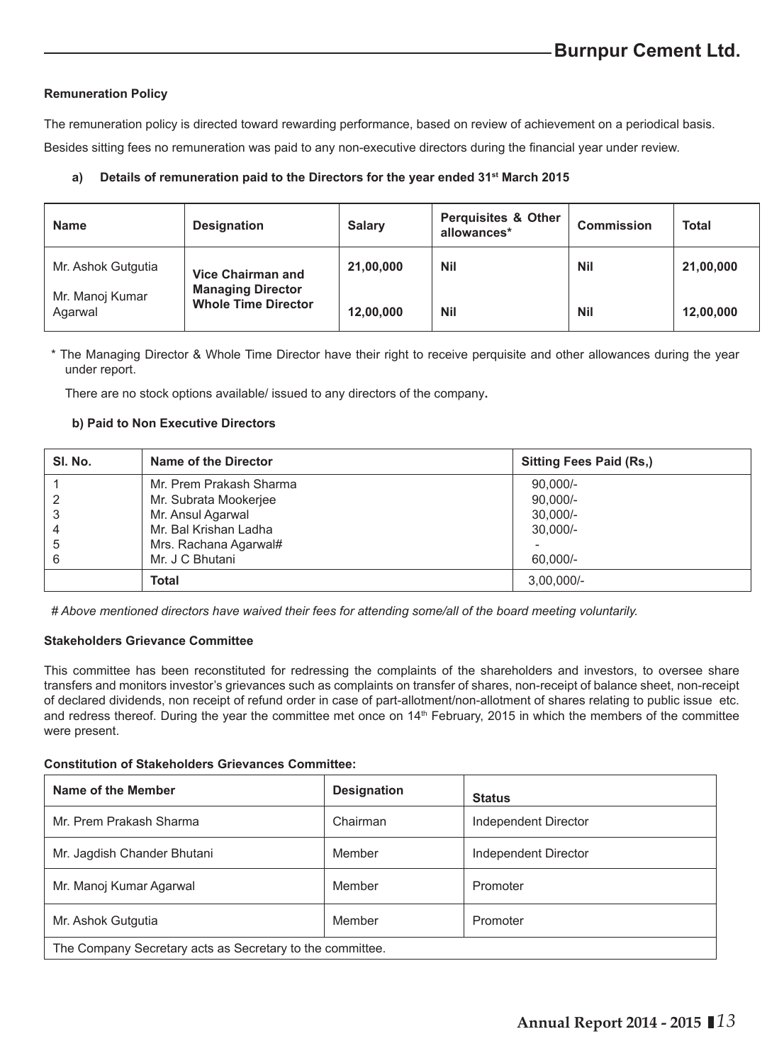#### Remuneration Policy

The remuneration policy is directed toward rewarding performance, based on review of achievement on a periodical basis.

Besides sitting fees no remuneration was paid to any non-executive directors during the financial year under review.

**a) Details of remuneration paid to the Directors for the year ended 31st March 2015**

| Name | Designation | Salary | Perquisites & Other allowances* | Commission | Total |
|---|---|---|---|---|---|
| Mr. Ashok Gutgutia | Vice Chairman and Managing Director | 21,00,000 | Nil | Nil | 21,00,000 |
| Mr. Manoj Kumar Agarwal | Whole Time Director | 12,00,000 | Nil | Nil | 12,00,000 |

\* The Managing Director & Whole Time Director have their right to receive perquisite and other allowances during the year under report.

There are no stock options available/ issued to any directors of the company**.**

**b) Paid to Non Executive Directors**

| Sl. No. | Name of the Director | Sitting Fees Paid (Rs,) |
|---|---|---|
| 1 | Mr. Prem Prakash Sharma | 90,000/- |
| 2 | Mr. Subrata Mookerjee | 90,000/- |
| 3 | Mr. Ansul Agarwal | 30,000/- |
| 4 | Mr. Bal Krishan Ladha | 30,000/- |
| 5 | Mrs. Rachana Agarwal# | - |
| 6 | Mr. J C Bhutani | 60,000/- |
| | **Total** | 3,00,000/- |

*# Above mentioned directors have waived their fees for attending some/all of the board meeting voluntarily.*

#### Stakeholders Grievance Committee

This committee has been reconstituted for redressing the complaints of the shareholders and investors, to oversee share transfers and monitors investor's grievances such as complaints on transfer of shares, non-receipt of balance sheet, non-receipt of declared dividends, non receipt of refund order in case of part-allotment/non-allotment of shares relating to public issue etc. and redress thereof. During the year the committee met once on 14th February, 2015 in which the members of the committee were present.

**Constitution of Stakeholders Grievances Committee:**

| Name of the Member | Designation | Status |
|---|---|---|
| Mr. Prem Prakash Sharma | Chairman | Independent Director |
| Mr. Jagdish Chander Bhutani | Member | Independent Director |
| Mr. Manoj Kumar Agarwal | Member | Promoter |
| Mr. Ashok Gutgutia | Member | Promoter |
| The Company Secretary acts as Secretary to the committee. | | |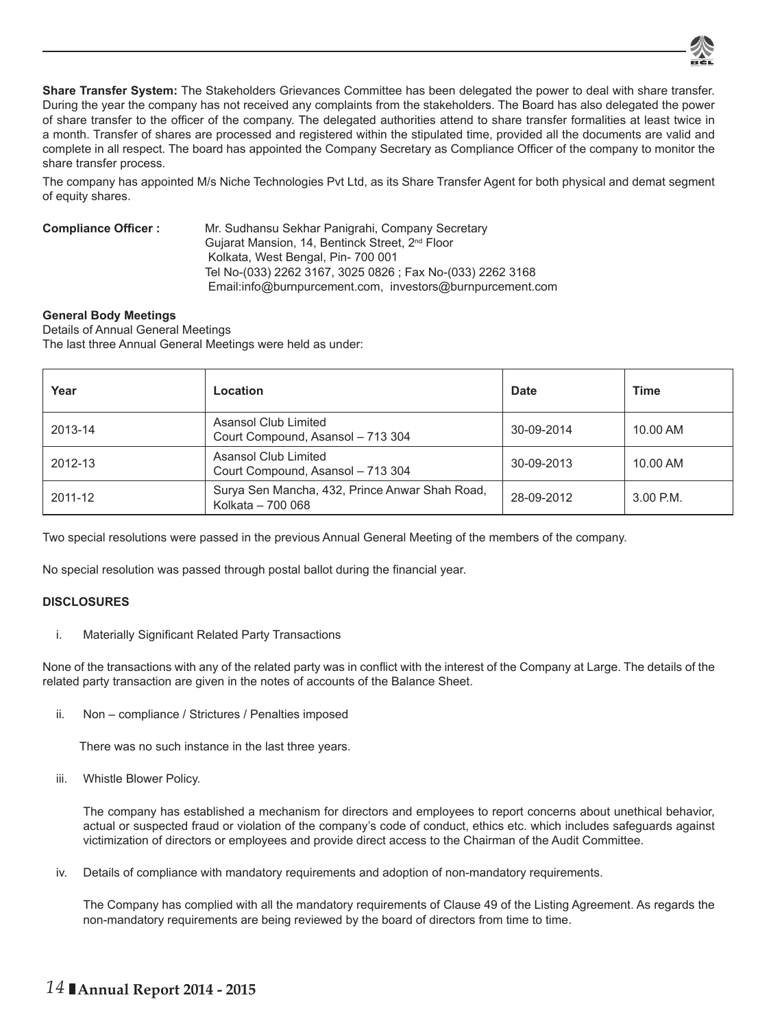**Share Transfer System:** The Stakeholders Grievances Committee has been delegated the power to deal with share transfer. During the year the company has not received any complaints from the stakeholders. The Board has also delegated the power of share transfer to the officer of the company. The delegated authorities attend to share transfer formalities at least twice in a month. Transfer of shares are processed and registered within the stipulated time, provided all the documents are valid and complete in all respect. The board has appointed the Company Secretary as Compliance Officer of the company to monitor the share transfer process.

The company has appointed M/s Niche Technologies Pvt Ltd, as its Share Transfer Agent for both physical and demat segment of equity shares.

**Compliance Officer :** Mr. Sudhansu Sekhar Panigrahi, Company Secretary
Gujarat Mansion, 14, Bentinck Street, 2nd Floor
Kolkata, West Bengal, Pin- 700 001
Tel No-(033) 2262 3167, 3025 0826 ; Fax No-(033) 2262 3168
Email:info@burnpurcement.com, investors@burnpurcement.com

**General Body Meetings**

Details of Annual General Meetings

The last three Annual General Meetings were held as under:

| Year | Location | Date | Time |
|---|---|---|---|
| 2013-14 | Asansol Club Limited Court Compound, Asansol – 713 304 | 30-09-2014 | 10.00 AM |
| 2012-13 | Asansol Club Limited Court Compound, Asansol – 713 304 | 30-09-2013 | 10.00 AM |
| 2011-12 | Surya Sen Mancha, 432, Prince Anwar Shah Road, Kolkata – 700 068 | 28-09-2012 | 3.00 P.M. |

Two special resolutions were passed in the previous Annual General Meeting of the members of the company.

No special resolution was passed through postal ballot during the financial year.

**DISCLOSURES**

i. Materially Significant Related Party Transactions

None of the transactions with any of the related party was in conflict with the interest of the Company at Large. The details of the related party transaction are given in the notes of accounts of the Balance Sheet.

ii. Non – compliance / Strictures / Penalties imposed

There was no such instance in the last three years.

iii. Whistle Blower Policy.

The company has established a mechanism for directors and employees to report concerns about unethical behavior, actual or suspected fraud or violation of the company's code of conduct, ethics etc. which includes safeguards against victimization of directors or employees and provide direct access to the Chairman of the Audit Committee.

iv. Details of compliance with mandatory requirements and adoption of non-mandatory requirements.

The Company has complied with all the mandatory requirements of Clause 49 of the Listing Agreement. As regards the non-mandatory requirements are being reviewed by the board of directors from time to time.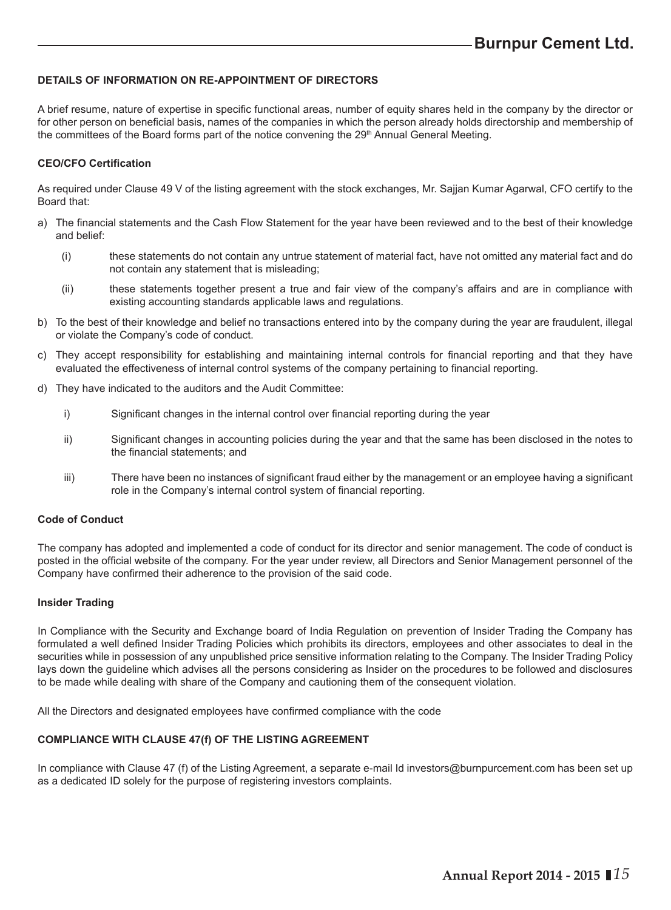## DETAILS OF INFORMATION ON RE-APPOINTMENT OF DIRECTORS

A brief resume, nature of expertise in specific functional areas, number of equity shares held in the company by the director or for other person on beneficial basis, names of the companies in which the person already holds directorship and membership of the committees of the Board forms part of the notice convening the 29th Annual General Meeting.

### CEO/CFO Certification

As required under Clause 49 V of the listing agreement with the stock exchanges, Mr. Sajjan Kumar Agarwal, CFO certify to the Board that:

a) The financial statements and the Cash Flow Statement for the year have been reviewed and to the best of their knowledge and belief:

   (i) these statements do not contain any untrue statement of material fact, have not omitted any material fact and do not contain any statement that is misleading;

   (ii) these statements together present a true and fair view of the company's affairs and are in compliance with existing accounting standards applicable laws and regulations.

b) To the best of their knowledge and belief no transactions entered into by the company during the year are fraudulent, illegal or violate the Company's code of conduct.

c) They accept responsibility for establishing and maintaining internal controls for financial reporting and that they have evaluated the effectiveness of internal control systems of the company pertaining to financial reporting.

d) They have indicated to the auditors and the Audit Committee:

   i) Significant changes in the internal control over financial reporting during the year

   ii) Significant changes in accounting policies during the year and that the same has been disclosed in the notes to the financial statements; and

   iii) There have been no instances of significant fraud either by the management or an employee having a significant role in the Company's internal control system of financial reporting.

### Code of Conduct

The company has adopted and implemented a code of conduct for its director and senior management. The code of conduct is posted in the official website of the company. For the year under review, all Directors and Senior Management personnel of the Company have confirmed their adherence to the provision of the said code.

### Insider Trading

In Compliance with the Security and Exchange board of India Regulation on prevention of Insider Trading the Company has formulated a well defined Insider Trading Policies which prohibits its directors, employees and other associates to deal in the securities while in possession of any unpublished price sensitive information relating to the Company. The Insider Trading Policy lays down the guideline which advises all the persons considering as Insider on the procedures to be followed and disclosures to be made while dealing with share of the Company and cautioning them of the consequent violation.

All the Directors and designated employees have confirmed compliance with the code

## COMPLIANCE WITH CLAUSE 47(f) OF THE LISTING AGREEMENT

In compliance with Clause 47 (f) of the Listing Agreement, a separate e-mail Id investors@burnpurcement.com has been set up as a dedicated ID solely for the purpose of registering investors complaints.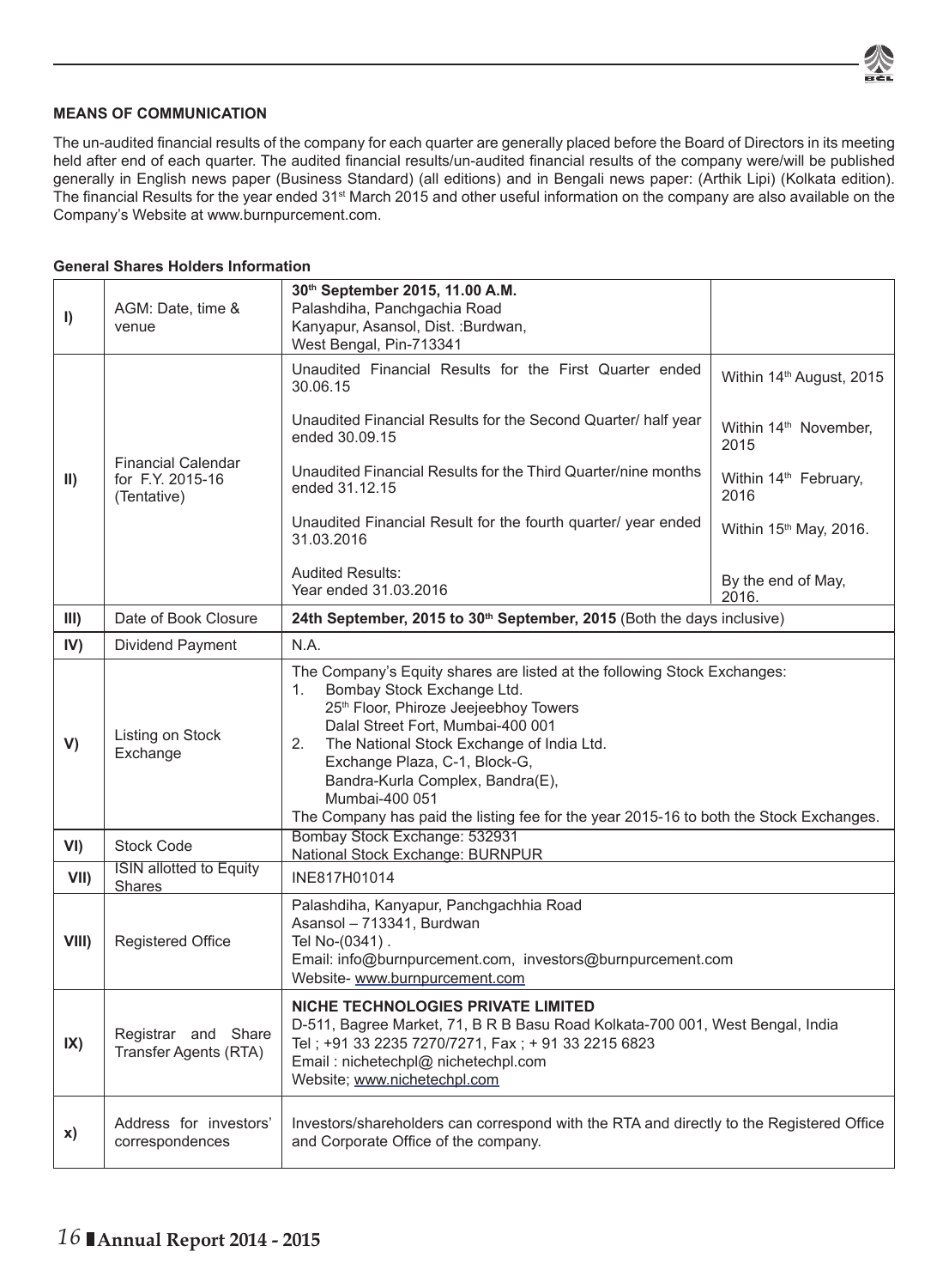**MEANS OF COMMUNICATION**

The un-audited financial results of the company for each quarter are generally placed before the Board of Directors in its meeting held after end of each quarter. The audited financial results/un-audited financial results of the company were/will be published generally in English news paper (Business Standard) (all editions) and in Bengali news paper: (Arthik Lipi) (Kolkata edition). The financial Results for the year ended 31st March 2015 and other useful information on the company are also available on the Company's Website at www.burnpurcement.com.

**General Shares Holders Information**

| | | | |
|---|---|---|---|
| I) | AGM: Date, time & venue | **30th September 2015, 11.00 A.M.**<br>Palashdiha, Panchgachia Road<br>Kanyapur, Asansol, Dist. :Burdwan,<br>West Bengal, Pin-713341 | |
| II) | Financial Calendar for F.Y. 2015-16 (Tentative) | Unaudited Financial Results for the First Quarter ended 30.06.15 | Within 14th August, 2015 |
| | | Unaudited Financial Results for the Second Quarter/ half year ended 30.09.15 | Within 14th November, 2015 |
| | | Unaudited Financial Results for the Third Quarter/nine months ended 31.12.15 | Within 14th February, 2016 |
| | | Unaudited Financial Result for the fourth quarter/ year ended 31.03.2016 | Within 15th May, 2016. |
| | | Audited Results:<br>Year ended 31.03.2016 | By the end of May, 2016. |
| III) | Date of Book Closure | **24th September, 2015 to 30th September, 2015** (Both the days inclusive) | |
| IV) | Dividend Payment | N.A. | |
| V) | Listing on Stock Exchange | The Company's Equity shares are listed at the following Stock Exchanges:<br>1. Bombay Stock Exchange Ltd.<br>25th Floor, Phiroze Jeejeebhoy Towers<br>Dalal Street Fort, Mumbai-400 001<br>2. The National Stock Exchange of India Ltd.<br>Exchange Plaza, C-1, Block-G,<br>Bandra-Kurla Complex, Bandra(E),<br>Mumbai-400 051<br>The Company has paid the listing fee for the year 2015-16 to both the Stock Exchanges. | |
| VI) | Stock Code | Bombay Stock Exchange: 532931<br>National Stock Exchange: BURNPUR | |
| VII) | ISIN allotted to Equity Shares | INE817H01014 | |
| VIII) | Registered Office | Palashdiha, Kanyapur, Panchgachhia Road<br>Asansol – 713341, Burdwan<br>Tel No-(0341) .<br>Email: info@burnpurcement.com, investors@burnpurcement.com<br>Website- www.burnpurcement.com | |
| IX) | Registrar and Share Transfer Agents (RTA) | **NICHE TECHNOLOGIES PRIVATE LIMITED**<br>D-511, Bagree Market, 71, B R B Basu Road Kolkata-700 001, West Bengal, India<br>Tel ; +91 33 2235 7270/7271, Fax ; + 91 33 2215 6823<br>Email : nichetechpl@ nichetechpl.com<br>Website; www.nichetechpl.com | |
| x) | Address for investors' correspondences | Investors/shareholders can correspond with the RTA and directly to the Registered Office and Corporate Office of the company. | |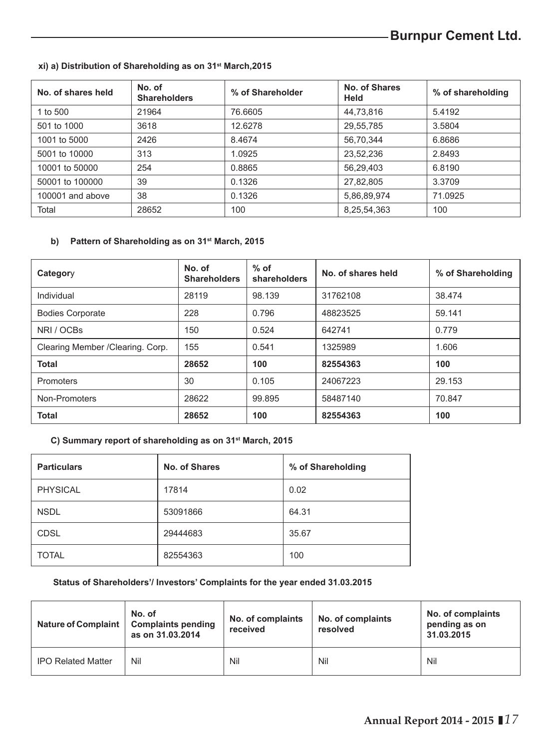**xi) a) Distribution of Shareholding as on 31st March,2015**

| No. of shares held | No. of Shareholders | % of Shareholder | No. of Shares Held | % of shareholding |
|---|---|---|---|---|
| 1 to 500 | 21964 | 76.6605 | 44,73,816 | 5.4192 |
| 501 to 1000 | 3618 | 12.6278 | 29,55,785 | 3.5804 |
| 1001 to 5000 | 2426 | 8.4674 | 56,70,344 | 6.8686 |
| 5001 to 10000 | 313 | 1.0925 | 23,52,236 | 2.8493 |
| 10001 to 50000 | 254 | 0.8865 | 56,29,403 | 6.8190 |
| 50001 to 100000 | 39 | 0.1326 | 27,82,805 | 3.3709 |
| 100001 and above | 38 | 0.1326 | 5,86,89,974 | 71.0925 |
| Total | 28652 | 100 | 8,25,54,363 | 100 |

**b) Pattern of Shareholding as on 31st March, 2015**

| Category | No. of Shareholders | % of shareholders | No. of shares held | % of Shareholding |
|---|---|---|---|---|
| Individual | 28119 | 98.139 | 31762108 | 38.474 |
| Bodies Corporate | 228 | 0.796 | 48823525 | 59.141 |
| NRI / OCBs | 150 | 0.524 | 642741 | 0.779 |
| Clearing Member /Clearing. Corp. | 155 | 0.541 | 1325989 | 1.606 |
| **Total** | **28652** | **100** | **82554363** | **100** |
| Promoters | 30 | 0.105 | 24067223 | 29.153 |
| Non-Promoters | 28622 | 99.895 | 58487140 | 70.847 |
| **Total** | **28652** | **100** | **82554363** | **100** |

**C) Summary report of shareholding as on 31st March, 2015**

| Particulars | No. of Shares | % of Shareholding |
|---|---|---|
| PHYSICAL | 17814 | 0.02 |
| NSDL | 53091866 | 64.31 |
| CDSL | 29444683 | 35.67 |
| TOTAL | 82554363 | 100 |

**Status of Shareholders'/ Investors' Complaints for the year ended 31.03.2015**

| Nature of Complaint | No. of Complaints pending as on 31.03.2014 | No. of complaints received | No. of complaints resolved | No. of complaints pending as on 31.03.2015 |
|---|---|---|---|---|
| IPO Related Matter | Nil | Nil | Nil | Nil |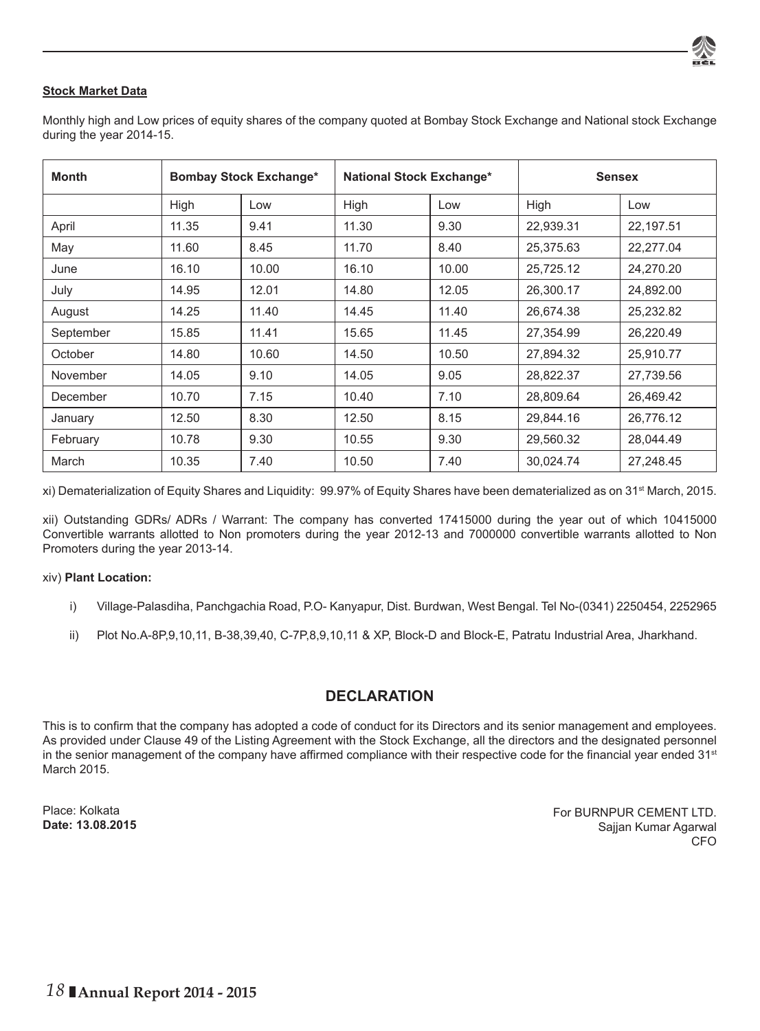**Stock Market Data**

Monthly high and Low prices of equity shares of the company quoted at Bombay Stock Exchange and National stock Exchange during the year 2014-15.

| Month | Bombay Stock Exchange* | | National Stock Exchange* | | Sensex | |
|---|---|---|---|---|---|---|
| | High | Low | High | Low | High | Low |
| April | 11.35 | 9.41 | 11.30 | 9.30 | 22,939.31 | 22,197.51 |
| May | 11.60 | 8.45 | 11.70 | 8.40 | 25,375.63 | 22,277.04 |
| June | 16.10 | 10.00 | 16.10 | 10.00 | 25,725.12 | 24,270.20 |
| July | 14.95 | 12.01 | 14.80 | 12.05 | 26,300.17 | 24,892.00 |
| August | 14.25 | 11.40 | 14.45 | 11.40 | 26,674.38 | 25,232.82 |
| September | 15.85 | 11.41 | 15.65 | 11.45 | 27,354.99 | 26,220.49 |
| October | 14.80 | 10.60 | 14.50 | 10.50 | 27,894.32 | 25,910.77 |
| November | 14.05 | 9.10 | 14.05 | 9.05 | 28,822.37 | 27,739.56 |
| December | 10.70 | 7.15 | 10.40 | 7.10 | 28,809.64 | 26,469.42 |
| January | 12.50 | 8.30 | 12.50 | 8.15 | 29,844.16 | 26,776.12 |
| February | 10.78 | 9.30 | 10.55 | 9.30 | 29,560.32 | 28,044.49 |
| March | 10.35 | 7.40 | 10.50 | 7.40 | 30,024.74 | 27,248.45 |

xi) Dematerialization of Equity Shares and Liquidity: 99.97% of Equity Shares have been dematerialized as on 31st March, 2015.

xii) Outstanding GDRs/ ADRs / Warrant: The company has converted 17415000 during the year out of which 10415000 Convertible warrants allotted to Non promoters during the year 2012-13 and 7000000 convertible warrants allotted to Non Promoters during the year 2013-14.

xiv) **Plant Location:**

i) Village-Palasdiha, Panchgachia Road, P.O- Kanyapur, Dist. Burdwan, West Bengal. Tel No-(0341) 2250454, 2252965

ii) Plot No.A-8P,9,10,11, B-38,39,40, C-7P,8,9,10,11 & XP, Block-D and Block-E, Patratu Industrial Area, Jharkhand.

## DECLARATION

This is to confirm that the company has adopted a code of conduct for its Directors and its senior management and employees. As provided under Clause 49 of the Listing Agreement with the Stock Exchange, all the directors and the designated personnel in the senior management of the company have affirmed compliance with their respective code for the financial year ended 31st March 2015.

Place: Kolkata
**Date: 13.08.2015**

For BURNPUR CEMENT LTD.
Sajjan Kumar Agarwal
CFO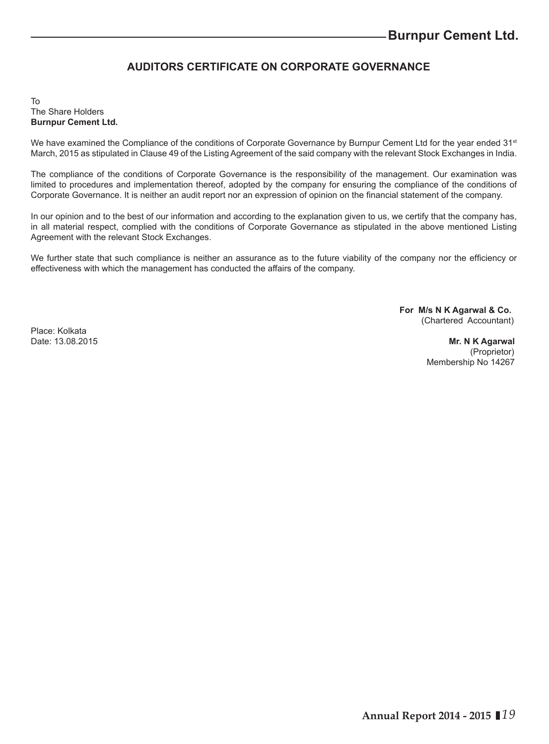## AUDITORS CERTIFICATE ON CORPORATE GOVERNANCE

To
The Share Holders
**Burnpur Cement Ltd.**

We have examined the Compliance of the conditions of Corporate Governance by Burnpur Cement Ltd for the year ended 31st March, 2015 as stipulated in Clause 49 of the Listing Agreement of the said company with the relevant Stock Exchanges in India.

The compliance of the conditions of Corporate Governance is the responsibility of the management. Our examination was limited to procedures and implementation thereof, adopted by the company for ensuring the compliance of the conditions of Corporate Governance. It is neither an audit report nor an expression of opinion on the financial statement of the company.

In our opinion and to the best of our information and according to the explanation given to us, we certify that the company has, in all material respect, complied with the conditions of Corporate Governance as stipulated in the above mentioned Listing Agreement with the relevant Stock Exchanges.

We further state that such compliance is neither an assurance as to the future viability of the company nor the efficiency or effectiveness with which the management has conducted the affairs of the company.

**For M/s N K Agarwal & Co.**
(Chartered Accountant)

Place: Kolkata
Date: 13.08.2015

**Mr. N K Agarwal**
(Proprietor)
Membership No 14267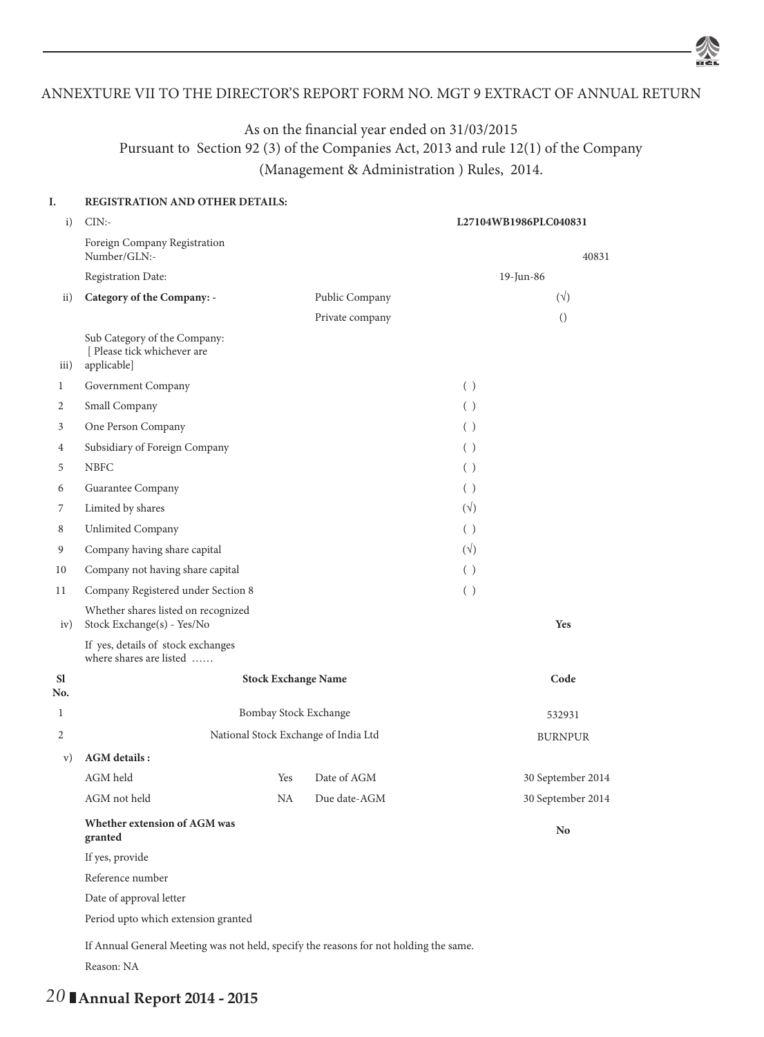# ANNEXTURE VII TO THE DIRECTOR'S REPORT FORM NO. MGT 9 EXTRACT OF ANNUAL RETURN

As on the financial year ended on 31/03/2015
Pursuant to Section 92 (3) of the Companies Act, 2013 and rule 12(1) of the Company (Management & Administration ) Rules, 2014.

| | | | | |
|---|---|---|---|---|
| **I.** | **REGISTRATION AND OTHER DETAILS:** | | | |
| i) | CIN:- | | | **L27104WB1986PLC040831** |
| | Foreign Company Registration Number/GLN:- | | | 40831 |
| | Registration Date: | | | 19-Jun-86 |
| ii) | **Category of the Company: -** | Public Company | | (√) |
| | | Private company | | () |
| iii) | Sub Category of the Company: [ Please tick whichever are applicable] | | | |
| 1 | Government Company | | ( ) | |
| 2 | Small Company | | ( ) | |
| 3 | One Person Company | | ( ) | |
| 4 | Subsidiary of Foreign Company | | ( ) | |
| 5 | NBFC | | ( ) | |
| 6 | Guarantee Company | | ( ) | |
| 7 | Limited by shares | | (√) | |
| 8 | Unlimited Company | | ( ) | |
| 9 | Company having share capital | | (√) | |
| 10 | Company not having share capital | | ( ) | |
| 11 | Company Registered under Section 8 | | ( ) | |
| iv) | Whether shares listed on recognized Stock Exchange(s) - Yes/No | | | **Yes** |
| | If yes, details of stock exchanges where shares are listed …… | | | |

| Sl No. | Stock Exchange Name | Code |
|---|---|---|
| 1 | Bombay Stock Exchange | 532931 |
| 2 | National Stock Exchange of India Ltd | BURNPUR |

| | | | | |
|---|---|---|---|---|
| v) | **AGM details :** | | | |
| | AGM held | Yes | Date of AGM | 30 September 2014 |
| | AGM not held | NA | Due date-AGM | 30 September 2014 |
| | **Whether extension of AGM was granted** | | | **No** |
| | If yes, provide | | | |
| | Reference number | | | |
| | Date of approval letter | | | |
| | Period upto which extension granted | | | |

If Annual General Meeting was not held, specify the reasons for not holding the same.

Reason: NA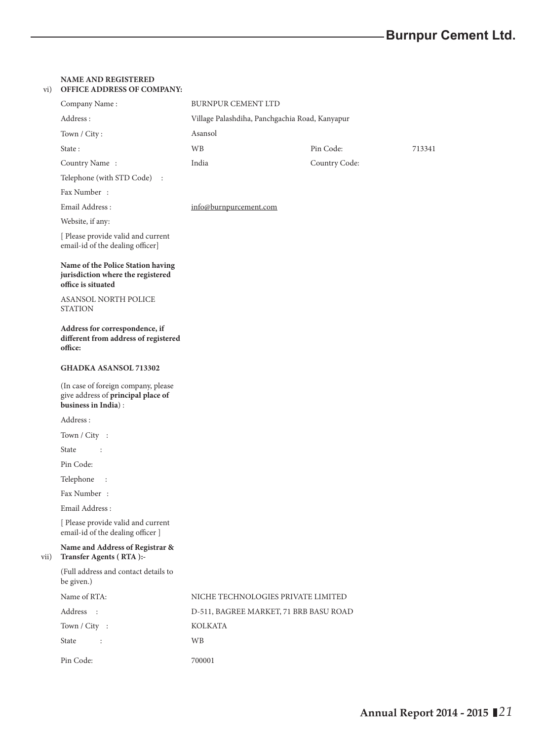vi) **NAME AND REGISTERED OFFICE ADDRESS OF COMPANY:**

| | | | |
|---|---|---|---|
| Company Name : | BURNPUR CEMENT LTD | | |
| Address : | Village Palashdiha, Panchgachia Road, Kanyapur | | |
| Town / City : | Asansol | | |
| State : | WB | Pin Code: | 713341 |
| Country Name : | India | Country Code: | |
| Telephone (with STD Code) : | | | |
| Fax Number : | | | |
| Email Address : | info@burnpurcement.com | | |
| Website, if any: | | | |

[ Please provide valid and current email-id of the dealing officer]

**Name of the Police Station having jurisdiction where the registered office is situated**

ASANSOL NORTH POLICE STATION

**Address for correspondence, if different from address of registered office:**

**GHADKA ASANSOL 713302**

(In case of foreign company, please give address of **principal place of business in India**) :

Address :

Town / City :

State :

Pin Code:

Telephone :

Fax Number :

Email Address :

[ Please provide valid and current email-id of the dealing officer ]

vii) **Name and Address of Registrar & Transfer Agents ( RTA ):-**

(Full address and contact details to be given.)

| | |
|---|---|
| Name of RTA: | NICHE TECHNOLOGIES PRIVATE LIMITED |
| Address : | D-511, BAGREE MARKET, 71 BRB BASU ROAD |
| Town / City : | KOLKATA |
| State : | WB |
| Pin Code: | 700001 |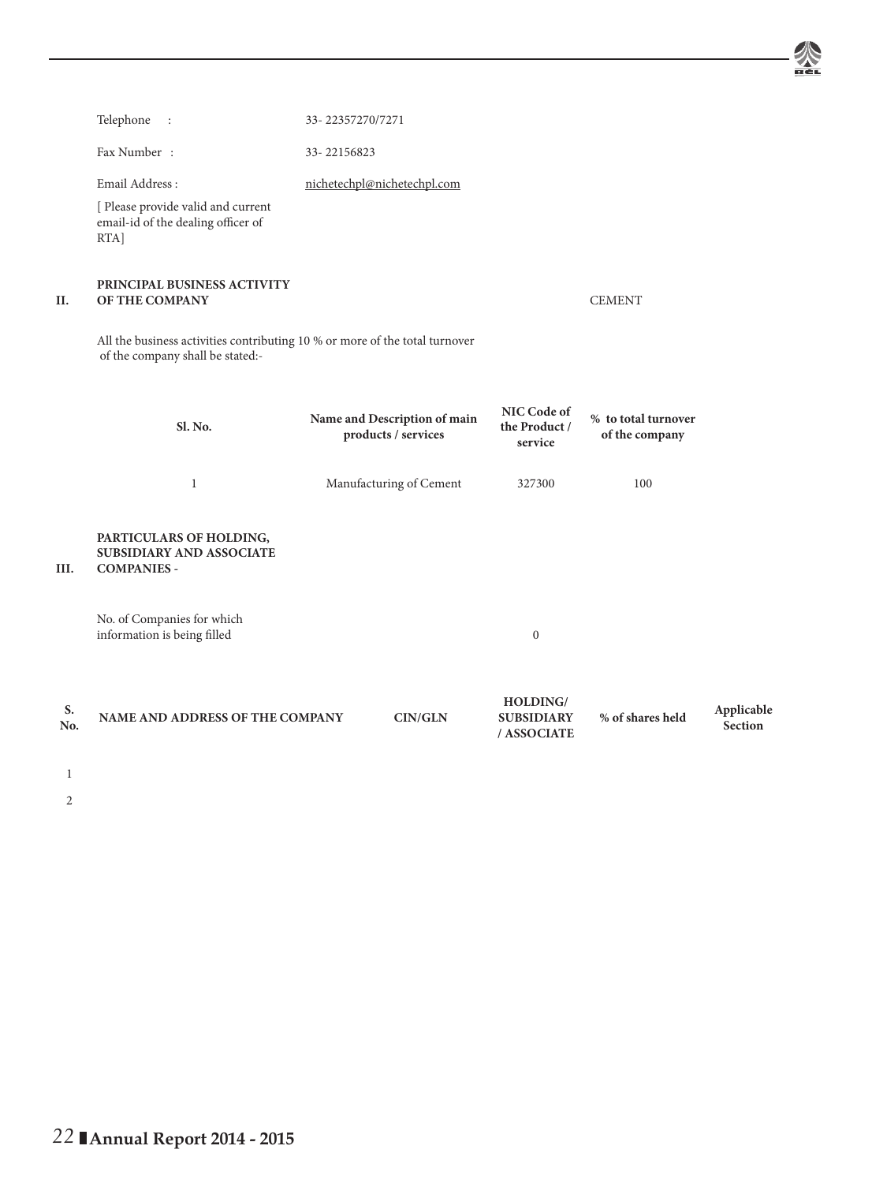Telephone : 33- 22357270/7271

Fax Number : 33- 22156823

Email Address : nichetechpl@nichetechpl.com

[ Please provide valid and current email-id of the dealing officer of RTA]

**II. PRINCIPAL BUSINESS ACTIVITY OF THE COMPANY** CEMENT

All the business activities contributing 10 % or more of the total turnover of the company shall be stated:-

| Sl. No. | Name and Description of main products / services | NIC Code of the Product / service | % to total turnover of the company |
|---|---|---|---|
| 1 | Manufacturing of Cement | 327300 | 100 |

**III. PARTICULARS OF HOLDING, SUBSIDIARY AND ASSOCIATE COMPANIES -**

No. of Companies for which information is being filled 0

| S. No. | NAME AND ADDRESS OF THE COMPANY | CIN/GLN | HOLDING/ SUBSIDIARY / ASSOCIATE | % of shares held | Applicable Section |
|---|---|---|---|---|---|
| 1 | | | | | |
| 2 | | | | | |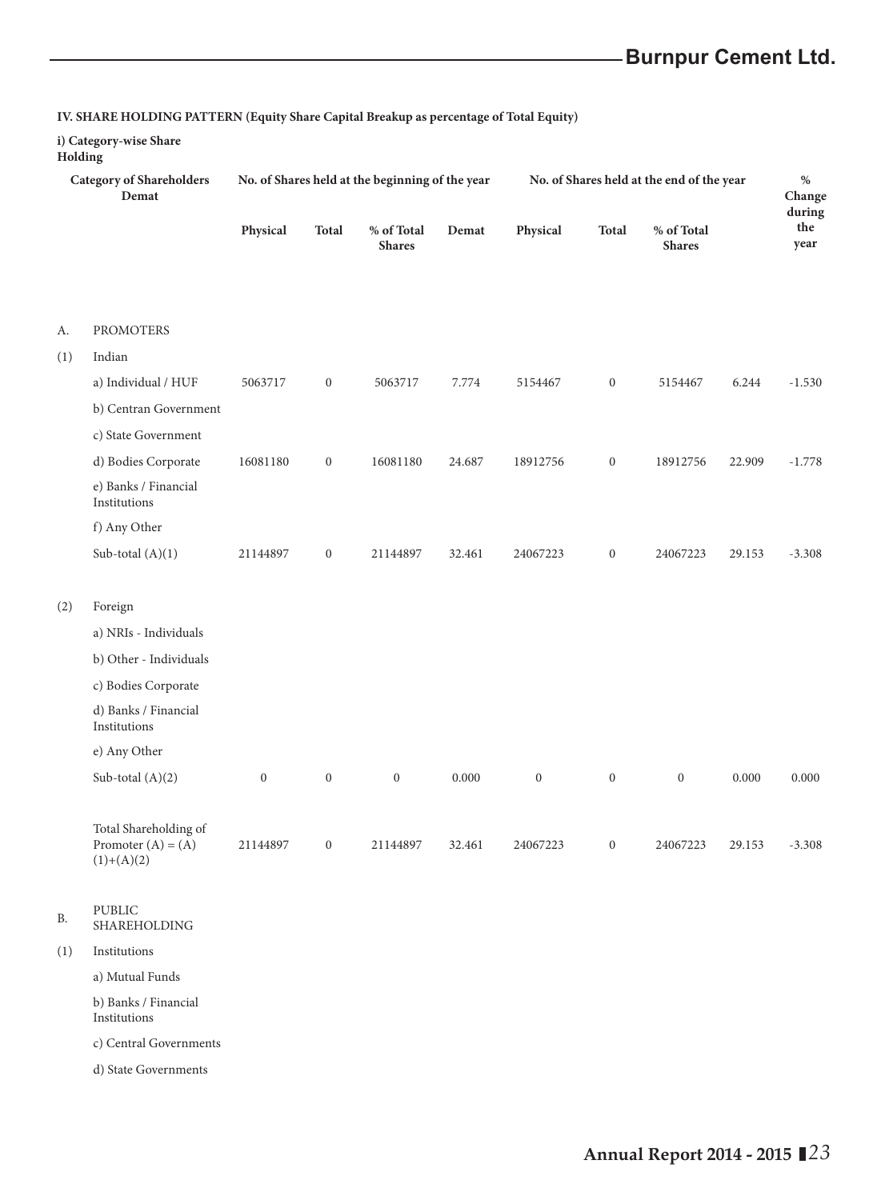**IV. SHARE HOLDING PATTERN (Equity Share Capital Breakup as percentage of Total Equity)**

**i) Category-wise Share Holding**

| | Category of Shareholders | No. of Shares held at the beginning of the year | | | | No. of Shares held at the end of the year | | | | % Change during the year |
|---|---|---|---|---|---|---|---|---|---|---|
| | | Demat | Physical | Total | % of Total Shares | Demat | Physical | Total | % of Total Shares | |
| A. | PROMOTERS | | | | | | | | | |
| (1) | Indian | | | | | | | | | |
| | a) Individual / HUF | 5063717 | 0 | 5063717 | 7.774 | 5154467 | 0 | 5154467 | 6.244 | -1.530 |
| | b) Centran Government | | | | | | | | | |
| | c) State Government | | | | | | | | | |
| | d) Bodies Corporate | 16081180 | 0 | 16081180 | 24.687 | 18912756 | 0 | 18912756 | 22.909 | -1.778 |
| | e) Banks / Financial Institutions | | | | | | | | | |
| | f) Any Other | | | | | | | | | |
| | Sub-total (A)(1) | 21144897 | 0 | 21144897 | 32.461 | 24067223 | 0 | 24067223 | 29.153 | -3.308 |
| (2) | Foreign | | | | | | | | | |
| | a) NRIs - Individuals | | | | | | | | | |
| | b) Other - Individuals | | | | | | | | | |
| | c) Bodies Corporate | | | | | | | | | |
| | d) Banks / Financial Institutions | | | | | | | | | |
| | e) Any Other | | | | | | | | | |
| | Sub-total (A)(2) | 0 | 0 | 0 | 0.000 | 0 | 0 | 0 | 0.000 | 0.000 |
| | Total Shareholding of Promoter (A) = (A)(1)+(A)(2) | 21144897 | 0 | 21144897 | 32.461 | 24067223 | 0 | 24067223 | 29.153 | -3.308 |
| B. | PUBLIC SHAREHOLDING | | | | | | | | | |
| (1) | Institutions | | | | | | | | | |
| | a) Mutual Funds | | | | | | | | | |
| | b) Banks / Financial Institutions | | | | | | | | | |
| | c) Central Governments | | | | | | | | | |
| | d) State Governments | | | | | | | | | |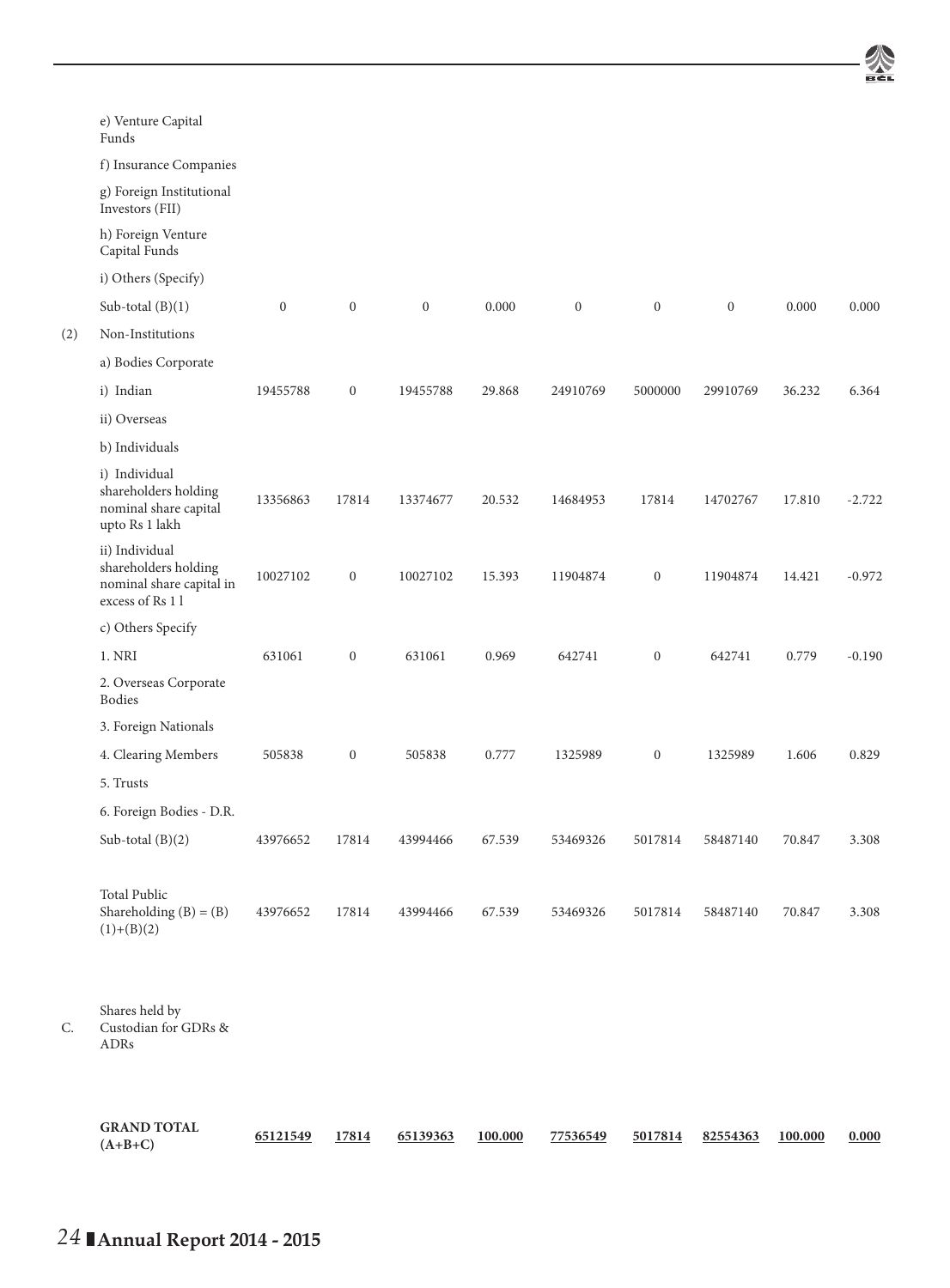| | | | | | | | | | | |
|---|---|---|---|---|---|---|---|---|---|---|
| | e) Venture Capital Funds | | | | | | | | | |
| | f) Insurance Companies | | | | | | | | | |
| | g) Foreign Institutional Investors (FII) | | | | | | | | | |
| | h) Foreign Venture Capital Funds | | | | | | | | | |
| | i) Others (Specify) | | | | | | | | | |
| | Sub-total (B)(1) | 0 | 0 | 0 | 0.000 | 0 | 0 | 0 | 0.000 | 0.000 |
| (2) | Non-Institutions | | | | | | | | | |
| | a) Bodies Corporate | | | | | | | | | |
| | i) Indian | 19455788 | 0 | 19455788 | 29.868 | 24910769 | 5000000 | 29910769 | 36.232 | 6.364 |
| | ii) Overseas | | | | | | | | | |
| | b) Individuals | | | | | | | | | |
| | i) Individual shareholders holding nominal share capital upto Rs 1 lakh | 13356863 | 17814 | 13374677 | 20.532 | 14684953 | 17814 | 14702767 | 17.810 | -2.722 |
| | ii) Individual shareholders holding nominal share capital in excess of Rs 1 l | 10027102 | 0 | 10027102 | 15.393 | 11904874 | 0 | 11904874 | 14.421 | -0.972 |
| | c) Others Specify | | | | | | | | | |
| | 1. NRI | 631061 | 0 | 631061 | 0.969 | 642741 | 0 | 642741 | 0.779 | -0.190 |
| | 2. Overseas Corporate Bodies | | | | | | | | | |
| | 3. Foreign Nationals | | | | | | | | | |
| | 4. Clearing Members | 505838 | 0 | 505838 | 0.777 | 1325989 | 0 | 1325989 | 1.606 | 0.829 |
| | 5. Trusts | | | | | | | | | |
| | 6. Foreign Bodies - D.R. | | | | | | | | | |
| | Sub-total (B)(2) | 43976652 | 17814 | 43994466 | 67.539 | 53469326 | 5017814 | 58487140 | 70.847 | 3.308 |
| | Total Public Shareholding (B) = (B)(1)+(B)(2) | 43976652 | 17814 | 43994466 | 67.539 | 53469326 | 5017814 | 58487140 | 70.847 | 3.308 |
| C. | Shares held by Custodian for GDRs & ADRs | | | | | | | | | |
| | **GRAND TOTAL (A+B+C)** | **65121549** | **17814** | **65139363** | **100.000** | **77536549** | **5017814** | **82554363** | **100.000** | **0.000** |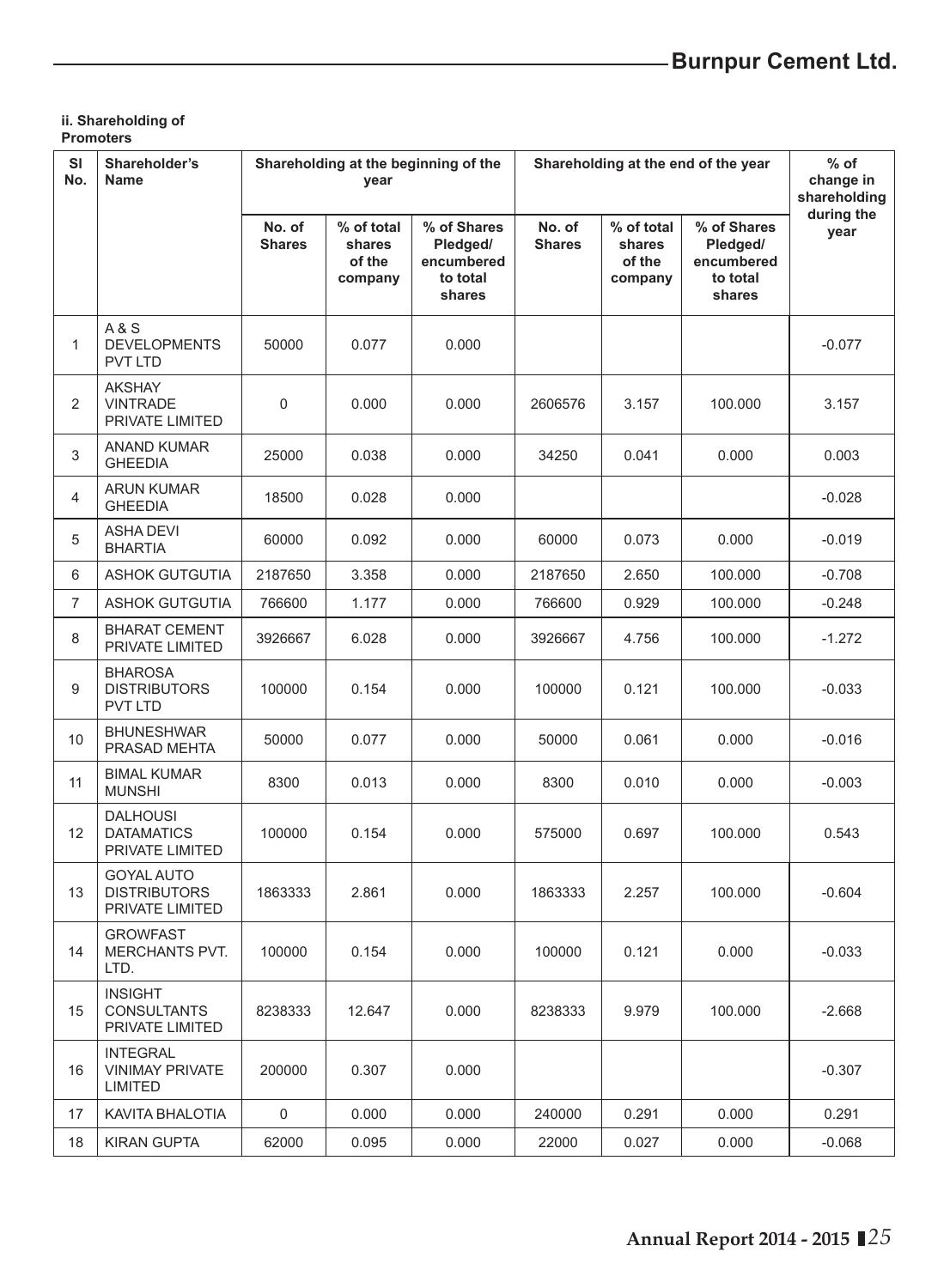**ii. Shareholding of Promoters**

| Sl No. | Shareholder's Name | Shareholding at the beginning of the year | | | Shareholding at the end of the year | | | % of change in shareholding during the year |
|---|---|---|---|---|---|---|---|---|
| | | No. of Shares | % of total shares of the company | % of Shares Pledged/ encumbered to total shares | No. of Shares | % of total shares of the company | % of Shares Pledged/ encumbered to total shares | |
| 1 | A & S DEVELOPMENTS PVT LTD | 50000 | 0.077 | 0.000 | | | | -0.077 |
| 2 | AKSHAY VINTRADE PRIVATE LIMITED | 0 | 0.000 | 0.000 | 2606576 | 3.157 | 100.000 | 3.157 |
| 3 | ANAND KUMAR GHEEDIA | 25000 | 0.038 | 0.000 | 34250 | 0.041 | 0.000 | 0.003 |
| 4 | ARUN KUMAR GHEEDIA | 18500 | 0.028 | 0.000 | | | | -0.028 |
| 5 | ASHA DEVI BHARTIA | 60000 | 0.092 | 0.000 | 60000 | 0.073 | 0.000 | -0.019 |
| 6 | ASHOK GUTGUTIA | 2187650 | 3.358 | 0.000 | 2187650 | 2.650 | 100.000 | -0.708 |
| 7 | ASHOK GUTGUTIA | 766600 | 1.177 | 0.000 | 766600 | 0.929 | 100.000 | -0.248 |
| 8 | BHARAT CEMENT PRIVATE LIMITED | 3926667 | 6.028 | 0.000 | 3926667 | 4.756 | 100.000 | -1.272 |
| 9 | BHAROSA DISTRIBUTORS PVT LTD | 100000 | 0.154 | 0.000 | 100000 | 0.121 | 100.000 | -0.033 |
| 10 | BHUNESHWAR PRASAD MEHTA | 50000 | 0.077 | 0.000 | 50000 | 0.061 | 0.000 | -0.016 |
| 11 | BIMAL KUMAR MUNSHI | 8300 | 0.013 | 0.000 | 8300 | 0.010 | 0.000 | -0.003 |
| 12 | DALHOUSI DATAMATICS PRIVATE LIMITED | 100000 | 0.154 | 0.000 | 575000 | 0.697 | 100.000 | 0.543 |
| 13 | GOYAL AUTO DISTRIBUTORS PRIVATE LIMITED | 1863333 | 2.861 | 0.000 | 1863333 | 2.257 | 100.000 | -0.604 |
| 14 | GROWFAST MERCHANTS PVT. LTD. | 100000 | 0.154 | 0.000 | 100000 | 0.121 | 0.000 | -0.033 |
| 15 | INSIGHT CONSULTANTS PRIVATE LIMITED | 8238333 | 12.647 | 0.000 | 8238333 | 9.979 | 100.000 | -2.668 |
| 16 | INTEGRAL VINIMAY PRIVATE LIMITED | 200000 | 0.307 | 0.000 | | | | -0.307 |
| 17 | KAVITA BHALOTIA | 0 | 0.000 | 0.000 | 240000 | 0.291 | 0.000 | 0.291 |
| 18 | KIRAN GUPTA | 62000 | 0.095 | 0.000 | 22000 | 0.027 | 0.000 | -0.068 |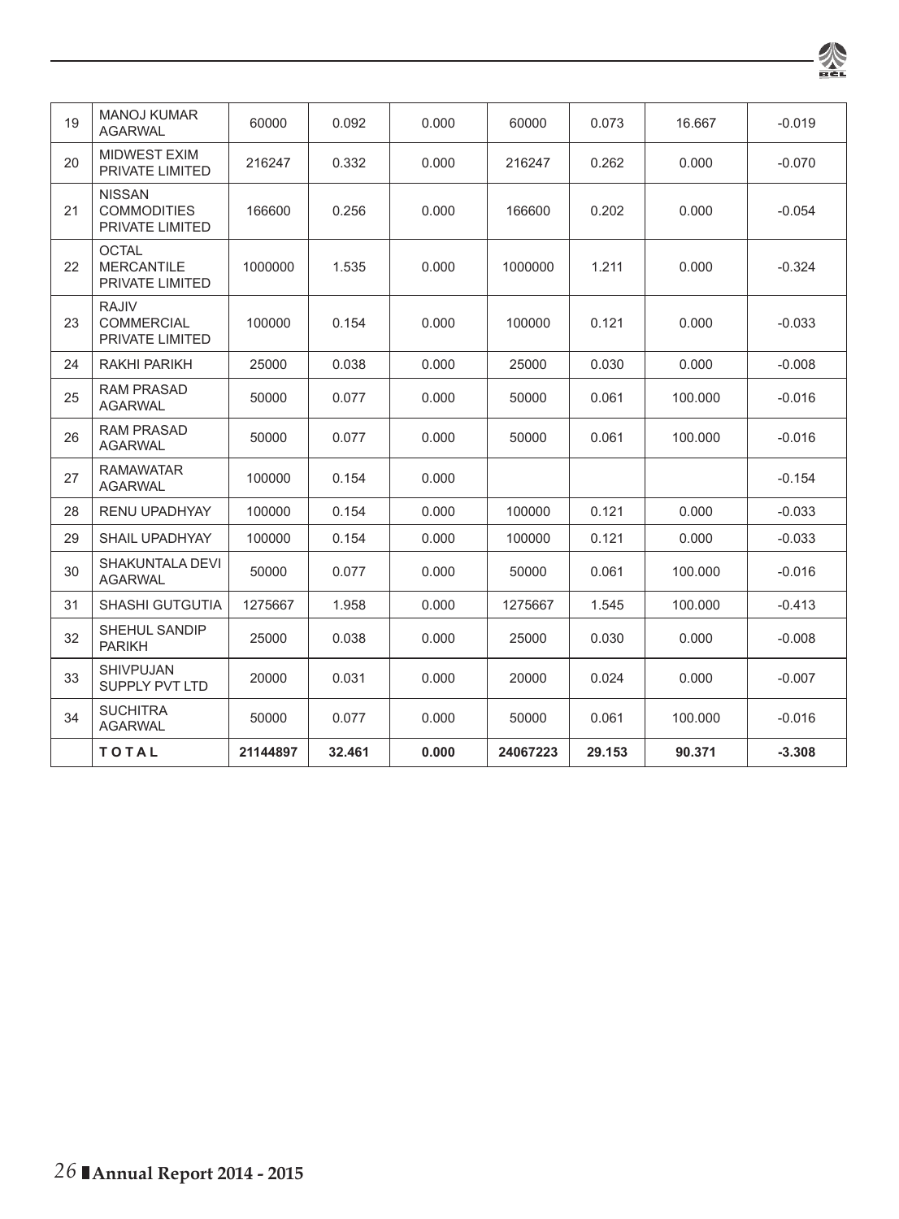| 19 | MANOJ KUMAR AGARWAL | 60000 | 0.092 | 0.000 | 60000 | 0.073 | 16.667 | -0.019 |
|---|---|---|---|---|---|---|---|---|
| 20 | MIDWEST EXIM PRIVATE LIMITED | 216247 | 0.332 | 0.000 | 216247 | 0.262 | 0.000 | -0.070 |
| 21 | NISSAN COMMODITIES PRIVATE LIMITED | 166600 | 0.256 | 0.000 | 166600 | 0.202 | 0.000 | -0.054 |
| 22 | OCTAL MERCANTILE PRIVATE LIMITED | 1000000 | 1.535 | 0.000 | 1000000 | 1.211 | 0.000 | -0.324 |
| 23 | RAJIV COMMERCIAL PRIVATE LIMITED | 100000 | 0.154 | 0.000 | 100000 | 0.121 | 0.000 | -0.033 |
| 24 | RAKHI PARIKH | 25000 | 0.038 | 0.000 | 25000 | 0.030 | 0.000 | -0.008 |
| 25 | RAM PRASAD AGARWAL | 50000 | 0.077 | 0.000 | 50000 | 0.061 | 100.000 | -0.016 |
| 26 | RAM PRASAD AGARWAL | 50000 | 0.077 | 0.000 | 50000 | 0.061 | 100.000 | -0.016 |
| 27 | RAMAWATAR AGARWAL | 100000 | 0.154 | 0.000 | | | | -0.154 |
| 28 | RENU UPADHYAY | 100000 | 0.154 | 0.000 | 100000 | 0.121 | 0.000 | -0.033 |
| 29 | SHAIL UPADHYAY | 100000 | 0.154 | 0.000 | 100000 | 0.121 | 0.000 | -0.033 |
| 30 | SHAKUNTALA DEVI AGARWAL | 50000 | 0.077 | 0.000 | 50000 | 0.061 | 100.000 | -0.016 |
| 31 | SHASHI GUTGUTIA | 1275667 | 1.958 | 0.000 | 1275667 | 1.545 | 100.000 | -0.413 |
| 32 | SHEHUL SANDIP PARIKH | 25000 | 0.038 | 0.000 | 25000 | 0.030 | 0.000 | -0.008 |
| 33 | SHIVPUJAN SUPPLY PVT LTD | 20000 | 0.031 | 0.000 | 20000 | 0.024 | 0.000 | -0.007 |
| 34 | SUCHITRA AGARWAL | 50000 | 0.077 | 0.000 | 50000 | 0.061 | 100.000 | -0.016 |
| | **TOTAL** | **21144897** | **32.461** | **0.000** | **24067223** | **29.153** | **90.371** | **-3.308** |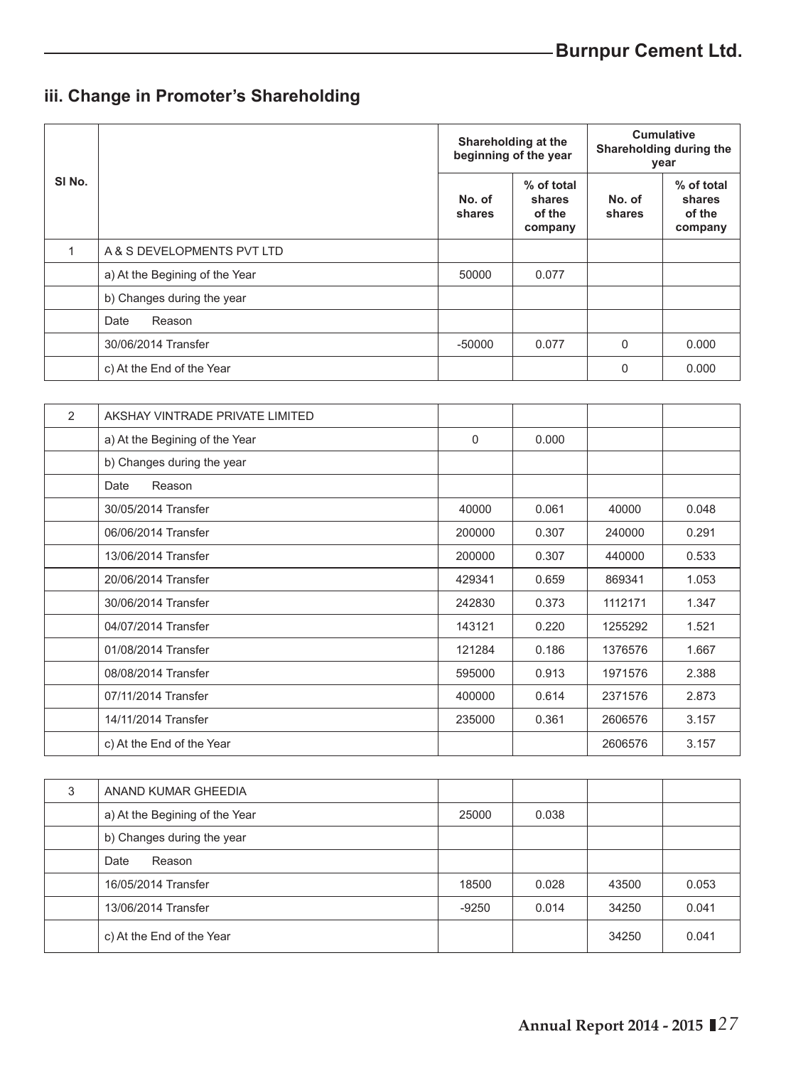### iii. Change in Promoter's Shareholding

| Sl No. | | Shareholding at the beginning of the year | | Cumulative Shareholding during the year | |
|---|---|---|---|---|---|
| | | No. of shares | % of total shares of the company | No. of shares | % of total shares of the company |
| 1 | A & S DEVELOPMENTS PVT LTD | | | | |
| | a) At the Begining of the Year | 50000 | 0.077 | | |
| | b) Changes during the year | | | | |
| | Date Reason | | | | |
| | 30/06/2014 Transfer | -50000 | 0.077 | 0 | 0.000 |
| | c) At the End of the Year | | | 0 | 0.000 |
| 2 | AKSHAY VINTRADE PRIVATE LIMITED | | | | |
| | a) At the Begining of the Year | 0 | 0.000 | | |
| | b) Changes during the year | | | | |
| | Date Reason | | | | |
| | 30/05/2014 Transfer | 40000 | 0.061 | 40000 | 0.048 |
| | 06/06/2014 Transfer | 200000 | 0.307 | 240000 | 0.291 |
| | 13/06/2014 Transfer | 200000 | 0.307 | 440000 | 0.533 |
| | 20/06/2014 Transfer | 429341 | 0.659 | 869341 | 1.053 |
| | 30/06/2014 Transfer | 242830 | 0.373 | 1112171 | 1.347 |
| | 04/07/2014 Transfer | 143121 | 0.220 | 1255292 | 1.521 |
| | 01/08/2014 Transfer | 121284 | 0.186 | 1376576 | 1.667 |
| | 08/08/2014 Transfer | 595000 | 0.913 | 1971576 | 2.388 |
| | 07/11/2014 Transfer | 400000 | 0.614 | 2371576 | 2.873 |
| | 14/11/2014 Transfer | 235000 | 0.361 | 2606576 | 3.157 |
| | c) At the End of the Year | | | 2606576 | 3.157 |
| 3 | ANAND KUMAR GHEEDIA | | | | |
| | a) At the Begining of the Year | 25000 | 0.038 | | |
| | b) Changes during the year | | | | |
| | Date Reason | | | | |
| | 16/05/2014 Transfer | 18500 | 0.028 | 43500 | 0.053 |
| | 13/06/2014 Transfer | -9250 | 0.014 | 34250 | 0.041 |
| | c) At the End of the Year | | | 34250 | 0.041 |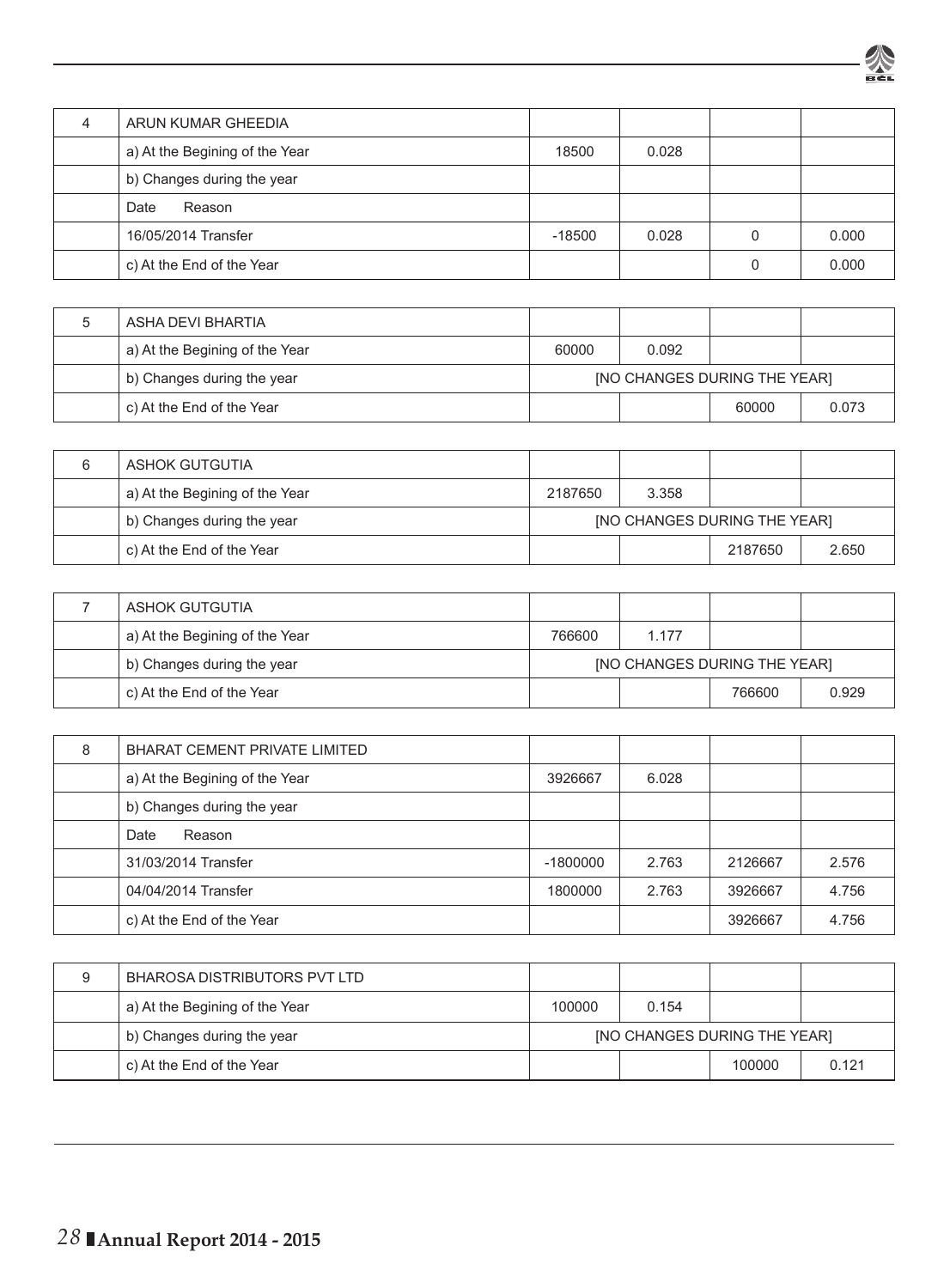| 4 | ARUN KUMAR GHEEDIA | | | | |
|---|---|---|---|---|---|
| | a) At the Begining of the Year | 18500 | 0.028 | | |
| | b) Changes during the year | | | | |
| | Date Reason | | | | |
| | 16/05/2014 Transfer | -18500 | 0.028 | 0 | 0.000 |
| | c) At the End of the Year | | | 0 | 0.000 |

| 5 | ASHA DEVI BHARTIA | | | | |
|---|---|---|---|---|---|
| | a) At the Begining of the Year | 60000 | 0.092 | | |
| | b) Changes during the year | [NO CHANGES DURING THE YEAR] | | | |
| | c) At the End of the Year | | | 60000 | 0.073 |

| 6 | ASHOK GUTGUTIA | | | | |
|---|---|---|---|---|---|
| | a) At the Begining of the Year | 2187650 | 3.358 | | |
| | b) Changes during the year | [NO CHANGES DURING THE YEAR] | | | |
| | c) At the End of the Year | | | 2187650 | 2.650 |

| 7 | ASHOK GUTGUTIA | | | | |
|---|---|---|---|---|---|
| | a) At the Begining of the Year | 766600 | 1.177 | | |
| | b) Changes during the year | [NO CHANGES DURING THE YEAR] | | | |
| | c) At the End of the Year | | | 766600 | 0.929 |

| 8 | BHARAT CEMENT PRIVATE LIMITED | | | | |
|---|---|---|---|---|---|
| | a) At the Begining of the Year | 3926667 | 6.028 | | |
| | b) Changes during the year | | | | |
| | Date Reason | | | | |
| | 31/03/2014 Transfer | -1800000 | 2.763 | 2126667 | 2.576 |
| | 04/04/2014 Transfer | 1800000 | 2.763 | 3926667 | 4.756 |
| | c) At the End of the Year | | | 3926667 | 4.756 |

| 9 | BHAROSA DISTRIBUTORS PVT LTD | | | | |
|---|---|---|---|---|---|
| | a) At the Begining of the Year | 100000 | 0.154 | | |
| | b) Changes during the year | [NO CHANGES DURING THE YEAR] | | | |
| | c) At the End of the Year | | | 100000 | 0.121 |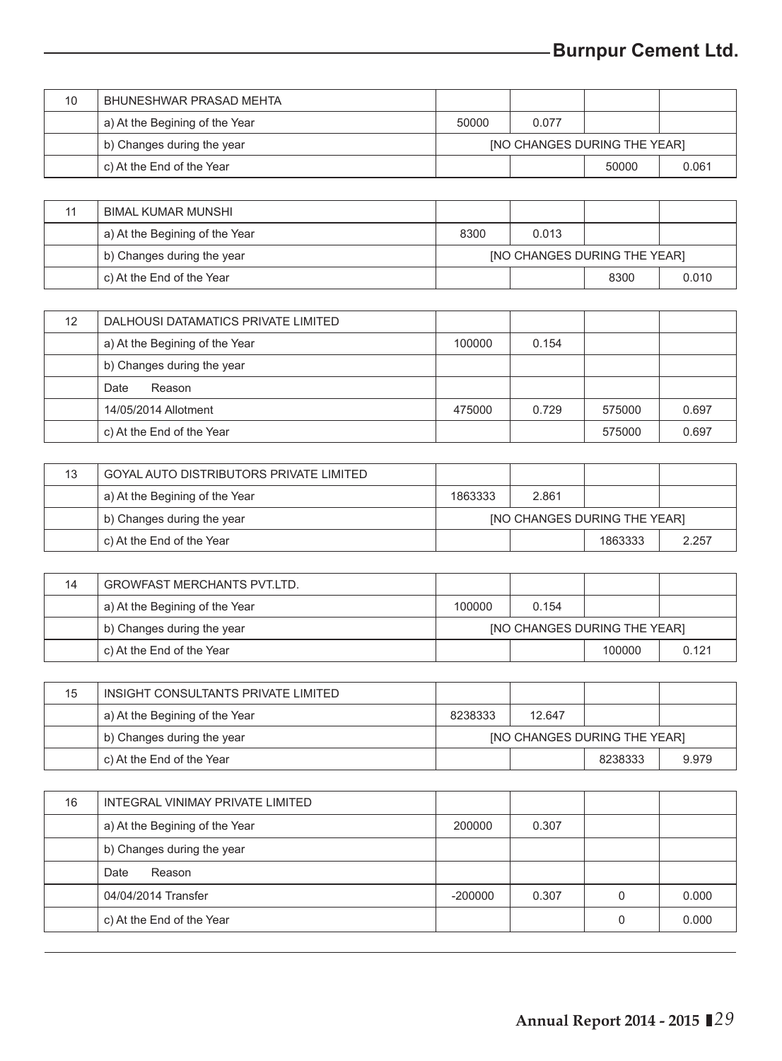| 10 | BHUNESHWAR PRASAD MEHTA | | | | |
|---|---|---|---|---|---|
| | a) At the Begining of the Year | 50000 | 0.077 | | |
| | b) Changes during the year | [NO CHANGES DURING THE YEAR] | | | |
| | c) At the End of the Year | | | 50000 | 0.061 |

| 11 | BIMAL KUMAR MUNSHI | | | | |
|---|---|---|---|---|---|
| | a) At the Begining of the Year | 8300 | 0.013 | | |
| | b) Changes during the year | [NO CHANGES DURING THE YEAR] | | | |
| | c) At the End of the Year | | | 8300 | 0.010 |

| 12 | DALHOUSI DATAMATICS PRIVATE LIMITED | | | | |
|---|---|---|---|---|---|
| | a) At the Begining of the Year | 100000 | 0.154 | | |
| | b) Changes during the year | | | | |
| | Date Reason | | | | |
| | 14/05/2014 Allotment | 475000 | 0.729 | 575000 | 0.697 |
| | c) At the End of the Year | | | 575000 | 0.697 |

| 13 | GOYAL AUTO DISTRIBUTORS PRIVATE LIMITED | | | | |
|---|---|---|---|---|---|
| | a) At the Begining of the Year | 1863333 | 2.861 | | |
| | b) Changes during the year | [NO CHANGES DURING THE YEAR] | | | |
| | c) At the End of the Year | | | 1863333 | 2.257 |

| 14 | GROWFAST MERCHANTS PVT.LTD. | | | | |
|---|---|---|---|---|---|
| | a) At the Begining of the Year | 100000 | 0.154 | | |
| | b) Changes during the year | [NO CHANGES DURING THE YEAR] | | | |
| | c) At the End of the Year | | | 100000 | 0.121 |

| 15 | INSIGHT CONSULTANTS PRIVATE LIMITED | | | | |
|---|---|---|---|---|---|
| | a) At the Begining of the Year | 8238333 | 12.647 | | |
| | b) Changes during the year | [NO CHANGES DURING THE YEAR] | | | |
| | c) At the End of the Year | | | 8238333 | 9.979 |

| 16 | INTEGRAL VINIMAY PRIVATE LIMITED | | | | |
|---|---|---|---|---|---|
| | a) At the Begining of the Year | 200000 | 0.307 | | |
| | b) Changes during the year | | | | |
| | Date Reason | | | | |
| | 04/04/2014 Transfer | -200000 | 0.307 | 0 | 0.000 |
| | c) At the End of the Year | | | 0 | 0.000 |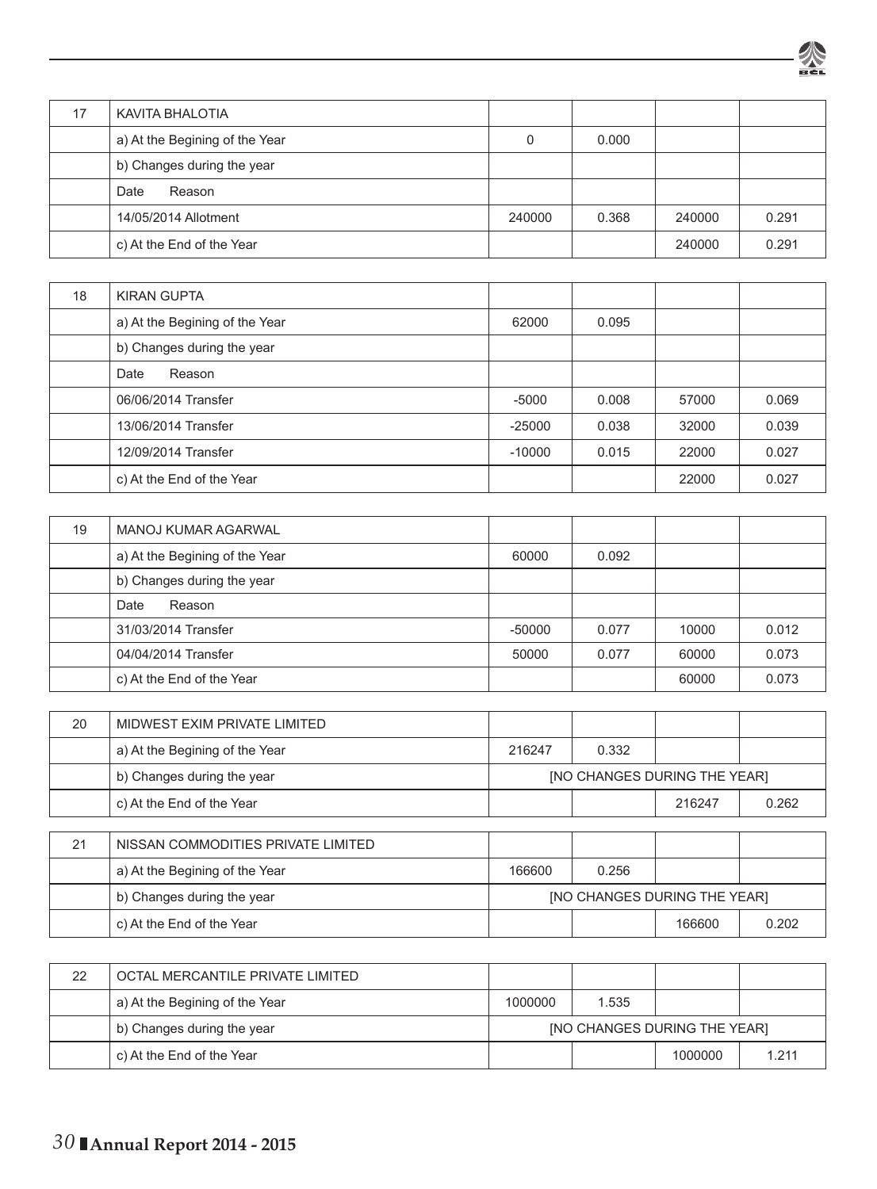| 17 | KAVITA BHALOTIA | | | | |
|---|---|---|---|---|---|
| | a) At the Begining of the Year | 0 | 0.000 | | |
| | b) Changes during the year | | | | |
| | Date Reason | | | | |
| | 14/05/2014 Allotment | 240000 | 0.368 | 240000 | 0.291 |
| | c) At the End of the Year | | | 240000 | 0.291 |

| 18 | KIRAN GUPTA | | | | |
|---|---|---|---|---|---|
| | a) At the Begining of the Year | 62000 | 0.095 | | |
| | b) Changes during the year | | | | |
| | Date Reason | | | | |
| | 06/06/2014 Transfer | -5000 | 0.008 | 57000 | 0.069 |
| | 13/06/2014 Transfer | -25000 | 0.038 | 32000 | 0.039 |
| | 12/09/2014 Transfer | -10000 | 0.015 | 22000 | 0.027 |
| | c) At the End of the Year | | | 22000 | 0.027 |

| 19 | MANOJ KUMAR AGARWAL | | | | |
|---|---|---|---|---|---|
| | a) At the Begining of the Year | 60000 | 0.092 | | |
| | b) Changes during the year | | | | |
| | Date Reason | | | | |
| | 31/03/2014 Transfer | -50000 | 0.077 | 10000 | 0.012 |
| | 04/04/2014 Transfer | 50000 | 0.077 | 60000 | 0.073 |
| | c) At the End of the Year | | | 60000 | 0.073 |

| 20 | MIDWEST EXIM PRIVATE LIMITED | | | | |
|---|---|---|---|---|---|
| | a) At the Begining of the Year | 216247 | 0.332 | | |
| | b) Changes during the year | [NO CHANGES DURING THE YEAR] | | | |
| | c) At the End of the Year | | | 216247 | 0.262 |

| 21 | NISSAN COMMODITIES PRIVATE LIMITED | | | | |
|---|---|---|---|---|---|
| | a) At the Begining of the Year | 166600 | 0.256 | | |
| | b) Changes during the year | [NO CHANGES DURING THE YEAR] | | | |
| | c) At the End of the Year | | | 166600 | 0.202 |

| 22 | OCTAL MERCANTILE PRIVATE LIMITED | | | | |
|---|---|---|---|---|---|
| | a) At the Begining of the Year | 1000000 | 1.535 | | |
| | b) Changes during the year | [NO CHANGES DURING THE YEAR] | | | |
| | c) At the End of the Year | | | 1000000 | 1.211 |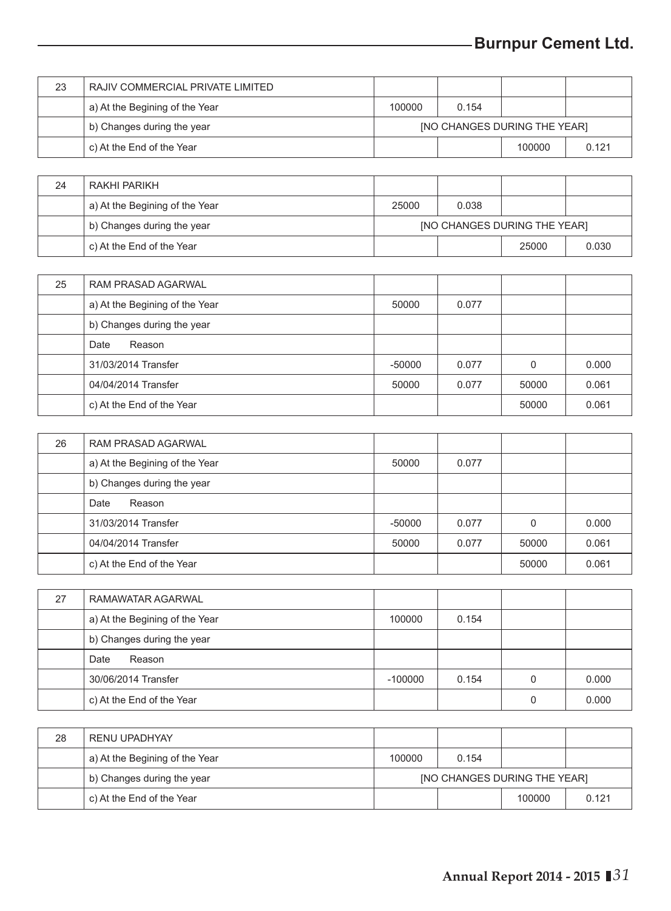| 23 | RAJIV COMMERCIAL PRIVATE LIMITED | | | | |
|---|---|---|---|---|---|
| | a) At the Begining of the Year | 100000 | 0.154 | | |
| | b) Changes during the year | [NO CHANGES DURING THE YEAR] | | | |
| | c) At the End of the Year | | | 100000 | 0.121 |

| 24 | RAKHI PARIKH | | | | |
|---|---|---|---|---|---|
| | a) At the Begining of the Year | 25000 | 0.038 | | |
| | b) Changes during the year | [NO CHANGES DURING THE YEAR] | | | |
| | c) At the End of the Year | | | 25000 | 0.030 |

| 25 | RAM PRASAD AGARWAL | | | | |
|---|---|---|---|---|---|
| | a) At the Begining of the Year | 50000 | 0.077 | | |
| | b) Changes during the year | | | | |
| | Date Reason | | | | |
| | 31/03/2014 Transfer | -50000 | 0.077 | 0 | 0.000 |
| | 04/04/2014 Transfer | 50000 | 0.077 | 50000 | 0.061 |
| | c) At the End of the Year | | | 50000 | 0.061 |

| 26 | RAM PRASAD AGARWAL | | | | |
|---|---|---|---|---|---|
| | a) At the Begining of the Year | 50000 | 0.077 | | |
| | b) Changes during the year | | | | |
| | Date Reason | | | | |
| | 31/03/2014 Transfer | -50000 | 0.077 | 0 | 0.000 |
| | 04/04/2014 Transfer | 50000 | 0.077 | 50000 | 0.061 |
| | c) At the End of the Year | | | 50000 | 0.061 |

| 27 | RAMAWATAR AGARWAL | | | | |
|---|---|---|---|---|---|
| | a) At the Begining of the Year | 100000 | 0.154 | | |
| | b) Changes during the year | | | | |
| | Date Reason | | | | |
| | 30/06/2014 Transfer | -100000 | 0.154 | 0 | 0.000 |
| | c) At the End of the Year | | | 0 | 0.000 |

| 28 | RENU UPADHYAY | | | | |
|---|---|---|---|---|---|
| | a) At the Begining of the Year | 100000 | 0.154 | | |
| | b) Changes during the year | [NO CHANGES DURING THE YEAR] | | | |
| | c) At the End of the Year | | | 100000 | 0.121 |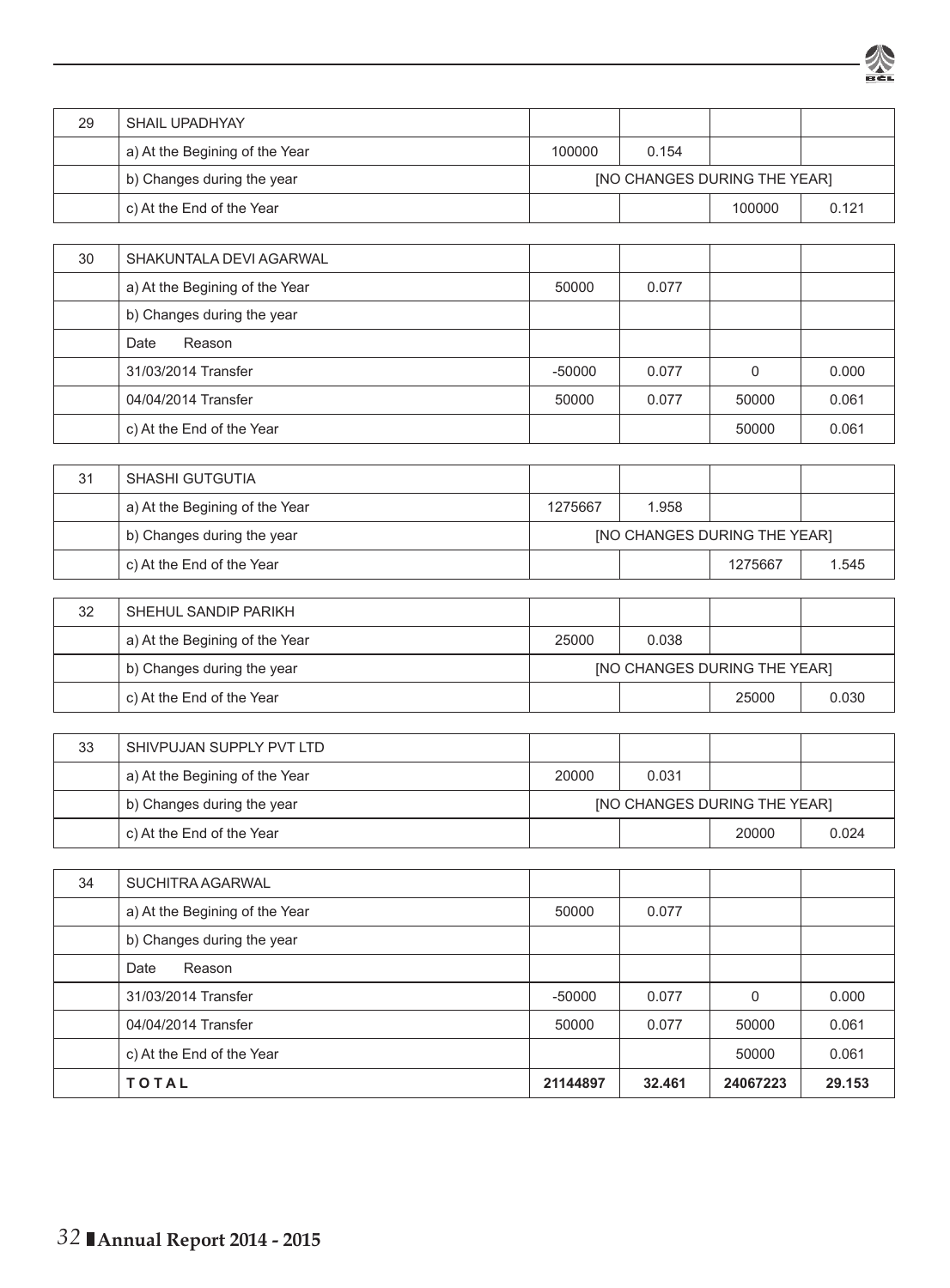| 29 | SHAIL UPADHYAY | | | | |
|---|---|---|---|---|---|
| | a) At the Begining of the Year | 100000 | 0.154 | | |
| | b) Changes during the year | [NO CHANGES DURING THE YEAR] | | | |
| | c) At the End of the Year | | | 100000 | 0.121 |

| 30 | SHAKUNTALA DEVI AGARWAL | | | | |
|---|---|---|---|---|---|
| | a) At the Begining of the Year | 50000 | 0.077 | | |
| | b) Changes during the year | | | | |
| | Date Reason | | | | |
| | 31/03/2014 Transfer | -50000 | 0.077 | 0 | 0.000 |
| | 04/04/2014 Transfer | 50000 | 0.077 | 50000 | 0.061 |
| | c) At the End of the Year | | | 50000 | 0.061 |

| 31 | SHASHI GUTGUTIA | | | | |
|---|---|---|---|---|---|
| | a) At the Begining of the Year | 1275667 | 1.958 | | |
| | b) Changes during the year | [NO CHANGES DURING THE YEAR] | | | |
| | c) At the End of the Year | | | 1275667 | 1.545 |

| 32 | SHEHUL SANDIP PARIKH | | | | |
|---|---|---|---|---|---|
| | a) At the Begining of the Year | 25000 | 0.038 | | |
| | b) Changes during the year | [NO CHANGES DURING THE YEAR] | | | |
| | c) At the End of the Year | | | 25000 | 0.030 |

| 33 | SHIVPUJAN SUPPLY PVT LTD | | | | |
|---|---|---|---|---|---|
| | a) At the Begining of the Year | 20000 | 0.031 | | |
| | b) Changes during the year | [NO CHANGES DURING THE YEAR] | | | |
| | c) At the End of the Year | | | 20000 | 0.024 |

| 34 | SUCHITRA AGARWAL | | | | |
|---|---|---|---|---|---|
| | a) At the Begining of the Year | 50000 | 0.077 | | |
| | b) Changes during the year | | | | |
| | Date Reason | | | | |
| | 31/03/2014 Transfer | -50000 | 0.077 | 0 | 0.000 |
| | 04/04/2014 Transfer | 50000 | 0.077 | 50000 | 0.061 |
| | c) At the End of the Year | | | 50000 | 0.061 |
| | **TOTAL** | **21144897** | **32.461** | **24067223** | **29.153** |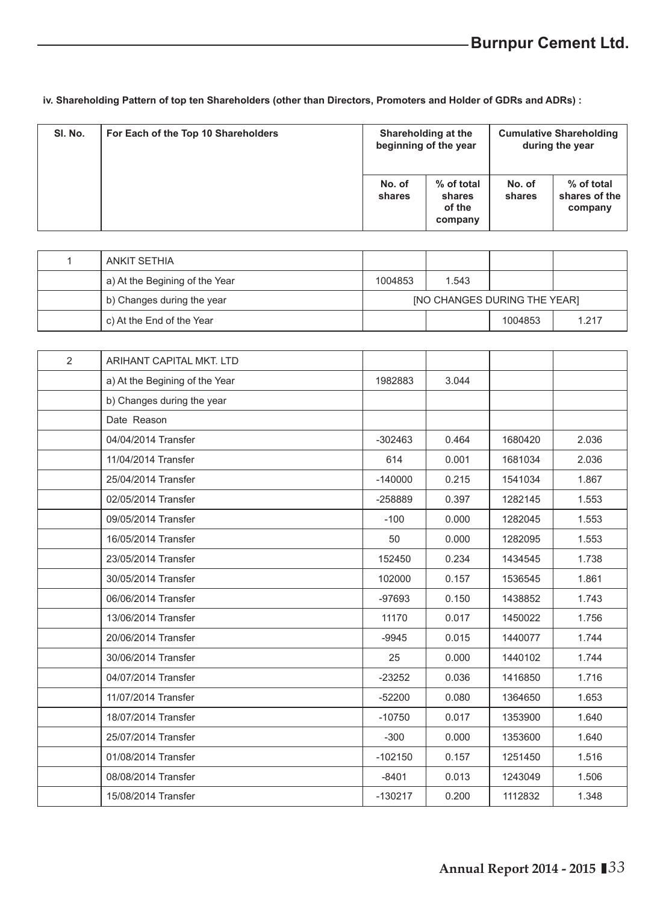**iv. Shareholding Pattern of top ten Shareholders (other than Directors, Promoters and Holder of GDRs and ADRs) :**

| Sl. No. | For Each of the Top 10 Shareholders | Shareholding at the beginning of the year | | Cumulative Shareholding during the year | |
|---|---|---|---|---|---|
| | | No. of shares | % of total shares of the company | No. of shares | % of total shares of the company |
| 1 | ANKIT SETHIA | | | | |
| | a) At the Begining of the Year | 1004853 | 1.543 | | |
| | b) Changes during the year | [NO CHANGES DURING THE YEAR] | | | |
| | c) At the End of the Year | | | 1004853 | 1.217 |
| 2 | ARIHANT CAPITAL MKT. LTD | | | | |
| | a) At the Begining of the Year | 1982883 | 3.044 | | |
| | b) Changes during the year | | | | |
| | Date Reason | | | | |
| | 04/04/2014 Transfer | -302463 | 0.464 | 1680420 | 2.036 |
| | 11/04/2014 Transfer | 614 | 0.001 | 1681034 | 2.036 |
| | 25/04/2014 Transfer | -140000 | 0.215 | 1541034 | 1.867 |
| | 02/05/2014 Transfer | -258889 | 0.397 | 1282145 | 1.553 |
| | 09/05/2014 Transfer | -100 | 0.000 | 1282045 | 1.553 |
| | 16/05/2014 Transfer | 50 | 0.000 | 1282095 | 1.553 |
| | 23/05/2014 Transfer | 152450 | 0.234 | 1434545 | 1.738 |
| | 30/05/2014 Transfer | 102000 | 0.157 | 1536545 | 1.861 |
| | 06/06/2014 Transfer | -97693 | 0.150 | 1438852 | 1.743 |
| | 13/06/2014 Transfer | 11170 | 0.017 | 1450022 | 1.756 |
| | 20/06/2014 Transfer | -9945 | 0.015 | 1440077 | 1.744 |
| | 30/06/2014 Transfer | 25 | 0.000 | 1440102 | 1.744 |
| | 04/07/2014 Transfer | -23252 | 0.036 | 1416850 | 1.716 |
| | 11/07/2014 Transfer | -52200 | 0.080 | 1364650 | 1.653 |
| | 18/07/2014 Transfer | -10750 | 0.017 | 1353900 | 1.640 |
| | 25/07/2014 Transfer | -300 | 0.000 | 1353600 | 1.640 |
| | 01/08/2014 Transfer | -102150 | 0.157 | 1251450 | 1.516 |
| | 08/08/2014 Transfer | -8401 | 0.013 | 1243049 | 1.506 |
| | 15/08/2014 Transfer | -130217 | 0.200 | 1112832 | 1.348 |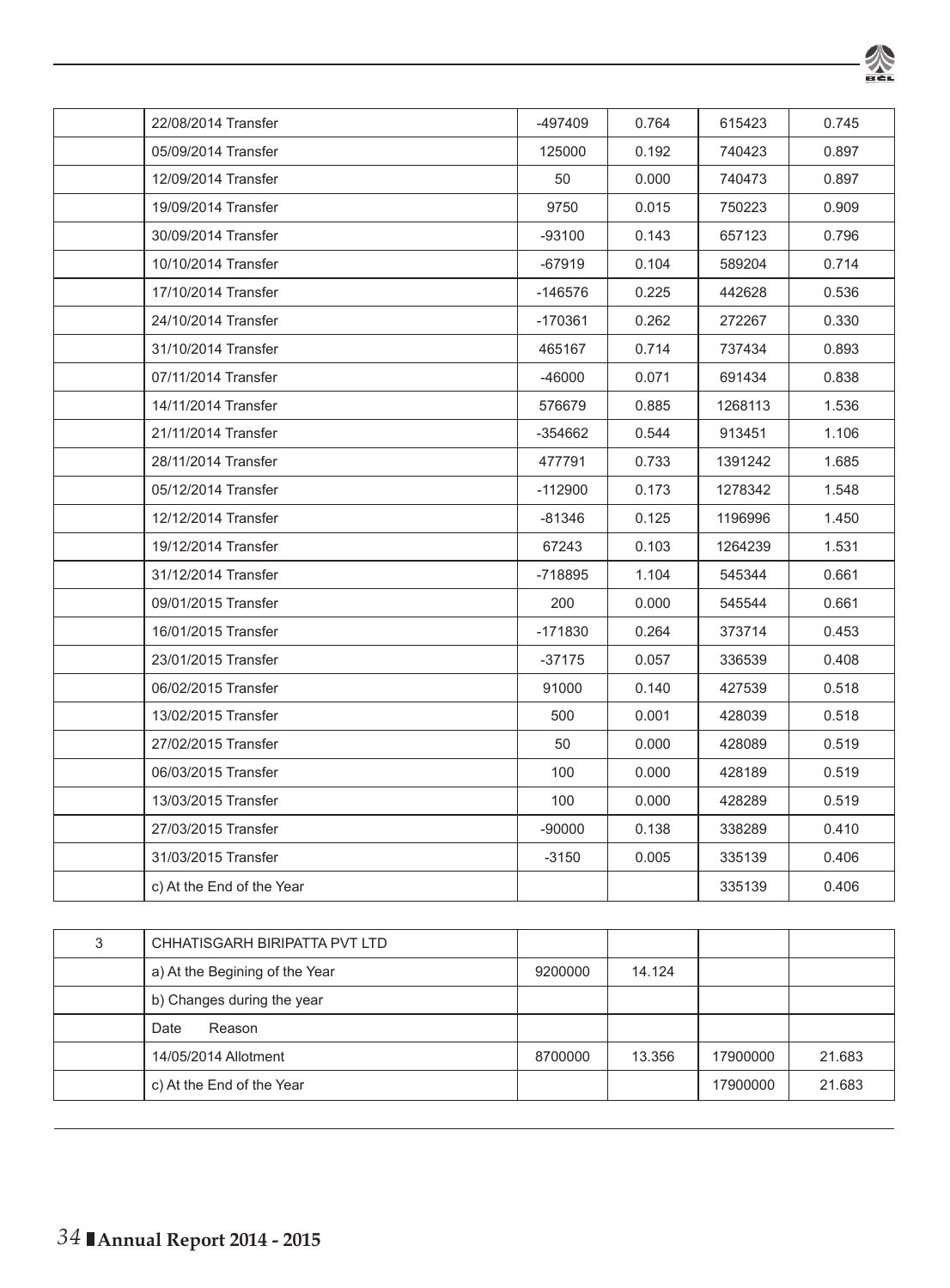| | | | | | |
|---|---|---|---|---|---|
| | 22/08/2014 Transfer | -497409 | 0.764 | 615423 | 0.745 |
| | 05/09/2014 Transfer | 125000 | 0.192 | 740423 | 0.897 |
| | 12/09/2014 Transfer | 50 | 0.000 | 740473 | 0.897 |
| | 19/09/2014 Transfer | 9750 | 0.015 | 750223 | 0.909 |
| | 30/09/2014 Transfer | -93100 | 0.143 | 657123 | 0.796 |
| | 10/10/2014 Transfer | -67919 | 0.104 | 589204 | 0.714 |
| | 17/10/2014 Transfer | -146576 | 0.225 | 442628 | 0.536 |
| | 24/10/2014 Transfer | -170361 | 0.262 | 272267 | 0.330 |
| | 31/10/2014 Transfer | 465167 | 0.714 | 737434 | 0.893 |
| | 07/11/2014 Transfer | -46000 | 0.071 | 691434 | 0.838 |
| | 14/11/2014 Transfer | 576679 | 0.885 | 1268113 | 1.536 |
| | 21/11/2014 Transfer | -354662 | 0.544 | 913451 | 1.106 |
| | 28/11/2014 Transfer | 477791 | 0.733 | 1391242 | 1.685 |
| | 05/12/2014 Transfer | -112900 | 0.173 | 1278342 | 1.548 |
| | 12/12/2014 Transfer | -81346 | 0.125 | 1196996 | 1.450 |
| | 19/12/2014 Transfer | 67243 | 0.103 | 1264239 | 1.531 |
| | 31/12/2014 Transfer | -718895 | 1.104 | 545344 | 0.661 |
| | 09/01/2015 Transfer | 200 | 0.000 | 545544 | 0.661 |
| | 16/01/2015 Transfer | -171830 | 0.264 | 373714 | 0.453 |
| | 23/01/2015 Transfer | -37175 | 0.057 | 336539 | 0.408 |
| | 06/02/2015 Transfer | 91000 | 0.140 | 427539 | 0.518 |
| | 13/02/2015 Transfer | 500 | 0.001 | 428039 | 0.518 |
| | 27/02/2015 Transfer | 50 | 0.000 | 428089 | 0.519 |
| | 06/03/2015 Transfer | 100 | 0.000 | 428189 | 0.519 |
| | 13/03/2015 Transfer | 100 | 0.000 | 428289 | 0.519 |
| | 27/03/2015 Transfer | -90000 | 0.138 | 338289 | 0.410 |
| | 31/03/2015 Transfer | -3150 | 0.005 | 335139 | 0.406 |
| | c) At the End of the Year | | | 335139 | 0.406 |

| | | | | | |
|---|---|---|---|---|---|
| 3 | CHHATISGARH BIRIPATTA PVT LTD | | | | |
| | a) At the Begining of the Year | 9200000 | 14.124 | | |
| | b) Changes during the year | | | | |
| | Date Reason | | | | |
| | 14/05/2014 Allotment | 8700000 | 13.356 | 17900000 | 21.683 |
| | c) At the End of the Year | | | 17900000 | 21.683 |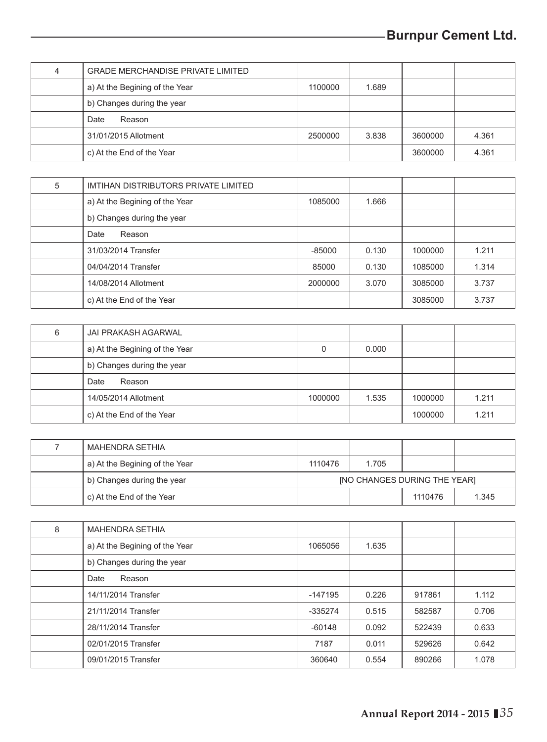| 4 | GRADE MERCHANDISE PRIVATE LIMITED | | | | |
|---|---|---|---|---|---|
| | a) At the Begining of the Year | 1100000 | 1.689 | | |
| | b) Changes during the year | | | | |
| | Date Reason | | | | |
| | 31/01/2015 Allotment | 2500000 | 3.838 | 3600000 | 4.361 |
| | c) At the End of the Year | | | 3600000 | 4.361 |

| 5 | IMTIHAN DISTRIBUTORS PRIVATE LIMITED | | | | |
|---|---|---|---|---|---|
| | a) At the Begining of the Year | 1085000 | 1.666 | | |
| | b) Changes during the year | | | | |
| | Date Reason | | | | |
| | 31/03/2014 Transfer | -85000 | 0.130 | 1000000 | 1.211 |
| | 04/04/2014 Transfer | 85000 | 0.130 | 1085000 | 1.314 |
| | 14/08/2014 Allotment | 2000000 | 3.070 | 3085000 | 3.737 |
| | c) At the End of the Year | | | 3085000 | 3.737 |

| 6 | JAI PRAKASH AGARWAL | | | | |
|---|---|---|---|---|---|
| | a) At the Begining of the Year | 0 | 0.000 | | |
| | b) Changes during the year | | | | |
| | Date Reason | | | | |
| | 14/05/2014 Allotment | 1000000 | 1.535 | 1000000 | 1.211 |
| | c) At the End of the Year | | | 1000000 | 1.211 |

| 7 | MAHENDRA SETHIA | | | | |
|---|---|---|---|---|---|
| | a) At the Begining of the Year | 1110476 | 1.705 | | |
| | b) Changes during the year | [NO CHANGES DURING THE YEAR] | | | |
| | c) At the End of the Year | | | 1110476 | 1.345 |

| 8 | MAHENDRA SETHIA | | | | |
|---|---|---|---|---|---|
| | a) At the Begining of the Year | 1065056 | 1.635 | | |
| | b) Changes during the year | | | | |
| | Date Reason | | | | |
| | 14/11/2014 Transfer | -147195 | 0.226 | 917861 | 1.112 |
| | 21/11/2014 Transfer | -335274 | 0.515 | 582587 | 0.706 |
| | 28/11/2014 Transfer | -60148 | 0.092 | 522439 | 0.633 |
| | 02/01/2015 Transfer | 7187 | 0.011 | 529626 | 0.642 |
| | 09/01/2015 Transfer | 360640 | 0.554 | 890266 | 1.078 |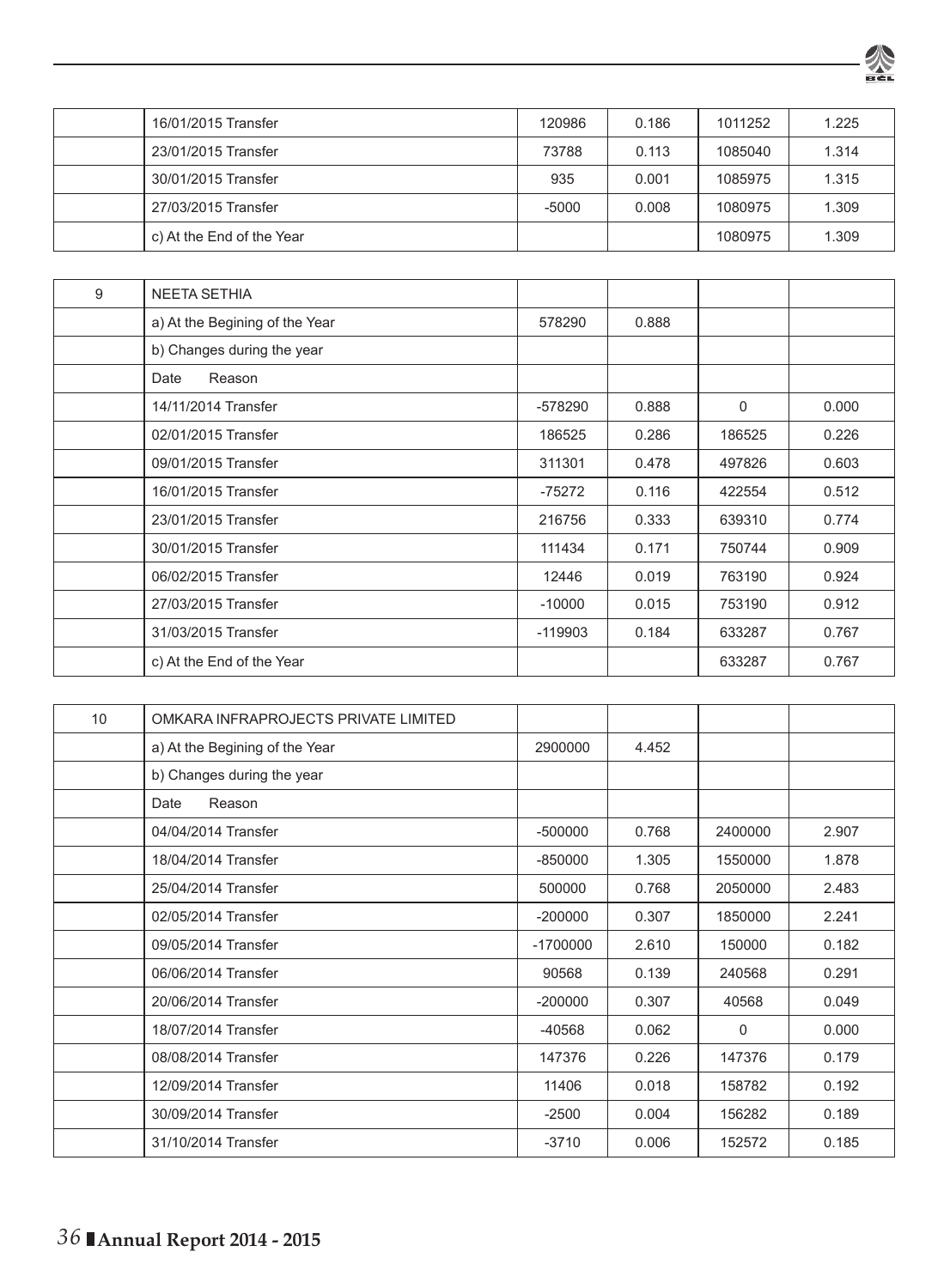| | | | | | |
|---|---|---|---|---|---|
| | 16/01/2015 Transfer | 120986 | 0.186 | 1011252 | 1.225 |
| | 23/01/2015 Transfer | 73788 | 0.113 | 1085040 | 1.314 |
| | 30/01/2015 Transfer | 935 | 0.001 | 1085975 | 1.315 |
| | 27/03/2015 Transfer | -5000 | 0.008 | 1080975 | 1.309 |
| | c) At the End of the Year | | | 1080975 | 1.309 |

| | | | | | |
|---|---|---|---|---|---|
| 9 | NEETA SETHIA | | | | |
| | a) At the Begining of the Year | 578290 | 0.888 | | |
| | b) Changes during the year | | | | |
| | Date Reason | | | | |
| | 14/11/2014 Transfer | -578290 | 0.888 | 0 | 0.000 |
| | 02/01/2015 Transfer | 186525 | 0.286 | 186525 | 0.226 |
| | 09/01/2015 Transfer | 311301 | 0.478 | 497826 | 0.603 |
| | 16/01/2015 Transfer | -75272 | 0.116 | 422554 | 0.512 |
| | 23/01/2015 Transfer | 216756 | 0.333 | 639310 | 0.774 |
| | 30/01/2015 Transfer | 111434 | 0.171 | 750744 | 0.909 |
| | 06/02/2015 Transfer | 12446 | 0.019 | 763190 | 0.924 |
| | 27/03/2015 Transfer | -10000 | 0.015 | 753190 | 0.912 |
| | 31/03/2015 Transfer | -119903 | 0.184 | 633287 | 0.767 |
| | c) At the End of the Year | | | 633287 | 0.767 |

| | | | | | |
|---|---|---|---|---|---|
| 10 | OMKARA INFRAPROJECTS PRIVATE LIMITED | | | | |
| | a) At the Begining of the Year | 2900000 | 4.452 | | |
| | b) Changes during the year | | | | |
| | Date Reason | | | | |
| | 04/04/2014 Transfer | -500000 | 0.768 | 2400000 | 2.907 |
| | 18/04/2014 Transfer | -850000 | 1.305 | 1550000 | 1.878 |
| | 25/04/2014 Transfer | 500000 | 0.768 | 2050000 | 2.483 |
| | 02/05/2014 Transfer | -200000 | 0.307 | 1850000 | 2.241 |
| | 09/05/2014 Transfer | -1700000 | 2.610 | 150000 | 0.182 |
| | 06/06/2014 Transfer | 90568 | 0.139 | 240568 | 0.291 |
| | 20/06/2014 Transfer | -200000 | 0.307 | 40568 | 0.049 |
| | 18/07/2014 Transfer | -40568 | 0.062 | 0 | 0.000 |
| | 08/08/2014 Transfer | 147376 | 0.226 | 147376 | 0.179 |
| | 12/09/2014 Transfer | 11406 | 0.018 | 158782 | 0.192 |
| | 30/09/2014 Transfer | -2500 | 0.004 | 156282 | 0.189 |
| | 31/10/2014 Transfer | -3710 | 0.006 | 152572 | 0.185 |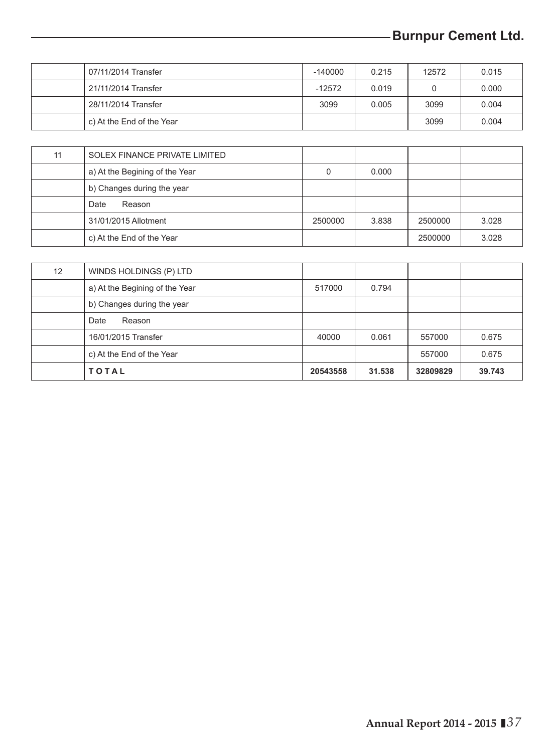| | | | | | |
|---|---|---|---|---|---|
| | 07/11/2014 Transfer | -140000 | 0.215 | 12572 | 0.015 |
| | 21/11/2014 Transfer | -12572 | 0.019 | 0 | 0.000 |
| | 28/11/2014 Transfer | 3099 | 0.005 | 3099 | 0.004 |
| | c) At the End of the Year | | | 3099 | 0.004 |
| 11 | SOLEX FINANCE PRIVATE LIMITED | | | | |
| | a) At the Begining of the Year | 0 | 0.000 | | |
| | b) Changes during the year | | | | |
| | Date Reason | | | | |
| | 31/01/2015 Allotment | 2500000 | 3.838 | 2500000 | 3.028 |
| | c) At the End of the Year | | | 2500000 | 3.028 |
| 12 | WINDS HOLDINGS (P) LTD | | | | |
| | a) At the Begining of the Year | 517000 | 0.794 | | |
| | b) Changes during the year | | | | |
| | Date Reason | | | | |
| | 16/01/2015 Transfer | 40000 | 0.061 | 557000 | 0.675 |
| | c) At the End of the Year | | | 557000 | 0.675 |
| | **TOTAL** | **20543558** | **31.538** | **32809829** | **39.743** |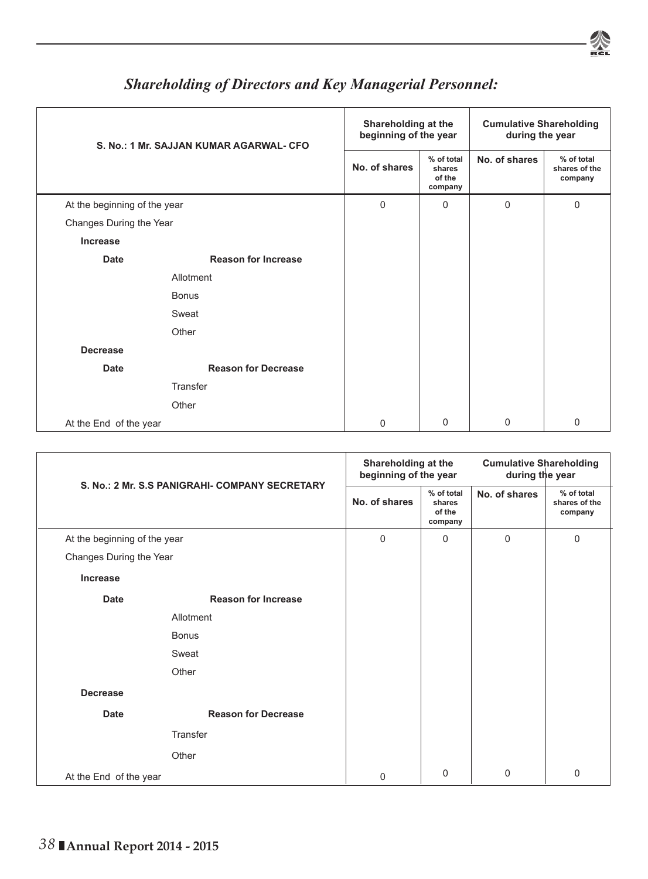## *Shareholding of Directors and Key Managerial Personnel:*

| S. No.: 1 Mr. SAJJAN KUMAR AGARWAL- CFO | | Shareholding at the beginning of the year | | Cumulative Shareholding during the year | |
|---|---|---|---|---|---|
| | | No. of shares | % of total shares of the company | No. of shares | % of total shares of the company |
| At the beginning of the year | | 0 | 0 | 0 | 0 |
| Changes During the Year | | | | | |
| **Increase** | | | | | |
| **Date** | **Reason for Increase** | | | | |
| | Allotment | | | | |
| | Bonus | | | | |
| | Sweat | | | | |
| | Other | | | | |
| **Decrease** | | | | | |
| **Date** | **Reason for Decrease** | | | | |
| | Transfer | | | | |
| | Other | | | | |
| At the End of the year | | 0 | 0 | 0 | 0 |

| S. No.: 2 Mr. S.S PANIGRAHI- COMPANY SECRETARY | | Shareholding at the beginning of the year | | Cumulative Shareholding during the year | |
|---|---|---|---|---|---|
| | | No. of shares | % of total shares of the company | No. of shares | % of total shares of the company |
| At the beginning of the year | | 0 | 0 | 0 | 0 |
| Changes During the Year | | | | | |
| **Increase** | | | | | |
| **Date** | **Reason for Increase** | | | | |
| | Allotment | | | | |
| | Bonus | | | | |
| | Sweat | | | | |
| | Other | | | | |
| **Decrease** | | | | | |
| **Date** | **Reason for Decrease** | | | | |
| | Transfer | | | | |
| | Other | | | | |
| At the End of the year | | 0 | 0 | 0 | 0 |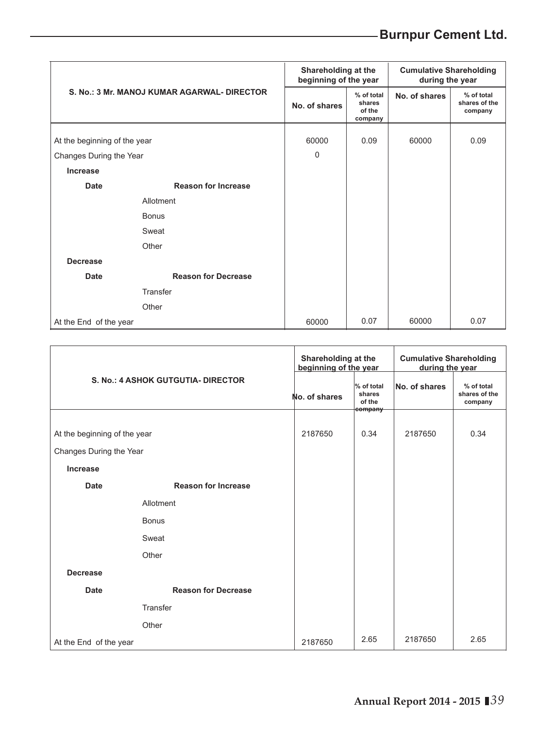| S. No.: 3 Mr. MANOJ KUMAR AGARWAL- DIRECTOR | | Shareholding at the beginning of the year | | Cumulative Shareholding during the year | |
|---|---|---|---|---|---|
| | | No. of shares | % of total shares of the company | No. of shares | % of total shares of the company |
| At the beginning of the year | | 60000 | 0.09 | 60000 | 0.09 |
| Changes During the Year | | 0 | | | |
| **Increase** | | | | | |
| **Date** | **Reason for Increase** | | | | |
| | Allotment | | | | |
| | Bonus | | | | |
| | Sweat | | | | |
| | Other | | | | |
| **Decrease** | | | | | |
| **Date** | **Reason for Decrease** | | | | |
| | Transfer | | | | |
| | Other | | | | |
| At the End of the year | | 60000 | 0.07 | 60000 | 0.07 |

| S. No.: 4 ASHOK GUTGUTIA- DIRECTOR | | Shareholding at the beginning of the year | | Cumulative Shareholding during the year | |
|---|---|---|---|---|---|
| | | No. of shares | % of total shares of the company | No. of shares | % of total shares of the company |
| At the beginning of the year | | 2187650 | 0.34 | 2187650 | 0.34 |
| Changes During the Year | | | | | |
| **Increase** | | | | | |
| **Date** | **Reason for Increase** | | | | |
| | Allotment | | | | |
| | Bonus | | | | |
| | Sweat | | | | |
| | Other | | | | |
| **Decrease** | | | | | |
| **Date** | **Reason for Decrease** | | | | |
| | Transfer | | | | |
| | Other | | | | |
| At the End of the year | | 2187650 | 2.65 | 2187650 | 2.65 |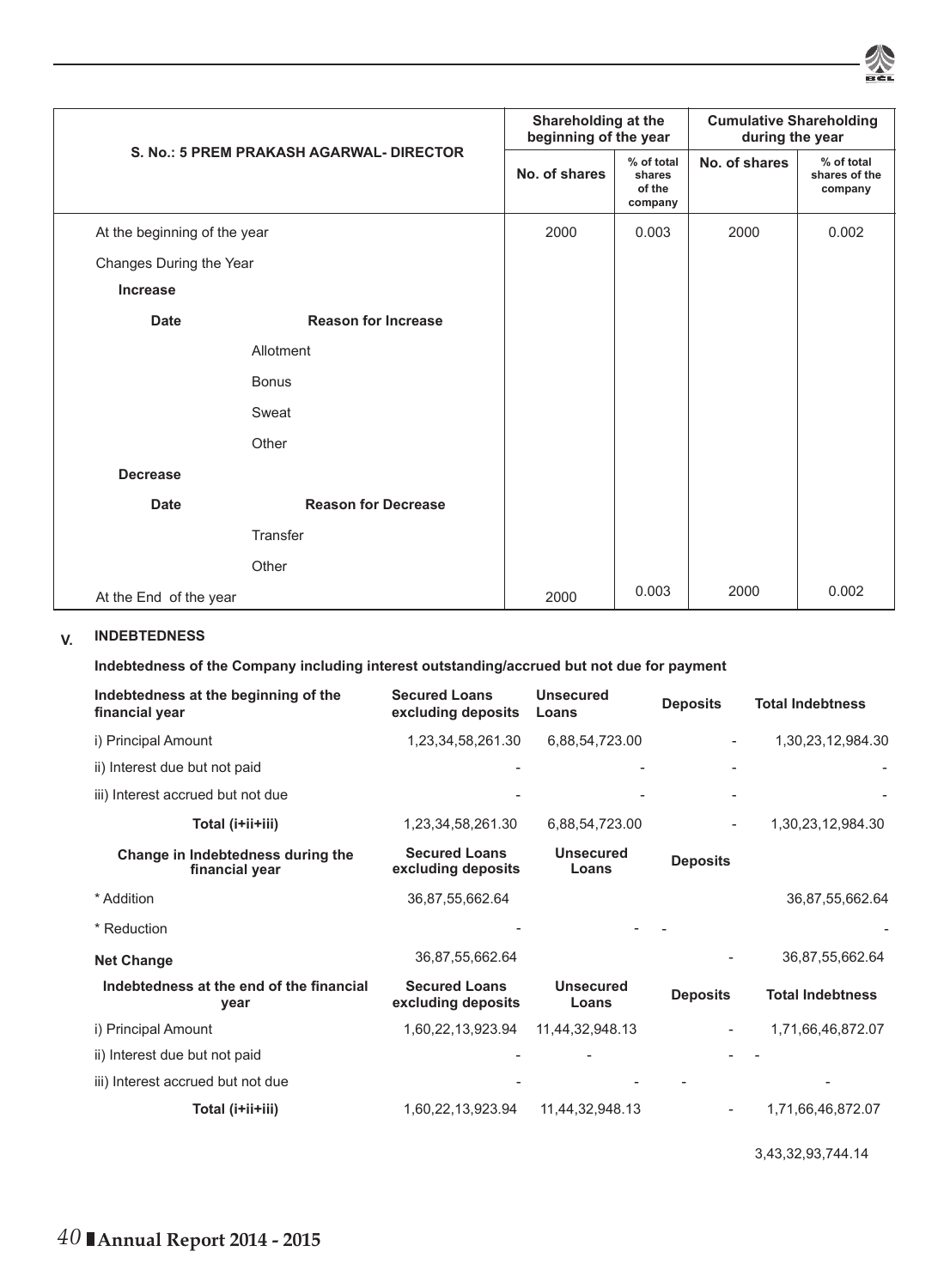| S. No.: 5 PREM PRAKASH AGARWAL- DIRECTOR | | Shareholding at the beginning of the year | | Cumulative Shareholding during the year | |
|---|---|---|---|---|---|
| | | No. of shares | % of total shares of the company | No. of shares | % of total shares of the company |
| At the beginning of the year | | 2000 | 0.003 | 2000 | 0.002 |
| Changes During the Year | | | | | |
| **Increase** | | | | | |
| **Date** | **Reason for Increase** | | | | |
| | Allotment | | | | |
| | Bonus | | | | |
| | Sweat | | | | |
| | Other | | | | |
| **Decrease** | | | | | |
| **Date** | **Reason for Decrease** | | | | |
| | Transfer | | | | |
| | Other | | | | |
| At the End of the year | | 2000 | 0.003 | 2000 | 0.002 |

## V. INDEBTEDNESS

**Indebtedness of the Company including interest outstanding/accrued but not due for payment**

| Indebtedness at the beginning of the financial year | Secured Loans excluding deposits | Unsecured Loans | Deposits | Total Indebtness |
|---|---|---|---|---|
| i) Principal Amount | 1,23,34,58,261.30 | 6,88,54,723.00 | - | 1,30,23,12,984.30 |
| ii) Interest due but not paid | - | - | - | - |
| iii) Interest accrued but not due | - | - | - | - |
| **Total (i+ii+iii)** | 1,23,34,58,261.30 | 6,88,54,723.00 | - | 1,30,23,12,984.30 |
| **Change in Indebtedness during the financial year** | **Secured Loans excluding deposits** | **Unsecured Loans** | **Deposits** | |
| * Addition | 36,87,55,662.64 | | | 36,87,55,662.64 |
| * Reduction | - | - | - | - |
| **Net Change** | 36,87,55,662.64 | | - | 36,87,55,662.64 |
| **Indebtedness at the end of the financial year** | **Secured Loans excluding deposits** | **Unsecured Loans** | **Deposits** | **Total Indebtness** |
| i) Principal Amount | 1,60,22,13,923.94 | 11,44,32,948.13 | - | 1,71,66,46,872.07 |
| ii) Interest due but not paid | - | - | - | - |
| iii) Interest accrued but not due | - | - | - | - |
| **Total (i+ii+iii)** | 1,60,22,13,923.94 | 11,44,32,948.13 | - | 1,71,66,46,872.07 |
| | | | | 3,43,32,93,744.14 |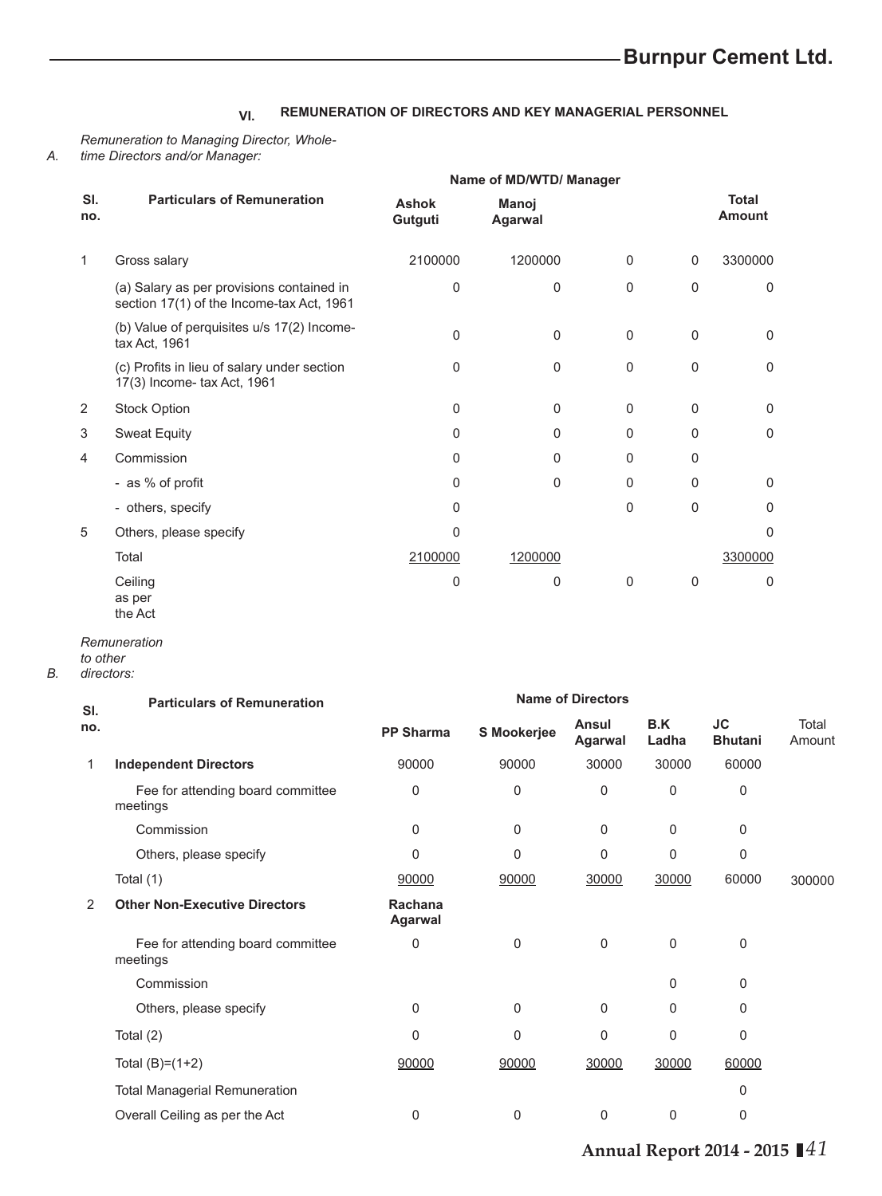## VI. REMUNERATION OF DIRECTORS AND KEY MANAGERIAL PERSONNEL

*A. Remuneration to Managing Director, Whole-time Directors and/or Manager:*

| Sl. no. | Particulars of Remuneration | Name of MD/WTD/ Manager | | | | Total Amount |
|---|---|---|---|---|---|---|
| | | **Ashok Gutguti** | **Manoj Agarwal** | | | |
| 1 | Gross salary | 2100000 | 1200000 | 0 | 0 | 3300000 |
| | (a) Salary as per provisions contained in section 17(1) of the Income-tax Act, 1961 | 0 | 0 | 0 | 0 | 0 |
| | (b) Value of perquisites u/s 17(2) Income-tax Act, 1961 | 0 | 0 | 0 | 0 | 0 |
| | (c) Profits in lieu of salary under section 17(3) Income- tax Act, 1961 | 0 | 0 | 0 | 0 | 0 |
| 2 | Stock Option | 0 | 0 | 0 | 0 | 0 |
| 3 | Sweat Equity | 0 | 0 | 0 | 0 | 0 |
| 4 | Commission | 0 | 0 | 0 | 0 | |
| | - as % of profit | 0 | 0 | 0 | 0 | 0 |
| | - others, specify | 0 | | 0 | 0 | 0 |
| 5 | Others, please specify | 0 | | | | 0 |
| | Total | 2100000 | 1200000 | | | 3300000 |
| | Ceiling as per the Act | 0 | 0 | 0 | 0 | 0 |

*B. Remuneration to other directors:*

| Sl. no. | Particulars of Remuneration | Name of Directors | | | | | Total Amount |
|---|---|---|---|---|---|---|---|
| | | **PP Sharma** | **S Mookerjee** | **Ansul Agarwal** | **B.K Ladha** | **JC Bhutani** | |
| 1 | **Independent Directors** | 90000 | 90000 | 30000 | 30000 | 60000 | |
| | Fee for attending board committee meetings | 0 | 0 | 0 | 0 | 0 | |
| | Commission | 0 | 0 | 0 | 0 | 0 | |
| | Others, please specify | 0 | 0 | 0 | 0 | 0 | |
| | Total (1) | 90000 | 90000 | 30000 | 30000 | 60000 | 300000 |
| 2 | **Other Non-Executive Directors** | **Rachana Agarwal** | | | | | |
| | Fee for attending board committee meetings | 0 | 0 | 0 | 0 | 0 | |
| | Commission | | | | 0 | 0 | |
| | Others, please specify | 0 | 0 | 0 | 0 | 0 | |
| | Total (2) | 0 | 0 | 0 | 0 | 0 | |
| | Total (B)=(1+2) | 90000 | 90000 | 30000 | 30000 | 60000 | |
| | Total Managerial Remuneration | | | | | 0 | |
| | Overall Ceiling as per the Act | 0 | 0 | 0 | 0 | 0 | |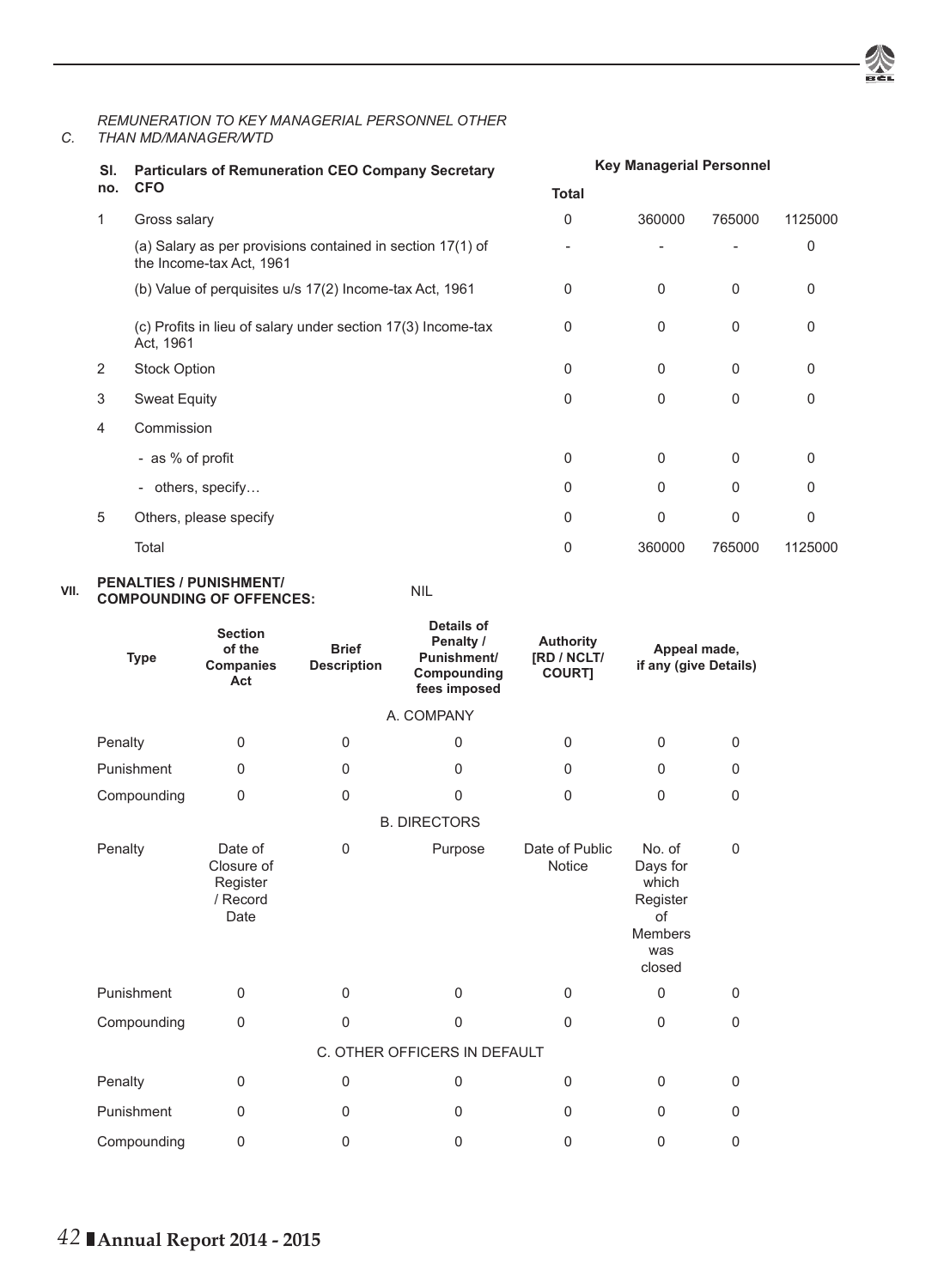C. *REMUNERATION TO KEY MANAGERIAL PERSONNEL OTHER THAN MD/MANAGER/WTD*

| Sl. no. | Particulars of Remuneration CEO Company Secretary CFO | Key Managerial Personnel | | | |
|---|---|---|---|---|---|
| | | Total | | | |
| 1 | Gross salary | 0 | 360000 | 765000 | 1125000 |
| | (a) Salary as per provisions contained in section 17(1) of the Income-tax Act, 1961 | - | - | - | 0 |
| | (b) Value of perquisites u/s 17(2) Income-tax Act, 1961 | 0 | 0 | 0 | 0 |
| | (c) Profits in lieu of salary under section 17(3) Income-tax Act, 1961 | 0 | 0 | 0 | 0 |
| 2 | Stock Option | 0 | 0 | 0 | 0 |
| 3 | Sweat Equity | 0 | 0 | 0 | 0 |
| 4 | Commission | | | | |
| | - as % of profit | 0 | 0 | 0 | 0 |
| | - others, specify… | 0 | 0 | 0 | 0 |
| 5 | Others, please specify | 0 | 0 | 0 | 0 |
| | Total | 0 | 360000 | 765000 | 1125000 |

**VII. PENALTIES / PUNISHMENT/ COMPOUNDING OF OFFENCES:** NIL

| Type | Section of the Companies Act | Brief Description | Details of Penalty / Punishment/ Compounding fees imposed | Authority [RD / NCLT/ COURT] | Appeal made, if any (give Details) | |
|---|---|---|---|---|---|---|
| | | | A. COMPANY | | | |
| Penalty | 0 | 0 | 0 | 0 | 0 | 0 |
| Punishment | 0 | 0 | 0 | 0 | 0 | 0 |
| Compounding | 0 | 0 | 0 | 0 | 0 | 0 |
| | | | B. DIRECTORS | | | |
| Penalty | Date of Closure of Register / Record Date | 0 | Purpose | Date of Public Notice | No. of Days for which Register of Members was closed | 0 |
| Punishment | 0 | 0 | 0 | 0 | 0 | 0 |
| Compounding | 0 | 0 | 0 | 0 | 0 | 0 |
| | | | C. OTHER OFFICERS IN DEFAULT | | | |
| Penalty | 0 | 0 | 0 | 0 | 0 | 0 |
| Punishment | 0 | 0 | 0 | 0 | 0 | 0 |
| Compounding | 0 | 0 | 0 | 0 | 0 | 0 |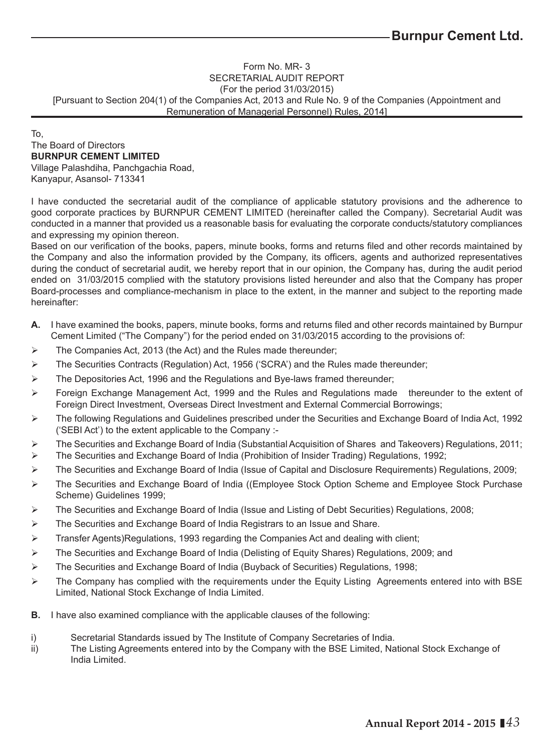Form No. MR- 3
SECRETARIAL AUDIT REPORT
(For the period 31/03/2015)
[Pursuant to Section 204(1) of the Companies Act, 2013 and Rule No. 9 of the Companies (Appointment and Remuneration of Managerial Personnel) Rules, 2014]

To,
The Board of Directors
**BURNPUR CEMENT LIMITED**
Village Palashdiha, Panchgachia Road,
Kanyapur, Asansol- 713341

I have conducted the secretarial audit of the compliance of applicable statutory provisions and the adherence to good corporate practices by BURNPUR CEMENT LIMITED (hereinafter called the Company). Secretarial Audit was conducted in a manner that provided us a reasonable basis for evaluating the corporate conducts/statutory compliances and expressing my opinion thereon.

Based on our verification of the books, papers, minute books, forms and returns filed and other records maintained by the Company and also the information provided by the Company, its officers, agents and authorized representatives during the conduct of secretarial audit, we hereby report that in our opinion, the Company has, during the audit period ended on 31/03/2015 complied with the statutory provisions listed hereunder and also that the Company has proper Board-processes and compliance-mechanism in place to the extent, in the manner and subject to the reporting made hereinafter:

**A.** I have examined the books, papers, minute books, forms and returns filed and other records maintained by Burnpur Cement Limited ("The Company") for the period ended on 31/03/2015 according to the provisions of:

- The Companies Act, 2013 (the Act) and the Rules made thereunder;
- The Securities Contracts (Regulation) Act, 1956 ('SCRA') and the Rules made thereunder;
- The Depositories Act, 1996 and the Regulations and Bye-laws framed thereunder;
- Foreign Exchange Management Act, 1999 and the Rules and Regulations made thereunder to the extent of Foreign Direct Investment, Overseas Direct Investment and External Commercial Borrowings;
- The following Regulations and Guidelines prescribed under the Securities and Exchange Board of India Act, 1992 ('SEBI Act') to the extent applicable to the Company :-
- The Securities and Exchange Board of India (Substantial Acquisition of Shares and Takeovers) Regulations, 2011;
- The Securities and Exchange Board of India (Prohibition of Insider Trading) Regulations, 1992;
- The Securities and Exchange Board of India (Issue of Capital and Disclosure Requirements) Regulations, 2009;
- The Securities and Exchange Board of India ((Employee Stock Option Scheme and Employee Stock Purchase Scheme) Guidelines 1999;
- The Securities and Exchange Board of India (Issue and Listing of Debt Securities) Regulations, 2008;
- The Securities and Exchange Board of India Registrars to an Issue and Share.
- Transfer Agents)Regulations, 1993 regarding the Companies Act and dealing with client;
- The Securities and Exchange Board of India (Delisting of Equity Shares) Regulations, 2009; and
- The Securities and Exchange Board of India (Buyback of Securities) Regulations, 1998;
- The Company has complied with the requirements under the Equity Listing Agreements entered into with BSE Limited, National Stock Exchange of India Limited.

**B.** I have also examined compliance with the applicable clauses of the following:

i) Secretarial Standards issued by The Institute of Company Secretaries of India.

ii) The Listing Agreements entered into by the Company with the BSE Limited, National Stock Exchange of India Limited.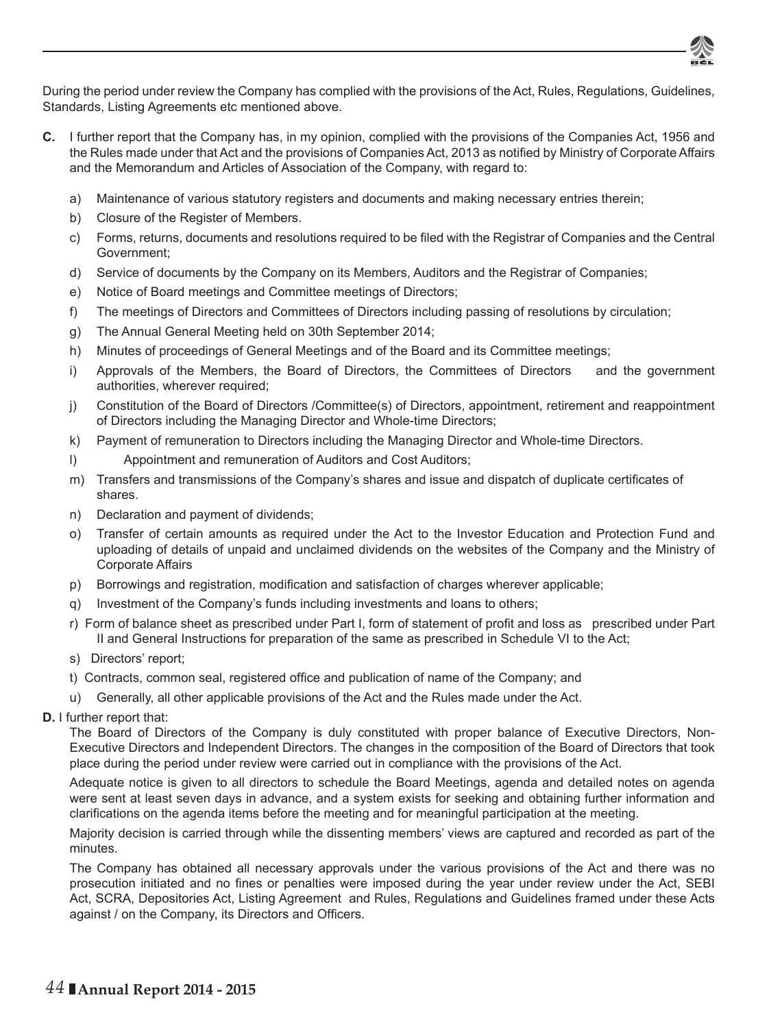During the period under review the Company has complied with the provisions of the Act, Rules, Regulations, Guidelines, Standards, Listing Agreements etc mentioned above.

**C.** I further report that the Company has, in my opinion, complied with the provisions of the Companies Act, 1956 and the Rules made under that Act and the provisions of Companies Act, 2013 as notified by Ministry of Corporate Affairs and the Memorandum and Articles of Association of the Company, with regard to:

a) Maintenance of various statutory registers and documents and making necessary entries therein;

b) Closure of the Register of Members.

c) Forms, returns, documents and resolutions required to be filed with the Registrar of Companies and the Central Government;

d) Service of documents by the Company on its Members, Auditors and the Registrar of Companies;

e) Notice of Board meetings and Committee meetings of Directors;

f) The meetings of Directors and Committees of Directors including passing of resolutions by circulation;

g) The Annual General Meeting held on 30th September 2014;

h) Minutes of proceedings of General Meetings and of the Board and its Committee meetings;

i) Approvals of the Members, the Board of Directors, the Committees of Directors and the government authorities, wherever required;

j) Constitution of the Board of Directors /Committee(s) of Directors, appointment, retirement and reappointment of Directors including the Managing Director and Whole-time Directors;

k) Payment of remuneration to Directors including the Managing Director and Whole-time Directors.

l) Appointment and remuneration of Auditors and Cost Auditors;

m) Transfers and transmissions of the Company's shares and issue and dispatch of duplicate certificates of shares.

n) Declaration and payment of dividends;

o) Transfer of certain amounts as required under the Act to the Investor Education and Protection Fund and uploading of details of unpaid and unclaimed dividends on the websites of the Company and the Ministry of Corporate Affairs

p) Borrowings and registration, modification and satisfaction of charges wherever applicable;

q) Investment of the Company's funds including investments and loans to others;

r) Form of balance sheet as prescribed under Part I, form of statement of profit and loss as prescribed under Part II and General Instructions for preparation of the same as prescribed in Schedule VI to the Act;

s) Directors' report;

t) Contracts, common seal, registered office and publication of name of the Company; and

u) Generally, all other applicable provisions of the Act and the Rules made under the Act.

**D.** I further report that:

The Board of Directors of the Company is duly constituted with proper balance of Executive Directors, Non-Executive Directors and Independent Directors. The changes in the composition of the Board of Directors that took place during the period under review were carried out in compliance with the provisions of the Act.

Adequate notice is given to all directors to schedule the Board Meetings, agenda and detailed notes on agenda were sent at least seven days in advance, and a system exists for seeking and obtaining further information and clarifications on the agenda items before the meeting and for meaningful participation at the meeting.

Majority decision is carried through while the dissenting members' views are captured and recorded as part of the minutes.

The Company has obtained all necessary approvals under the various provisions of the Act and there was no prosecution initiated and no fines or penalties were imposed during the year under review under the Act, SEBI Act, SCRA, Depositories Act, Listing Agreement and Rules, Regulations and Guidelines framed under these Acts against / on the Company, its Directors and Officers.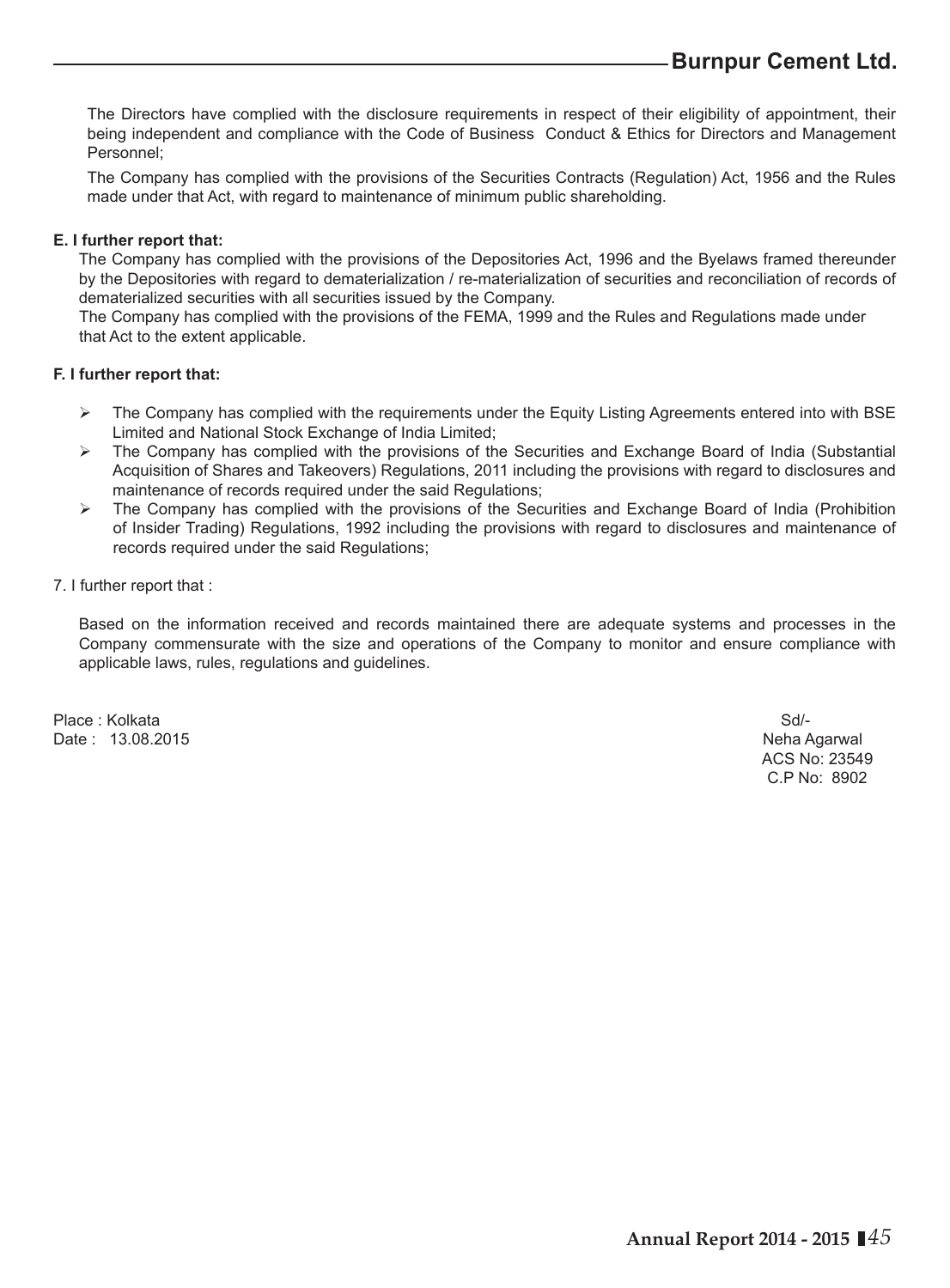The Directors have complied with the disclosure requirements in respect of their eligibility of appointment, their being independent and compliance with the Code of Business Conduct & Ethics for Directors and Management Personnel;

The Company has complied with the provisions of the Securities Contracts (Regulation) Act, 1956 and the Rules made under that Act, with regard to maintenance of minimum public shareholding.

**E. I further report that:**

The Company has complied with the provisions of the Depositories Act, 1996 and the Byelaws framed thereunder by the Depositories with regard to dematerialization / re-materialization of securities and reconciliation of records of dematerialized securities with all securities issued by the Company.

The Company has complied with the provisions of the FEMA, 1999 and the Rules and Regulations made under that Act to the extent applicable.

**F. I further report that:**

- The Company has complied with the requirements under the Equity Listing Agreements entered into with BSE Limited and National Stock Exchange of India Limited;
- The Company has complied with the provisions of the Securities and Exchange Board of India (Substantial Acquisition of Shares and Takeovers) Regulations, 2011 including the provisions with regard to disclosures and maintenance of records required under the said Regulations;
- The Company has complied with the provisions of the Securities and Exchange Board of India (Prohibition of Insider Trading) Regulations, 1992 including the provisions with regard to disclosures and maintenance of records required under the said Regulations;

7. I further report that :

Based on the information received and records maintained there are adequate systems and processes in the Company commensurate with the size and operations of the Company to monitor and ensure compliance with applicable laws, rules, regulations and guidelines.

Place : Kolkata
Date : 13.08.2015

Sd/-
Neha Agarwal
ACS No: 23549
C.P No: 8902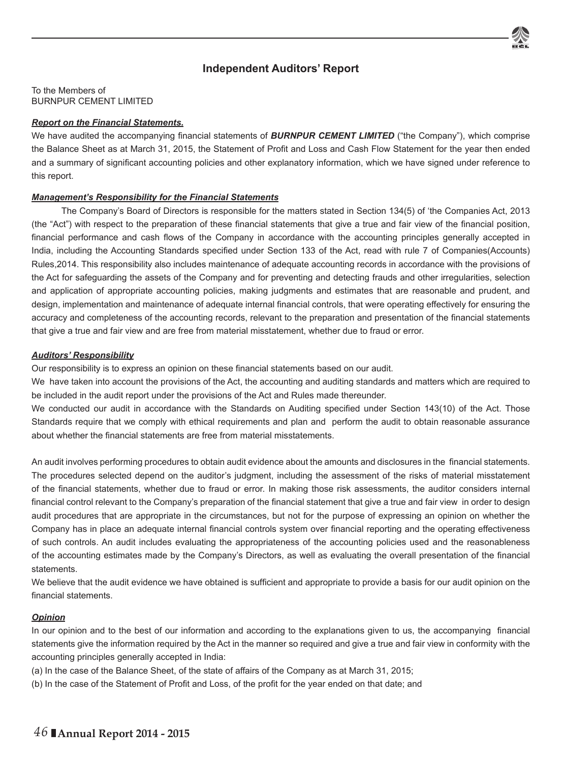# Independent Auditors' Report

To the Members of
BURNPUR CEMENT LIMITED

***Report on the Financial Statements.***

We have audited the accompanying financial statements of ***BURNPUR CEMENT LIMITED*** ("the Company"), which comprise the Balance Sheet as at March 31, 2015, the Statement of Profit and Loss and Cash Flow Statement for the year then ended and a summary of significant accounting policies and other explanatory information, which we have signed under reference to this report.

***Management's Responsibility for the Financial Statements***

The Company's Board of Directors is responsible for the matters stated in Section 134(5) of 'the Companies Act, 2013 (the "Act") with respect to the preparation of these financial statements that give a true and fair view of the financial position, financial performance and cash flows of the Company in accordance with the accounting principles generally accepted in India, including the Accounting Standards specified under Section 133 of the Act, read with rule 7 of Companies(Accounts) Rules,2014. This responsibility also includes maintenance of adequate accounting records in accordance with the provisions of the Act for safeguarding the assets of the Company and for preventing and detecting frauds and other irregularities, selection and application of appropriate accounting policies, making judgments and estimates that are reasonable and prudent, and design, implementation and maintenance of adequate internal financial controls, that were operating effectively for ensuring the accuracy and completeness of the accounting records, relevant to the preparation and presentation of the financial statements that give a true and fair view and are free from material misstatement, whether due to fraud or error.

***Auditors' Responsibility***

Our responsibility is to express an opinion on these financial statements based on our audit.

We have taken into account the provisions of the Act, the accounting and auditing standards and matters which are required to be included in the audit report under the provisions of the Act and Rules made thereunder.

We conducted our audit in accordance with the Standards on Auditing specified under Section 143(10) of the Act. Those Standards require that we comply with ethical requirements and plan and perform the audit to obtain reasonable assurance about whether the financial statements are free from material misstatements.

An audit involves performing procedures to obtain audit evidence about the amounts and disclosures in the financial statements. The procedures selected depend on the auditor's judgment, including the assessment of the risks of material misstatement of the financial statements, whether due to fraud or error. In making those risk assessments, the auditor considers internal financial control relevant to the Company's preparation of the financial statement that give a true and fair view in order to design audit procedures that are appropriate in the circumstances, but not for the purpose of expressing an opinion on whether the Company has in place an adequate internal financial controls system over financial reporting and the operating effectiveness of such controls. An audit includes evaluating the appropriateness of the accounting policies used and the reasonableness of the accounting estimates made by the Company's Directors, as well as evaluating the overall presentation of the financial statements.

We believe that the audit evidence we have obtained is sufficient and appropriate to provide a basis for our audit opinion on the financial statements.

***Opinion***

In our opinion and to the best of our information and according to the explanations given to us, the accompanying financial statements give the information required by the Act in the manner so required and give a true and fair view in conformity with the accounting principles generally accepted in India:

(a) In the case of the Balance Sheet, of the state of affairs of the Company as at March 31, 2015;

(b) In the case of the Statement of Profit and Loss, of the profit for the year ended on that date; and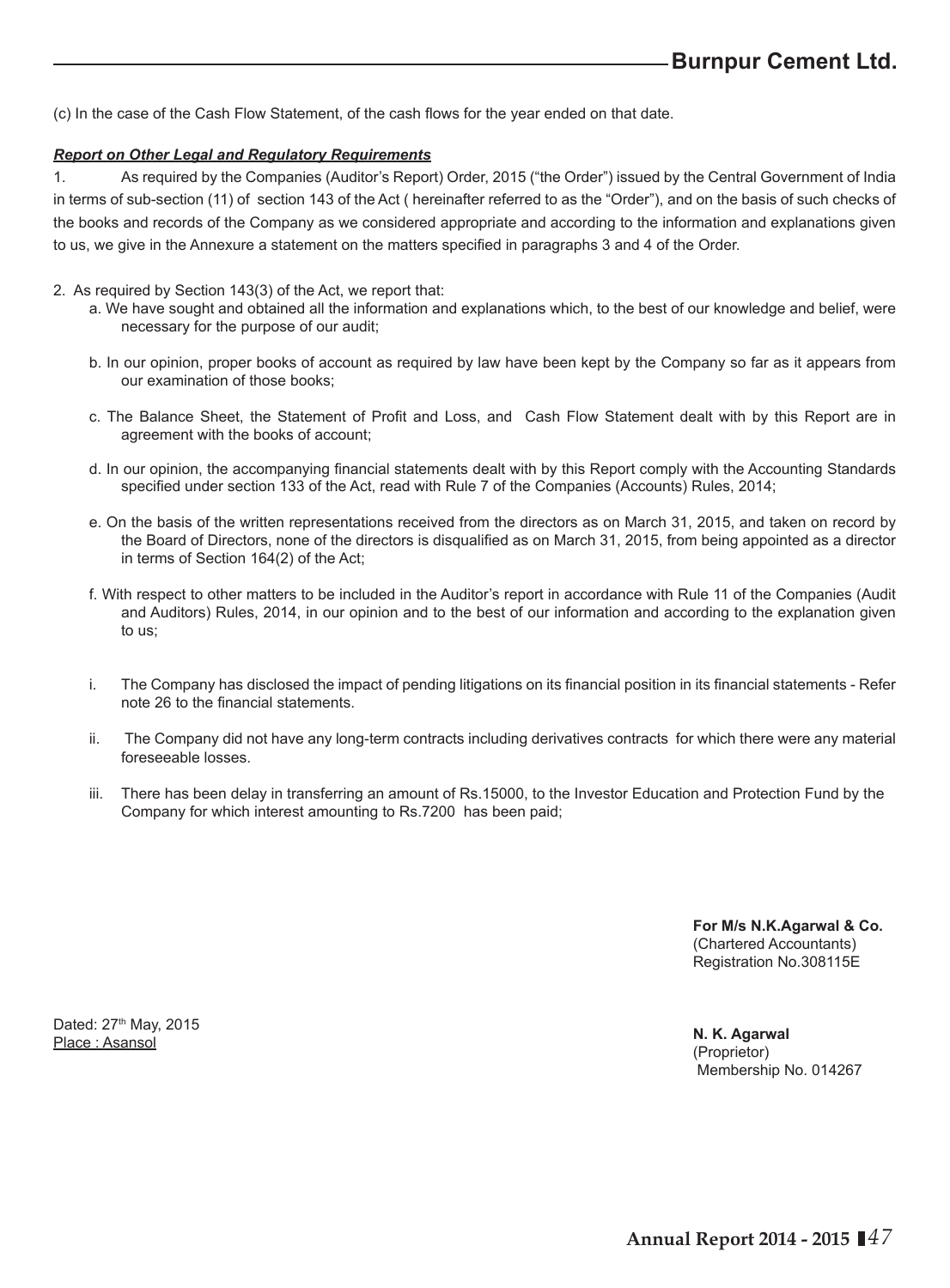(c) In the case of the Cash Flow Statement, of the cash flows for the year ended on that date.

***Report on Other Legal and Regulatory Requirements***

1. As required by the Companies (Auditor's Report) Order, 2015 ("the Order") issued by the Central Government of India in terms of sub-section (11) of section 143 of the Act ( hereinafter referred to as the "Order"), and on the basis of such checks of the books and records of the Company as we considered appropriate and according to the information and explanations given to us, we give in the Annexure a statement on the matters specified in paragraphs 3 and 4 of the Order.

2. As required by Section 143(3) of the Act, we report that:

   a. We have sought and obtained all the information and explanations which, to the best of our knowledge and belief, were necessary for the purpose of our audit;

   b. In our opinion, proper books of account as required by law have been kept by the Company so far as it appears from our examination of those books;

   c. The Balance Sheet, the Statement of Profit and Loss, and Cash Flow Statement dealt with by this Report are in agreement with the books of account;

   d. In our opinion, the accompanying financial statements dealt with by this Report comply with the Accounting Standards specified under section 133 of the Act, read with Rule 7 of the Companies (Accounts) Rules, 2014;

   e. On the basis of the written representations received from the directors as on March 31, 2015, and taken on record by the Board of Directors, none of the directors is disqualified as on March 31, 2015, from being appointed as a director in terms of Section 164(2) of the Act;

   f. With respect to other matters to be included in the Auditor's report in accordance with Rule 11 of the Companies (Audit and Auditors) Rules, 2014, in our opinion and to the best of our information and according to the explanation given to us;

   i. The Company has disclosed the impact of pending litigations on its financial position in its financial statements - Refer note 26 to the financial statements.

   ii. The Company did not have any long-term contracts including derivatives contracts for which there were any material foreseeable losses.

   iii. There has been delay in transferring an amount of Rs.15000, to the Investor Education and Protection Fund by the Company for which interest amounting to Rs.7200 has been paid;

**For M/s N.K.Agarwal & Co.**
(Chartered Accountants)
Registration No.308115E

Dated: 27th May, 2015
Place : Asansol

**N. K. Agarwal**
(Proprietor)
Membership No. 014267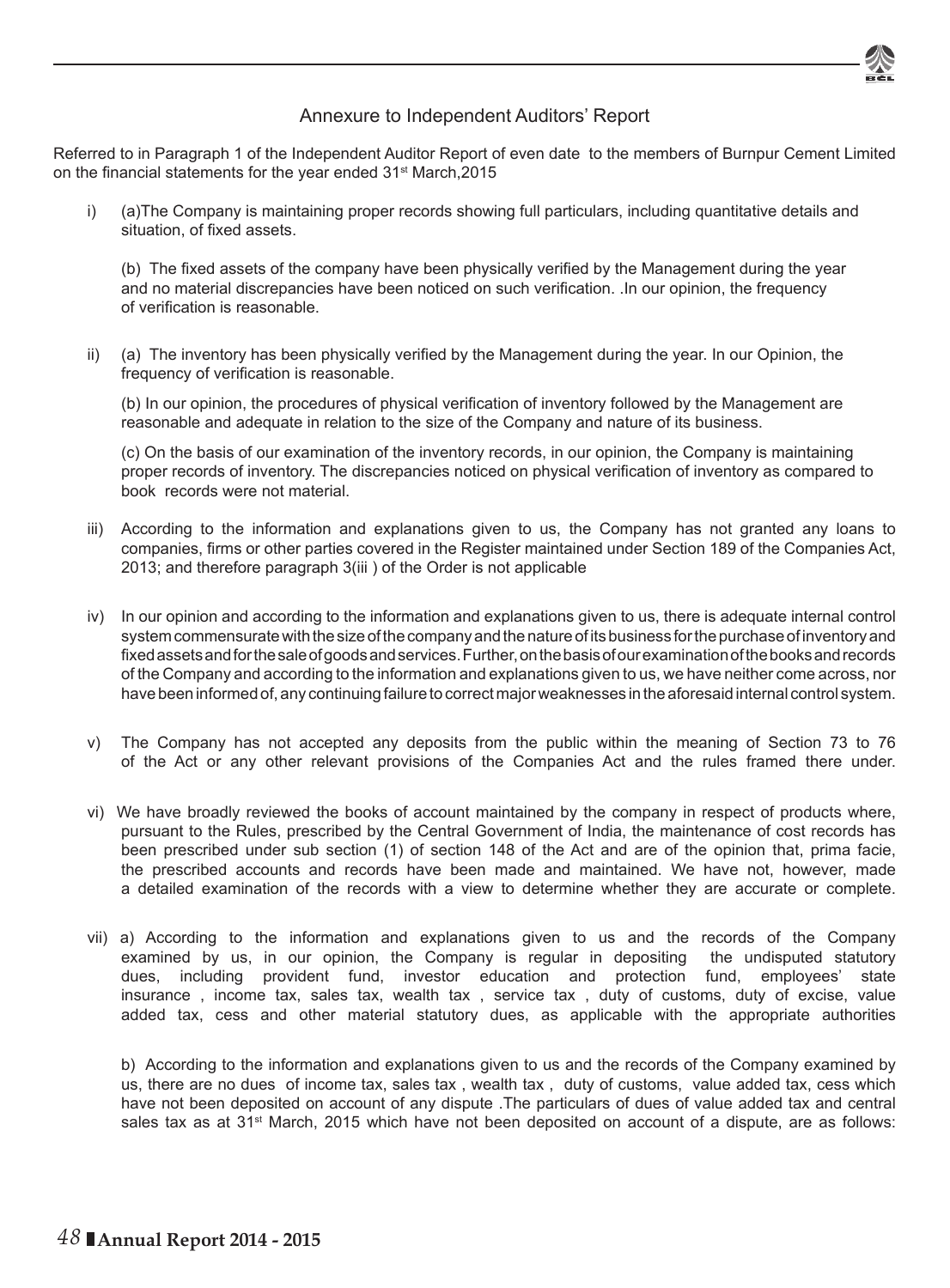## Annexure to Independent Auditors' Report

Referred to in Paragraph 1 of the Independent Auditor Report of even date to the members of Burnpur Cement Limited on the financial statements for the year ended 31st March,2015

i) (a)The Company is maintaining proper records showing full particulars, including quantitative details and situation, of fixed assets.

   (b) The fixed assets of the company have been physically verified by the Management during the year and no material discrepancies have been noticed on such verification. .In our opinion, the frequency of verification is reasonable.

ii) (a) The inventory has been physically verified by the Management during the year. In our Opinion, the frequency of verification is reasonable.

   (b) In our opinion, the procedures of physical verification of inventory followed by the Management are reasonable and adequate in relation to the size of the Company and nature of its business.

   (c) On the basis of our examination of the inventory records, in our opinion, the Company is maintaining proper records of inventory. The discrepancies noticed on physical verification of inventory as compared to book records were not material.

iii) According to the information and explanations given to us, the Company has not granted any loans to companies, firms or other parties covered in the Register maintained under Section 189 of the Companies Act, 2013; and therefore paragraph 3(iii ) of the Order is not applicable

iv) In our opinion and according to the information and explanations given to us, there is adequate internal control system commensurate with the size of the company and the nature of its business for the purchase of inventory and fixed assets and for the sale of goods and services. Further, on the basis of our examination of the books and records of the Company and according to the information and explanations given to us, we have neither come across, nor have been informed of, any continuing failure to correct major weaknesses in the aforesaid internal control system.

v) The Company has not accepted any deposits from the public within the meaning of Section 73 to 76 of the Act or any other relevant provisions of the Companies Act and the rules framed there under.

vi) We have broadly reviewed the books of account maintained by the company in respect of products where, pursuant to the Rules, prescribed by the Central Government of India, the maintenance of cost records has been prescribed under sub section (1) of section 148 of the Act and are of the opinion that, prima facie, the prescribed accounts and records have been made and maintained. We have not, however, made a detailed examination of the records with a view to determine whether they are accurate or complete.

vii) a) According to the information and explanations given to us and the records of the Company examined by us, in our opinion, the Company is regular in depositing the undisputed statutory dues, including provident fund, investor education and protection fund, employees' state insurance , income tax, sales tax, wealth tax , service tax , duty of customs, duty of excise, value added tax, cess and other material statutory dues, as applicable with the appropriate authorities

   b) According to the information and explanations given to us and the records of the Company examined by us, there are no dues of income tax, sales tax , wealth tax , duty of customs, value added tax, cess which have not been deposited on account of any dispute .The particulars of dues of value added tax and central sales tax as at 31st March, 2015 which have not been deposited on account of a dispute, are as follows: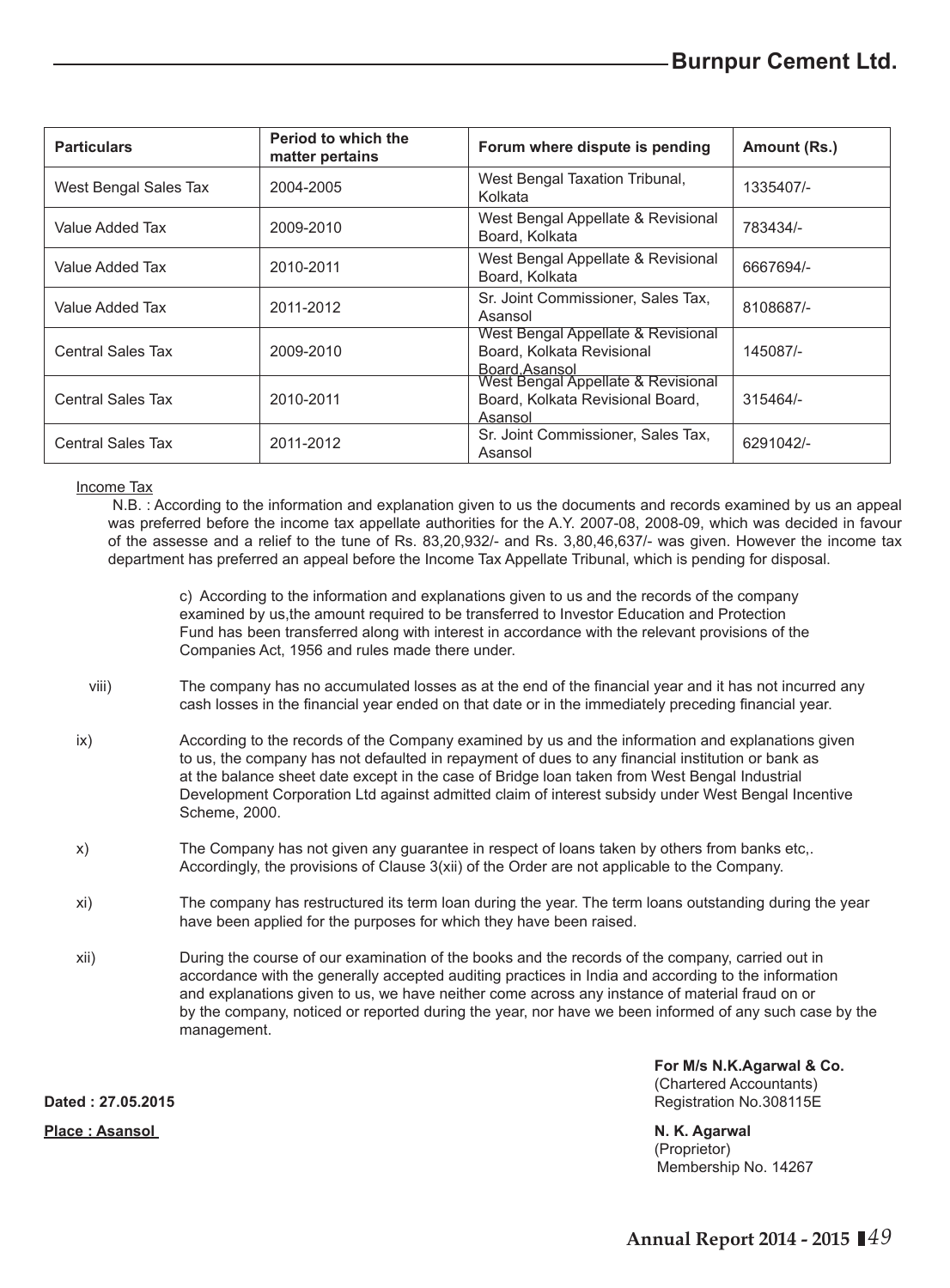| Particulars | Period to which the matter pertains | Forum where dispute is pending | Amount (Rs.) |
|---|---|---|---|
| West Bengal Sales Tax | 2004-2005 | West Bengal Taxation Tribunal, Kolkata | 1335407/- |
| Value Added Tax | 2009-2010 | West Bengal Appellate & Revisional Board, Kolkata | 783434/- |
| Value Added Tax | 2010-2011 | West Bengal Appellate & Revisional Board, Kolkata | 6667694/- |
| Value Added Tax | 2011-2012 | Sr. Joint Commissioner, Sales Tax, Asansol | 8108687/- |
| Central Sales Tax | 2009-2010 | West Bengal Appellate & Revisional Board, Kolkata Revisional Board,Asansol | 145087/- |
| Central Sales Tax | 2010-2011 | West Bengal Appellate & Revisional Board, Kolkata Revisional Board, Asansol | 315464/- |
| Central Sales Tax | 2011-2012 | Sr. Joint Commissioner, Sales Tax, Asansol | 6291042/- |

Income Tax

N.B. : According to the information and explanation given to us the documents and records examined by us an appeal was preferred before the income tax appellate authorities for the A.Y. 2007-08, 2008-09, which was decided in favour of the assesse and a relief to the tune of Rs. 83,20,932/- and Rs. 3,80,46,637/- was given. However the income tax department has preferred an appeal before the Income Tax Appellate Tribunal, which is pending for disposal.

c) According to the information and explanations given to us and the records of the company examined by us,the amount required to be transferred to Investor Education and Protection Fund has been transferred along with interest in accordance with the relevant provisions of the Companies Act, 1956 and rules made there under.

viii) The company has no accumulated losses as at the end of the financial year and it has not incurred any cash losses in the financial year ended on that date or in the immediately preceding financial year.

ix) According to the records of the Company examined by us and the information and explanations given to us, the company has not defaulted in repayment of dues to any financial institution or bank as at the balance sheet date except in the case of Bridge loan taken from West Bengal Industrial Development Corporation Ltd against admitted claim of interest subsidy under West Bengal Incentive Scheme, 2000.

x) The Company has not given any guarantee in respect of loans taken by others from banks etc,. Accordingly, the provisions of Clause 3(xii) of the Order are not applicable to the Company.

xi) The company has restructured its term loan during the year. The term loans outstanding during the year have been applied for the purposes for which they have been raised.

xii) During the course of our examination of the books and the records of the company, carried out in accordance with the generally accepted auditing practices in India and according to the information and explanations given to us, we have neither come across any instance of material fraud on or by the company, noticed or reported during the year, nor have we been informed of any such case by the management.

**For M/s N.K.Agarwal & Co.**
(Chartered Accountants)
Registration No.308115E

**Dated : 27.05.2015**

**Place : Asansol**

**N. K. Agarwal**
(Proprietor)
Membership No. 14267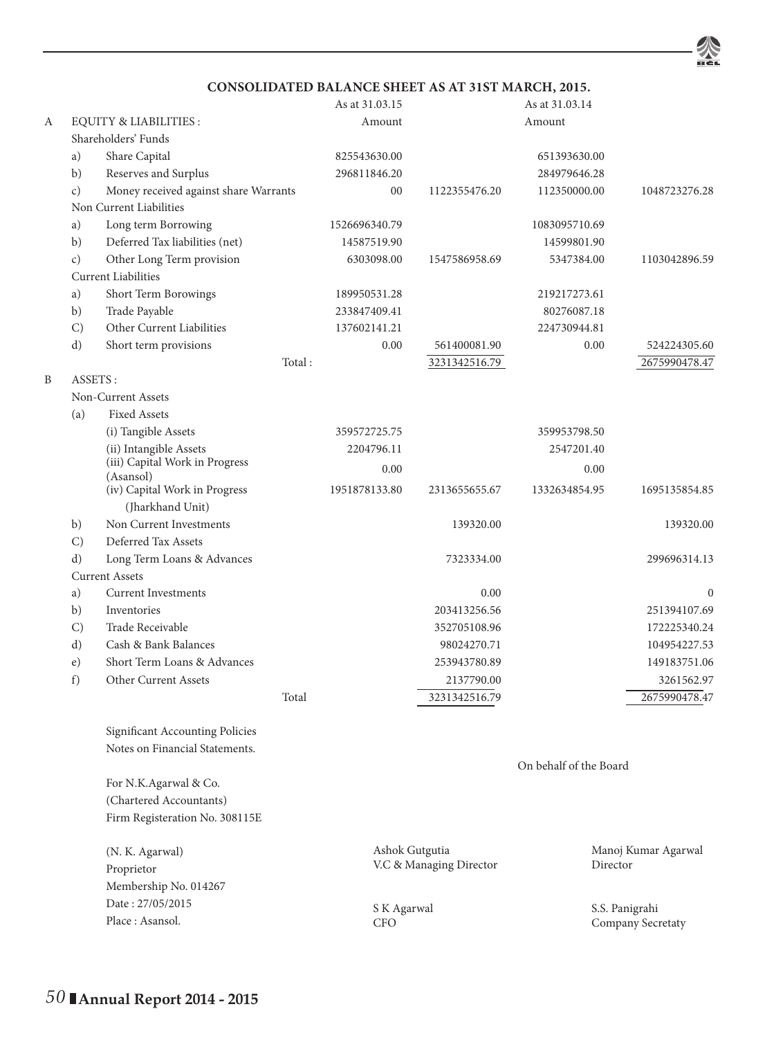# CONSOLIDATED BALANCE SHEET AS AT 31ST MARCH, 2015.

| | | | As at 31.03.15 | | As at 31.03.14 | |
|---|---|---|---|---|---|---|
| A | | EQUITY & LIABILITIES : | Amount | | Amount | |
| | | Shareholders' Funds | | | | |
| | a) | Share Capital | 825543630.00 | | 651393630.00 | |
| | b) | Reserves and Surplus | 296811846.20 | | 284979646.28 | |
| | c) | Money received against share Warrants | 00 | 1122355476.20 | 112350000.00 | 1048723276.28 |
| | | Non Current Liabilities | | | | |
| | a) | Long term Borrowing | 1526696340.79 | | 1083095710.69 | |
| | b) | Deferred Tax liabilities (net) | 14587519.90 | | 14599801.90 | |
| | c) | Other Long Term provision | 6303098.00 | 1547586958.69 | 5347384.00 | 1103042896.59 |
| | | Current Liabilities | | | | |
| | a) | Short Term Borowings | 189950531.28 | | 219217273.61 | |
| | b) | Trade Payable | 233847409.41 | | 80276087.18 | |
| | C) | Other Current Liabilities | 137602141.21 | | 224730944.81 | |
| | d) | Short term provisions | 0.00 | 561400081.90 | 0.00 | 524224305.60 |
| | | Total : | | 3231342516.79 | | 2675990478.47 |
| B | | ASSETS : | | | | |
| | | Non-Current Assets | | | | |
| | (a) | Fixed Assets | | | | |
| | | (i) Tangible Assets | 359572725.75 | | 359953798.50 | |
| | | (ii) Intangible Assets | 2204796.11 | | 2547201.40 | |
| | | (iii) Capital Work in Progress (Asansol) | 0.00 | | 0.00 | |
| | | (iv) Capital Work in Progress (Jharkhand Unit) | 1951878133.80 | 2313655655.67 | 1332634854.95 | 1695135854.85 |
| | b) | Non Current Investments | | 139320.00 | | 139320.00 |
| | C) | Deferred Tax Assets | | | | |
| | d) | Long Term Loans & Advances | | 7323334.00 | | 299696314.13 |
| | | Current Assets | | | | |
| | a) | Current Investments | | 0.00 | | 0 |
| | b) | Inventories | | 203413256.56 | | 251394107.69 |
| | C) | Trade Receivable | | 352705108.96 | | 172225340.24 |
| | d) | Cash & Bank Balances | | 98024270.71 | | 104954227.53 |
| | e) | Short Term Loans & Advances | | 253943780.89 | | 149183751.06 |
| | f) | Other Current Assets | | 2137790.00 | | 3261562.97 |
| | | Total | | 3231342516.79 | | 2675990478.47 |

Significant Accounting Policies

Notes on Financial Statements.

On behalf of the Board

For N.K.Agarwal & Co.
(Chartered Accountants)
Firm Registeration No. 308115E

(N. K. Agarwal)
Proprietor
Membership No. 014267
Date : 27/05/2015
Place : Asansol.

Ashok Gutgutia
V.C & Managing Director

Manoj Kumar Agarwal
Director

S K Agarwal
CFO

S.S. Panigrahi
Company Secretaty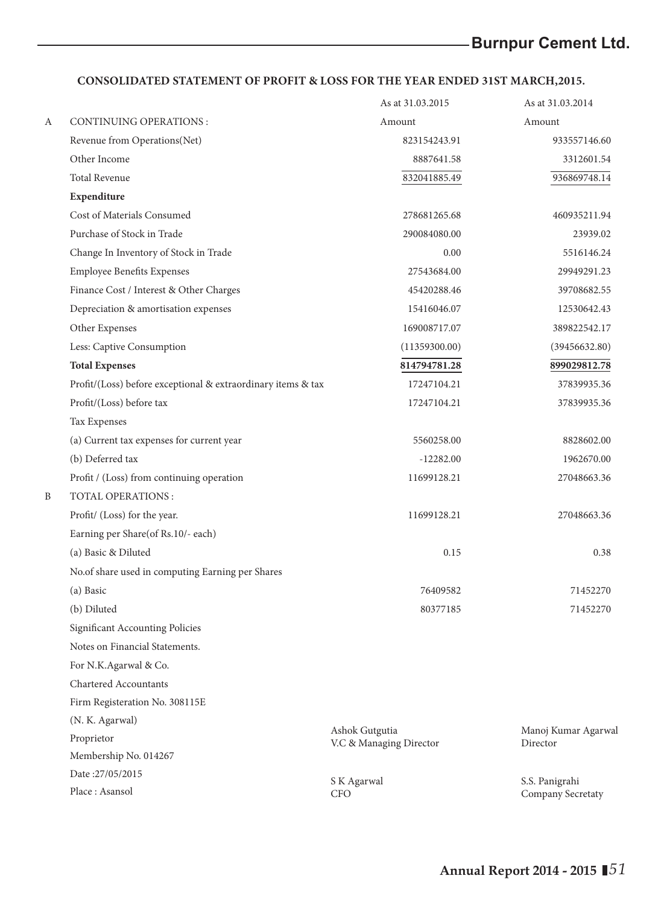## CONSOLIDATED STATEMENT OF PROFIT & LOSS FOR THE YEAR ENDED 31ST MARCH,2015.

| | | As at 31.03.2015 | As at 31.03.2014 |
|---|---|---|---|
| A | CONTINUING OPERATIONS : | Amount | Amount |
| | Revenue from Operations(Net) | 823154243.91 | 933557146.60 |
| | Other Income | 8887641.58 | 3312601.54 |
| | Total Revenue | 832041885.49 | 936869748.14 |
| | **Expenditure** | | |
| | Cost of Materials Consumed | 278681265.68 | 460935211.94 |
| | Purchase of Stock in Trade | 290084080.00 | 23939.02 |
| | Change In Inventory of Stock in Trade | 0.00 | 5516146.24 |
| | Employee Benefits Expenses | 27543684.00 | 29949291.23 |
| | Finance Cost / Interest & Other Charges | 45420288.46 | 39708682.55 |
| | Depreciation & amortisation expenses | 15416046.07 | 12530642.43 |
| | Other Expenses | 169008717.07 | 389822542.17 |
| | Less: Captive Consumption | (11359300.00) | (39456632.80) |
| | **Total Expenses** | **814794781.28** | **899029812.78** |
| | Profit/(Loss) before exceptional & extraordinary items & tax | 17247104.21 | 37839935.36 |
| | Profit/(Loss) before tax | 17247104.21 | 37839935.36 |
| | Tax Expenses | | |
| | (a) Current tax expenses for current year | 5560258.00 | 8828602.00 |
| | (b) Deferred tax | -12282.00 | 1962670.00 |
| | Profit / (Loss) from continuing operation | 11699128.21 | 27048663.36 |
| B | TOTAL OPERATIONS : | | |
| | Profit/ (Loss) for the year. | 11699128.21 | 27048663.36 |
| | Earning per Share(of Rs.10/- each) | | |
| | (a) Basic & Diluted | 0.15 | 0.38 |
| | No.of share used in computing Earning per Shares | | |
| | (a) Basic | 76409582 | 71452270 |
| | (b) Diluted | 80377185 | 71452270 |

Significant Accounting Policies

Notes on Financial Statements.

For N.K.Agarwal & Co.
Chartered Accountants
Firm Registeration No. 308115E

(N. K. Agarwal)
Proprietor
Membership No. 014267

Date :27/05/2015
Place : Asansol

Ashok Gutgutia
V.C & Managing Director

Manoj Kumar Agarwal
Director

S K Agarwal
CFO

S.S. Panigrahi
Company Secretaty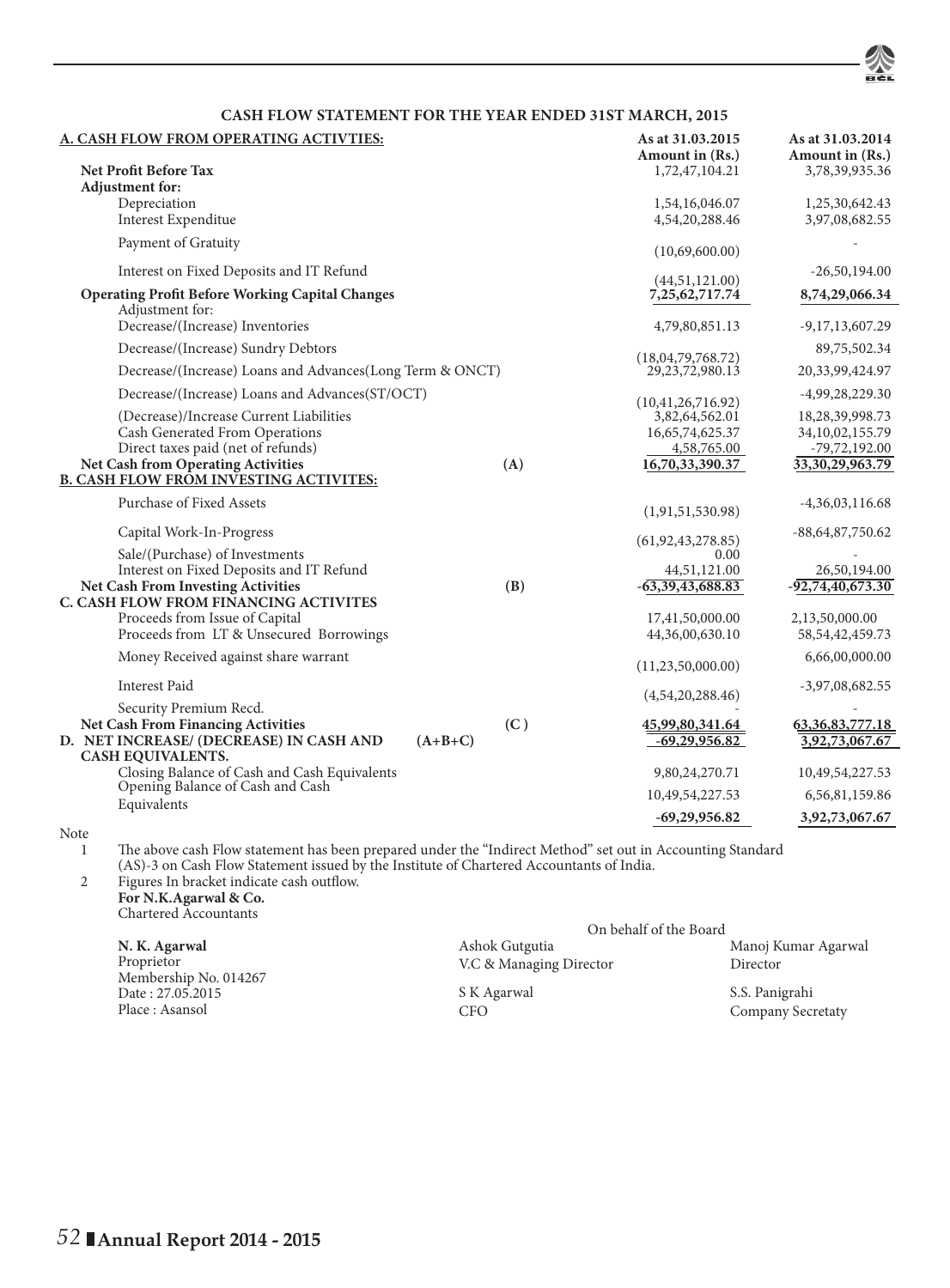## CASH FLOW STATEMENT FOR THE YEAR ENDED 31ST MARCH, 2015

| A. CASH FLOW FROM OPERATING ACTIVTIES: | | As at 31.03.2015 Amount in (Rs.) | As at 31.03.2014 Amount in (Rs.) |
|---|---|---|---|
| **Net Profit Before Tax** | | 1,72,47,104.21 | 3,78,39,935.36 |
| **Adjustment for:** | | | |
| Depreciation | | 1,54,16,046.07 | 1,25,30,642.43 |
| Interest Expenditue | | 4,54,20,288.46 | 3,97,08,682.55 |
| Payment of Gratuity | | (10,69,600.00) | - |
| Interest on Fixed Deposits and IT Refund | | (44,51,121.00) | -26,50,194.00 |
| **Operating Profit Before Working Capital Changes** | | 7,25,62,717.74 | 8,74,29,066.34 |
| Adjustment for: | | | |
| Decrease/(Increase) Inventories | | 4,79,80,851.13 | -9,17,13,607.29 |
| Decrease/(Increase) Sundry Debtors | | (18,04,79,768.72) | 89,75,502.34 |
| Decrease/(Increase) Loans and Advances(Long Term & ONCT) | | 29,23,72,980.13 | 20,33,99,424.97 |
| Decrease/(Increase) Loans and Advances(ST/OCT) | | (10,41,26,716.92) | -4,99,28,229.30 |
| (Decrease)/Increase Current Liabilities | | 3,82,64,562.01 | 18,28,39,998.73 |
| Cash Generated From Operations | | 16,65,74,625.37 | 34,10,02,155.79 |
| Direct taxes paid (net of refunds) | | 4,58,765.00 | -79,72,192.00 |
| **Net Cash from Operating Activities** | **(A)** | **16,70,33,390.37** | **33,30,29,963.79** |
| **B. CASH FLOW FROM INVESTING ACTIVITES:** | | | |
| Purchase of Fixed Assets | | (1,91,51,530.98) | -4,36,03,116.68 |
| Capital Work-In-Progress | | (61,92,43,278.85) | -88,64,87,750.62 |
| Sale/(Purchase) of Investments | | 0.00 | - |
| Interest on Fixed Deposits and IT Refund | | 44,51,121.00 | 26,50,194.00 |
| **Net Cash From Investing Activities** | **(B)** | **-63,39,43,688.83** | **-92,74,40,673.30** |
| **C. CASH FLOW FROM FINANCING ACTIVITES** | | | |
| Proceeds from Issue of Capital | | 17,41,50,000.00 | 2,13,50,000.00 |
| Proceeds from LT & Unsecured Borrowings | | 44,36,00,630.10 | 58,54,42,459.73 |
| Money Received against share warrant | | (11,23,50,000.00) | 6,66,00,000.00 |
| Interest Paid | | (4,54,20,288.46) | -3,97,08,682.55 |
| Security Premium Recd. | | - | - |
| **Net Cash From Financing Activities** | **(C)** | **45,99,80,341.64** | **63,36,83,777.18** |
| **D. NET INCREASE/ (DECREASE) IN CASH AND CASH EQUIVALENTS.** | **(A+B+C)** | **-69,29,956.82** | **3,92,73,067.67** |
| Closing Balance of Cash and Cash Equivalents | | 9,80,24,270.71 | 10,49,54,227.53 |
| Opening Balance of Cash and Cash Equivalents | | 10,49,54,227.53 | 6,56,81,159.86 |
| | | **-69,29,956.82** | **3,92,73,067.67** |

Note

1. The above cash Flow statement has been prepared under the "Indirect Method" set out in Accounting Standard (AS)-3 on Cash Flow Statement issued by the Institute of Chartered Accountants of India.
2. Figures In bracket indicate cash outflow.

**For N.K.Agarwal & Co.**
Chartered Accountants

On behalf of the Board

**N. K. Agarwal**
Proprietor
Membership No. 014267
Date : 27.05.2015
Place : Asansol

Ashok Gutgutia
V.C & Managing Director

Manoj Kumar Agarwal
Director

S K Agarwal
CFO

S.S. Panigrahi
Company Secretaty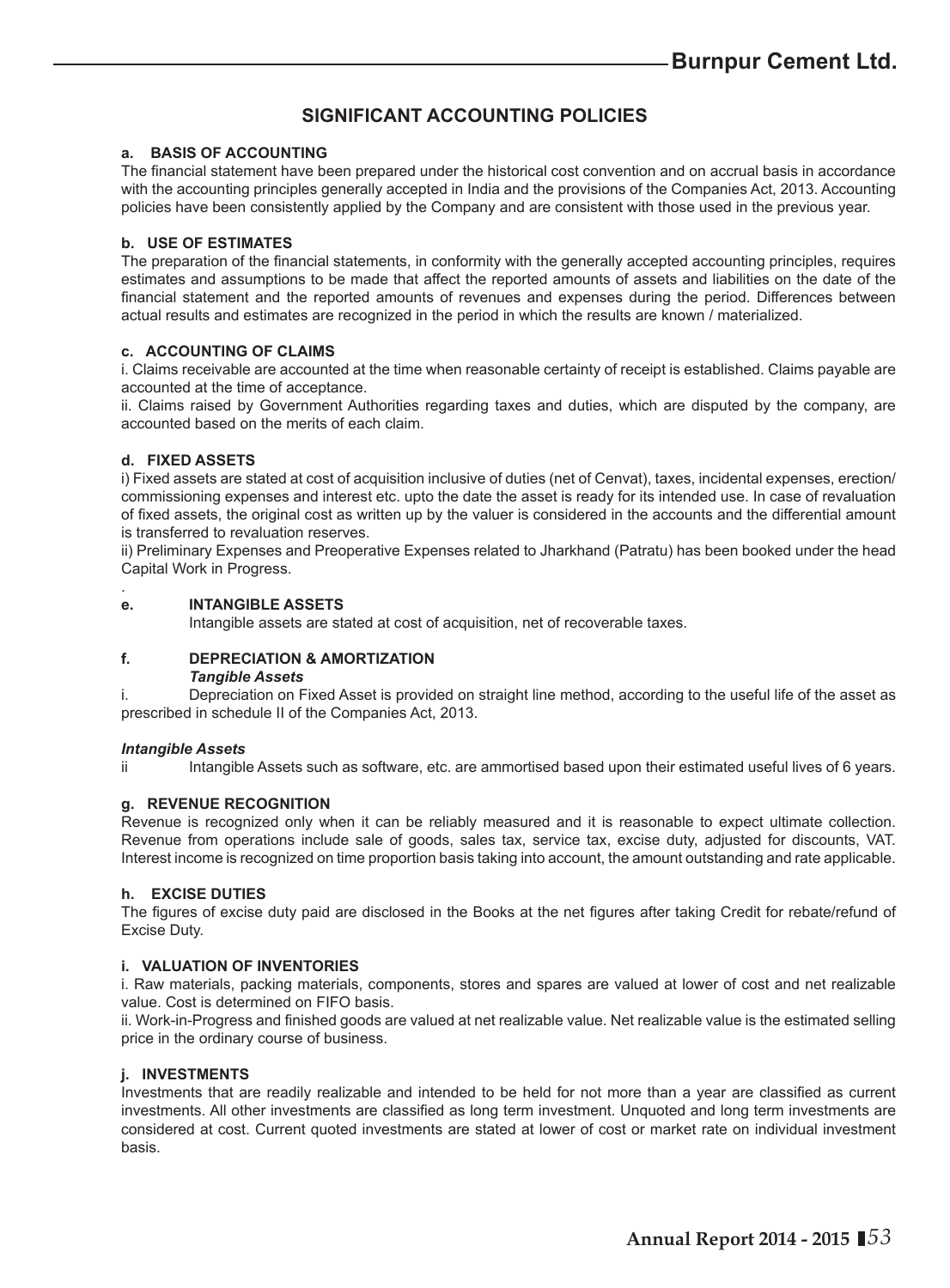## SIGNIFICANT ACCOUNTING POLICIES

### a. BASIS OF ACCOUNTING

The financial statement have been prepared under the historical cost convention and on accrual basis in accordance with the accounting principles generally accepted in India and the provisions of the Companies Act, 2013. Accounting policies have been consistently applied by the Company and are consistent with those used in the previous year.

### b. USE OF ESTIMATES

The preparation of the financial statements, in conformity with the generally accepted accounting principles, requires estimates and assumptions to be made that affect the reported amounts of assets and liabilities on the date of the financial statement and the reported amounts of revenues and expenses during the period. Differences between actual results and estimates are recognized in the period in which the results are known / materialized.

### c. ACCOUNTING OF CLAIMS

i. Claims receivable are accounted at the time when reasonable certainty of receipt is established. Claims payable are accounted at the time of acceptance.

ii. Claims raised by Government Authorities regarding taxes and duties, which are disputed by the company, are accounted based on the merits of each claim.

### d. FIXED ASSETS

i) Fixed assets are stated at cost of acquisition inclusive of duties (net of Cenvat), taxes, incidental expenses, erection/ commissioning expenses and interest etc. upto the date the asset is ready for its intended use. In case of revaluation of fixed assets, the original cost as written up by the valuer is considered in the accounts and the differential amount is transferred to revaluation reserves.

ii) Preliminary Expenses and Preoperative Expenses related to Jharkhand (Patratu) has been booked under the head Capital Work in Progress.

.

### e. INTANGIBLE ASSETS

Intangible assets are stated at cost of acquisition, net of recoverable taxes.

### f. DEPRECIATION & AMORTIZATION

***Tangible Assets***

i. Depreciation on Fixed Asset is provided on straight line method, according to the useful life of the asset as prescribed in schedule II of the Companies Act, 2013.

***Intangible Assets***

ii Intangible Assets such as software, etc. are ammortised based upon their estimated useful lives of 6 years.

### g. REVENUE RECOGNITION

Revenue is recognized only when it can be reliably measured and it is reasonable to expect ultimate collection. Revenue from operations include sale of goods, sales tax, service tax, excise duty, adjusted for discounts, VAT. Interest income is recognized on time proportion basis taking into account, the amount outstanding and rate applicable.

### h. EXCISE DUTIES

The figures of excise duty paid are disclosed in the Books at the net figures after taking Credit for rebate/refund of Excise Duty.

### i. VALUATION OF INVENTORIES

i. Raw materials, packing materials, components, stores and spares are valued at lower of cost and net realizable value. Cost is determined on FIFO basis.

ii. Work-in-Progress and finished goods are valued at net realizable value. Net realizable value is the estimated selling price in the ordinary course of business.

### j. INVESTMENTS

Investments that are readily realizable and intended to be held for not more than a year are classified as current investments. All other investments are classified as long term investment. Unquoted and long term investments are considered at cost. Current quoted investments are stated at lower of cost or market rate on individual investment basis.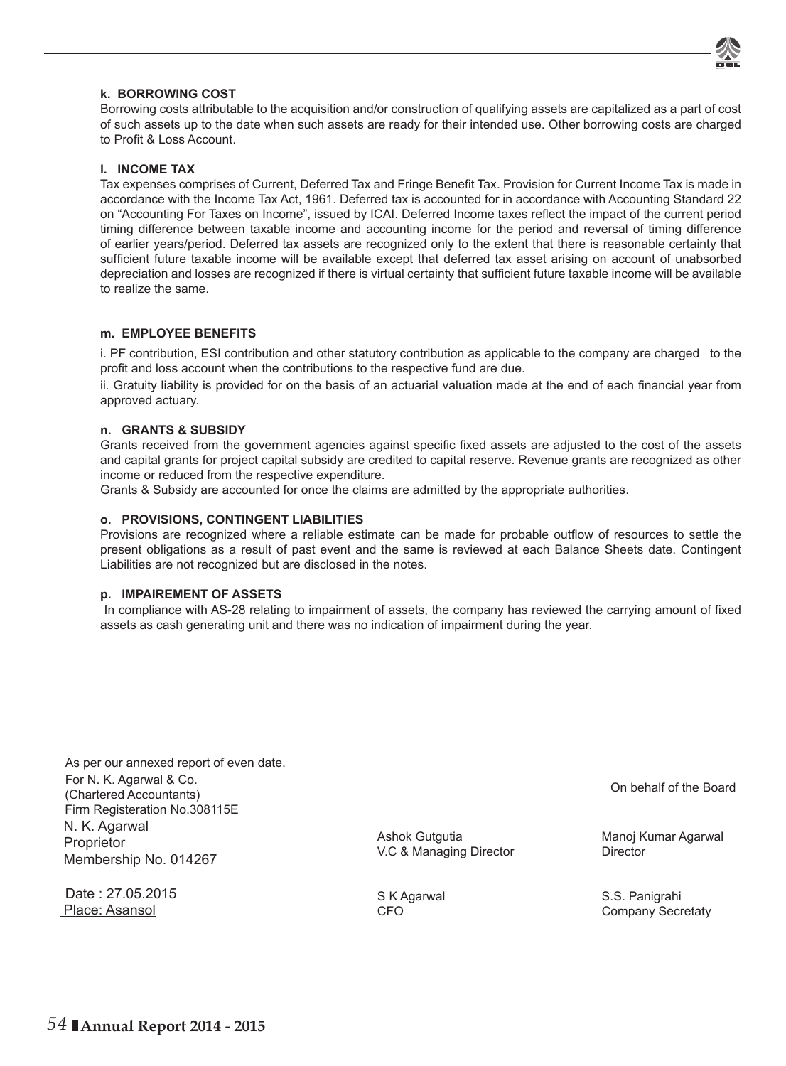**k. BORROWING COST**

Borrowing costs attributable to the acquisition and/or construction of qualifying assets are capitalized as a part of cost of such assets up to the date when such assets are ready for their intended use. Other borrowing costs are charged to Profit & Loss Account.

**l. INCOME TAX**

Tax expenses comprises of Current, Deferred Tax and Fringe Benefit Tax. Provision for Current Income Tax is made in accordance with the Income Tax Act, 1961. Deferred tax is accounted for in accordance with Accounting Standard 22 on "Accounting For Taxes on Income", issued by ICAI. Deferred Income taxes reflect the impact of the current period timing difference between taxable income and accounting income for the period and reversal of timing difference of earlier years/period. Deferred tax assets are recognized only to the extent that there is reasonable certainty that sufficient future taxable income will be available except that deferred tax asset arising on account of unabsorbed depreciation and losses are recognized if there is virtual certainty that sufficient future taxable income will be available to realize the same.

**m. EMPLOYEE BENEFITS**

i. PF contribution, ESI contribution and other statutory contribution as applicable to the company are charged to the profit and loss account when the contributions to the respective fund are due.

ii. Gratuity liability is provided for on the basis of an actuarial valuation made at the end of each financial year from approved actuary.

**n. GRANTS & SUBSIDY**

Grants received from the government agencies against specific fixed assets are adjusted to the cost of the assets and capital grants for project capital subsidy are credited to capital reserve. Revenue grants are recognized as other income or reduced from the respective expenditure.

Grants & Subsidy are accounted for once the claims are admitted by the appropriate authorities.

**o. PROVISIONS, CONTINGENT LIABILITIES**

Provisions are recognized where a reliable estimate can be made for probable outflow of resources to settle the present obligations as a result of past event and the same is reviewed at each Balance Sheets date. Contingent Liabilities are not recognized but are disclosed in the notes.

**p. IMPAIREMENT OF ASSETS**

In compliance with AS-28 relating to impairment of assets, the company has reviewed the carrying amount of fixed assets as cash generating unit and there was no indication of impairment during the year.

As per our annexed report of even date.

For N. K. Agarwal & Co.
(Chartered Accountants)
Firm Registeration No.308115E

N. K. Agarwal
Proprietor
Membership No. 014267

Date : 27.05.2015
Place: Asansol

On behalf of the Board

Ashok Gutgutia
V.C & Managing Director

Manoj Kumar Agarwal
Director

S K Agarwal
CFO

S.S. Panigrahi
Company Secretaty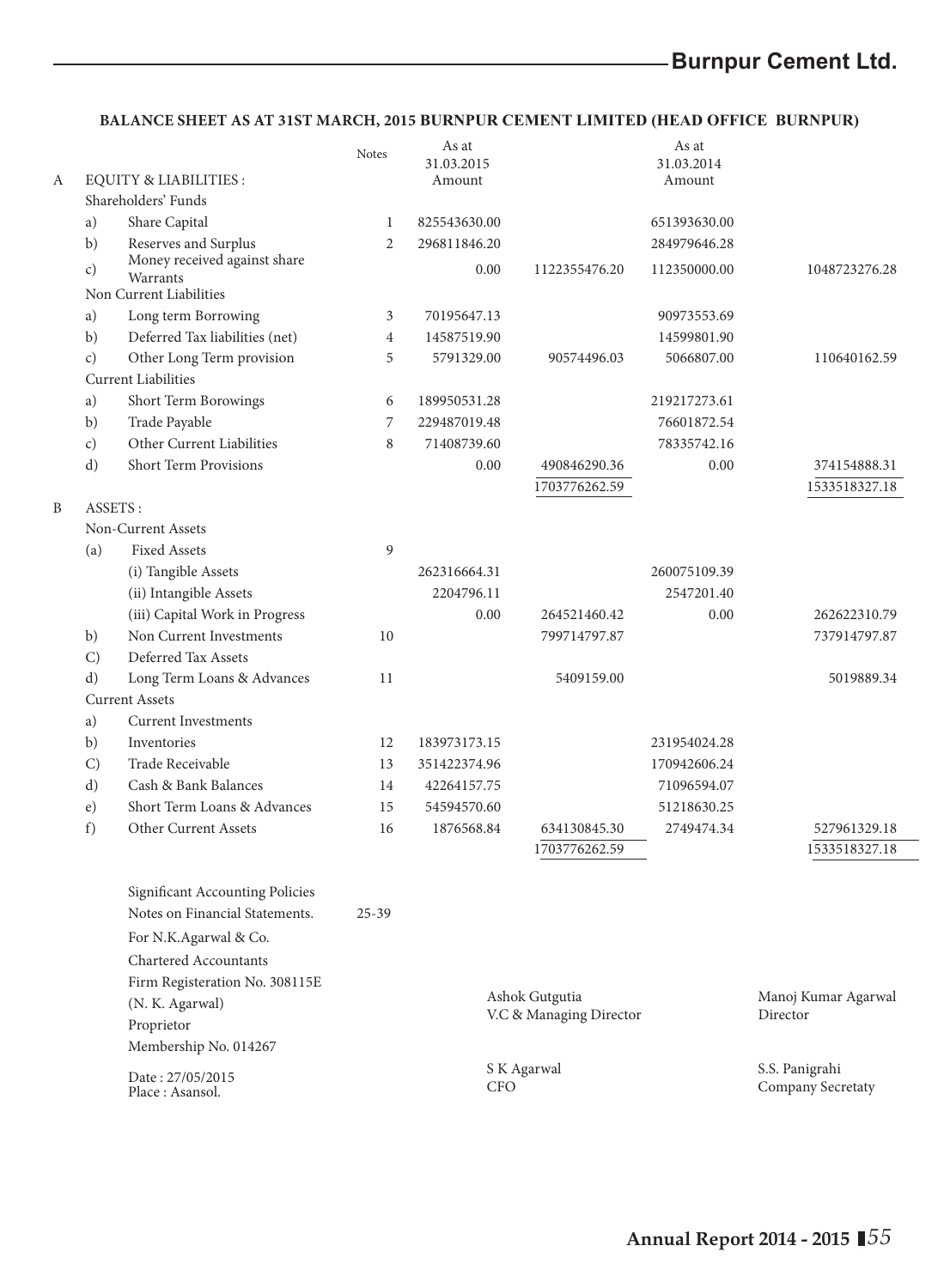## BALANCE SHEET AS AT 31ST MARCH, 2015 BURNPUR CEMENT LIMITED (HEAD OFFICE BURNPUR)

| | | | Notes | As at 31.03.2015 Amount | | As at 31.03.2014 Amount | |
|---|---|---|---|---|---|---|---|
| A | | EQUITY & LIABILITIES : | | | | | |
| | | Shareholders' Funds | | | | | |
| | a) | Share Capital | 1 | 825543630.00 | | 651393630.00 | |
| | b) | Reserves and Surplus | 2 | 296811846.20 | | 284979646.28 | |
| | c) | Money received against share Warrants | | 0.00 | 1122355476.20 | 112350000.00 | 1048723276.28 |
| | | Non Current Liabilities | | | | | |
| | a) | Long term Borrowing | 3 | 70195647.13 | | 90973553.69 | |
| | b) | Deferred Tax liabilities (net) | 4 | 14587519.90 | | 14599801.90 | |
| | c) | Other Long Term provision | 5 | 5791329.00 | 90574496.03 | 5066807.00 | 110640162.59 |
| | | Current Liabilities | | | | | |
| | a) | Short Term Borowings | 6 | 189950531.28 | | 219217273.61 | |
| | b) | Trade Payable | 7 | 229487019.48 | | 76601872.54 | |
| | c) | Other Current Liabilities | 8 | 71408739.60 | | 78335742.16 | |
| | d) | Short Term Provisions | | 0.00 | 490846290.36 | 0.00 | 374154888.31 |
| | | | | | 1703776262.59 | | 1533518327.18 |
| B | | ASSETS : | | | | | |
| | | Non-Current Assets | | | | | |
| | (a) | Fixed Assets | 9 | | | | |
| | | (i) Tangible Assets | | 262316664.31 | | 260075109.39 | |
| | | (ii) Intangible Assets | | 2204796.11 | | 2547201.40 | |
| | | (iii) Capital Work in Progress | | 0.00 | 264521460.42 | 0.00 | 262622310.79 |
| | b) | Non Current Investments | 10 | | 799714797.87 | | 737914797.87 |
| | C) | Deferred Tax Assets | | | | | |
| | d) | Long Term Loans & Advances | 11 | | 5409159.00 | | 5019889.34 |
| | | Current Assets | | | | | |
| | a) | Current Investments | | | | | |
| | b) | Inventories | 12 | 183973173.15 | | 231954024.28 | |
| | C) | Trade Receivable | 13 | 351422374.96 | | 170942606.24 | |
| | d) | Cash & Bank Balances | 14 | 42264157.75 | | 71096594.07 | |
| | e) | Short Term Loans & Advances | 15 | 54594570.60 | | 51218630.25 | |
| | f) | Other Current Assets | 16 | 1876568.84 | 634130845.30 | 2749474.34 | 527961329.18 |
| | | | | | 1703776262.59 | | 1533518327.18 |

Significant Accounting Policies
Notes on Financial Statements. 25-39

For N.K.Agarwal & Co.
Chartered Accountants
Firm Registeration No. 308115E
(N. K. Agarwal)
Proprietor
Membership No. 014267

Date : 27/05/2015
Place : Asansol.

Ashok Gutgutia
V.C & Managing Director

Manoj Kumar Agarwal
Director

S K Agarwal
CFO

S.S. Panigrahi
Company Secretaty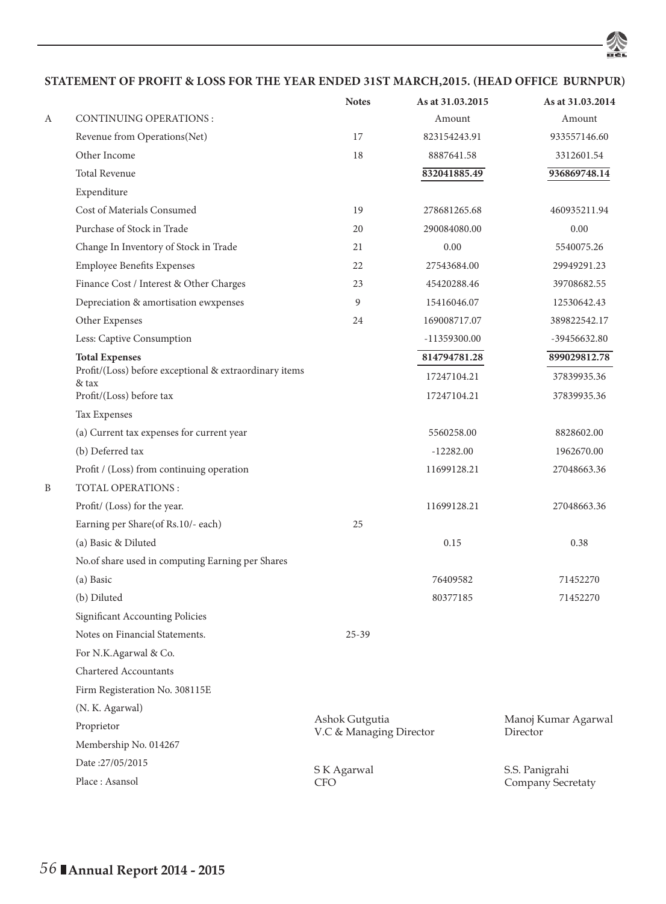## STATEMENT OF PROFIT & LOSS FOR THE YEAR ENDED 31ST MARCH,2015. (HEAD OFFICE BURNPUR)

| | | Notes | As at 31.03.2015 | As at 31.03.2014 |
|---|---|---|---|---|
| A | CONTINUING OPERATIONS : | | Amount | Amount |
| | Revenue from Operations(Net) | 17 | 823154243.91 | 933557146.60 |
| | Other Income | 18 | 8887641.58 | 3312601.54 |
| | Total Revenue | | **832041885.49** | **936869748.14** |
| | Expenditure | | | |
| | Cost of Materials Consumed | 19 | 278681265.68 | 460935211.94 |
| | Purchase of Stock in Trade | 20 | 290084080.00 | 0.00 |
| | Change In Inventory of Stock in Trade | 21 | 0.00 | 5540075.26 |
| | Employee Benefits Expenses | 22 | 27543684.00 | 29949291.23 |
| | Finance Cost / Interest & Other Charges | 23 | 45420288.46 | 39708682.55 |
| | Depreciation & amortisation ewxpenses | 9 | 15416046.07 | 12530642.43 |
| | Other Expenses | 24 | 169008717.07 | 389822542.17 |
| | Less: Captive Consumption | | -11359300.00 | -39456632.80 |
| | **Total Expenses** | | **814794781.28** | **899029812.78** |
| | Profit/(Loss) before exceptional & extraordinary items & tax | | 17247104.21 | 37839935.36 |
| | Profit/(Loss) before tax | | 17247104.21 | 37839935.36 |
| | Tax Expenses | | | |
| | (a) Current tax expenses for current year | | 5560258.00 | 8828602.00 |
| | (b) Deferred tax | | -12282.00 | 1962670.00 |
| | Profit / (Loss) from continuing operation | | 11699128.21 | 27048663.36 |
| B | TOTAL OPERATIONS : | | | |
| | Profit/ (Loss) for the year. | | 11699128.21 | 27048663.36 |
| | Earning per Share(of Rs.10/- each) | 25 | | |
| | (a) Basic & Diluted | | 0.15 | 0.38 |
| | No.of share used in computing Earning per Shares | | | |
| | (a) Basic | | 76409582 | 71452270 |
| | (b) Diluted | | 80377185 | 71452270 |
| | Significant Accounting Policies | | | |
| | Notes on Financial Statements. | 25-39 | | |

For N.K.Agarwal & Co.
Chartered Accountants
Firm Registeration No. 308115E

(N. K. Agarwal)
Proprietor
Membership No. 014267
Date :27/05/2015
Place : Asansol

Ashok Gutgutia
V.C & Managing Director

Manoj Kumar Agarwal
Director

S K Agarwal
CFO

S.S. Panigrahi
Company Secretaty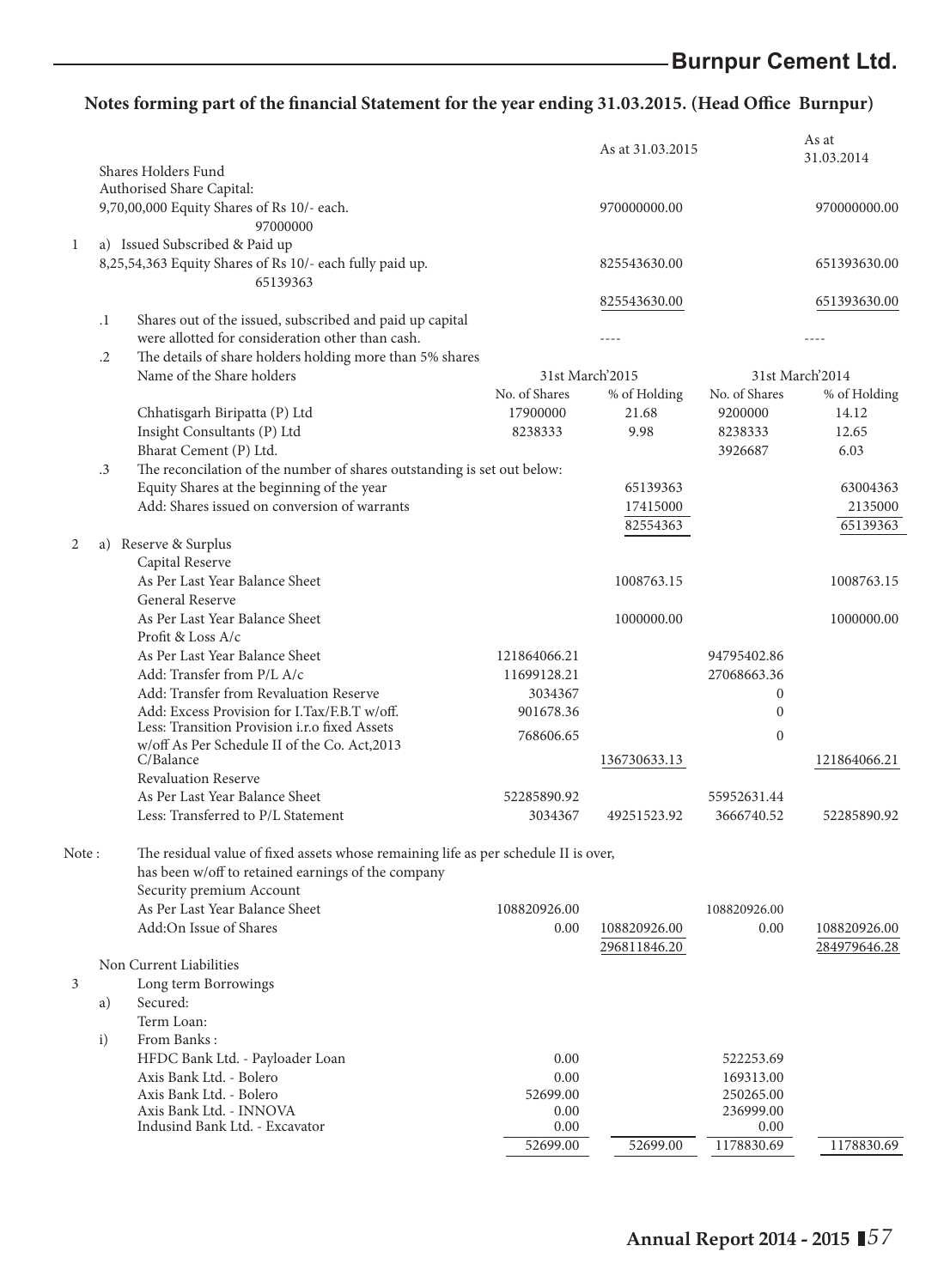## Notes forming part of the financial Statement for the year ending 31.03.2015. (Head Office Burnpur)

| | | | | As at 31.03.2015 | | As at 31.03.2014 |
|---|---|---|---|---|---|---|
| | | Shares Holders Fund | | | | |
| | | Authorised Share Capital: | | | | |
| | | 9,70,00,000 Equity Shares of Rs 10/- each. 97000000 | | 970000000.00 | | 970000000.00 |
| 1 | | a) Issued Subscribed & Paid up | | | | |
| | | 8,25,54,363 Equity Shares of Rs 10/- each fully paid up. 65139363 | | 825543630.00 | | 651393630.00 |
| | | | | 825543630.00 | | 651393630.00 |
| | .1 | Shares out of the issued, subscribed and paid up capital were allotted for consideration other than cash. | | ---- | | ---- |
| | .2 | The details of share holders holding more than 5% shares | | | | |
| | | Name of the Share holders | 31st March'2015 | | 31st March'2014 | |
| | | | No. of Shares | % of Holding | No. of Shares | % of Holding |
| | | Chhatisgarh Biripatta (P) Ltd | 17900000 | 21.68 | 9200000 | 14.12 |
| | | Insight Consultants (P) Ltd | 8238333 | 9.98 | 8238333 | 12.65 |
| | | Bharat Cement (P) Ltd. | | | 3926687 | 6.03 |
| | .3 | The reconcilation of the number of shares outstanding is set out below: | | | | |
| | | Equity Shares at the beginning of the year | | 65139363 | | 63004363 |
| | | Add: Shares issued on conversion of warrants | | 17415000 | | 2135000 |
| | | | | 82554363 | | 65139363 |
| 2 | | a) Reserve & Surplus | | | | |
| | | Capital Reserve | | | | |
| | | As Per Last Year Balance Sheet | | 1008763.15 | | 1008763.15 |
| | | General Reserve | | | | |
| | | As Per Last Year Balance Sheet | | 1000000.00 | | 1000000.00 |
| | | Profit & Loss A/c | | | | |
| | | As Per Last Year Balance Sheet | 121864066.21 | | 94795402.86 | |
| | | Add: Transfer from P/L A/c | 11699128.21 | | 27068663.36 | |
| | | Add: Transfer from Revaluation Reserve | 3034367 | | 0 | |
| | | Add: Excess Provision for I.Tax/F.B.T w/off. | 901678.36 | | 0 | |
| | | Less: Transition Provision i.r.o fixed Assets w/off As Per Schedule II of the Co. Act,2013 | 768606.65 | | 0 | |
| | | C/Balance | | 136730633.13 | | 121864066.21 |
| | | Revaluation Reserve | | | | |
| | | As Per Last Year Balance Sheet | 52285890.92 | | 55952631.44 | |
| | | Less: Transferred to P/L Statement | 3034367 | 49251523.92 | 3666740.52 | 52285890.92 |
| Note : | | The residual value of fixed assets whose remaining life as per schedule II is over, has been w/off to retained earnings of the company | | | | |
| | | Security premium Account | | | | |
| | | As Per Last Year Balance Sheet | 108820926.00 | | 108820926.00 | |
| | | Add:On Issue of Shares | 0.00 | 108820926.00 | 0.00 | 108820926.00 |
| | | | | 296811846.20 | | 284979646.28 |
| | | Non Current Liabilities | | | | |
| 3 | | Long term Borrowings | | | | |
| | a) | Secured: | | | | |
| | | Term Loan: | | | | |
| | i) | From Banks : | | | | |
| | | HFDC Bank Ltd. - Payloader Loan | 0.00 | | 522253.69 | |
| | | Axis Bank Ltd. - Bolero | 0.00 | | 169313.00 | |
| | | Axis Bank Ltd. - Bolero | 52699.00 | | 250265.00 | |
| | | Axis Bank Ltd. - INNOVA | 0.00 | | 236999.00 | |
| | | Indusind Bank Ltd. - Excavator | 0.00 | | 0.00 | |
| | | | 52699.00 | 52699.00 | 1178830.69 | 1178830.69 |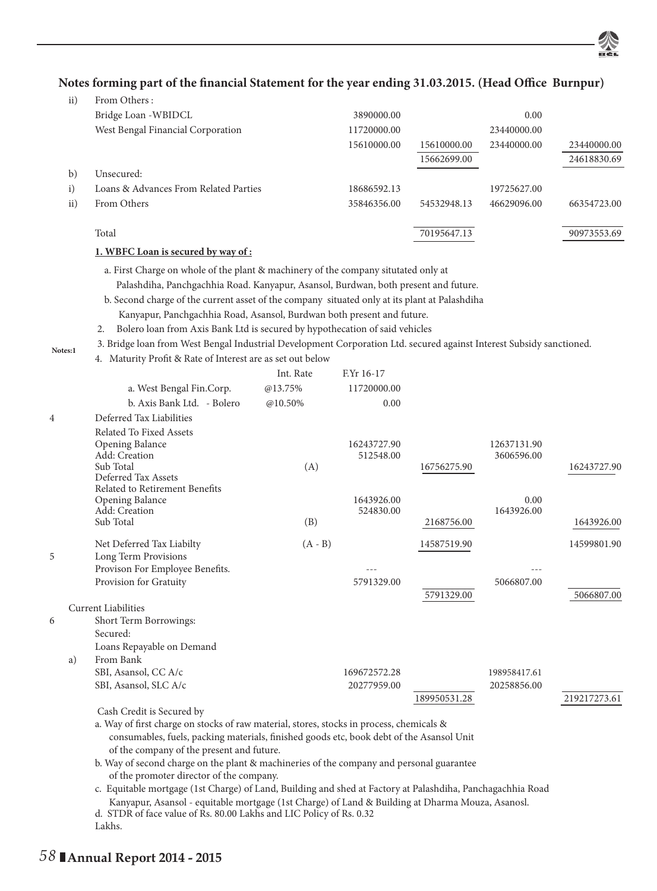## Notes forming part of the financial Statement for the year ending 31.03.2015. (Head Office Burnpur)

| | | | | | | |
|---|---|---|---|---|---|---|
| ii) | From Others : | | | | | |
| | Bridge Loan -WBIDCL | | 3890000.00 | | 0.00 | |
| | West Bengal Financial Corporation | | 11720000.00 | | 23440000.00 | |
| | | | 15610000.00 | 15610000.00 | 23440000.00 | 23440000.00 |
| | | | | 15662699.00 | | 24618830.69 |
| b) | Unsecured: | | | | | |
| i) | Loans & Advances From Related Parties | | 18686592.13 | | 19725627.00 | |
| ii) | From Others | | 35846356.00 | 54532948.13 | 46629096.00 | 66354723.00 |
| | Total | | | 70195647.13 | | 90973553.69 |

**Notes:1**

**1. WBFC Loan is secured by way of :**

a. First Charge on whole of the plant & machinery of the company situtated only at Palashdiha, Panchgachhia Road. Kanyapur, Asansol, Burdwan, both present and future.

b. Second charge of the current asset of the company situated only at its plant at Palashdiha Kanyapur, Panchgachhia Road, Asansol, Burdwan both present and future.

2. Bolero loan from Axis Bank Ltd is secured by hypothecation of said vehicles

3. Bridge loan from West Bengal Industrial Development Corporation Ltd. secured against Interest Subsidy sanctioned.

4. Maturity Profit & Rate of Interest are as set out below

| | Int. Rate | F.Yr 16-17 |
|---|---|---|
| a. West Bengal Fin.Corp. | @13.75% | 11720000.00 |
| b. Axis Bank Ltd. - Bolero | @10.50% | 0.00 |

| | | | | | | |
|---|---|---|---|---|---|---|
| 4 | Deferred Tax Liabilities | | | | | |
| | Related To Fixed Assets | | | | | |
| | Opening Balance | | 16243727.90 | | 12637131.90 | |
| | Add: Creation | | 512548.00 | | 3606596.00 | |
| | Sub Total | (A) | | 16756275.90 | | 16243727.90 |
| | Deferred Tax Assets | | | | | |
| | Related to Retirement Benefits | | | | | |
| | Opening Balance | | 1643926.00 | | 0.00 | |
| | Add: Creation | | 524830.00 | | 1643926.00 | |
| | Sub Total | (B) | | 2168756.00 | | 1643926.00 |
| | Net Deferred Tax Liabilty | (A - B) | | 14587519.90 | | 14599801.90 |
| 5 | Long Term Provisions | | | | | |
| | Provison For Employee Benefits. | | --- | | --- | |
| | Provision for Gratuity | | 5791329.00 | | 5066807.00 | |
| | | | | 5791329.00 | | 5066807.00 |
| | Current Liabilities | | | | | |
| 6 | Short Term Borrowings: | | | | | |
| | Secured: | | | | | |
| | Loans Repayable on Demand | | | | | |
| a) | From Bank | | | | | |
| | SBI, Asansol, CC A/c | | 169672572.28 | | 198958417.61 | |
| | SBI, Asansol, SLC A/c | | 20277959.00 | | 20258856.00 | |
| | | | | 189950531.28 | | 219217273.61 |

Cash Credit is Secured by

a. Way of first charge on stocks of raw material, stores, stocks in process, chemicals & consumables, fuels, packing materials, finished goods etc, book debt of the Asansol Unit of the company of the present and future.

b. Way of second charge on the plant & machineries of the company and personal guarantee of the promoter director of the company.

c. Equitable mortgage (1st Charge) of Land, Building and shed at Factory at Palashdiha, Panchagachhia Road Kanyapur, Asansol - equitable mortgage (1st Charge) of Land & Building at Dharma Mouza, Asanosl.

d. STDR of face value of Rs. 80.00 Lakhs and LIC Policy of Rs. 0.32 Lakhs.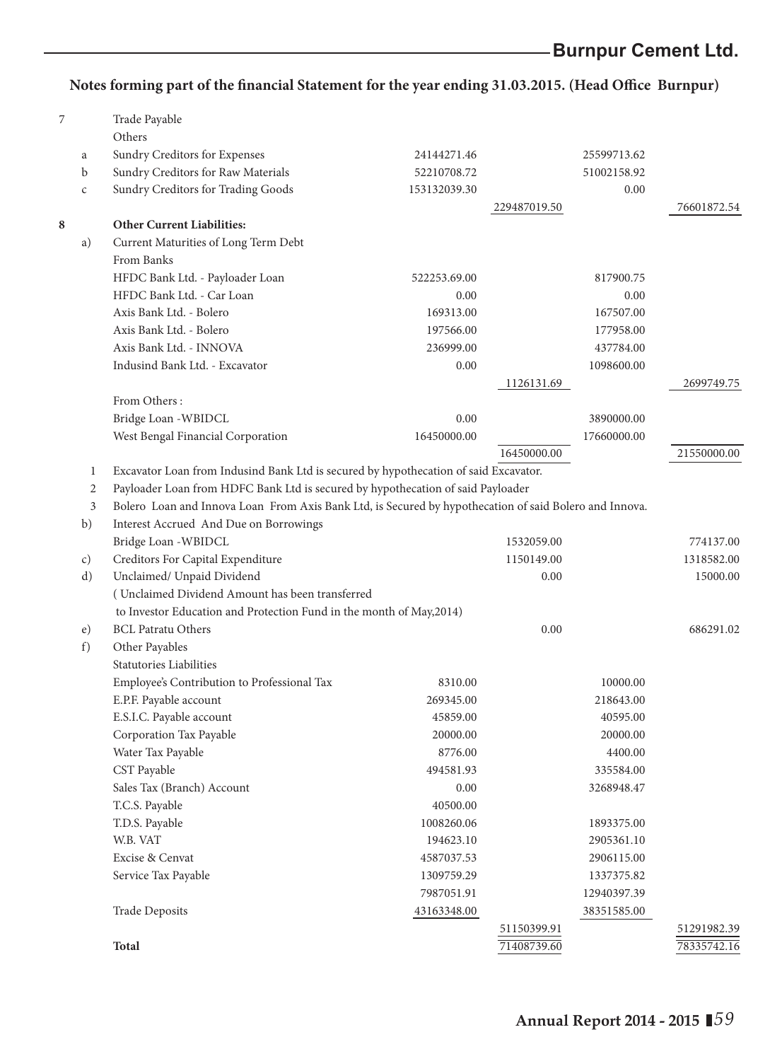## Notes forming part of the financial Statement for the year ending 31.03.2015. (Head Office Burnpur)

| | | | | | | |
|---|---|---|---|---|---|---|
| 7 | | Trade Payable | | | | |
| | | Others | | | | |
| | a | Sundry Creditors for Expenses | 24144271.46 | | 25599713.62 | |
| | b | Sundry Creditors for Raw Materials | 52210708.72 | | 51002158.92 | |
| | c | Sundry Creditors for Trading Goods | 153132039.30 | | 0.00 | |
| | | | | 229487019.50 | | 76601872.54 |
| **8** | | **Other Current Liabilities:** | | | | |
| | a) | Current Maturities of Long Term Debt | | | | |
| | | From Banks | | | | |
| | | HFDC Bank Ltd. - Payloader Loan | 522253.69.00 | | 817900.75 | |
| | | HFDC Bank Ltd. - Car Loan | 0.00 | | 0.00 | |
| | | Axis Bank Ltd. - Bolero | 169313.00 | | 167507.00 | |
| | | Axis Bank Ltd. - Bolero | 197566.00 | | 177958.00 | |
| | | Axis Bank Ltd. - INNOVA | 236999.00 | | 437784.00 | |
| | | Indusind Bank Ltd. - Excavator | 0.00 | | 1098600.00 | |
| | | | | 1126131.69 | | 2699749.75 |
| | | From Others : | | | | |
| | | Bridge Loan -WBIDCL | 0.00 | | 3890000.00 | |
| | | West Bengal Financial Corporation | 16450000.00 | | 17660000.00 | |
| | | | | 16450000.00 | | 21550000.00 |
| | 1 | Excavator Loan from Indusind Bank Ltd is secured by hypothecation of said Excavator. | | | | |
| | 2 | Payloader Loan from HDFC Bank Ltd is secured by hypothecation of said Payloader | | | | |
| | 3 | Bolero Loan and Innova Loan From Axis Bank Ltd, is Secured by hypothecation of said Bolero and Innova. | | | | |
| | b) | Interest Accrued And Due on Borrowings | | | | |
| | | Bridge Loan -WBIDCL | | 1532059.00 | | 774137.00 |
| | c) | Creditors For Capital Expenditure | | 1150149.00 | | 1318582.00 |
| | d) | Unclaimed/ Unpaid Dividend | | 0.00 | | 15000.00 |
| | | ( Unclaimed Dividend Amount has been transferred to Investor Education and Protection Fund in the month of May,2014) | | | | |
| | e) | BCL Patratu Others | | 0.00 | | 686291.02 |
| | f) | Other Payables | | | | |
| | | Statutories Liabilities | | | | |
| | | Employee's Contribution to Professional Tax | 8310.00 | | 10000.00 | |
| | | E.P.F. Payable account | 269345.00 | | 218643.00 | |
| | | E.S.I.C. Payable account | 45859.00 | | 40595.00 | |
| | | Corporation Tax Payable | 20000.00 | | 20000.00 | |
| | | Water Tax Payable | 8776.00 | | 4400.00 | |
| | | CST Payable | 494581.93 | | 335584.00 | |
| | | Sales Tax (Branch) Account | 0.00 | | 3268948.47 | |
| | | T.C.S. Payable | 40500.00 | | | |
| | | T.D.S. Payable | 1008260.06 | | 1893375.00 | |
| | | W.B. VAT | 194623.10 | | 2905361.10 | |
| | | Excise & Cenvat | 4587037.53 | | 2906115.00 | |
| | | Service Tax Payable | 1309759.29 | | 1337375.82 | |
| | | | 7987051.91 | | 12940397.39 | |
| | | Trade Deposits | 43163348.00 | | 38351585.00 | |
| | | | | 51150399.91 | | 51291982.39 |
| | | **Total** | | 71408739.60 | | 78335742.16 |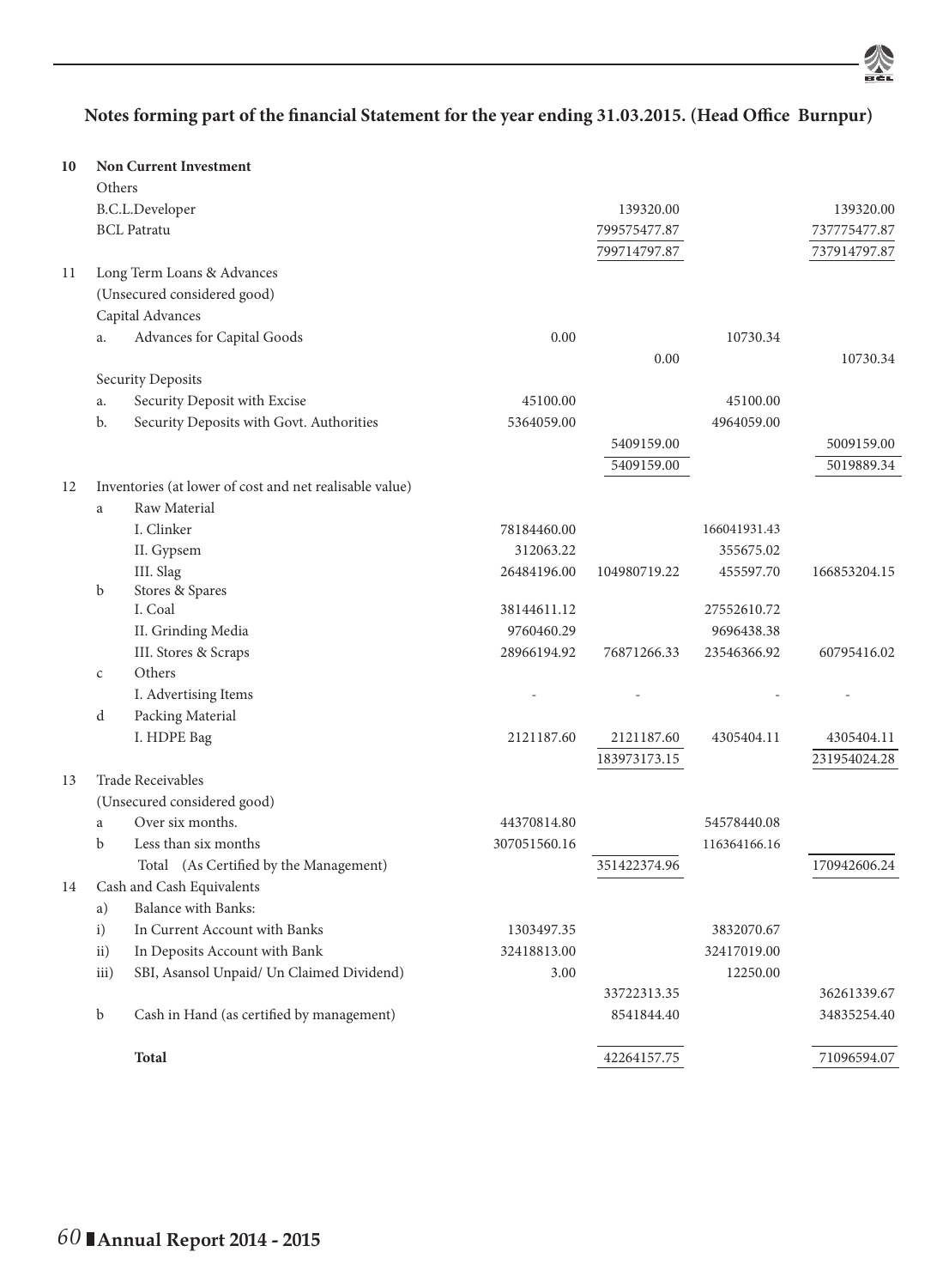## Notes forming part of the financial Statement for the year ending 31.03.2015. (Head Office Burnpur)

| | | | | | | |
|---|---|---|---|---|---|---|
| **10** | | **Non Current Investment** | | | | |
| | Others | | | | | |
| | | B.C.L.Developer | | 139320.00 | | 139320.00 |
| | | BCL Patratu | | 799575477.87 | | 737775477.87 |
| | | | | 799714797.87 | | 737914797.87 |
| 11 | | Long Term Loans & Advances | | | | |
| | | (Unsecured considered good) | | | | |
| | | Capital Advances | | | | |
| | a. | Advances for Capital Goods | 0.00 | | 10730.34 | |
| | | | | 0.00 | | 10730.34 |
| | | Security Deposits | | | | |
| | a. | Security Deposit with Excise | 45100.00 | | 45100.00 | |
| | b. | Security Deposits with Govt. Authorities | 5364059.00 | | 4964059.00 | |
| | | | | 5409159.00 | | 5009159.00 |
| | | | | 5409159.00 | | 5019889.34 |
| 12 | | Inventories (at lower of cost and net realisable value) | | | | |
| | a | Raw Material | | | | |
| | | I. Clinker | 78184460.00 | | 166041931.43 | |
| | | II. Gypsem | 312063.22 | | 355675.02 | |
| | | III. Slag | 26484196.00 | 104980719.22 | 455597.70 | 166853204.15 |
| | b | Stores & Spares | | | | |
| | | I. Coal | 38144611.12 | | 27552610.72 | |
| | | II. Grinding Media | 9760460.29 | | 9696438.38 | |
| | | III. Stores & Scraps | 28966194.92 | 76871266.33 | 23546366.92 | 60795416.02 |
| | c | Others | | | | |
| | | I. Advertising Items | - | - | - | - |
| | d | Packing Material | | | | |
| | | I. HDPE Bag | 2121187.60 | 2121187.60 | 4305404.11 | 4305404.11 |
| | | | | 183973173.15 | | 231954024.28 |
| 13 | | Trade Receivables | | | | |
| | | (Unsecured considered good) | | | | |
| | a | Over six months. | 44370814.80 | | 54578440.08 | |
| | b | Less than six months | 307051560.16 | | 116364166.16 | |
| | | Total (As Certified by the Management) | | 351422374.96 | | 170942606.24 |
| 14 | | Cash and Cash Equivalents | | | | |
| | a) | Balance with Banks: | | | | |
| | i) | In Current Account with Banks | 1303497.35 | | 3832070.67 | |
| | ii) | In Deposits Account with Bank | 32418813.00 | | 32417019.00 | |
| | iii) | SBI, Asansol Unpaid/ Un Claimed Dividend) | 3.00 | | 12250.00 | |
| | | | | 33722313.35 | | 36261339.67 |
| | b | Cash in Hand (as certified by management) | | 8541844.40 | | 34835254.40 |
| | | **Total** | | 42264157.75 | | 71096594.07 |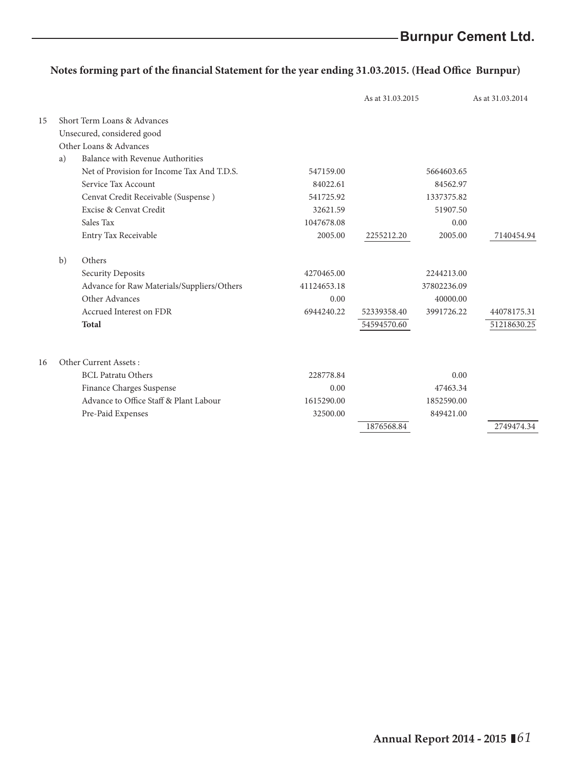## Notes forming part of the financial Statement for the year ending 31.03.2015. (Head Office Burnpur)

| | | | | As at 31.03.2015 | | As at 31.03.2014 |
|---|---|---|---|---|---|---|
| 15 | | Short Term Loans & Advances | | | | |
| | | Unsecured, considered good | | | | |
| | | Other Loans & Advances | | | | |
| | a) | Balance with Revenue Authorities | | | | |
| | | Net of Provision for Income Tax And T.D.S. | 547159.00 | | 5664603.65 | |
| | | Service Tax Account | 84022.61 | | 84562.97 | |
| | | Cenvat Credit Receivable (Suspense ) | 541725.92 | | 1337375.82 | |
| | | Excise & Cenvat Credit | 32621.59 | | 51907.50 | |
| | | Sales Tax | 1047678.08 | | 0.00 | |
| | | Entry Tax Receivable | 2005.00 | 2255212.20 | 2005.00 | 7140454.94 |
| | b) | Others | | | | |
| | | Security Deposits | 4270465.00 | | 2244213.00 | |
| | | Advance for Raw Materials/Suppliers/Others | 41124653.18 | | 37802236.09 | |
| | | Other Advances | 0.00 | | 40000.00 | |
| | | Accrued Interest on FDR | 6944240.22 | 52339358.40 | 3991726.22 | 44078175.31 |
| | | **Total** | | 54594570.60 | | 51218630.25 |
| 16 | | Other Current Assets : | | | | |
| | | BCL Patratu Others | 228778.84 | | 0.00 | |
| | | Finance Charges Suspense | 0.00 | | 47463.34 | |
| | | Advance to Office Staff & Plant Labour | 1615290.00 | | 1852590.00 | |
| | | Pre-Paid Expenses | 32500.00 | | 849421.00 | |
| | | | | 1876568.84 | | 2749474.34 |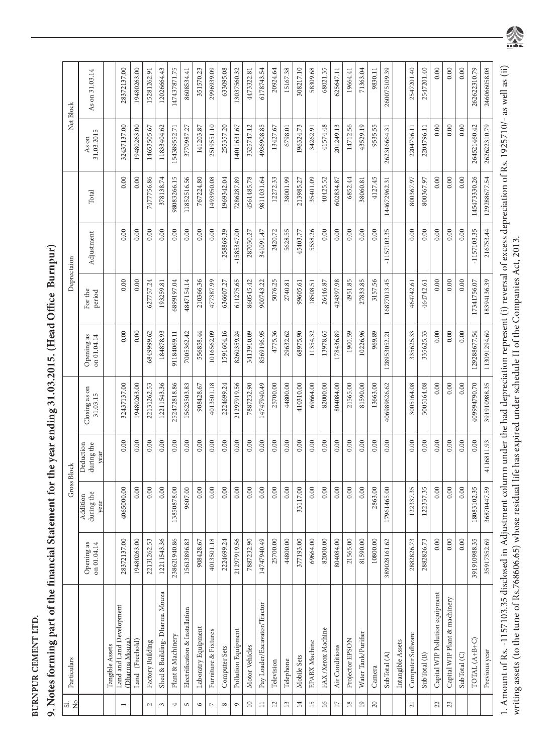**BURNPUR CEMENT LTD.**

## 9. Notes forming part of the financial Statement for the year ending 31.03.2015. (Head Office Burnpur)

| Sl. No | Particulars | Gross Block | | | | Deprectaion | | | | Net Block | |
|---|---|---|---|---|---|---|---|---|---|---|---|
| | | Opening as on 01.04.14 | Addition during the year | Deduction during the year | Closing as on 31.03.15 | Opening as on 01.04.14 | For the period | Adjustment | Total | As on 31.03.2015 | As on 31.03.14 |
| | Tangible Assets | | | | | | | | | | |
| 1 | Land and Land Development (Dharma Mouza) | 28372137.00 | 4065000.00 | 0.00 | 32437137.00 | 0.00 | 0.00 | 0.00 | 0.00 | 32437137.00 | 28372137.00 |
| | Land (Freehold) | 19480263.00 | 0.00 | 0.00 | 19480263.00 | 0.00 | 0.00 | 0.00 | 0.00 | 19480263.00 | 19480263.00 |
| 2 | Factory Building | 22131262.53 | 0.00 | 0.00 | 22131262.53 | 6849999.62 | 627757.24 | 0.00 | 7477756.86 | 14653505.67 | 15281262.91 |
| 3 | Shed & Building - Dharma Mouza | 12211543.36 | 0.00 | 0.00 | 12211543.36 | 184878.93 | 193259.81 | 0.00 | 378138.74 | 11833404.62 | 12026664.43 |
| 4 | Plant & Machinery | 238621940.86 | 13850878.00 | 0.00 | 252472818.86 | 91184069.11 | 6899197.04 | 0.00 | 98083266.15 | 154389552.71 | 147437871.75 |
| 5 | Electrification & Installation | 15613896.83 | 9607.00 | 0.00 | 15623503.83 | 7005362.42 | 4847154.14 | 0.00 | 11852516.56 | 3770987.27 | 8608534.41 |
| 6 | Laboratry Equipment | 908428.67 | 0.00 | 0.00 | 908428.67 | 556858.44 | 210366.36 | 0.00 | 767224.80 | 141203.87 | 351570.23 |
| 7 | Furniture & Fixtures | 4013501.18 | 0.00 | 0.00 | 4013501.18 | 1016562.09 | 477387.99 | 0.00 | 1493950.08 | 2519551.10 | 2996939.09 |
| 8 | Computer Sets | 2224699.24 | 0.00 | 0.00 | 2224699.24 | 1591604.16 | 636607.27 | -258869.39 | 1969342.04 | 255357.20 | 633095.08 |
| 9 | Pollution Equipment | 21297919.56 | 0.00 | 0.00 | 21297919.56 | 8260359.24 | 611275.65 | -1585347.00 | 7286287.89 | 14011631.67 | 13037560.32 |
| 10 | Motor Vehicles | 7887232.90 | 0.00 | 0.00 | 7887232.90 | 3413910.09 | 860545.42 | 287030.27 | 4561485.78 | 3325747.12 | 4473322.81 |
| 11 | Pay Loader/Excavator/Tractor | 14747940.49 | 0.00 | 0.00 | 14747940.49 | 8569196.95 | 900743.22 | 341091.47 | 9811031.64 | 4936908.85 | 6178743.54 |
| 12 | Television | 25700.00 | 0.00 | 0.00 | 25700.00 | 4775.36 | 5076.25 | 2420.72 | 12272.33 | 13427.67 | 20924.64 |
| 13 | Telephone | 44800.00 | 0.00 | 0.00 | 44800.00 | 29632.62 | 2740.81 | 5628.55 | 38001.99 | 6798.01 | 15167.38 |
| 14 | Mobile Sets | 377193.00 | 33117.00 | 0.00 | 410310.00 | 68975.90 | 99605.61 | 45403.77 | 213985.27 | 196324.73 | 308217.10 |
| 15 | EPABX Machine | 69664.00 | 0.00 | 0.00 | 69664.00 | 11354.32 | 18508.51 | 5538.26 | 35401.09 | 34262.91 | 58309.68 |
| 16 | FAX /Xerox Machine | 82000.00 | 0.00 | 0.00 | 82000.00 | 13978.65 | 26446.87 | 0.00 | 40425.52 | 41574.48 | 68021.35 |
| 17 | Air Conditions | 804084.00 | 0.00 | 0.00 | 804084.00 | 178436.89 | 424397.98 | 0.00 | 602834.87 | 201249.13 | 625647.11 |
| 18 | Projector EPSON | 21565.00 | 0.00 | 0.00 | 21565.00 | 1900.59 | 4951.85 | 0.00 | 6852.44 | 14712.56 | 19664.41 |
| 19 | Water Tank/Purifier | 81590.00 | 0.00 | 0.00 | 81590.00 | 10226.96 | 27833.85 | 0.00 | 38060.81 | 43529.19 | 71363.04 |
| 20 | Camera | 10800.00 | 2863.00 | 0.00 | 13663.00 | 969.89 | 3157.56 | 0.00 | 4127.45 | 9535.55 | 9830.11 |
| | SubTotal (A) | 389028161.62 | 17961465.00 | 0.00 | 406989626.62 | 128953052.21 | 16877013.45 | -1157103.35 | 144672962.31 | 262316664.31 | 260075109.39 |
| | Intangible Assets | | | | | | | | | | |
| 21 | Computer Software | 2882826.73 | 122337.35 | 0.00 | 3005164.08 | 335625.33 | 464742.61 | 0.00 | 800367.97 | 2204796.11 | 2547201.40 |
| | SubTotal (B) | 2882826.73 | 122337.35 | 0.00 | 3005164.08 | 335625.33 | 464742.61 | 0.00 | 800367.97 | 2204796.11 | 2547201.40 |
| 22 | Capital WIP Pollution equipment | 0.00 | 0.00 | 0.00 | 0.00 | 0.00 | 0.00 | 0.00 | 0.00 | 0.00 | 0.00 |
| 23 | Capital WIP Plant & machinery | 0.00 | 0.00 | 0.00 | 0.00 | 0.00 | 0.00 | 0.00 | 0.00 | 0.00 | 0.00 |
| | SubTotal (C) | 0.00 | 0.00 | 0.00 | 0.00 | 0.00 | 0.00 | 0.00 | 0.00 | 0.00 | 0.00 |
| | TOTAL (A+B+C) | 391910988.35 | 18083102.35 | 0.00 | 409994790.70 | 129288677.54 | 17341756.07 | -1157103.35 | 145473330.26 | 264521460.42 | 262622310.79 |
| | Previous year | 359173352.69 | 36870447.59 | 4116811.93 | 391910988.35 | 113091294.60 | 18394136.39 | 216753.44 | 129288677.54 | 262622310.79 | 246066058.08 |

1. Amount of Rs. -1157103.35 disclosed in Adjustment column under the had depreciation represent (i) reversal of excess depreciation of Rs. 1925710/- as well as (ii) writing assets (to the tune of Rs.768606.65) whose residual life has expired under schedule II of the Companies Act, 2013.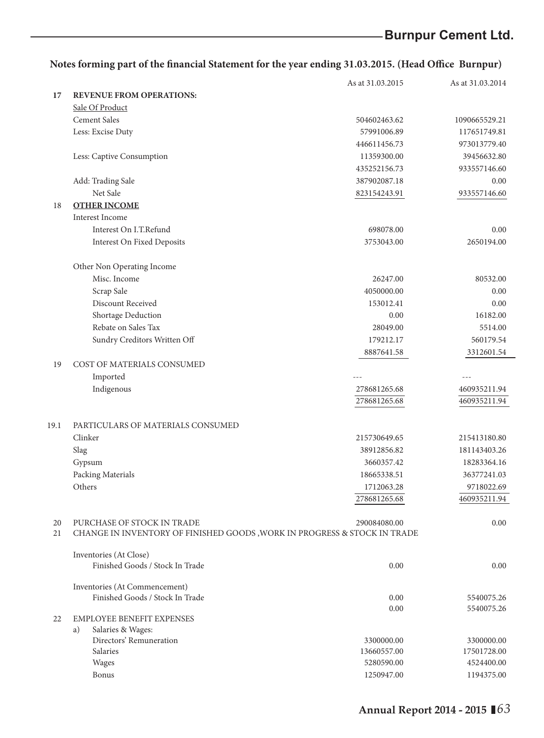## Notes forming part of the financial Statement for the year ending 31.03.2015. (Head Office Burnpur)

| | | As at 31.03.2015 | As at 31.03.2014 |
|---|---|---|---|
| 17 | **REVENUE FROM OPERATIONS:** | | |
| | Sale Of Product | | |
| | Cement Sales | 504602463.62 | 1090665529.21 |
| | Less: Excise Duty | 57991006.89 | 117651749.81 |
| | | 446611456.73 | 973013779.40 |
| | Less: Captive Consumption | 11359300.00 | 39456632.80 |
| | | 435252156.73 | 933557146.60 |
| | Add: Trading Sale | 387902087.18 | 0.00 |
| | Net Sale | 823154243.91 | 933557146.60 |
| 18 | **OTHER INCOME** | | |
| | Interest Income | | |
| | Interest On I.T.Refund | 698078.00 | 0.00 |
| | Interest On Fixed Deposits | 3753043.00 | 2650194.00 |
| | Other Non Operating Income | | |
| | Misc. Income | 26247.00 | 80532.00 |
| | Scrap Sale | 4050000.00 | 0.00 |
| | Discount Received | 153012.41 | 0.00 |
| | Shortage Deduction | 0.00 | 16182.00 |
| | Rebate on Sales Tax | 28049.00 | 5514.00 |
| | Sundry Creditors Written Off | 179212.17 | 560179.54 |
| | | 8887641.58 | 3312601.54 |
| 19 | COST OF MATERIALS CONSUMED | | |
| | Imported | --- | --- |
| | Indigenous | 278681265.68 | 460935211.94 |
| | | 278681265.68 | 460935211.94 |
| 19.1 | PARTICULARS OF MATERIALS CONSUMED | | |
| | Clinker | 215730649.65 | 215413180.80 |
| | Slag | 38912856.82 | 181143403.26 |
| | Gypsum | 3660357.42 | 18283364.16 |
| | Packing Materials | 18665338.51 | 36377241.03 |
| | Others | 1712063.28 | 9718022.69 |
| | | 278681265.68 | 460935211.94 |
| 20 | PURCHASE OF STOCK IN TRADE | 290084080.00 | 0.00 |
| 21 | CHANGE IN INVENTORY OF FINISHED GOODS ,WORK IN PROGRESS & STOCK IN TRADE | | |
| | Inventories (At Close) | | |
| | Finished Goods / Stock In Trade | 0.00 | 0.00 |
| | Inventories (At Commencement) | | |
| | Finished Goods / Stock In Trade | 0.00 | 5540075.26 |
| | | 0.00 | 5540075.26 |
| 22 | EMPLOYEE BENEFIT EXPENSES | | |
| | a) Salaries & Wages: | | |
| | Directors' Remuneration | 3300000.00 | 3300000.00 |
| | Salaries | 13660557.00 | 17501728.00 |
| | Wages | 5280590.00 | 4524400.00 |
| | Bonus | 1250947.00 | 1194375.00 |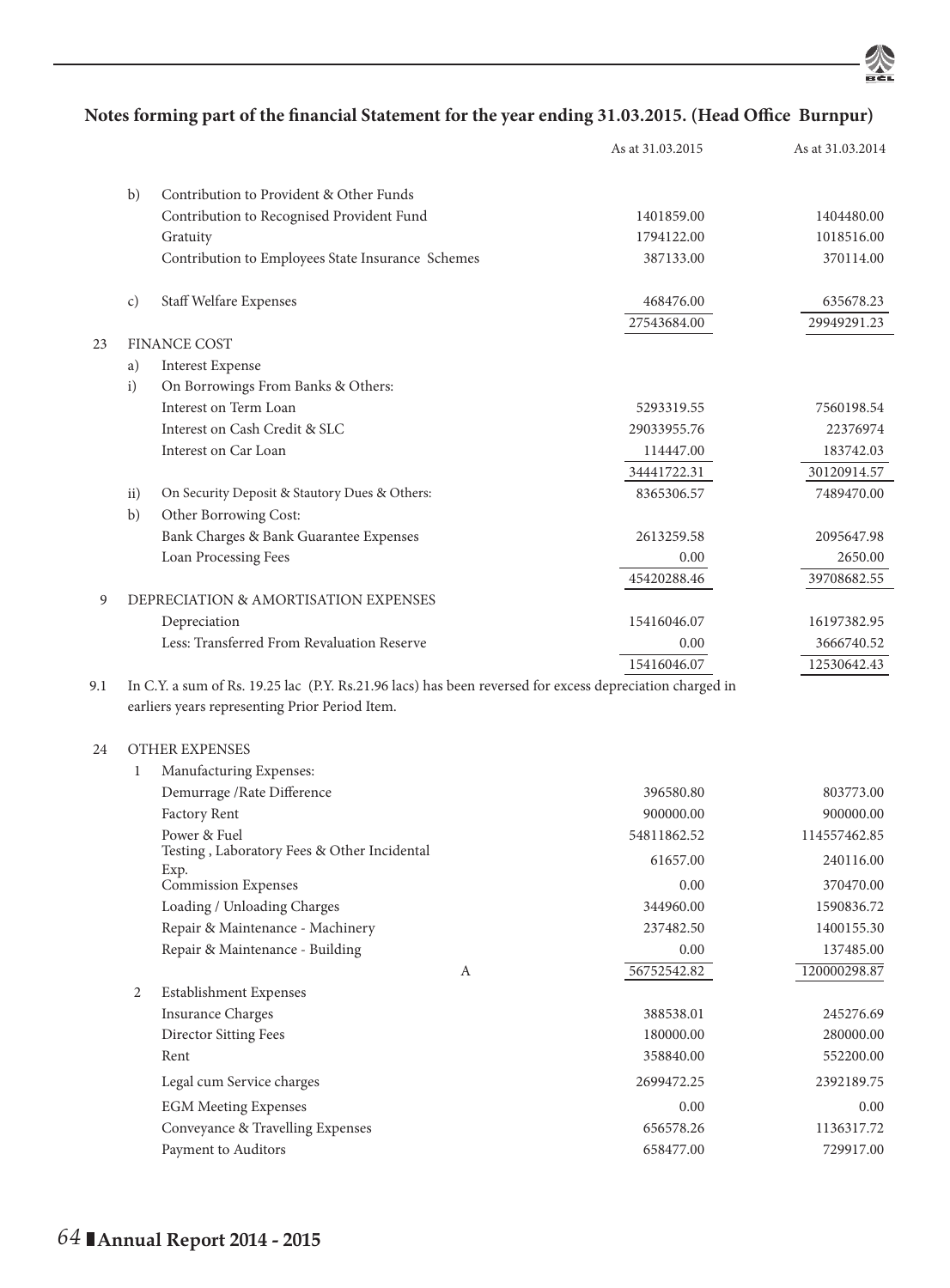## Notes forming part of the financial Statement for the year ending 31.03.2015. (Head Office Burnpur)

| | | | As at 31.03.2015 | As at 31.03.2014 |
|---|---|---|---|---|
| | b) | Contribution to Provident & Other Funds | | |
| | | Contribution to Recognised Provident Fund | 1401859.00 | 1404480.00 |
| | | Gratuity | 1794122.00 | 1018516.00 |
| | | Contribution to Employees State Insurance Schemes | 387133.00 | 370114.00 |
| | c) | Staff Welfare Expenses | 468476.00 | 635678.23 |
| | | | 27543684.00 | 29949291.23 |
| 23 | | FINANCE COST | | |
| | a) | Interest Expense | | |
| | i) | On Borrowings From Banks & Others: | | |
| | | Interest on Term Loan | 5293319.55 | 7560198.54 |
| | | Interest on Cash Credit & SLC | 29033955.76 | 22376974 |
| | | Interest on Car Loan | 114447.00 | 183742.03 |
| | | | 34441722.31 | 30120914.57 |
| | ii) | On Security Deposit & Stautory Dues & Others: | 8365306.57 | 7489470.00 |
| | b) | Other Borrowing Cost: | | |
| | | Bank Charges & Bank Guarantee Expenses | 2613259.58 | 2095647.98 |
| | | Loan Processing Fees | 0.00 | 2650.00 |
| | | | 45420288.46 | 39708682.55 |
| 9 | | DEPRECIATION & AMORTISATION EXPENSES | | |
| | | Depreciation | 15416046.07 | 16197382.95 |
| | | Less: Transferred From Revaluation Reserve | 0.00 | 3666740.52 |
| | | | 15416046.07 | 12530642.43 |

9.1 In C.Y. a sum of Rs. 19.25 lac (P.Y. Rs.21.96 lacs) has been reversed for excess depreciation charged in earliers years representing Prior Period Item.

| | | | As at 31.03.2015 | As at 31.03.2014 |
|---|---|---|---|---|
| 24 | | OTHER EXPENSES | | |
| | 1 | Manufacturing Expenses: | | |
| | | Demurrage /Rate Difference | 396580.80 | 803773.00 |
| | | Factory Rent | 900000.00 | 900000.00 |
| | | Power & Fuel | 54811862.52 | 114557462.85 |
| | | Testing , Laboratory Fees & Other Incidental Exp. | 61657.00 | 240116.00 |
| | | Commission Expenses | 0.00 | 370470.00 |
| | | Loading / Unloading Charges | 344960.00 | 1590836.72 |
| | | Repair & Maintenance - Machinery | 237482.50 | 1400155.30 |
| | | Repair & Maintenance - Building | 0.00 | 137485.00 |
| | | A | 56752542.82 | 120000298.87 |
| | 2 | Establishment Expenses | | |
| | | Insurance Charges | 388538.01 | 245276.69 |
| | | Director Sitting Fees | 180000.00 | 280000.00 |
| | | Rent | 358840.00 | 552200.00 |
| | | Legal cum Service charges | 2699472.25 | 2392189.75 |
| | | EGM Meeting Expenses | 0.00 | 0.00 |
| | | Conveyance & Travelling Expenses | 656578.26 | 1136317.72 |
| | | Payment to Auditors | 658477.00 | 729917.00 |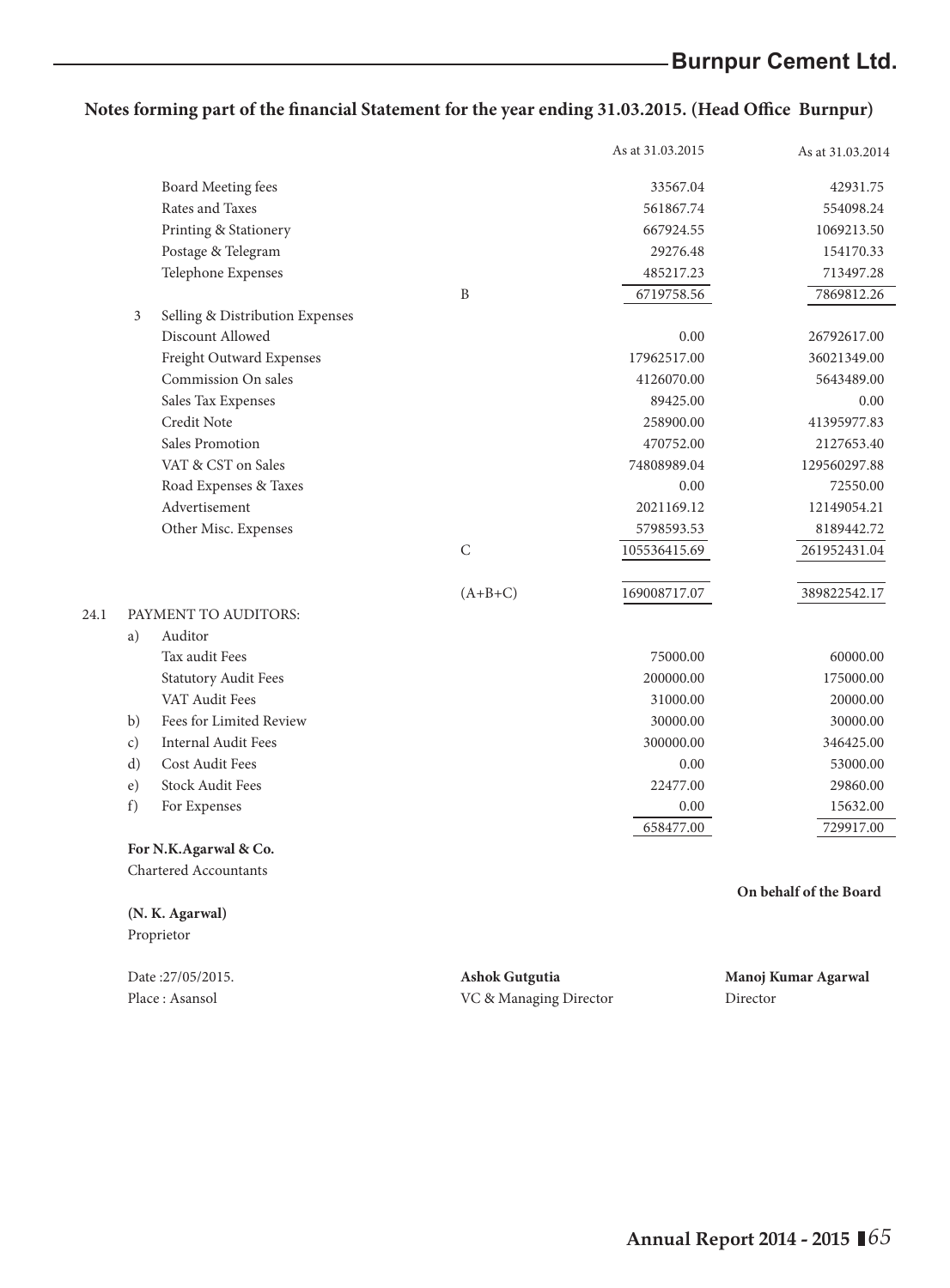## Notes forming part of the financial Statement for the year ending 31.03.2015. (Head Office Burnpur)

| | | | | As at 31.03.2015 | As at 31.03.2014 |
|---|---|---|---|---|---|
| | | Board Meeting fees | | 33567.04 | 42931.75 |
| | | Rates and Taxes | | 561867.74 | 554098.24 |
| | | Printing & Stationery | | 667924.55 | 1069213.50 |
| | | Postage & Telegram | | 29276.48 | 154170.33 |
| | | Telephone Expenses | | 485217.23 | 713497.28 |
| | | | B | 6719758.56 | 7869812.26 |
| | 3 | Selling & Distribution Expenses | | | |
| | | Discount Allowed | | 0.00 | 26792617.00 |
| | | Freight Outward Expenses | | 17962517.00 | 36021349.00 |
| | | Commission On sales | | 4126070.00 | 5643489.00 |
| | | Sales Tax Expenses | | 89425.00 | 0.00 |
| | | Credit Note | | 258900.00 | 41395977.83 |
| | | Sales Promotion | | 470752.00 | 2127653.40 |
| | | VAT & CST on Sales | | 74808989.04 | 129560297.88 |
| | | Road Expenses & Taxes | | 0.00 | 72550.00 |
| | | Advertisement | | 2021169.12 | 12149054.21 |
| | | Other Misc. Expenses | | 5798593.53 | 8189442.72 |
| | | | C | 105536415.69 | 261952431.04 |
| | | | (A+B+C) | 169008717.07 | 389822542.17 |
| 24.1 | PAYMENT TO AUDITORS: | | | | |
| | a) | Auditor | | | |
| | | Tax audit Fees | | 75000.00 | 60000.00 |
| | | Statutory Audit Fees | | 200000.00 | 175000.00 |
| | | VAT Audit Fees | | 31000.00 | 20000.00 |
| | b) | Fees for Limited Review | | 30000.00 | 30000.00 |
| | c) | Internal Audit Fees | | 300000.00 | 346425.00 |
| | d) | Cost Audit Fees | | 0.00 | 53000.00 |
| | e) | Stock Audit Fees | | 22477.00 | 29860.00 |
| | f) | For Expenses | | 0.00 | 15632.00 |
| | | | | 658477.00 | 729917.00 |

**For N.K.Agarwal & Co.**
Chartered Accountants

**On behalf of the Board**

**(N. K. Agarwal)**
Proprietor

Date :27/05/2015.
Place : Asansol

**Ashok Gutgutia**
VC & Managing Director

**Manoj Kumar Agarwal**
Director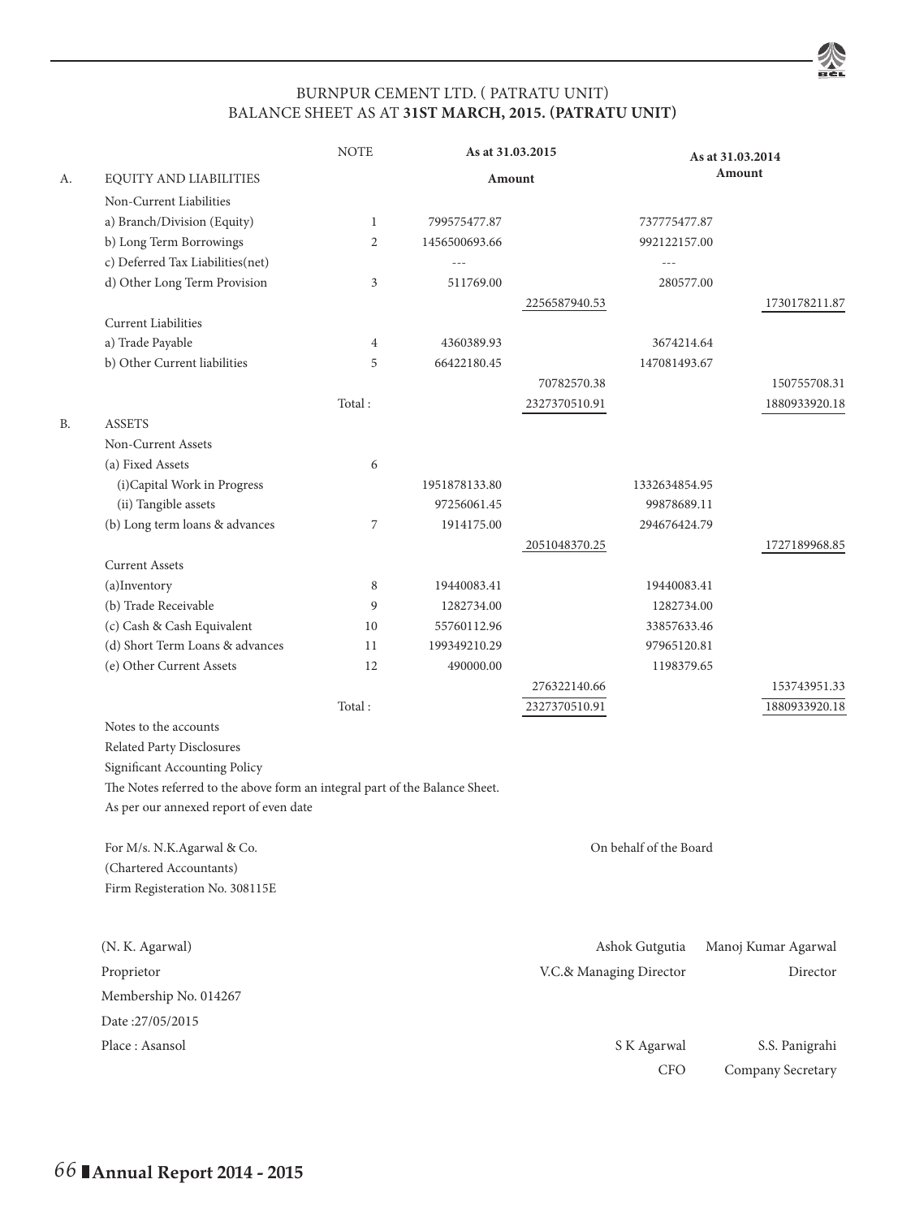# BURNPUR CEMENT LTD. ( PATRATU UNIT)
## BALANCE SHEET AS AT **31ST MARCH, 2015. (PATRATU UNIT)**

| | | NOTE | As at 31.03.2015 Amount | | As at 31.03.2014 Amount | |
|---|---|---|---|---|---|---|
| A. | EQUITY AND LIABILITIES | | | | | |
| | Non-Current Liabilities | | | | | |
| | a) Branch/Division (Equity) | 1 | 799575477.87 | | 737775477.87 | |
| | b) Long Term Borrowings | 2 | 1456500693.66 | | 992122157.00 | |
| | c) Deferred Tax Liabilities(net) | | --- | | --- | |
| | d) Other Long Term Provision | 3 | 511769.00 | | 280577.00 | |
| | | | | 2256587940.53 | | 1730178211.87 |
| | Current Liabilities | | | | | |
| | a) Trade Payable | 4 | 4360389.93 | | 3674214.64 | |
| | b) Other Current liabilities | 5 | 66422180.45 | | 147081493.67 | |
| | | | | 70782570.38 | | 150755708.31 |
| | | Total : | | 2327370510.91 | | 1880933920.18 |
| B. | ASSETS | | | | | |
| | Non-Current Assets | | | | | |
| | (a) Fixed Assets | 6 | | | | |
| | (i)Capital Work in Progress | | 1951878133.80 | | 1332634854.95 | |
| | (ii) Tangible assets | | 97256061.45 | | 99878689.11 | |
| | (b) Long term loans & advances | 7 | 1914175.00 | | 294676424.79 | |
| | | | | 2051048370.25 | | 1727189968.85 |
| | Current Assets | | | | | |
| | (a)Inventory | 8 | 19440083.41 | | 19440083.41 | |
| | (b) Trade Receivable | 9 | 1282734.00 | | 1282734.00 | |
| | (c) Cash & Cash Equivalent | 10 | 55760112.96 | | 33857633.46 | |
| | (d) Short Term Loans & advances | 11 | 199349210.29 | | 97965120.81 | |
| | (e) Other Current Assets | 12 | 490000.00 | | 1198379.65 | |
| | | | | 276322140.66 | | 153743951.33 |
| | | Total : | | 2327370510.91 | | 1880933920.18 |

Notes to the accounts

Related Party Disclosures

Significant Accounting Policy

The Notes referred to the above form an integral part of the Balance Sheet.

As per our annexed report of even date

For M/s. N.K.Agarwal & Co.
(Chartered Accountants)
Firm Registeration No. 308115E

On behalf of the Board

(N. K. Agarwal)
Proprietor
Membership No. 014267
Date :27/05/2015
Place : Asansol

Ashok Gutgutia
V.C.& Managing Director

Manoj Kumar Agarwal
Director

S K Agarwal
CFO

S.S. Panigrahi
Company Secretary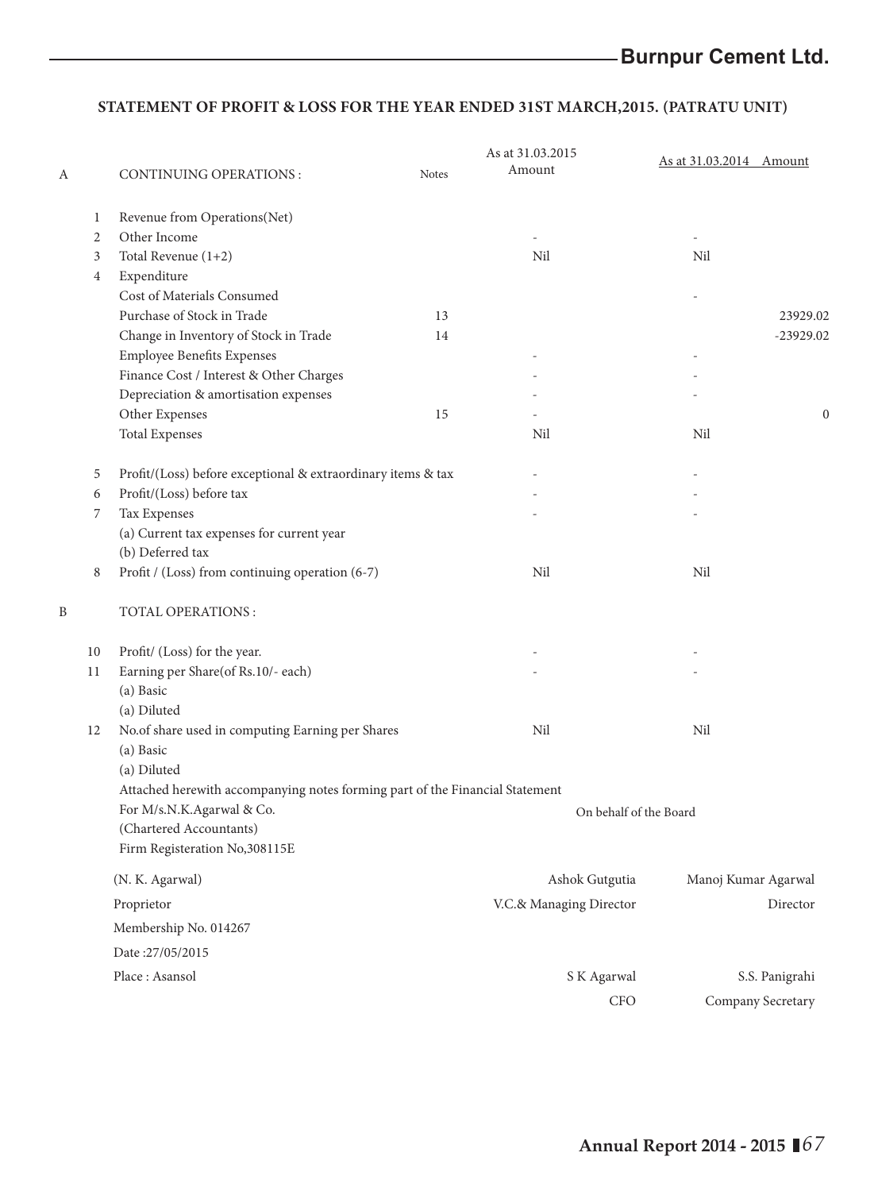## STATEMENT OF PROFIT & LOSS FOR THE YEAR ENDED 31ST MARCH,2015. (PATRATU UNIT)

| | | | Notes | As at 31.03.2015 Amount | As at 31.03.2014 | Amount |
|---|---|---|---|---|---|---|
| A | | CONTINUING OPERATIONS : | | | | |
| | 1 | Revenue from Operations(Net) | | | | |
| | 2 | Other Income | | - | - | |
| | 3 | Total Revenue (1+2) | | Nil | Nil | |
| | 4 | Expenditure | | | | |
| | | Cost of Materials Consumed | | | - | |
| | | Purchase of Stock in Trade | 13 | | | 23929.02 |
| | | Change in Inventory of Stock in Trade | 14 | | | -23929.02 |
| | | Employee Benefits Expenses | | - | - | |
| | | Finance Cost / Interest & Other Charges | | - | - | |
| | | Depreciation & amortisation expenses | | - | - | |
| | | Other Expenses | 15 | - | | 0 |
| | | Total Expenses | | Nil | Nil | |
| | 5 | Profit/(Loss) before exceptional & extraordinary items & tax | | - | - | |
| | 6 | Profit/(Loss) before tax | | - | - | |
| | 7 | Tax Expenses | | - | - | |
| | | (a) Current tax expenses for current year | | | | |
| | | (b) Deferred tax | | | | |
| | 8 | Profit / (Loss) from continuing operation (6-7) | | Nil | Nil | |
| B | | TOTAL OPERATIONS : | | | | |
| | 10 | Profit/ (Loss) for the year. | | - | - | |
| | 11 | Earning per Share(of Rs.10/- each) | | - | - | |
| | | (a) Basic | | | | |
| | | (a) Diluted | | | | |
| | 12 | No.of share used in computing Earning per Shares | | Nil | Nil | |
| | | (a) Basic | | | | |
| | | (a) Diluted | | | | |

Attached herewith accompanying notes forming part of the Financial Statement

For M/s.N.K.Agarwal & Co.
(Chartered Accountants)
Firm Registeration No,308115E

On behalf of the Board

(N. K. Agarwal)
Proprietor
Membership No. 014267
Date :27/05/2015
Place : Asansol

Ashok Gutgutia
V.C.& Managing Director

Manoj Kumar Agarwal
Director

S K Agarwal
CFO

S.S. Panigrahi
Company Secretary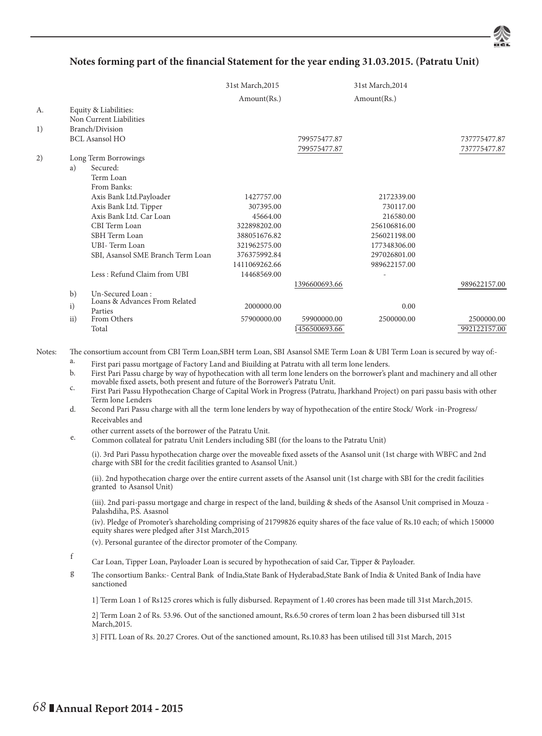## Notes forming part of the financial Statement for the year ending 31.03.2015. (Patratu Unit)

| | | | 31st March,2015 | | 31st March,2014 | |
|---|---|---|---|---|---|---|
| | | | Amount(Rs.) | | Amount(Rs.) | |
| A. | | Equity & Liabilities: Non Current Liabilities | | | | |
| 1) | | Branch/Division | | | | |
| | | BCL Asansol HO | | 799575477.87 | | 737775477.87 |
| | | | | 799575477.87 | | 737775477.87 |
| 2) | | Long Term Borrowings | | | | |
| | a) | Secured: | | | | |
| | | Term Loan | | | | |
| | | From Banks: | | | | |
| | | Axis Bank Ltd.Payloader | 1427757.00 | | 2172339.00 | |
| | | Axis Bank Ltd. Tipper | 307395.00 | | 730117.00 | |
| | | Axis Bank Ltd. Car Loan | 45664.00 | | 216580.00 | |
| | | CBI Term Loan | 322898202.00 | | 256106816.00 | |
| | | SBH Term Loan | 388051676.82 | | 256021198.00 | |
| | | UBI- Term Loan | 321962575.00 | | 177348306.00 | |
| | | SBI, Asansol SME Branch Term Loan | 376375992.84 | | 297026801.00 | |
| | | | 1411069262.66 | | 989622157.00 | |
| | | Less : Refund Claim from UBI | 14468569.00 | | - | |
| | | | | 1396600693.66 | | 989622157.00 |
| | b) | Un-Secured Loan : | | | | |
| | i) | Loans & Advances From Related Parties | 2000000.00 | | 0.00 | |
| | ii) | From Others | 57900000.00 | 59900000.00 | 2500000.00 | 2500000.00 |
| | | Total | | 1456500693.66 | | 992122157.00 |

Notes: The consortium account from CBI Term Loan,SBH term Loan, SBI Asansol SME Term Loan & UBI Term Loan is secured by way of:-

a. First pari passu mortgage of Factory Land and Biuilding at Patratu with all term lone lenders.

b. First Pari Passu charge by way of hypothecation with all term lone lenders on the borrower's plant and machinery and all other movable fixed assets, both present and future of the Borrower's Patratu Unit.

c. First Pari Passu Hypothecation Charge of Capital Work in Progress (Patratu, Jharkhand Project) on pari passu basis with other Term lone Lenders

d. Second Pari Passu charge with all the term lone lenders by way of hypothecation of the entire Stock/ Work -in-Progress/ Receivables and other current assets of the borrower of the Patratu Unit.

e. Common collateal for patratu Unit Lenders including SBI (for the loans to the Patratu Unit)

(i). 3rd Pari Passu hypothecation charge over the moveable fixed assets of the Asansol unit (1st charge with WBFC and 2nd charge with SBI for the credit facilities granted to Asansol Unit.)

(ii). 2nd hypothecation charge over the entire current assets of the Asansol unit (1st charge with SBI for the credit facilities granted to Asansol Unit)

(iii). 2nd pari-passu mortgage and charge in respect of the land, building & sheds of the Asansol Unit comprised in Mouza - Palashdiha, P.S. Asasnol

(iv). Pledge of Promoter's shareholding comprising of 21799826 equity shares of the face value of Rs.10 each; of which 150000 equity shares were pledged after 31st March,2015

(v). Personal gurantee of the director promoter of the Company.

f Car Loan, Tipper Loan, Payloader Loan is secured by hypothecation of said Car, Tipper & Payloader.

g The consortium Banks:- Central Bank of India,State Bank of Hyderabad,State Bank of India & United Bank of India have sanctioned

1] Term Loan 1 of Rs125 crores which is fully disbursed. Repayment of 1.40 crores has been made till 31st March,2015.

2] Term Loan 2 of Rs. 53.96. Out of the sanctioned amount, Rs.6.50 crores of term loan 2 has been disbursed till 31st March,2015.

3] FITL Loan of Rs. 20.27 Crores. Out of the sanctioned amount, Rs.10.83 has been utilised till 31st March, 2015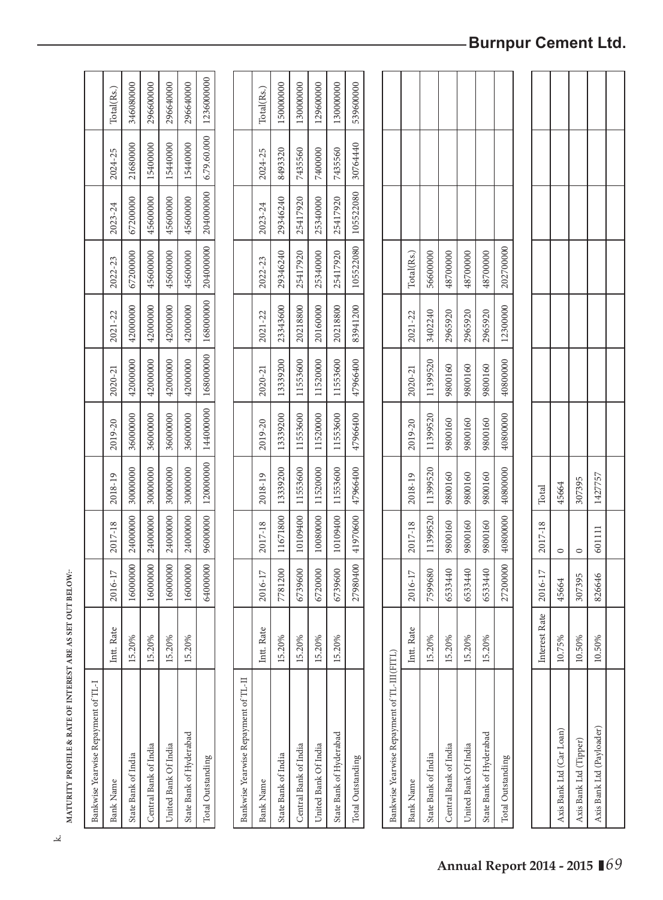k. **MATURITY PROFILE & RATE OF INTEREST ARE AS SET OUT BELOW:-**

| Bankwise Yearwise Repayment of TL-I | | | | | | | | | | | |
|---|---|---|---|---|---|---|---|---|---|---|---|
| Bank Name | Intt. Rate | 2016-17 | 2017-18 | 2018-19 | 2019-20 | 2020-21 | 2021-22 | 2022-23 | 2023-24 | 2024-25 | Total(Rs.) |
| State Bank of India | 15.20% | 16000000 | 24000000 | 30000000 | 36000000 | 42000000 | 42000000 | 67200000 | 67200000 | 21680000 | 346080000 |
| Central Bank of India | 15.20% | 16000000 | 24000000 | 30000000 | 36000000 | 42000000 | 42000000 | 45600000 | 45600000 | 15400000 | 296600000 |
| United Bank Of India | 15.20% | 16000000 | 24000000 | 30000000 | 36000000 | 42000000 | 42000000 | 45600000 | 45600000 | 15440000 | 296640000 |
| State Bank of Hyderabad | 15.20% | 16000000 | 24000000 | 30000000 | 36000000 | 42000000 | 42000000 | 45600000 | 45600000 | 15440000 | 296640000 |
| Total Outstanding | | 64000000 | 96000000 | 120000000 | 144000000 | 168000000 | 168000000 | 204000000 | 204000000 | 6,79,60,000 | 1236000000 |

| Bankwise Yearwise Repayment of TL-II | | | | | | | | | | | |
|---|---|---|---|---|---|---|---|---|---|---|---|
| Bank Name | Intt. Rate | 2016-17 | 2017-18 | 2018-19 | 2019-20 | 2020-21 | 2021-22 | 2022-23 | 2023-24 | 2024-25 | Total(Rs.) |
| State Bank of India | 15.20% | 7781200 | 11671800 | 13339200 | 13339200 | 13339200 | 23343600 | 29346240 | 29346240 | 8493320 | 150000000 |
| Central Bank of India | 15.20% | 6739600 | 10109400 | 11553600 | 11553600 | 11553600 | 20218800 | 25417920 | 25417920 | 7435560 | 130000000 |
| United Bank Of India | 15.20% | 6720000 | 10080000 | 11520000 | 11520000 | 11520000 | 20160000 | 25340000 | 25340000 | 7400000 | 129600000 |
| State Bank of Hyderabad | 15.20% | 6739600 | 10109400 | 11553600 | 11553600 | 11553600 | 20218800 | 25417920 | 25417920 | 7435560 | 130000000 |
| Total Outstanding | | 27980400 | 41970600 | 47966400 | 47966400 | 47966400 | 83941200 | 105522080 | 105522080 | 30764440 | 539600000 |

| Bankwise Yearwise Repayment of TL-III(FITL) | | | | | | | | |
|---|---|---|---|---|---|---|---|---|
| Bank Name | Intt. Rate | 2016-17 | 2017-18 | 2018-19 | 2019-20 | 2020-21 | 2021-22 | Total(Rs.) |
| State Bank of India | 15.20% | 7599680 | 11399520 | 11399520 | 11399520 | 11399520 | 3402240 | 56600000 |
| Central Bank of India | 15.20% | 6533440 | 9800160 | 9800160 | 9800160 | 9800160 | 2965920 | 48700000 |
| United Bank Of India | 15.20% | 6533440 | 9800160 | 9800160 | 9800160 | 9800160 | 2965920 | 48700000 |
| State Bank of Hyderabad | 15.20% | 6533440 | 9800160 | 9800160 | 9800160 | 9800160 | 2965920 | 48700000 |
| Total Outstanding | | 27200000 | 40800000 | 40800000 | 40800000 | 40800000 | 12300000 | 202700000 |

| | Interest Rate | 2016-17 | 2017-18 | Total |
|---|---|---|---|---|
| Axis Bank Ltd (Car Loan) | 10.75% | 45664 | 0 | 45664 |
| Axis Bank Ltd (Tipper) | 10.50% | 307395 | 0 | 307395 |
| Axis Bank Ltd (Payloader) | 10.50% | 826646 | 601111 | 1427757 |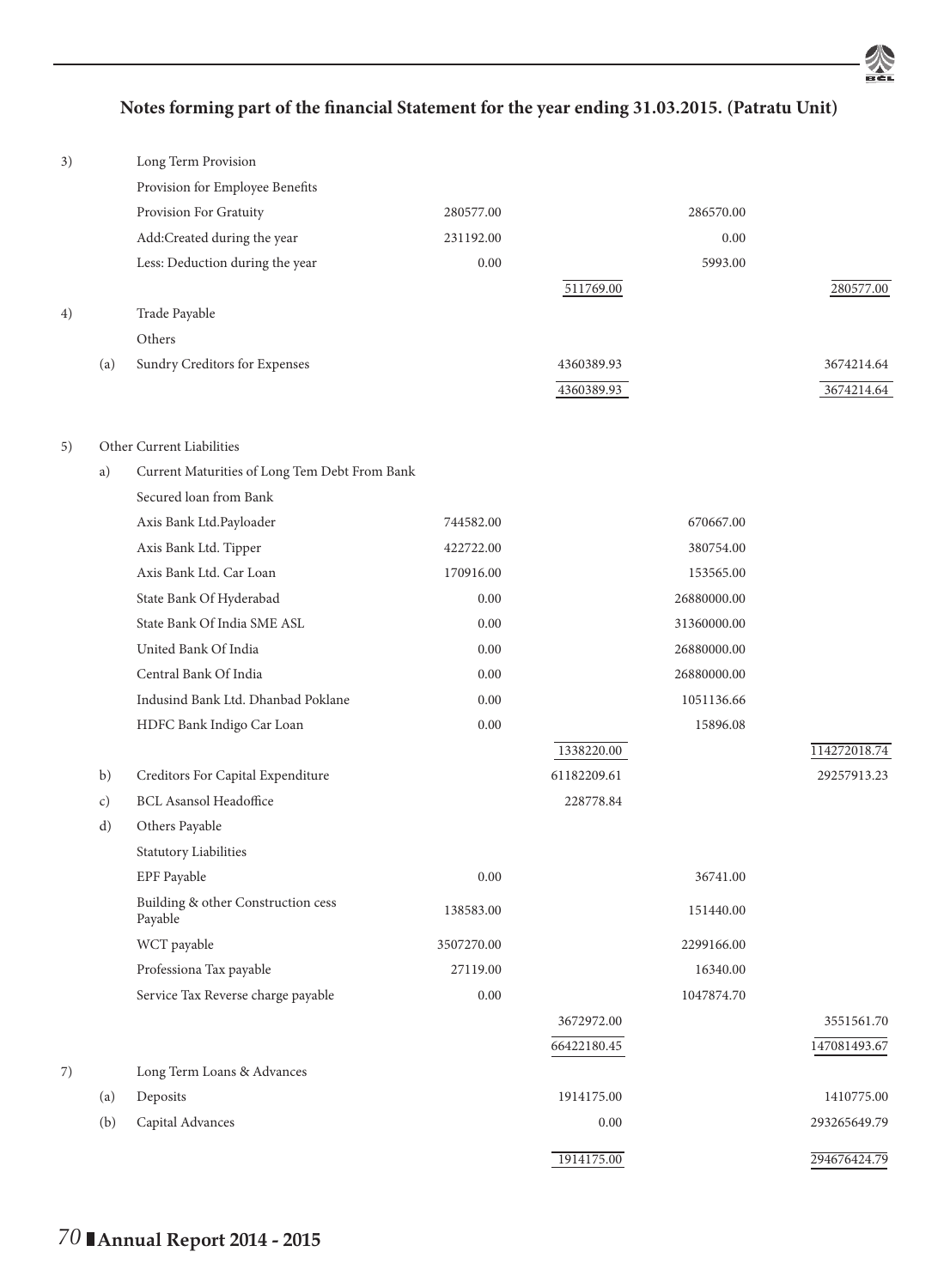## Notes forming part of the financial Statement for the year ending 31.03.2015. (Patratu Unit)

| | | | | | | |
|---|---|---|---|---|---|---|
| 3) | | Long Term Provision | | | | |
| | | Provision for Employee Benefits | | | | |
| | | Provision For Gratuity | 280577.00 | | 286570.00 | |
| | | Add:Created during the year | 231192.00 | | 0.00 | |
| | | Less: Deduction during the year | 0.00 | | 5993.00 | |
| | | | | 511769.00 | | 280577.00 |
| 4) | | Trade Payable | | | | |
| | | Others | | | | |
| | (a) | Sundry Creditors for Expenses | | 4360389.93 | | 3674214.64 |
| | | | | 4360389.93 | | 3674214.64 |
| 5) | | Other Current Liabilities | | | | |
| | a) | Current Maturities of Long Tem Debt From Bank | | | | |
| | | Secured loan from Bank | | | | |
| | | Axis Bank Ltd.Payloader | 744582.00 | | 670667.00 | |
| | | Axis Bank Ltd. Tipper | 422722.00 | | 380754.00 | |
| | | Axis Bank Ltd. Car Loan | 170916.00 | | 153565.00 | |
| | | State Bank Of Hyderabad | 0.00 | | 26880000.00 | |
| | | State Bank Of India SME ASL | 0.00 | | 31360000.00 | |
| | | United Bank Of India | 0.00 | | 26880000.00 | |
| | | Central Bank Of India | 0.00 | | 26880000.00 | |
| | | Indusind Bank Ltd. Dhanbad Poklane | 0.00 | | 1051136.66 | |
| | | HDFC Bank Indigo Car Loan | 0.00 | | 15896.08 | |
| | | | | 1338220.00 | | 114272018.74 |
| | b) | Creditors For Capital Expenditure | | 61182209.61 | | 29257913.23 |
| | c) | BCL Asansol Headoffice | | 228778.84 | | |
| | d) | Others Payable | | | | |
| | | Statutory Liabilities | | | | |
| | | EPF Payable | 0.00 | | 36741.00 | |
| | | Building & other Construction cess Payable | 138583.00 | | 151440.00 | |
| | | WCT payable | 3507270.00 | | 2299166.00 | |
| | | Professiona Tax payable | 27119.00 | | 16340.00 | |
| | | Service Tax Reverse charge payable | 0.00 | | 1047874.70 | |
| | | | | 3672972.00 | | 3551561.70 |
| | | | | 66422180.45 | | 147081493.67 |
| 7) | | Long Term Loans & Advances | | | | |
| | (a) | Deposits | | 1914175.00 | | 1410775.00 |
| | (b) | Capital Advances | | 0.00 | | 293265649.79 |
| | | | | 1914175.00 | | 294676424.79 |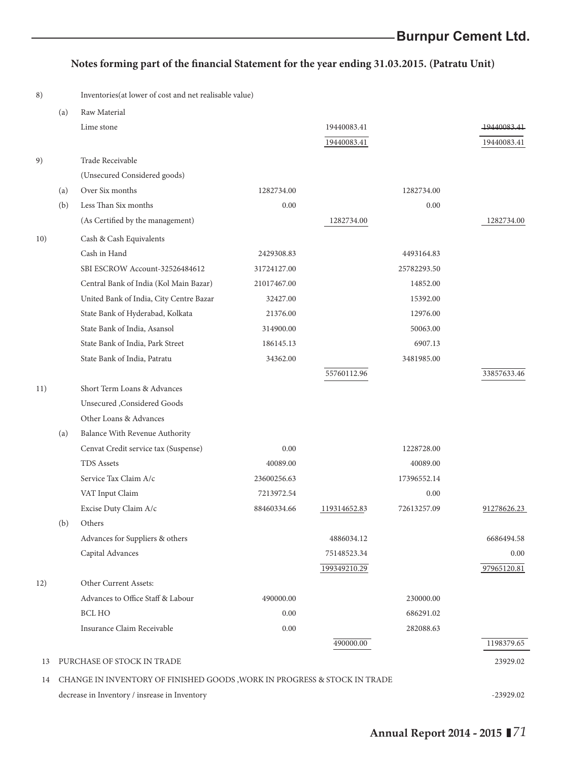## Notes forming part of the financial Statement for the year ending 31.03.2015. (Patratu Unit)

| | | | | | | |
|---|---|---|---|---|---|---|
| 8) | | Inventories(at lower of cost and net realisable value) | | | | |
| | (a) | Raw Material | | | | |
| | | Lime stone | | 19440083.41 | | 19440083.41 |
| | | | | 19440083.41 | | 19440083.41 |
| 9) | | Trade Receivable | | | | |
| | | (Unsecured Considered goods) | | | | |
| | (a) | Over Six months | 1282734.00 | | 1282734.00 | |
| | (b) | Less Than Six months | 0.00 | | 0.00 | |
| | | (As Certified by the management) | | 1282734.00 | | 1282734.00 |
| 10) | | Cash & Cash Equivalents | | | | |
| | | Cash in Hand | 2429308.83 | | 4493164.83 | |
| | | SBI ESCROW Account-32526484612 | 31724127.00 | | 25782293.50 | |
| | | Central Bank of India (Kol Main Bazar) | 21017467.00 | | 14852.00 | |
| | | United Bank of India, City Centre Bazar | 32427.00 | | 15392.00 | |
| | | State Bank of Hyderabad, Kolkata | 21376.00 | | 12976.00 | |
| | | State Bank of India, Asansol | 314900.00 | | 50063.00 | |
| | | State Bank of India, Park Street | 186145.13 | | 6907.13 | |
| | | State Bank of India, Patratu | 34362.00 | | 3481985.00 | |
| | | | | 55760112.96 | | 33857633.46 |
| 11) | | Short Term Loans & Advances | | | | |
| | | Unsecured ,Considered Goods | | | | |
| | | Other Loans & Advances | | | | |
| | (a) | Balance With Revenue Authority | | | | |
| | | Cenvat Credit service tax (Suspense) | 0.00 | | 1228728.00 | |
| | | TDS Assets | 40089.00 | | 40089.00 | |
| | | Service Tax Claim A/c | 23600256.63 | | 17396552.14 | |
| | | VAT Input Claim | 7213972.54 | | 0.00 | |
| | | Excise Duty Claim A/c | 88460334.66 | 119314652.83 | 72613257.09 | 91278626.23 |
| | (b) | Others | | | | |
| | | Advances for Suppliers & others | | 4886034.12 | | 6686494.58 |
| | | Capital Advances | | 75148523.34 | | 0.00 |
| | | | | 199349210.29 | | 97965120.81 |
| 12) | | Other Current Assets: | | | | |
| | | Advances to Office Staff & Labour | 490000.00 | | 230000.00 | |
| | | BCL HO | 0.00 | | 686291.02 | |
| | | Insurance Claim Receivable | 0.00 | | 282088.63 | |
| | | | | 490000.00 | | 1198379.65 |
| 13 | | PURCHASE OF STOCK IN TRADE | | | | 23929.02 |
| 14 | | CHANGE IN INVENTORY OF FINISHED GOODS ,WORK IN PROGRESS & STOCK IN TRADE | | | | |
| | | decrease in Inventory / insrease in Inventory | | | | -23929.02 |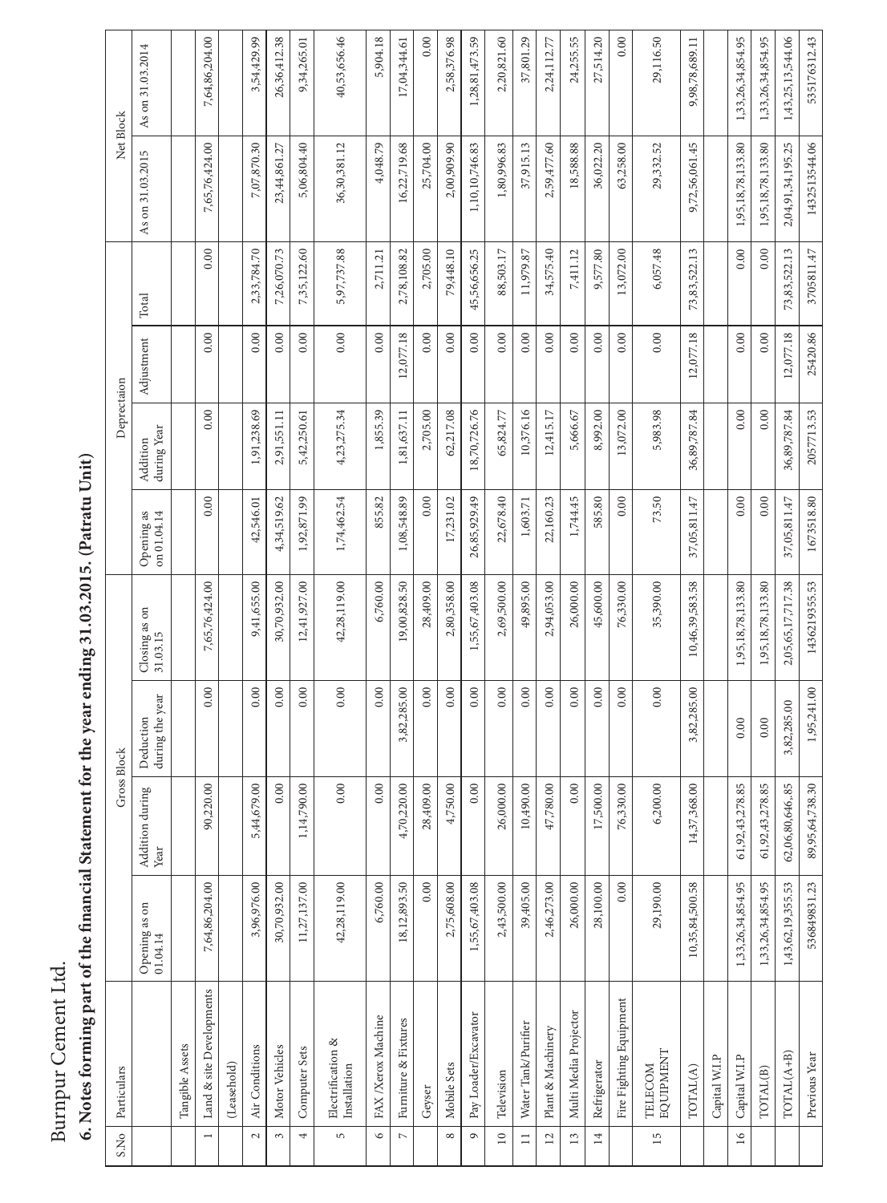# Burnpur Cement Ltd.

## 6. Notes forming part of the financial Statement for the year ending 31.03.2015. (Patratu Unit)

| S.No | Particulars | Gross Block | | | | Deprectaion | | | | Net Block | |
|---|---|---|---|---|---|---|---|---|---|---|---|
| | | Opening as on 01.04.14 | Addition during Year | Deduction during the year | Closing as on 31.03.15 | Opening as on 01.04.14 | Addition during Year | Adjustment | Total | As on 31.03.2015 | As on 31.03.2014 |
| | Tangible Assets | | | | | | | | | | |
| 1 | Land & site Developments | 7,64,86,204.00 | 90,220.00 | 0.00 | 7,65,76,424.00 | 0.00 | 0.00 | 0.00 | 0.00 | 7,65,76,424.00 | 7,64,86,204.00 |
| | (Leasehold) | | | | | | | | | | |
| 2 | Air Conditions | 3,96,976.00 | 5,44,679.00 | 0.00 | 9,41,655.00 | 42,546.01 | 1,91,238.69 | 0.00 | 2,33,784.70 | 7,07,870.30 | 3,54,429.99 |
| 3 | Motor Vehicles | 30,70,932.00 | 0.00 | 0.00 | 30,70,932.00 | 4,34,519.62 | 2,91,551.11 | 0.00 | 7,26,070.73 | 23,44,861.27 | 26,36,412.38 |
| 4 | Computer Sets | 11,27,137.00 | 1,14,790.00 | 0.00 | 12,41,927.00 | 1,92,871.99 | 5,42,250.61 | 0.00 | 7,35,122.60 | 5,06,804.40 | 9,34,265.01 |
| 5 | Electrification & Installation | 42,28,119.00 | 0.00 | 0.00 | 42,28,119.00 | 1,74,462.54 | 4,23,275.34 | 0.00 | 5,97,737.88 | 36,30,381.12 | 40,53,656.46 |
| 6 | FAX /Xerox Machine | 6,760.00 | 0.00 | 0.00 | 6,760.00 | 855.82 | 1,855.39 | 0.00 | 2,711.21 | 4,048.79 | 5,904.18 |
| 7 | Furniture & Fixtures | 18,12,893.50 | 4,70,220.00 | 3,82,285.00 | 19,00,828.50 | 1,08,548.89 | 1,81,637.11 | 12,077.18 | 2,78,108.82 | 16,22,719.68 | 17,04,344.61 |
| | Geyser | 0.00 | 28,409.00 | 0.00 | 28,409.00 | 0.00 | 2,705.00 | 0.00 | 2,705.00 | 25,704.00 | 0.00 |
| 8 | Mobile Sets | 2,75,608.00 | 4,750.00 | 0.00 | 2,80,358.00 | 17,231.02 | 62,217.08 | 0.00 | 79,448.10 | 2,00,909.90 | 2,58,376.98 |
| 9 | Pay Loader/Excavator | 1,55,67,403.08 | 0.00 | 0.00 | 1,55,67,403.08 | 26,85,929.49 | 18,70,726.76 | 0.00 | 45,56,656.25 | 1,10,10,746.83 | 1,28,81,473.59 |
| 10 | Television | 2,43,500.00 | 26,000.00 | 0.00 | 2,69,500.00 | 22,678.40 | 65,824.77 | 0.00 | 88,503.17 | 1,80,996.83 | 2,20,821.60 |
| 11 | Water Tank/Purifier | 39,405.00 | 10,490.00 | 0.00 | 49,895.00 | 1,603.71 | 10,376.16 | 0.00 | 11,979.87 | 37,915.13 | 37,801.29 |
| 12 | Plant & Machinery | 2,46,273.00 | 47,780.00 | 0.00 | 2,94,053.00 | 22,160.23 | 12,415.17 | 0.00 | 34,575.40 | 2,59,477.60 | 2,24,112.77 |
| 13 | Multi Media Projector | 26,000.00 | 0.00 | 0.00 | 26,000.00 | 1,744.45 | 5,666.67 | 0.00 | 7,411.12 | 18,588.88 | 24,255.55 |
| 14 | Refrigerator | 28,100.00 | 17,500.00 | 0.00 | 45,600.00 | 585.80 | 8,992.00 | 0.00 | 9,577.80 | 36,022.20 | 27,514.20 |
| | Fire Fighting Equipment | 0.00 | 76,330.00 | 0.00 | 76,330.00 | 0.00 | 13,072.00 | 0.00 | 13,072.00 | 63,258.00 | 0.00 |
| 15 | TELECOM EQUIPMENT | 29,190.00 | 6,200.00 | 0.00 | 35,390.00 | 73.50 | 5,983.98 | 0.00 | 6,057.48 | 29,332.52 | 29,116.50 |
| | TOTAL(A) | 10,35,84,500.58 | 14,37,368.00 | 3,82,285.00 | 10,46,39,583.58 | 37,05,811.47 | 36,89,787.84 | 12,077.18 | 73,83,522.13 | 9,72,56,061.45 | 9,98,78,689.11 |
| | Capital W.I.P | | | | | | | | | | |
| 16 | Capital W.I.P | 1,33,26,34,854.95 | 61,92,43,278.85 | 0.00 | 1,95,18,78,133.80 | 0.00 | 0.00 | 0.00 | 0.00 | 1,95,18,78,133.80 | 1,33,26,34,854.95 |
| | TOTAL(B) | 1,33,26,34,854.95 | 61,92,43,278.85 | 0.00 | 1,95,18,78,133.80 | 0.00 | 0.00 | 0.00 | 0.00 | 1,95,18,78,133.80 | 1,33,26,34,854.95 |
| | TOTAL(A+B) | 1,43,62,19,355.53 | 62,06,80,646.85 | 3,82,285.00 | 2,05,65,17,717.38 | 37,05,811.47 | 36,89,787.84 | 12,077.18 | 73,83,522.13 | 2,04,91,34,195.25 | 1,43,25,13,544.06 |
| | Previous Year | 536849831.23 | 89,95,64,738.30 | 1,95,241.00 | 1436219355.53 | 1673518.80 | 2057713.53 | 25420.86 | 3705811.47 | 1432513544.06 | 535176312.43 |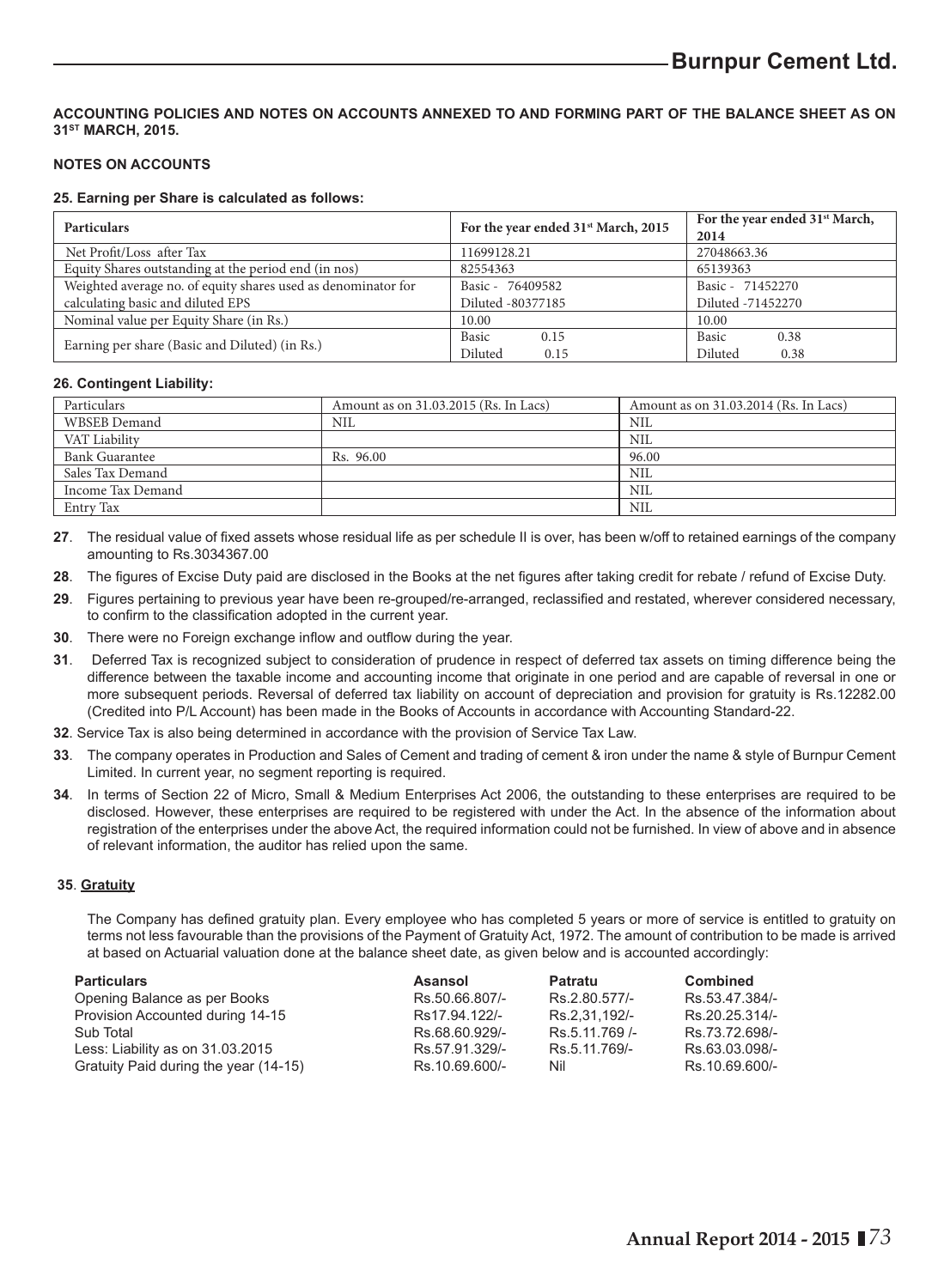**ACCOUNTING POLICIES AND NOTES ON ACCOUNTS ANNEXED TO AND FORMING PART OF THE BALANCE SHEET AS ON 31ST MARCH, 2015.**

**NOTES ON ACCOUNTS**

**25. Earning per Share is calculated as follows:**

| Particulars | For the year ended 31st March, 2015 | For the year ended 31st March, 2014 |
|---|---|---|
| Net Profit/Loss after Tax | 11699128.21 | 27048663.36 |
| Equity Shares outstanding at the period end (in nos) | 82554363 | 65139363 |
| Weighted average no. of equity shares used as denominator for calculating basic and diluted EPS | Basic - 76409582<br>Diluted -80377185 | Basic - 71452270<br>Diluted -71452270 |
| Nominal value per Equity Share (in Rs.) | 10.00 | 10.00 |
| Earning per share (Basic and Diluted) (in Rs.) | Basic 0.15<br>Diluted 0.15 | Basic 0.38<br>Diluted 0.38 |

**26. Contingent Liability:**

| Particulars | Amount as on 31.03.2015 (Rs. In Lacs) | Amount as on 31.03.2014 (Rs. In Lacs) |
|---|---|---|
| WBSEB Demand | NIL | NIL |
| VAT Liability | | NIL |
| Bank Guarantee | Rs. 96.00 | 96.00 |
| Sales Tax Demand | | NIL |
| Income Tax Demand | | NIL |
| Entry Tax | | NIL |

**27**. The residual value of fixed assets whose residual life as per schedule II is over, has been w/off to retained earnings of the company amounting to Rs.3034367.00

**28**. The figures of Excise Duty paid are disclosed in the Books at the net figures after taking credit for rebate / refund of Excise Duty.

**29**. Figures pertaining to previous year have been re-grouped/re-arranged, reclassified and restated, wherever considered necessary, to confirm to the classification adopted in the current year.

**30**. There were no Foreign exchange inflow and outflow during the year.

**31**. Deferred Tax is recognized subject to consideration of prudence in respect of deferred tax assets on timing difference being the difference between the taxable income and accounting income that originate in one period and are capable of reversal in one or more subsequent periods. Reversal of deferred tax liability on account of depreciation and provision for gratuity is Rs.12282.00 (Credited into P/L Account) has been made in the Books of Accounts in accordance with Accounting Standard-22.

**32**. Service Tax is also being determined in accordance with the provision of Service Tax Law.

**33**. The company operates in Production and Sales of Cement and trading of cement & iron under the name & style of Burnpur Cement Limited. In current year, no segment reporting is required.

**34**. In terms of Section 22 of Micro, Small & Medium Enterprises Act 2006, the outstanding to these enterprises are required to be disclosed. However, these enterprises are required to be registered with under the Act. In the absence of the information about registration of the enterprises under the above Act, the required information could not be furnished. In view of above and in absence of relevant information, the auditor has relied upon the same.

**35**. **Gratuity**

The Company has defined gratuity plan. Every employee who has completed 5 years or more of service is entitled to gratuity on terms not less favourable than the provisions of the Payment of Gratuity Act, 1972. The amount of contribution to be made is arrived at based on Actuarial valuation done at the balance sheet date, as given below and is accounted accordingly:

| Particulars | Asansol | Patratu | Combined |
|---|---|---|---|
| Opening Balance as per Books | Rs.50.66.807/- | Rs.2.80.577/- | Rs.53.47.384/- |
| Provision Accounted during 14-15 | Rs17.94.122/- | Rs.2,31,192/- | Rs.20.25.314/- |
| Sub Total | Rs.68.60.929/- | Rs.5.11.769 /- | Rs.73.72.698/- |
| Less: Liability as on 31.03.2015 | Rs.57.91.329/- | Rs.5.11.769/- | Rs.63.03.098/- |
| Gratuity Paid during the year (14-15) | Rs.10.69.600/- | Nil | Rs.10.69.600/- |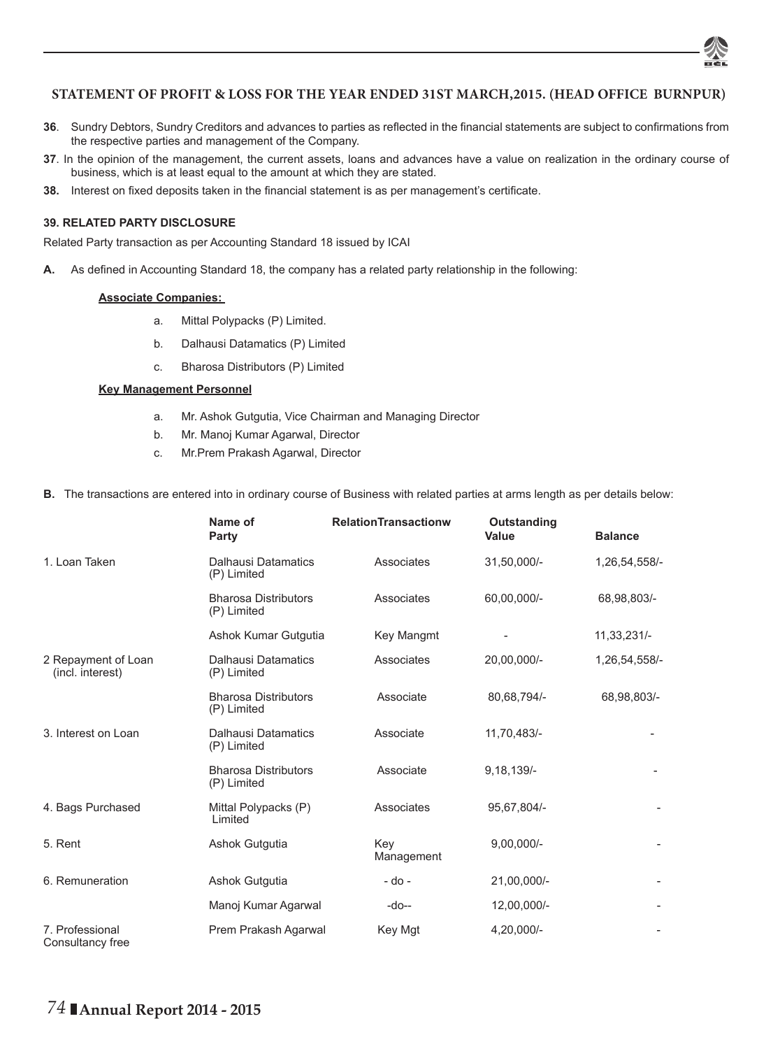## STATEMENT OF PROFIT & LOSS FOR THE YEAR ENDED 31ST MARCH,2015. (HEAD OFFICE BURNPUR)

**36**. Sundry Debtors, Sundry Creditors and advances to parties as reflected in the financial statements are subject to confirmations from the respective parties and management of the Company.

**37**. In the opinion of the management, the current assets, loans and advances have a value on realization in the ordinary course of business, which is at least equal to the amount at which they are stated.

**38.** Interest on fixed deposits taken in the financial statement is as per management's certificate.

**39. RELATED PARTY DISCLOSURE**

Related Party transaction as per Accounting Standard 18 issued by ICAI

**A.** As defined in Accounting Standard 18, the company has a related party relationship in the following:

**Associate Companies:**

a. Mittal Polypacks (P) Limited.

b. Dalhausi Datamatics (P) Limited

c. Bharosa Distributors (P) Limited

**Key Management Personnel**

a. Mr. Ashok Gutgutia, Vice Chairman and Managing Director

b. Mr. Manoj Kumar Agarwal, Director

c. Mr.Prem Prakash Agarwal, Director

**B.** The transactions are entered into in ordinary course of Business with related parties at arms length as per details below:

| | Name of Party | RelationTransactionw | Outstanding Value | Balance |
|---|---|---|---|---|
| 1. Loan Taken | Dalhausi Datamatics (P) Limited | Associates | 31,50,000/- | 1,26,54,558/- |
| | Bharosa Distributors (P) Limited | Associates | 60,00,000/- | 68,98,803/- |
| | Ashok Kumar Gutgutia | Key Mangmt | - | 11,33,231/- |
| 2 Repayment of Loan (incl. interest) | Dalhausi Datamatics (P) Limited | Associates | 20,00,000/- | 1,26,54,558/- |
| | Bharosa Distributors (P) Limited | Associate | 80,68,794/- | 68,98,803/- |
| 3. Interest on Loan | Dalhausi Datamatics (P) Limited | Associate | 11,70,483/- | - |
| | Bharosa Distributors (P) Limited | Associate | 9,18,139/- | - |
| 4. Bags Purchased | Mittal Polypacks (P) Limited | Associates | 95,67,804/- | - |
| 5. Rent | Ashok Gutgutia | Key Management | 9,00,000/- | - |
| 6. Remuneration | Ashok Gutgutia | - do - | 21,00,000/- | - |
| | Manoj Kumar Agarwal | -do-- | 12,00,000/- | - |
| 7. Professional Consultancy free | Prem Prakash Agarwal | Key Mgt | 4,20,000/- | - |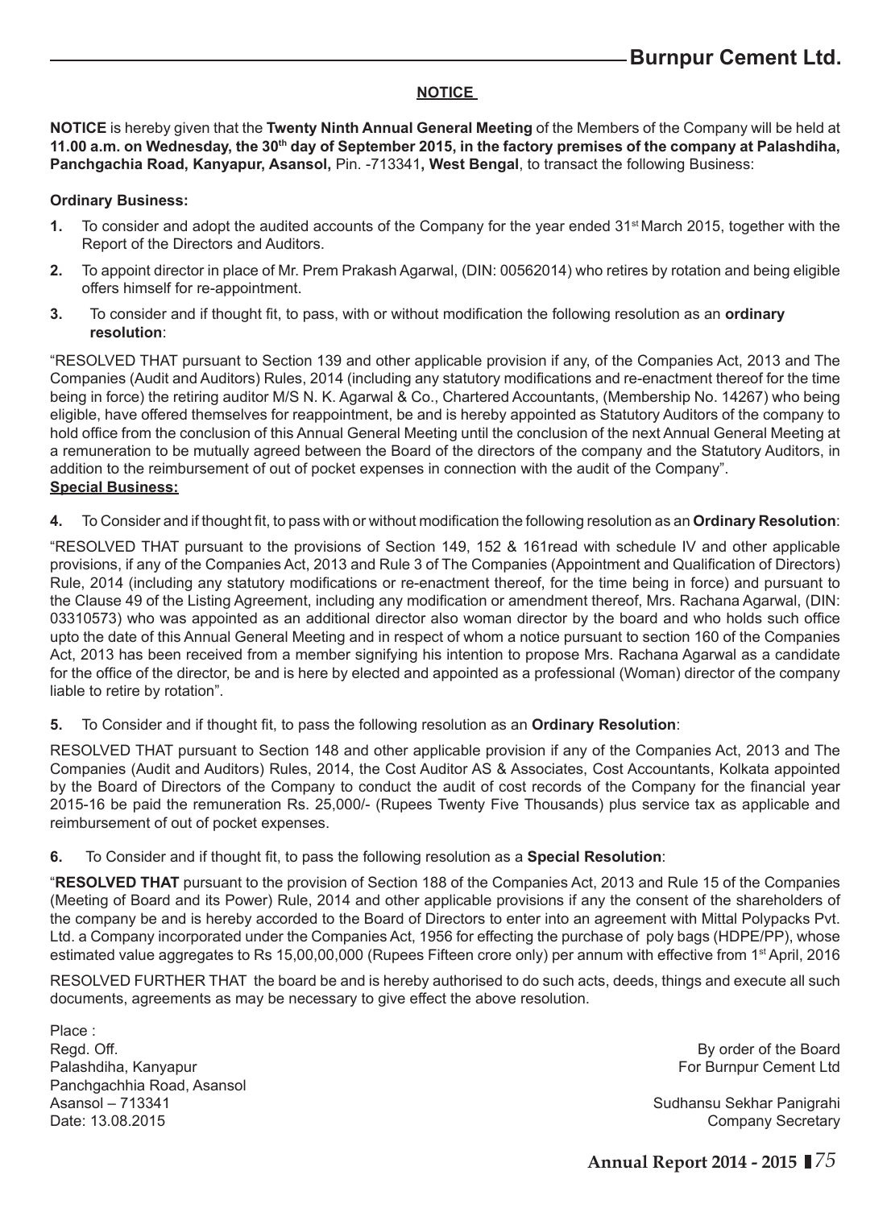## NOTICE

**NOTICE** is hereby given that the **Twenty Ninth Annual General Meeting** of the Members of the Company will be held at **11.00 a.m. on Wednesday, the 30th day of September 2015, in the factory premises of the company at Palashdiha, Panchgachia Road, Kanyapur, Asansol,** Pin. -713341**, West Bengal**, to transact the following Business:

**Ordinary Business:**

1. To consider and adopt the audited accounts of the Company for the year ended 31st March 2015, together with the Report of the Directors and Auditors.
2. To appoint director in place of Mr. Prem Prakash Agarwal, (DIN: 00562014) who retires by rotation and being eligible offers himself for re-appointment.
3. To consider and if thought fit, to pass, with or without modification the following resolution as an **ordinary resolution**:

"RESOLVED THAT pursuant to Section 139 and other applicable provision if any, of the Companies Act, 2013 and The Companies (Audit and Auditors) Rules, 2014 (including any statutory modifications and re-enactment thereof for the time being in force) the retiring auditor M/S N. K. Agarwal & Co., Chartered Accountants, (Membership No. 14267) who being eligible, have offered themselves for reappointment, be and is hereby appointed as Statutory Auditors of the company to hold office from the conclusion of this Annual General Meeting until the conclusion of the next Annual General Meeting at a remuneration to be mutually agreed between the Board of the directors of the company and the Statutory Auditors, in addition to the reimbursement of out of pocket expenses in connection with the audit of the Company".

**Special Business:**

4. To Consider and if thought fit, to pass with or without modification the following resolution as an **Ordinary Resolution**:

"RESOLVED THAT pursuant to the provisions of Section 149, 152 & 161read with schedule IV and other applicable provisions, if any of the Companies Act, 2013 and Rule 3 of The Companies (Appointment and Qualification of Directors) Rule, 2014 (including any statutory modifications or re-enactment thereof, for the time being in force) and pursuant to the Clause 49 of the Listing Agreement, including any modification or amendment thereof, Mrs. Rachana Agarwal, (DIN: 03310573) who was appointed as an additional director also woman director by the board and who holds such office upto the date of this Annual General Meeting and in respect of whom a notice pursuant to section 160 of the Companies Act, 2013 has been received from a member signifying his intention to propose Mrs. Rachana Agarwal as a candidate for the office of the director, be and is here by elected and appointed as a professional (Woman) director of the company liable to retire by rotation".

5. To Consider and if thought fit, to pass the following resolution as an **Ordinary Resolution**:

RESOLVED THAT pursuant to Section 148 and other applicable provision if any of the Companies Act, 2013 and The Companies (Audit and Auditors) Rules, 2014, the Cost Auditor AS & Associates, Cost Accountants, Kolkata appointed by the Board of Directors of the Company to conduct the audit of cost records of the Company for the financial year 2015-16 be paid the remuneration Rs. 25,000/- (Rupees Twenty Five Thousands) plus service tax as applicable and reimbursement of out of pocket expenses.

6. To Consider and if thought fit, to pass the following resolution as a **Special Resolution**:

"**RESOLVED THAT** pursuant to the provision of Section 188 of the Companies Act, 2013 and Rule 15 of the Companies (Meeting of Board and its Power) Rule, 2014 and other applicable provisions if any the consent of the shareholders of the company be and is hereby accorded to the Board of Directors to enter into an agreement with Mittal Polypacks Pvt. Ltd. a Company incorporated under the Companies Act, 1956 for effecting the purchase of poly bags (HDPE/PP), whose estimated value aggregates to Rs 15,00,00,000 (Rupees Fifteen crore only) per annum with effective from 1st April, 2016

RESOLVED FURTHER THAT the board be and is hereby authorised to do such acts, deeds, things and execute all such documents, agreements as may be necessary to give effect the above resolution.

Place :
Regd. Off.
Palashdiha, Kanyapur
Panchgachhia Road, Asansol
Asansol – 713341
Date: 13.08.2015

By order of the Board
For Burnpur Cement Ltd

Sudhansu Sekhar Panigrahi
Company Secretary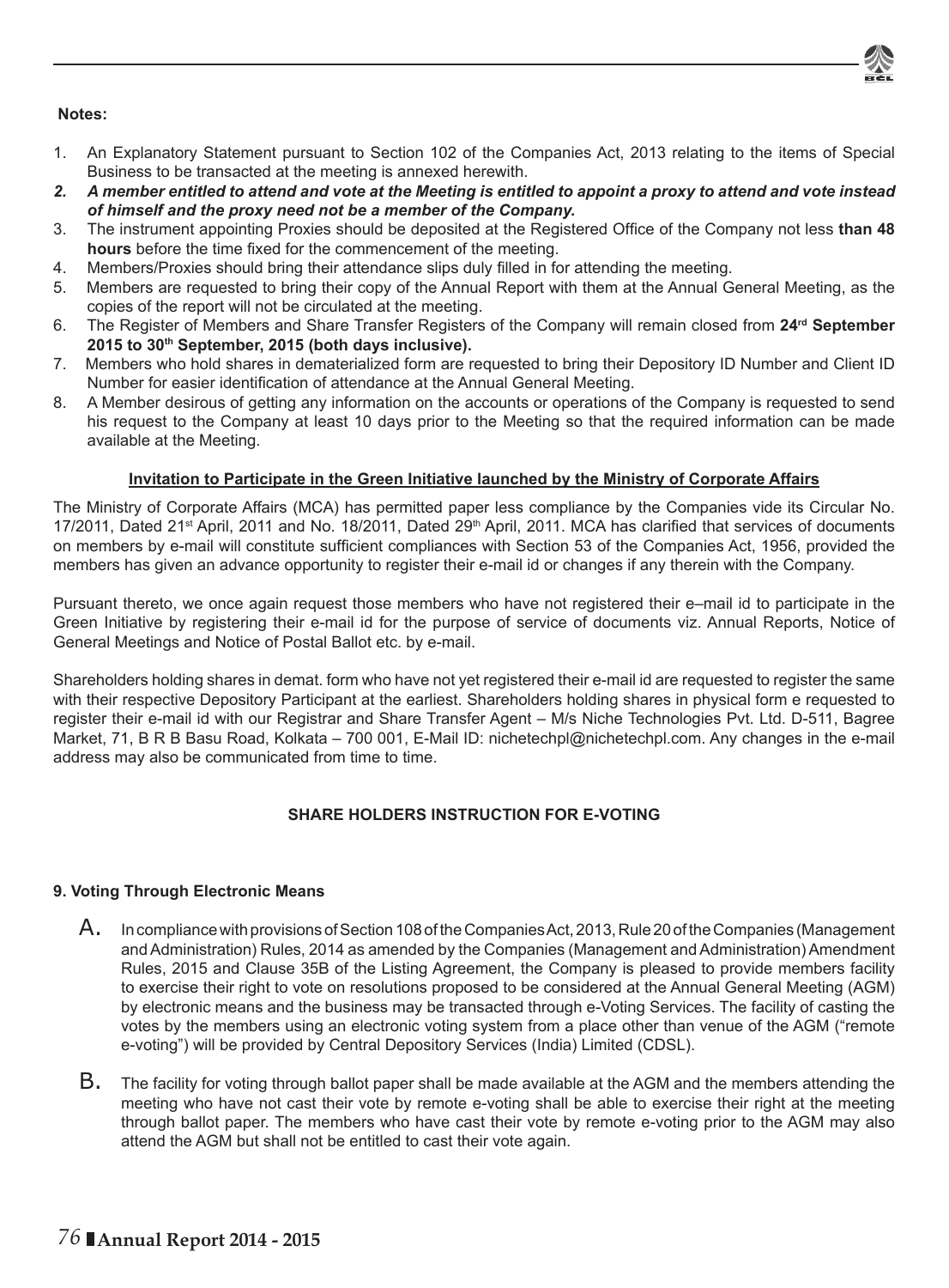**Notes:**

1. An Explanatory Statement pursuant to Section 102 of the Companies Act, 2013 relating to the items of Special Business to be transacted at the meeting is annexed herewith.
2. ***A member entitled to attend and vote at the Meeting is entitled to appoint a proxy to attend and vote instead of himself and the proxy need not be a member of the Company.***
3. The instrument appointing Proxies should be deposited at the Registered Office of the Company not less **than 48 hours** before the time fixed for the commencement of the meeting.
4. Members/Proxies should bring their attendance slips duly filled in for attending the meeting.
5. Members are requested to bring their copy of the Annual Report with them at the Annual General Meeting, as the copies of the report will not be circulated at the meeting.
6. The Register of Members and Share Transfer Registers of the Company will remain closed from **24rd September 2015 to 30th September, 2015 (both days inclusive).**
7. Members who hold shares in dematerialized form are requested to bring their Depository ID Number and Client ID Number for easier identification of attendance at the Annual General Meeting.
8. A Member desirous of getting any information on the accounts or operations of the Company is requested to send his request to the Company at least 10 days prior to the Meeting so that the required information can be made available at the Meeting.

**Invitation to Participate in the Green Initiative launched by the Ministry of Corporate Affairs**

The Ministry of Corporate Affairs (MCA) has permitted paper less compliance by the Companies vide its Circular No. 17/2011, Dated 21st April, 2011 and No. 18/2011, Dated 29th April, 2011. MCA has clarified that services of documents on members by e-mail will constitute sufficient compliances with Section 53 of the Companies Act, 1956, provided the members has given an advance opportunity to register their e-mail id or changes if any therein with the Company.

Pursuant thereto, we once again request those members who have not registered their e–mail id to participate in the Green Initiative by registering their e-mail id for the purpose of service of documents viz. Annual Reports, Notice of General Meetings and Notice of Postal Ballot etc. by e-mail.

Shareholders holding shares in demat. form who have not yet registered their e-mail id are requested to register the same with their respective Depository Participant at the earliest. Shareholders holding shares in physical form e requested to register their e-mail id with our Registrar and Share Transfer Agent – M/s Niche Technologies Pvt. Ltd. D-511, Bagree Market, 71, B R B Basu Road, Kolkata – 700 001, E-Mail ID: nichetechpl@nichetechpl.com. Any changes in the e-mail address may also be communicated from time to time.

**SHARE HOLDERS INSTRUCTION FOR E-VOTING**

**9. Voting Through Electronic Means**

A. In compliance with provisions of Section 108 of the Companies Act, 2013, Rule 20 of the Companies (Management and Administration) Rules, 2014 as amended by the Companies (Management and Administration) Amendment Rules, 2015 and Clause 35B of the Listing Agreement, the Company is pleased to provide members facility to exercise their right to vote on resolutions proposed to be considered at the Annual General Meeting (AGM) by electronic means and the business may be transacted through e-Voting Services. The facility of casting the votes by the members using an electronic voting system from a place other than venue of the AGM ("remote e-voting") will be provided by Central Depository Services (India) Limited (CDSL).

B. The facility for voting through ballot paper shall be made available at the AGM and the members attending the meeting who have not cast their vote by remote e-voting shall be able to exercise their right at the meeting through ballot paper. The members who have cast their vote by remote e-voting prior to the AGM may also attend the AGM but shall not be entitled to cast their vote again.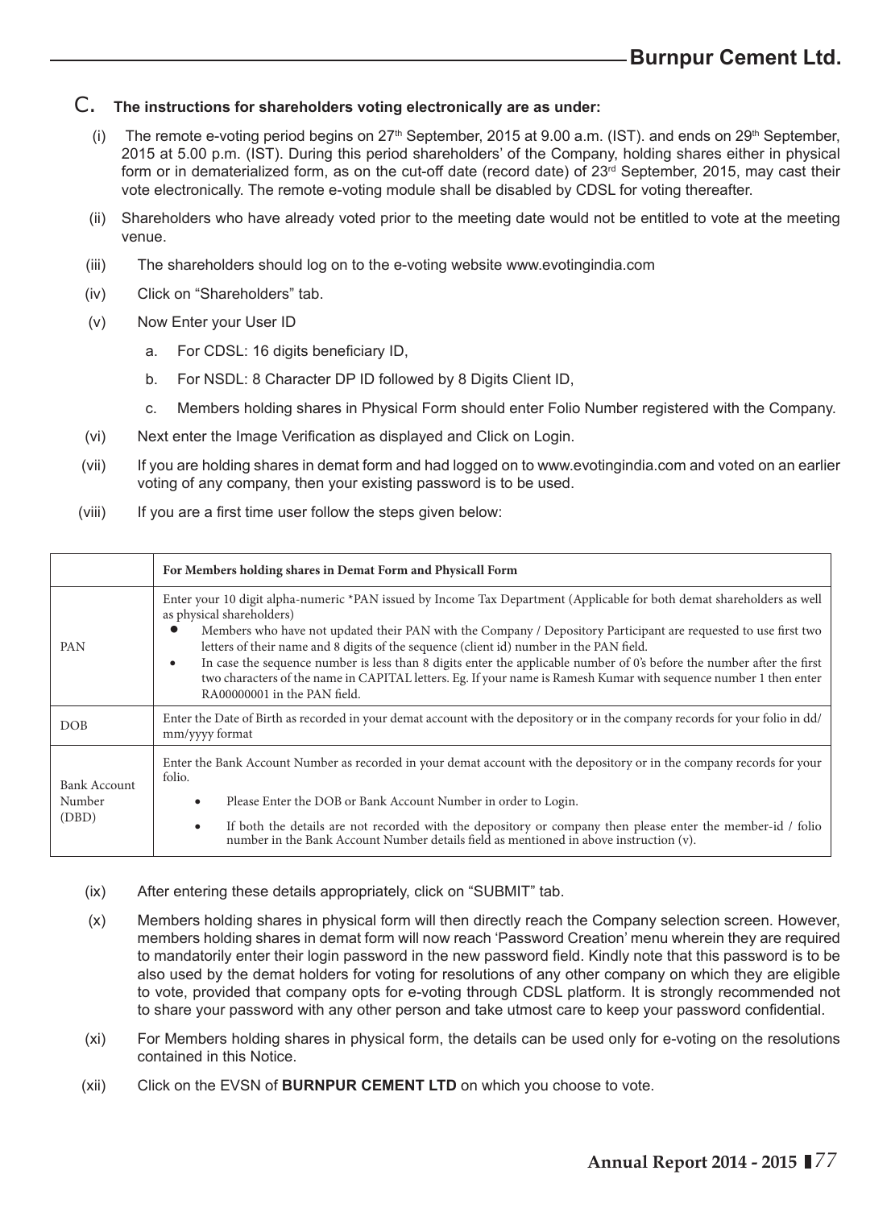## C. The instructions for shareholders voting electronically are as under:

(i) The remote e-voting period begins on 27th September, 2015 at 9.00 a.m. (IST). and ends on 29th September, 2015 at 5.00 p.m. (IST). During this period shareholders' of the Company, holding shares either in physical form or in dematerialized form, as on the cut-off date (record date) of 23rd September, 2015, may cast their vote electronically. The remote e-voting module shall be disabled by CDSL for voting thereafter.

(ii) Shareholders who have already voted prior to the meeting date would not be entitled to vote at the meeting venue.

(iii) The shareholders should log on to the e-voting website www.evotingindia.com

(iv) Click on "Shareholders" tab.

(v) Now Enter your User ID

a. For CDSL: 16 digits beneficiary ID,

b. For NSDL: 8 Character DP ID followed by 8 Digits Client ID,

c. Members holding shares in Physical Form should enter Folio Number registered with the Company.

(vi) Next enter the Image Verification as displayed and Click on Login.

(vii) If you are holding shares in demat form and had logged on to www.evotingindia.com and voted on an earlier voting of any company, then your existing password is to be used.

(viii) If you are a first time user follow the steps given below:

| | For Members holding shares in Demat Form and Physicall Form |
|---|---|
| PAN | Enter your 10 digit alpha-numeric *PAN issued by Income Tax Department (Applicable for both demat shareholders as well as physical shareholders)<br>• Members who have not updated their PAN with the Company / Depository Participant are requested to use first two letters of their name and 8 digits of the sequence (client id) number in the PAN field.<br>• In case the sequence number is less than 8 digits enter the applicable number of 0's before the number after the first two characters of the name in CAPITAL letters. Eg. If your name is Ramesh Kumar with sequence number 1 then enter RA00000001 in the PAN field. |
| DOB | Enter the Date of Birth as recorded in your demat account with the depository or in the company records for your folio in dd/mm/yyyy format |
| Bank Account Number (DBD) | Enter the Bank Account Number as recorded in your demat account with the depository or in the company records for your folio.<br>• Please Enter the DOB or Bank Account Number in order to Login.<br>• If both the details are not recorded with the depository or company then please enter the member-id / folio number in the Bank Account Number details field as mentioned in above instruction (v). |

(ix) After entering these details appropriately, click on "SUBMIT" tab.

(x) Members holding shares in physical form will then directly reach the Company selection screen. However, members holding shares in demat form will now reach 'Password Creation' menu wherein they are required to mandatorily enter their login password in the new password field. Kindly note that this password is to be also used by the demat holders for voting for resolutions of any other company on which they are eligible to vote, provided that company opts for e-voting through CDSL platform. It is strongly recommended not to share your password with any other person and take utmost care to keep your password confidential.

(xi) For Members holding shares in physical form, the details can be used only for e-voting on the resolutions contained in this Notice.

(xii) Click on the EVSN of **BURNPUR CEMENT LTD** on which you choose to vote.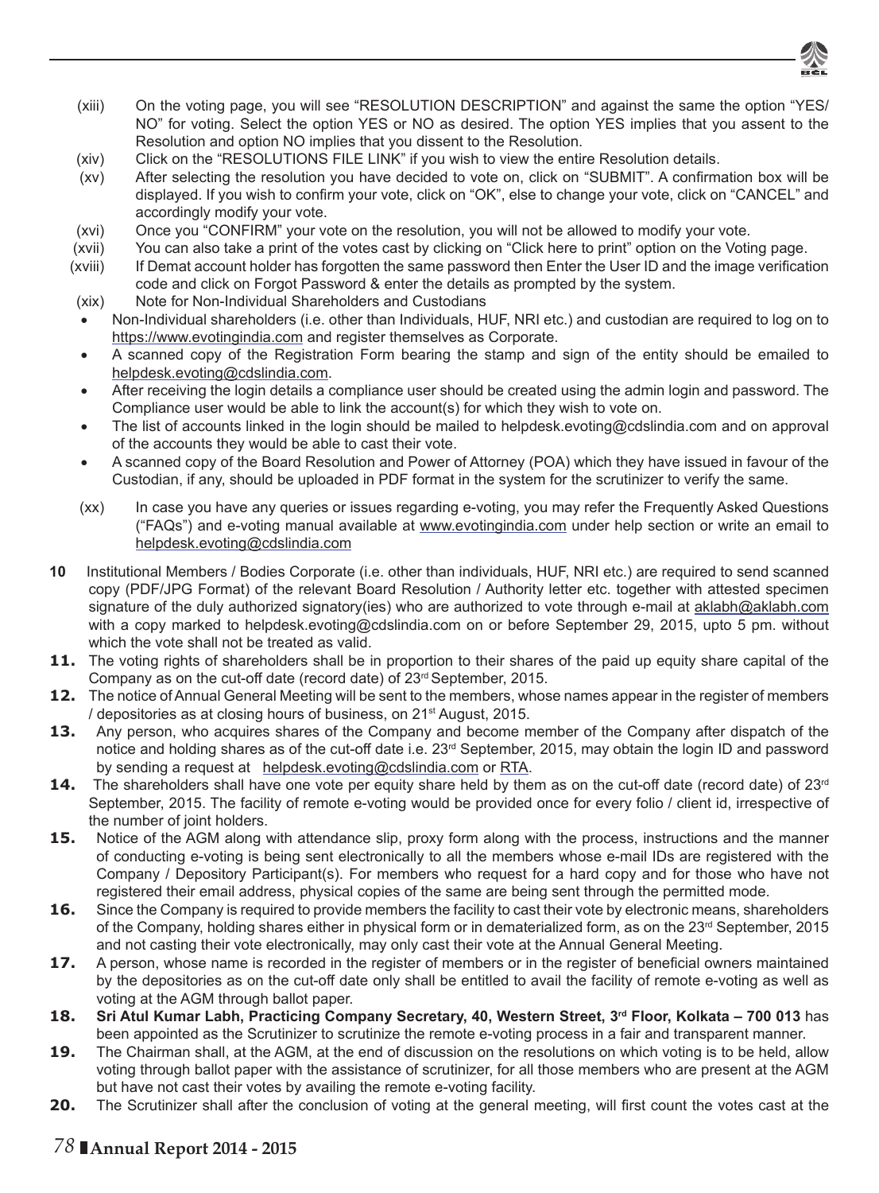(xiii) On the voting page, you will see "RESOLUTION DESCRIPTION" and against the same the option "YES/ NO" for voting. Select the option YES or NO as desired. The option YES implies that you assent to the Resolution and option NO implies that you dissent to the Resolution.

(xiv) Click on the "RESOLUTIONS FILE LINK" if you wish to view the entire Resolution details.

(xv) After selecting the resolution you have decided to vote on, click on "SUBMIT". A confirmation box will be displayed. If you wish to confirm your vote, click on "OK", else to change your vote, click on "CANCEL" and accordingly modify your vote.

(xvi) Once you "CONFIRM" your vote on the resolution, you will not be allowed to modify your vote.

(xvii) You can also take a print of the votes cast by clicking on "Click here to print" option on the Voting page.

(xviii) If Demat account holder has forgotten the same password then Enter the User ID and the image verification code and click on Forgot Password & enter the details as prompted by the system.

(xix) Note for Non-Individual Shareholders and Custodians

- Non-Individual shareholders (i.e. other than Individuals, HUF, NRI etc.) and custodian are required to log on to https://www.evotingindia.com and register themselves as Corporate.
- A scanned copy of the Registration Form bearing the stamp and sign of the entity should be emailed to helpdesk.evoting@cdslindia.com.
- After receiving the login details a compliance user should be created using the admin login and password. The Compliance user would be able to link the account(s) for which they wish to vote on.
- The list of accounts linked in the login should be mailed to helpdesk.evoting@cdslindia.com and on approval of the accounts they would be able to cast their vote.
- A scanned copy of the Board Resolution and Power of Attorney (POA) which they have issued in favour of the Custodian, if any, should be uploaded in PDF format in the system for the scrutinizer to verify the same.

(xx) In case you have any queries or issues regarding e-voting, you may refer the Frequently Asked Questions ("FAQs") and e-voting manual available at www.evotingindia.com under help section or write an email to helpdesk.evoting@cdslindia.com

**10** Institutional Members / Bodies Corporate (i.e. other than individuals, HUF, NRI etc.) are required to send scanned copy (PDF/JPG Format) of the relevant Board Resolution / Authority letter etc. together with attested specimen signature of the duly authorized signatory(ies) who are authorized to vote through e-mail at aklabh@aklabh.com with a copy marked to helpdesk.evoting@cdslindia.com on or before September 29, 2015, upto 5 pm. without which the vote shall not be treated as valid.

**11.** The voting rights of shareholders shall be in proportion to their shares of the paid up equity share capital of the Company as on the cut-off date (record date) of 23rd September, 2015.

**12.** The notice of Annual General Meeting will be sent to the members, whose names appear in the register of members / depositories as at closing hours of business, on 21st August, 2015.

**13.** Any person, who acquires shares of the Company and become member of the Company after dispatch of the notice and holding shares as of the cut-off date i.e. 23rd September, 2015, may obtain the login ID and password by sending a request at helpdesk.evoting@cdslindia.com or RTA.

**14.** The shareholders shall have one vote per equity share held by them as on the cut-off date (record date) of 23rd September, 2015. The facility of remote e-voting would be provided once for every folio / client id, irrespective of the number of joint holders.

**15.** Notice of the AGM along with attendance slip, proxy form along with the process, instructions and the manner of conducting e-voting is being sent electronically to all the members whose e-mail IDs are registered with the Company / Depository Participant(s). For members who request for a hard copy and for those who have not registered their email address, physical copies of the same are being sent through the permitted mode.

**16.** Since the Company is required to provide members the facility to cast their vote by electronic means, shareholders of the Company, holding shares either in physical form or in dematerialized form, as on the 23rd September, 2015 and not casting their vote electronically, may only cast their vote at the Annual General Meeting.

**17.** A person, whose name is recorded in the register of members or in the register of beneficial owners maintained by the depositories as on the cut-off date only shall be entitled to avail the facility of remote e-voting as well as voting at the AGM through ballot paper.

**18.** **Sri Atul Kumar Labh, Practicing Company Secretary, 40, Western Street, 3rd Floor, Kolkata – 700 013** has been appointed as the Scrutinizer to scrutinize the remote e-voting process in a fair and transparent manner.

**19.** The Chairman shall, at the AGM, at the end of discussion on the resolutions on which voting is to be held, allow voting through ballot paper with the assistance of scrutinizer, for all those members who are present at the AGM but have not cast their votes by availing the remote e-voting facility.

**20.** The Scrutinizer shall after the conclusion of voting at the general meeting, will first count the votes cast at the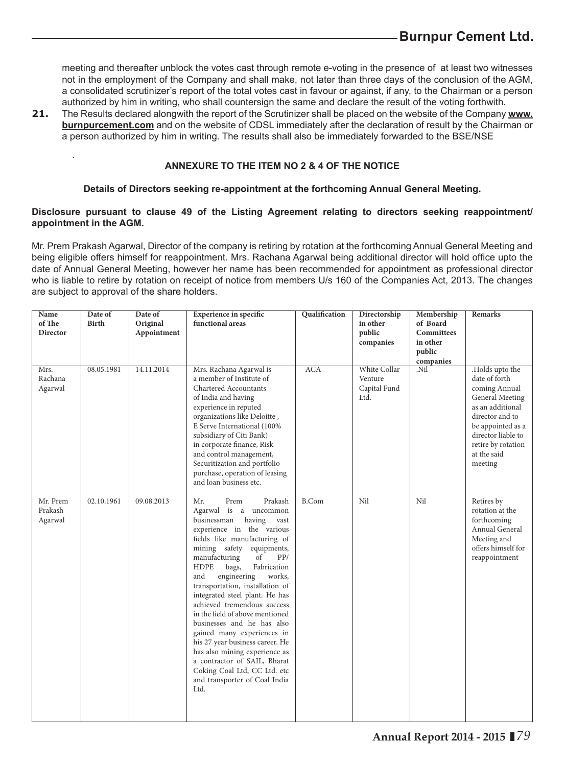meeting and thereafter unblock the votes cast through remote e-voting in the presence of at least two witnesses not in the employment of the Company and shall make, not later than three days of the conclusion of the AGM, a consolidated scrutinizer's report of the total votes cast in favour or against, if any, to the Chairman or a person authorized by him in writing, who shall countersign the same and declare the result of the voting forthwith.

**21.** The Results declared alongwith the report of the Scrutinizer shall be placed on the website of the Company **www.burnpurcement.com** and on the website of CDSL immediately after the declaration of result by the Chairman or a person authorized by him in writing. The results shall also be immediately forwarded to the BSE/NSE

.

**ANNEXURE TO THE ITEM NO 2 & 4 OF THE NOTICE**

**Details of Directors seeking re-appointment at the forthcoming Annual General Meeting.**

**Disclosure pursuant to clause 49 of the Listing Agreement relating to directors seeking reappointment/ appointment in the AGM.**

Mr. Prem Prakash Agarwal, Director of the company is retiring by rotation at the forthcoming Annual General Meeting and being eligible offers himself for reappointment. Mrs. Rachana Agarwal being additional director will hold office upto the date of Annual General Meeting, however her name has been recommended for appointment as professional director who is liable to retire by rotation on receipt of notice from members U/s 160 of the Companies Act, 2013. The changes are subject to approval of the share holders.

| Name of The Director | Date of Birth | Date of Original Appointment | Experience in specific functional areas | Qualification | Directorship in other public companies | Membership of Board Committees in other public companies | Remarks |
|---|---|---|---|---|---|---|---|
| Mrs. Rachana Agarwal | 08.05.1981 | 14.11.2014 | Mrs. Rachana Agarwal is a member of Institute of Chartered Accountants of India and having experience in reputed organizations like Deloitte , E Serve International (100% subsidiary of Citi Bank) in corporate finance, Risk and control management, Securitization and portfolio purchase, operation of leasing and loan business etc. | ACA | White Collar Venture Capital Fund Ltd. | .Nil | .Holds upto the date of forth coming Annual General Meeting as an additional director and to be appointed as a director liable to retire by rotation at the said meeting |
| Mr. Prem Prakash Agarwal | 02.10.1961 | 09.08.2013 | Mr. Prem Prakash Agarwal is a uncommon businessman having vast experience in the various fields like manufacturing of mining safety equipments, manufacturing of PP/ HDPE bags, Fabrication and engineering works, transportation, installation of integrated steel plant. He has achieved tremendous success in the field of above mentioned businesses and he has also gained many experiences in his 27 year business career. He has also mining experience as a contractor of SAIL, Bharat Coking Coal Ltd, CC Ltd. etc and transporter of Coal India Ltd. | B.Com | Nil | Nil | Retires by rotation at the forthcoming Annual General Meeting and offers himself for reappointment |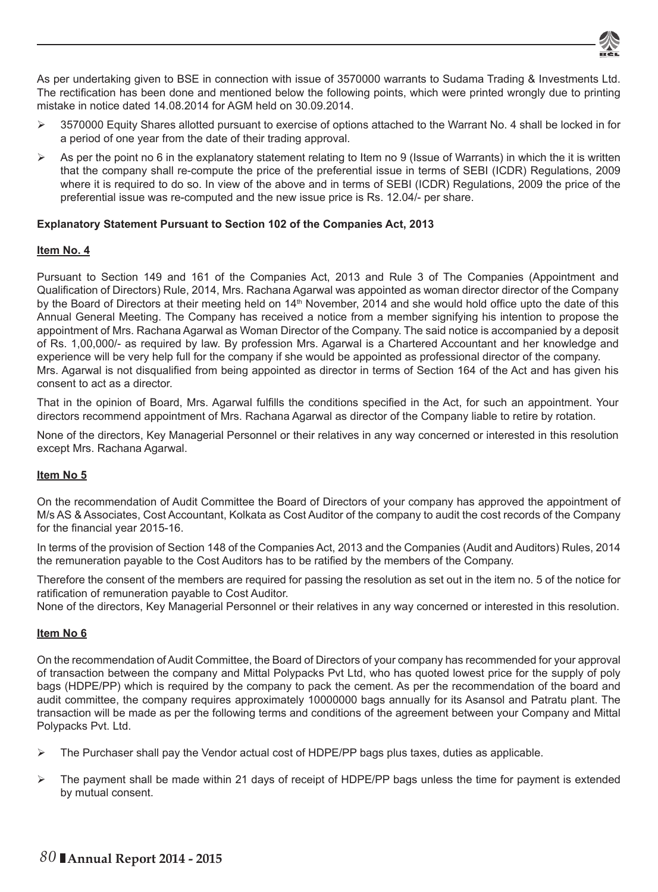As per undertaking given to BSE in connection with issue of 3570000 warrants to Sudama Trading & Investments Ltd. The rectification has been done and mentioned below the following points, which were printed wrongly due to printing mistake in notice dated 14.08.2014 for AGM held on 30.09.2014.

- 3570000 Equity Shares allotted pursuant to exercise of options attached to the Warrant No. 4 shall be locked in for a period of one year from the date of their trading approval.
- As per the point no 6 in the explanatory statement relating to Item no 9 (Issue of Warrants) in which the it is written that the company shall re-compute the price of the preferential issue in terms of SEBI (ICDR) Regulations, 2009 where it is required to do so. In view of the above and in terms of SEBI (ICDR) Regulations, 2009 the price of the preferential issue was re-computed and the new issue price is Rs. 12.04/- per share.

**Explanatory Statement Pursuant to Section 102 of the Companies Act, 2013**

**Item No. 4**

Pursuant to Section 149 and 161 of the Companies Act, 2013 and Rule 3 of The Companies (Appointment and Qualification of Directors) Rule, 2014, Mrs. Rachana Agarwal was appointed as woman director director of the Company by the Board of Directors at their meeting held on 14th November, 2014 and she would hold office upto the date of this Annual General Meeting. The Company has received a notice from a member signifying his intention to propose the appointment of Mrs. Rachana Agarwal as Woman Director of the Company. The said notice is accompanied by a deposit of Rs. 1,00,000/- as required by law. By profession Mrs. Agarwal is a Chartered Accountant and her knowledge and experience will be very help full for the company if she would be appointed as professional director of the company. Mrs. Agarwal is not disqualified from being appointed as director in terms of Section 164 of the Act and has given his consent to act as a director.

That in the opinion of Board, Mrs. Agarwal fulfills the conditions specified in the Act, for such an appointment. Your directors recommend appointment of Mrs. Rachana Agarwal as director of the Company liable to retire by rotation.

None of the directors, Key Managerial Personnel or their relatives in any way concerned or interested in this resolution except Mrs. Rachana Agarwal.

**Item No 5**

On the recommendation of Audit Committee the Board of Directors of your company has approved the appointment of M/s AS & Associates, Cost Accountant, Kolkata as Cost Auditor of the company to audit the cost records of the Company for the financial year 2015-16.

In terms of the provision of Section 148 of the Companies Act, 2013 and the Companies (Audit and Auditors) Rules, 2014 the remuneration payable to the Cost Auditors has to be ratified by the members of the Company.

Therefore the consent of the members are required for passing the resolution as set out in the item no. 5 of the notice for ratification of remuneration payable to Cost Auditor.
None of the directors, Key Managerial Personnel or their relatives in any way concerned or interested in this resolution.

**Item No 6**

On the recommendation of Audit Committee, the Board of Directors of your company has recommended for your approval of transaction between the company and Mittal Polypacks Pvt Ltd, who has quoted lowest price for the supply of poly bags (HDPE/PP) which is required by the company to pack the cement. As per the recommendation of the board and audit committee, the company requires approximately 10000000 bags annually for its Asansol and Patratu plant. The transaction will be made as per the following terms and conditions of the agreement between your Company and Mittal Polypacks Pvt. Ltd.

- The Purchaser shall pay the Vendor actual cost of HDPE/PP bags plus taxes, duties as applicable.
- The payment shall be made within 21 days of receipt of HDPE/PP bags unless the time for payment is extended by mutual consent.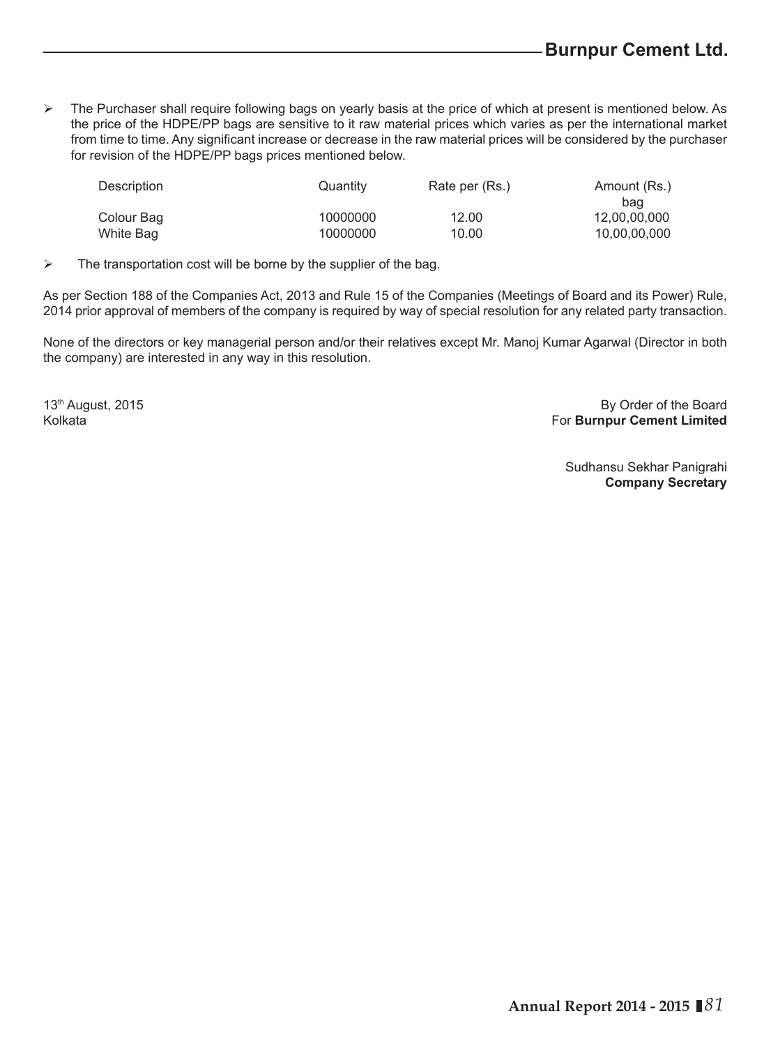- The Purchaser shall require following bags on yearly basis at the price of which at present is mentioned below. As the price of the HDPE/PP bags are sensitive to it raw material prices which varies as per the international market from time to time. Any significant increase or decrease in the raw material prices will be considered by the purchaser for revision of the HDPE/PP bags prices mentioned below.

| Description | Quantity | Rate per (Rs.) bag | Amount (Rs.) |
|---|---|---|---|
| Colour Bag | 10000000 | 12.00 | 12,00,00,000 |
| White Bag | 10000000 | 10.00 | 10,00,00,000 |

- The transportation cost will be borne by the supplier of the bag.

As per Section 188 of the Companies Act, 2013 and Rule 15 of the Companies (Meetings of Board and its Power) Rule, 2014 prior approval of members of the company is required by way of special resolution for any related party transaction.

None of the directors or key managerial person and/or their relatives except Mr. Manoj Kumar Agarwal (Director in both the company) are interested in any way in this resolution.

13th August, 2015
Kolkata

By Order of the Board
For **Burnpur Cement Limited**

Sudhansu Sekhar Panigrahi
**Company Secretary**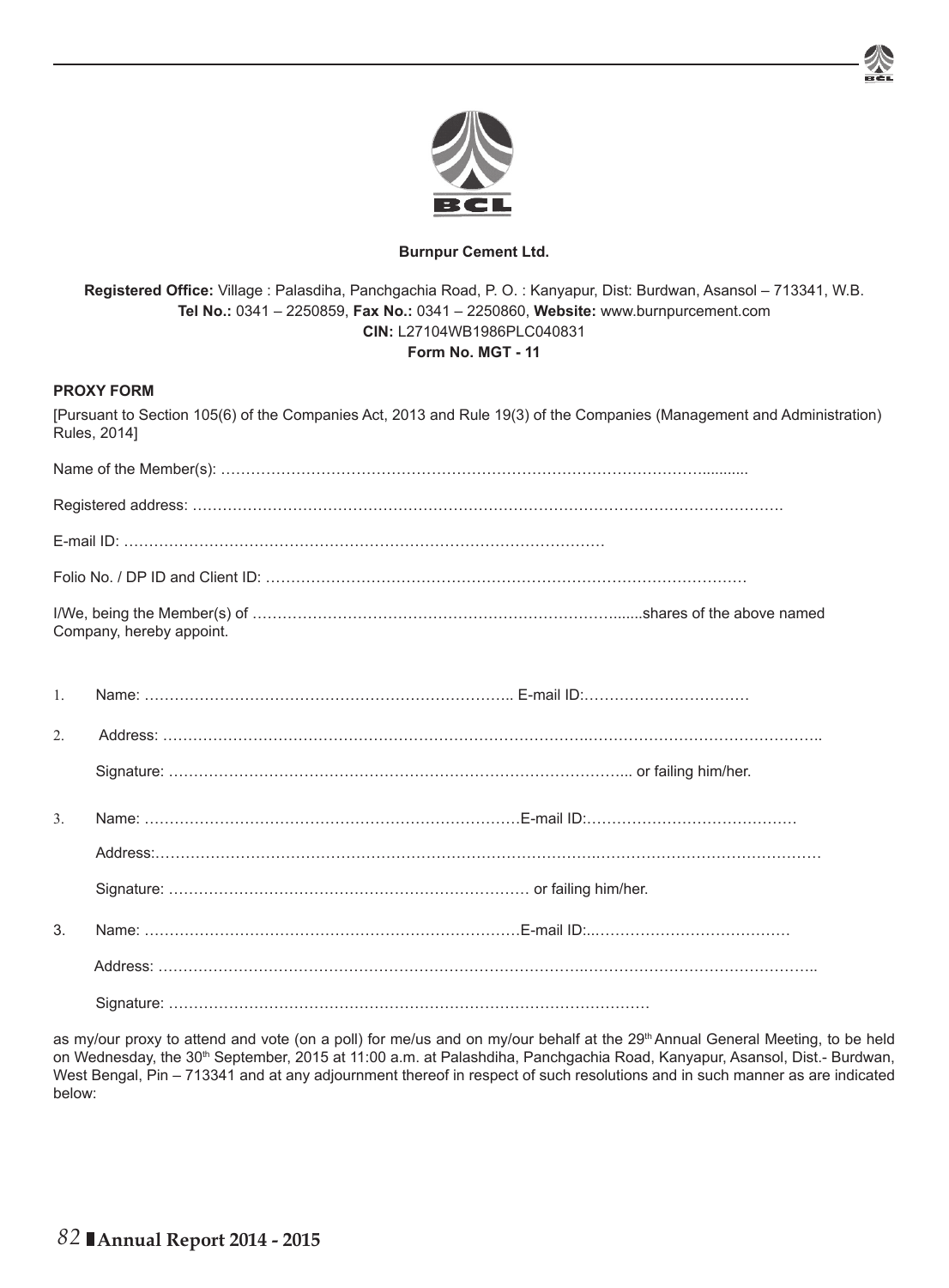**Burnpur Cement Ltd.**

**Registered Office:** Village : Palasdiha, Panchgachia Road, P. O. : Kanyapur, Dist: Burdwan, Asansol – 713341, W.B.
**Tel No.:** 0341 – 2250859, **Fax No.:** 0341 – 2250860, **Website:** www.burnpurcement.com
**CIN:** L27104WB1986PLC040831
**Form No. MGT - 11**

**PROXY FORM**

[Pursuant to Section 105(6) of the Companies Act, 2013 and Rule 19(3) of the Companies (Management and Administration) Rules, 2014]

Name of the Member(s): …………………………………………………………………………………...........

Registered address: ……………………………………………………………………………………………………….

E-mail ID: ……………………………………………………………………………………

Folio No. / DP ID and Client ID: …………………………………………………………………………………

I/We, being the Member(s) of …………………………………………………………………......shares of the above named Company, hereby appoint.

1. Name: ………………………………………………………………….. E-mail ID:……………………………

2. Address: …………………………………………………………………………………………………………………..

   Signature: ……………………………………………………………………………….. or failing him/her.

3. Name: ………………………………………………………………E-mail ID:……………………………………

   Address:……………………………………………………………………………………………………………………

   Signature: ……………………………………………………………… or failing him/her.

3. Name: ………………………………………………………………E-mail ID:..…………………………………

   Address: …………………………………………………………………………………………………………………..

   Signature: …………………………………………………………………………………

as my/our proxy to attend and vote (on a poll) for me/us and on my/our behalf at the 29th Annual General Meeting, to be held on Wednesday, the 30th September, 2015 at 11:00 a.m. at Palashdiha, Panchgachia Road, Kanyapur, Asansol, Dist.- Burdwan, West Bengal, Pin – 713341 and at any adjournment thereof in respect of such resolutions and in such manner as are indicated below: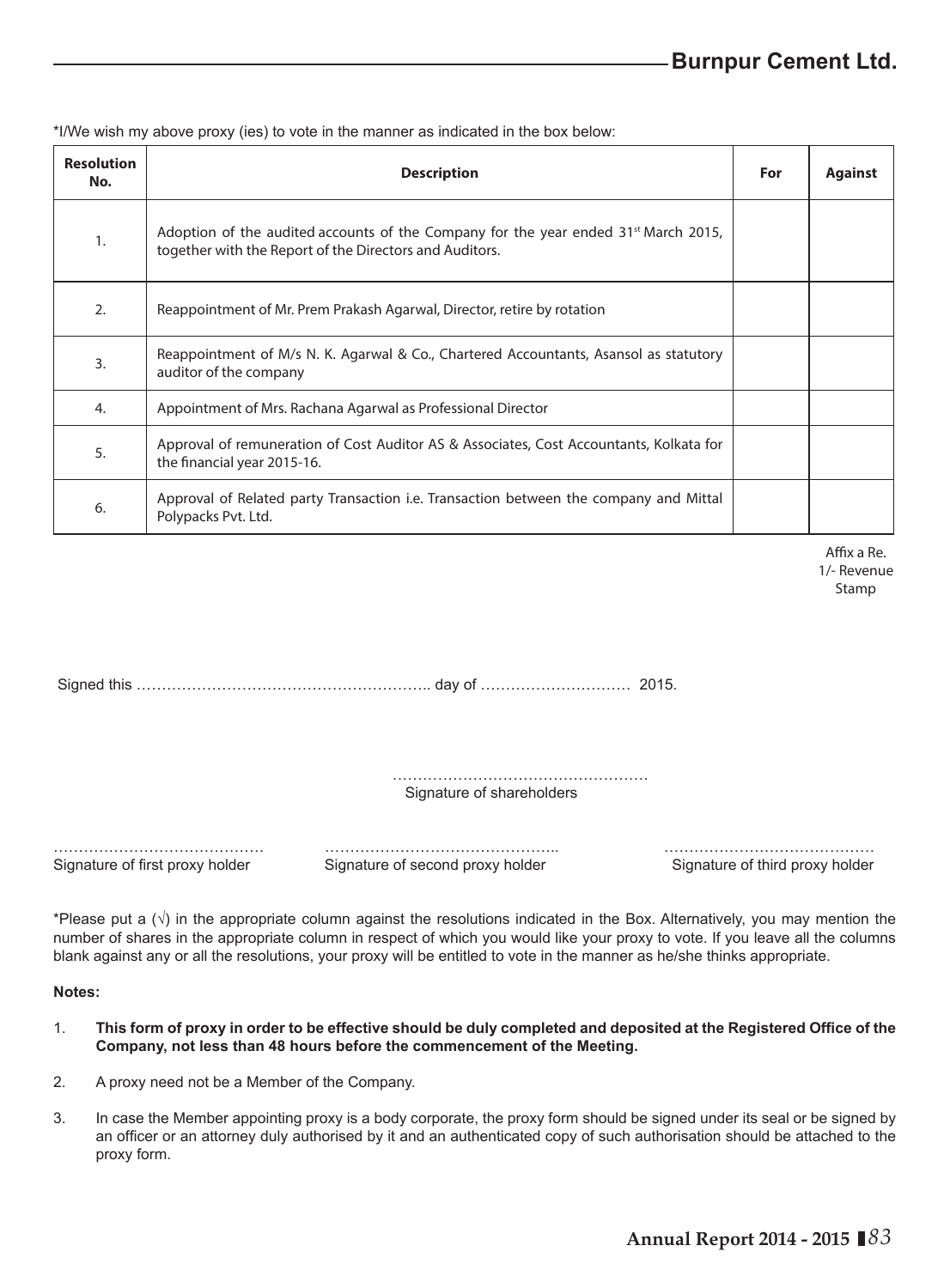*I/We wish my above proxy (ies) to vote in the manner as indicated in the box below:

| Resolution No. | Description | For | Against |
|---|---|---|---|
| 1. | Adoption of the audited accounts of the Company for the year ended 31st March 2015, together with the Report of the Directors and Auditors. | | |
| 2. | Reappointment of Mr. Prem Prakash Agarwal, Director, retire by rotation | | |
| 3. | Reappointment of M/s N. K. Agarwal & Co., Chartered Accountants, Asansol as statutory auditor of the company | | |
| 4. | Appointment of Mrs. Rachana Agarwal as Professional Director | | |
| 5. | Approval of remuneration of Cost Auditor AS & Associates, Cost Accountants, Kolkata for the financial year 2015-16. | | |
| 6. | Approval of Related party Transaction i.e. Transaction between the company and Mittal Polypacks Pvt. Ltd. | | |

Affix a Re. 1/- Revenue Stamp

Signed this ………………………………………………….. day of ………………………… 2015.

……………………………………………
Signature of shareholders

…………………………………… Signature of first proxy holder

……………………………………….. Signature of second proxy holder

…………………………………… Signature of third proxy holder

*Please put a (√) in the appropriate column against the resolutions indicated in the Box. Alternatively, you may mention the number of shares in the appropriate column in respect of which you would like your proxy to vote. If you leave all the columns blank against any or all the resolutions, your proxy will be entitled to vote in the manner as he/she thinks appropriate.

**Notes:**

1. **This form of proxy in order to be effective should be duly completed and deposited at the Registered Office of the Company, not less than 48 hours before the commencement of the Meeting.**
2. A proxy need not be a Member of the Company.
3. In case the Member appointing proxy is a body corporate, the proxy form should be signed under its seal or be signed by an officer or an attorney duly authorised by it and an authenticated copy of such authorisation should be attached to the proxy form.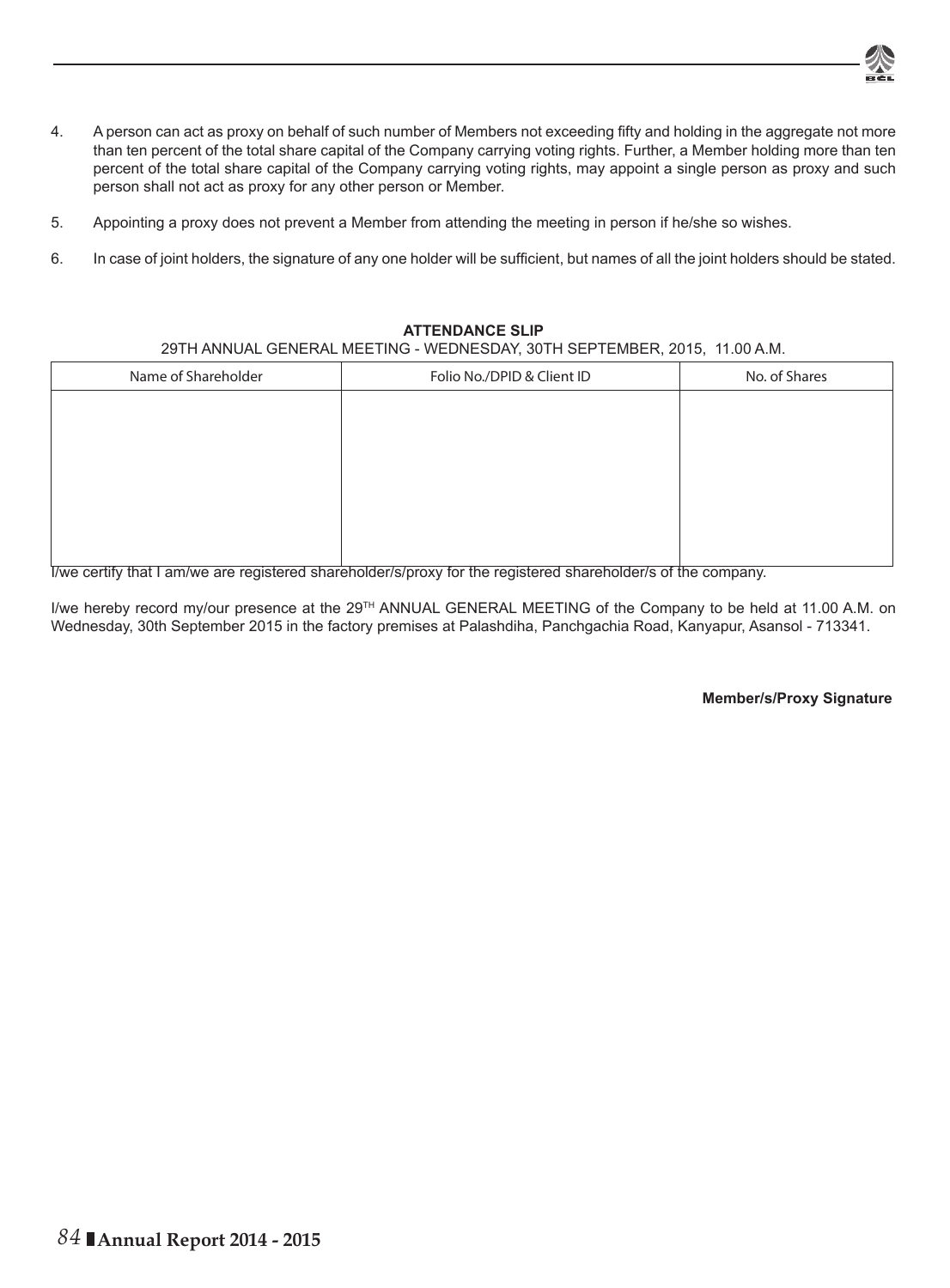4. A person can act as proxy on behalf of such number of Members not exceeding fifty and holding in the aggregate not more than ten percent of the total share capital of the Company carrying voting rights. Further, a Member holding more than ten percent of the total share capital of the Company carrying voting rights, may appoint a single person as proxy and such person shall not act as proxy for any other person or Member.

5. Appointing a proxy does not prevent a Member from attending the meeting in person if he/she so wishes.

6. In case of joint holders, the signature of any one holder will be sufficient, but names of all the joint holders should be stated.

**ATTENDANCE SLIP**

29TH ANNUAL GENERAL MEETING - WEDNESDAY, 30TH SEPTEMBER, 2015, 11.00 A.M.

| Name of Shareholder | Folio No./DPID & Client ID | No. of Shares |
|---|---|---|
| | | |

I/we certify that I am/we are registered shareholder/s/proxy for the registered shareholder/s of the company.

I/we hereby record my/our presence at the 29TH ANNUAL GENERAL MEETING of the Company to be held at 11.00 A.M. on Wednesday, 30th September 2015 in the factory premises at Palashdiha, Panchgachia Road, Kanyapur, Asansol - 713341.

**Member/s/Proxy Signature**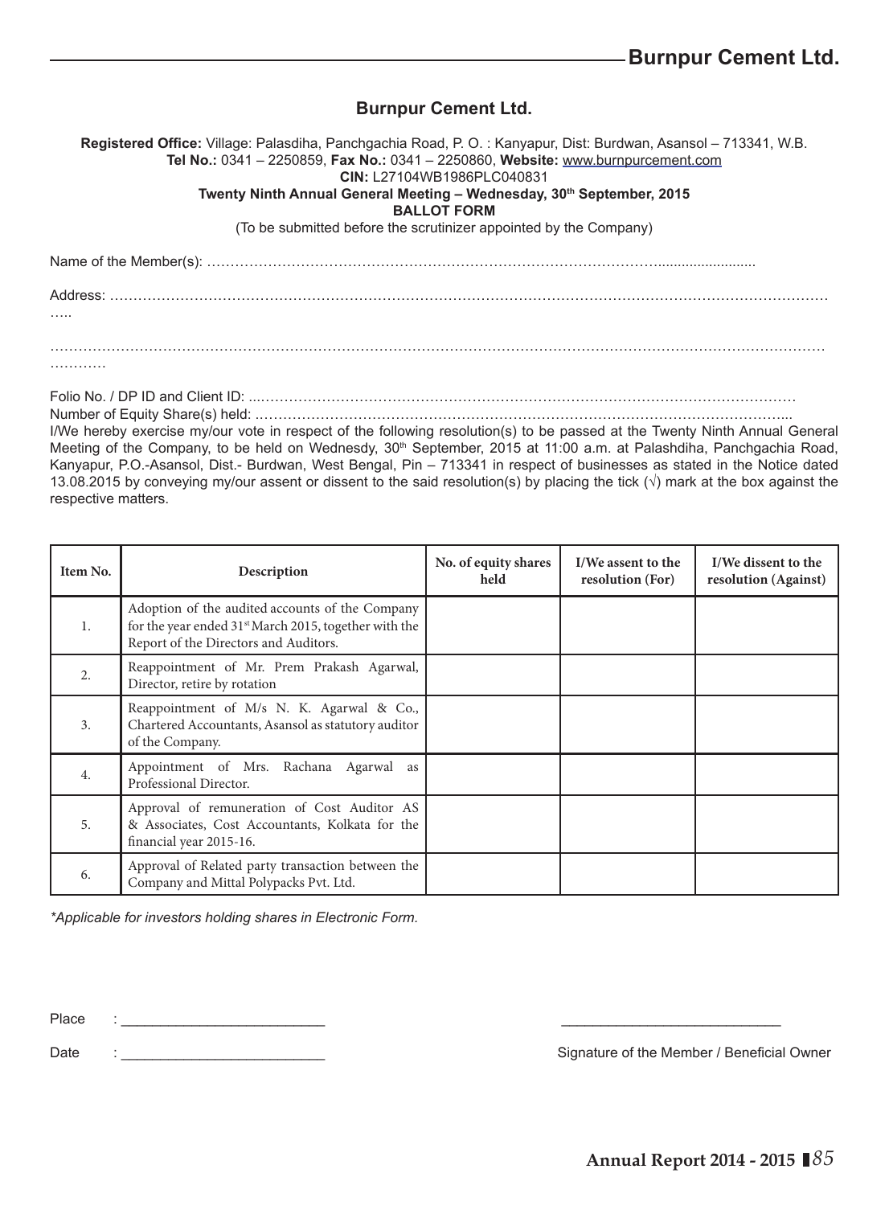# Burnpur Cement Ltd.

**Registered Office:** Village: Palasdiha, Panchgachia Road, P. O. : Kanyapur, Dist: Burdwan, Asansol – 713341, W.B.
**Tel No.:** 0341 – 2250859, **Fax No.:** 0341 – 2250860, **Website:** www.burnpurcement.com
**CIN:** L27104WB1986PLC040831
**Twenty Ninth Annual General Meeting – Wednesday, 30th September, 2015**
**BALLOT FORM**
(To be submitted before the scrutinizer appointed by the Company)

Name of the Member(s): ……………………………………………………………………………………….........................

Address: ………………………………………………………………………………………………………………………………………
…..

………………………………………………………………………………………………………………………………………………
…………

Folio No. / DP ID and Client ID: ...……………………………………………………………………………………………………
Number of Equity Share(s) held: ……………………………………………………………………………………………………...

I/We hereby exercise my/our vote in respect of the following resolution(s) to be passed at the Twenty Ninth Annual General Meeting of the Company, to be held on Wednesdy, 30th September, 2015 at 11:00 a.m. at Palashdiha, Panchgachia Road, Kanyapur, P.O.-Asansol, Dist.- Burdwan, West Bengal, Pin – 713341 in respect of businesses as stated in the Notice dated 13.08.2015 by conveying my/our assent or dissent to the said resolution(s) by placing the tick (√) mark at the box against the respective matters.

| Item No. | Description | No. of equity shares held | I/We assent to the resolution (For) | I/We dissent to the resolution (Against) |
|---|---|---|---|---|
| 1. | Adoption of the audited accounts of the Company for the year ended 31st March 2015, together with the Report of the Directors and Auditors. | | | |
| 2. | Reappointment of Mr. Prem Prakash Agarwal, Director, retire by rotation | | | |
| 3. | Reappointment of M/s N. K. Agarwal & Co., Chartered Accountants, Asansol as statutory auditor of the Company. | | | |
| 4. | Appointment of Mrs. Rachana Agarwal as Professional Director. | | | |
| 5. | Approval of remuneration of Cost Auditor AS & Associates, Cost Accountants, Kolkata for the financial year 2015-16. | | | |
| 6. | Approval of Related party transaction between the Company and Mittal Polypacks Pvt. Ltd. | | | |

*\*Applicable for investors holding shares in Electronic Form.*

Place : ___________________________

Date : ___________________________

___________________________
Signature of the Member / Beneficial Owner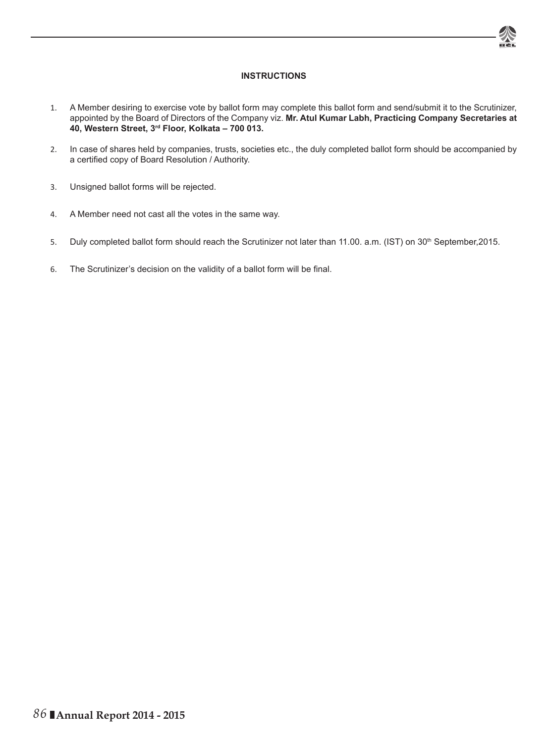## INSTRUCTIONS

1. A Member desiring to exercise vote by ballot form may complete this ballot form and send/submit it to the Scrutinizer, appointed by the Board of Directors of the Company viz. **Mr. Atul Kumar Labh, Practicing Company Secretaries at 40, Western Street, 3rd Floor, Kolkata – 700 013.**
2. In case of shares held by companies, trusts, societies etc., the duly completed ballot form should be accompanied by a certified copy of Board Resolution / Authority.
3. Unsigned ballot forms will be rejected.
4. A Member need not cast all the votes in the same way.
5. Duly completed ballot form should reach the Scrutinizer not later than 11.00. a.m. (IST) on 30th September,2015.
6. The Scrutinizer's decision on the validity of a ballot form will be final.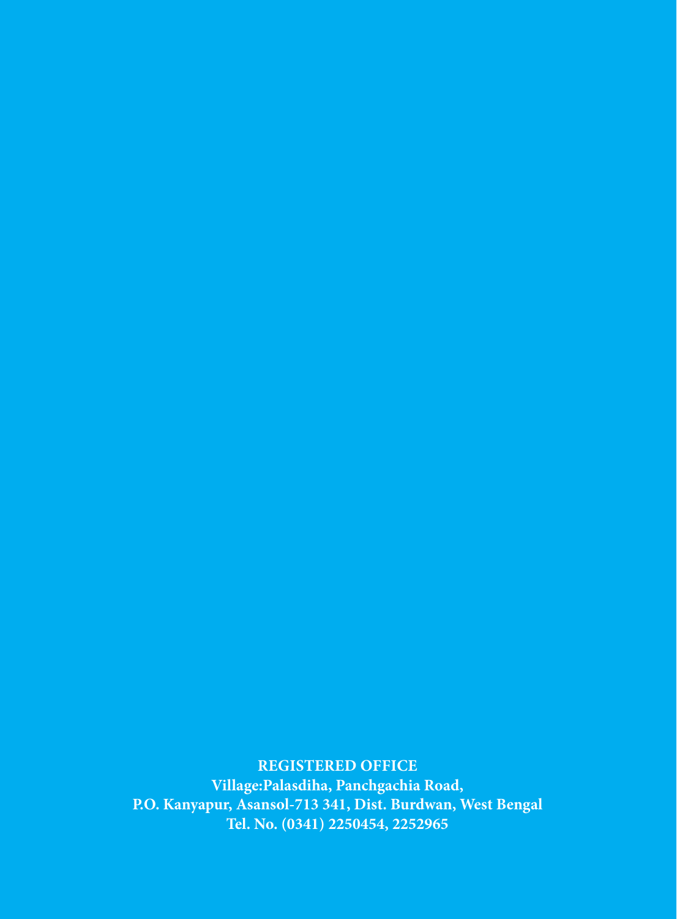**REGISTERED OFFICE**

**Village:Palasdiha, Panchgachia Road,**

**P.O. Kanyapur, Asansol-713 341, Dist. Burdwan, West Bengal**

**Tel. No. (0341) 2250454, 2252965**